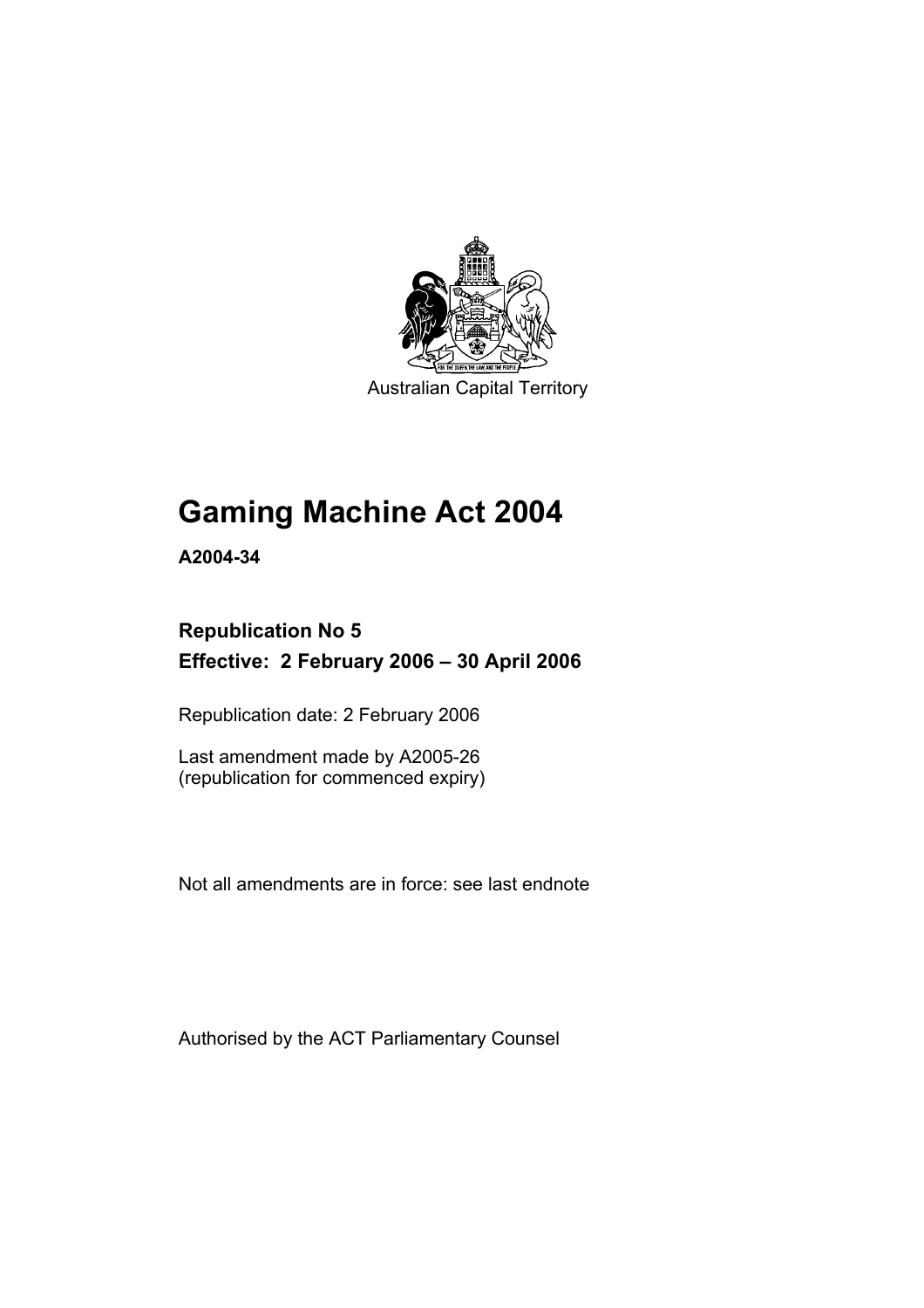Australian Capital Territory

# Gaming Machine Act 2004

**A2004-34**

## Republication No 5
## Effective: 2 February 2006 – 30 April 2006

Republication date: 2 February 2006

Last amendment made by A2005-26
(republication for commenced expiry)

Not all amendments are in force: see last endnote

Authorised by the ACT Parliamentary Counsel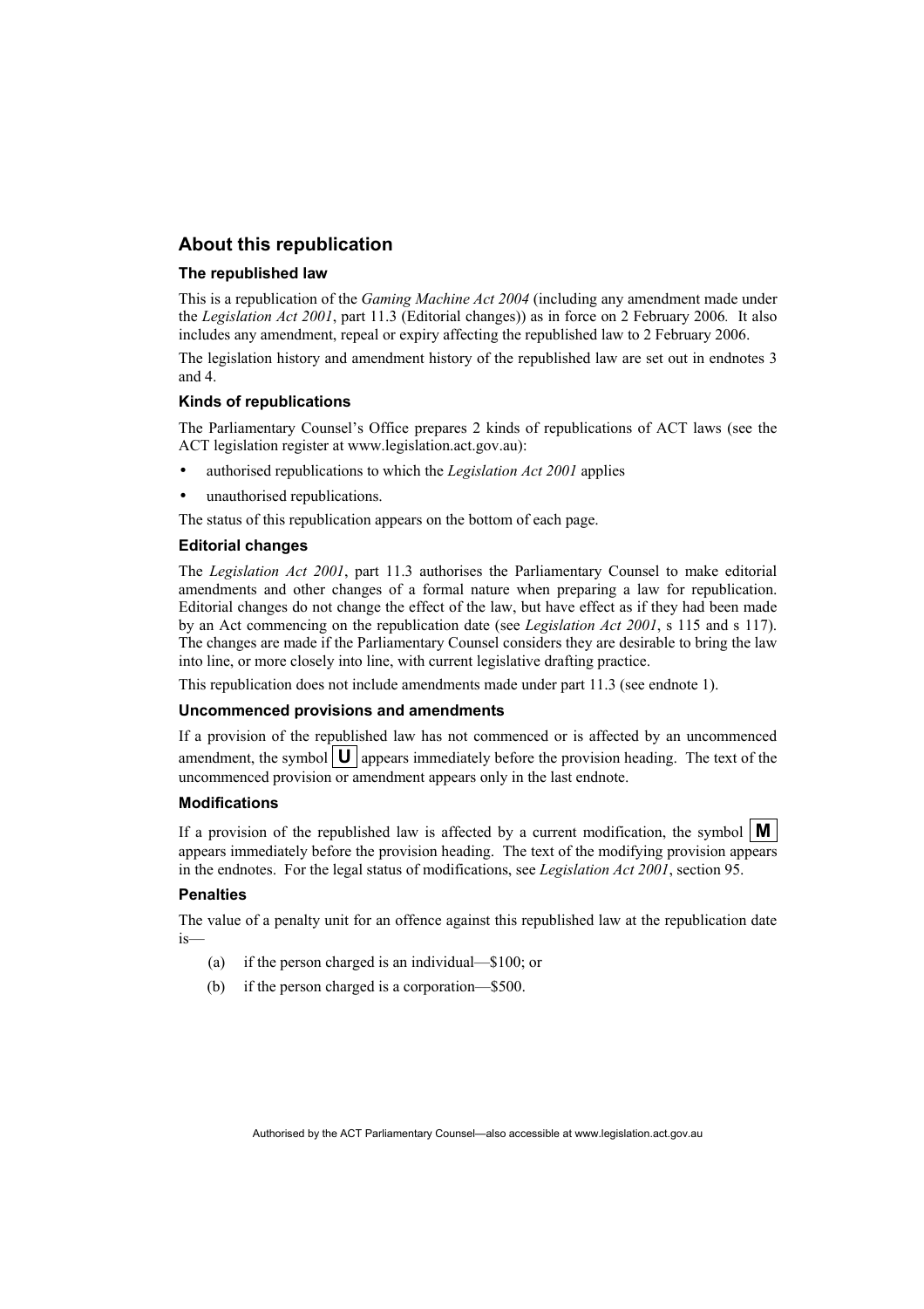## About this republication

### The republished law

This is a republication of the *Gaming Machine Act 2004* (including any amendment made under the *Legislation Act 2001*, part 11.3 (Editorial changes)) as in force on 2 February 2006*.* It also includes any amendment, repeal or expiry affecting the republished law to 2 February 2006.

The legislation history and amendment history of the republished law are set out in endnotes 3 and 4.

### Kinds of republications

The Parliamentary Counsel's Office prepares 2 kinds of republications of ACT laws (see the ACT legislation register at www.legislation.act.gov.au):

- authorised republications to which the *Legislation Act 2001* applies
- unauthorised republications.

The status of this republication appears on the bottom of each page.

### Editorial changes

The *Legislation Act 2001*, part 11.3 authorises the Parliamentary Counsel to make editorial amendments and other changes of a formal nature when preparing a law for republication. Editorial changes do not change the effect of the law, but have effect as if they had been made by an Act commencing on the republication date (see *Legislation Act 2001*, s 115 and s 117). The changes are made if the Parliamentary Counsel considers they are desirable to bring the law into line, or more closely into line, with current legislative drafting practice.

This republication does not include amendments made under part 11.3 (see endnote 1).

### Uncommenced provisions and amendments

If a provision of the republished law has not commenced or is affected by an uncommenced amendment, the symbol **U** appears immediately before the provision heading. The text of the uncommenced provision or amendment appears only in the last endnote.

### Modifications

If a provision of the republished law is affected by a current modification, the symbol **M** appears immediately before the provision heading. The text of the modifying provision appears in the endnotes. For the legal status of modifications, see *Legislation Act 2001*, section 95.

### Penalties

The value of a penalty unit for an offence against this republished law at the republication date is—

(a) if the person charged is an individual—$100; or

(b) if the person charged is a corporation—$500.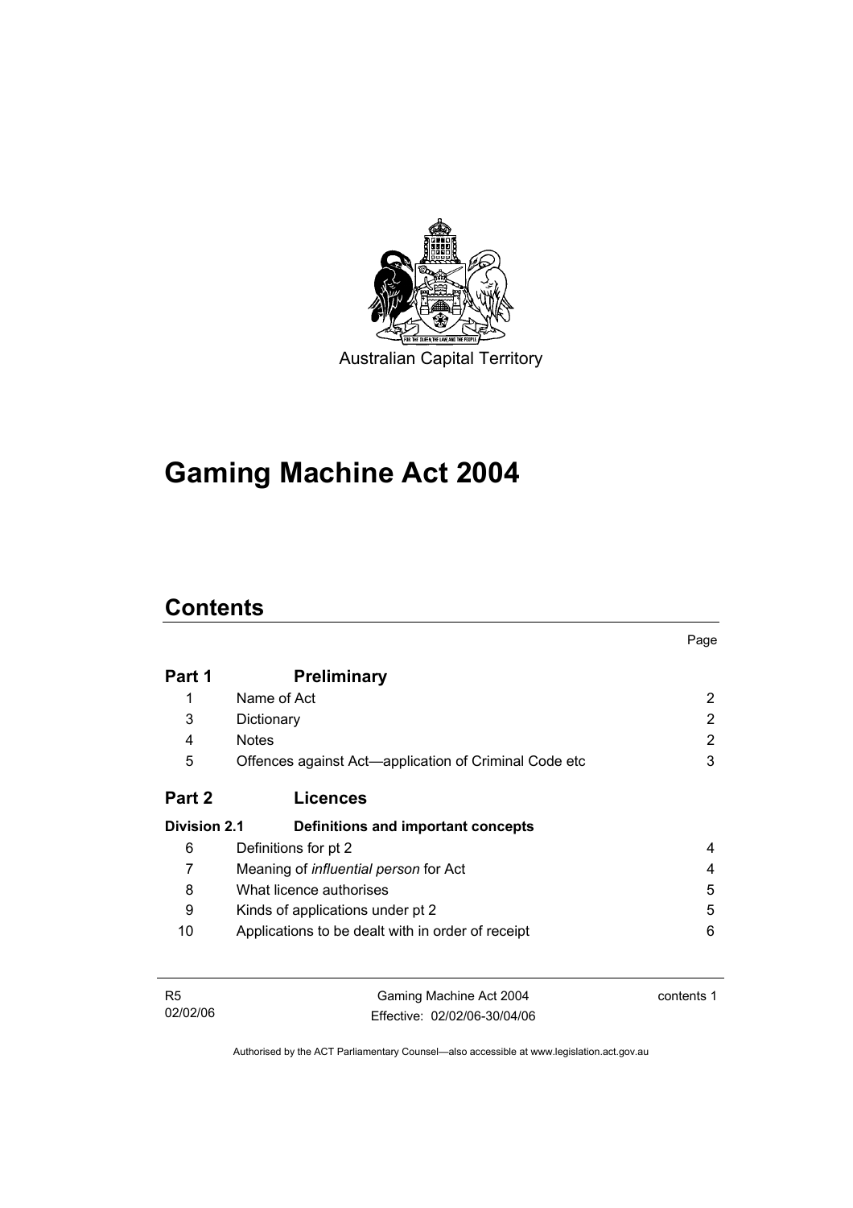Australian Capital Territory

# Gaming Machine Act 2004

## Contents

| | | Page |
|---|---|---|
| **Part 1** | **Preliminary** | |
| 1 | Name of Act | 2 |
| 3 | Dictionary | 2 |
| 4 | Notes | 2 |
| 5 | Offences against Act—application of Criminal Code etc | 3 |
| **Part 2** | **Licences** | |
| **Division 2.1** | **Definitions and important concepts** | |
| 6 | Definitions for pt 2 | 4 |
| 7 | Meaning of *influential person* for Act | 4 |
| 8 | What licence authorises | 5 |
| 9 | Kinds of applications under pt 2 | 5 |
| 10 | Applications to be dealt with in order of receipt | 6 |

Authorised by the ACT Parliamentary Counsel—also accessible at www.legislation.act.gov.au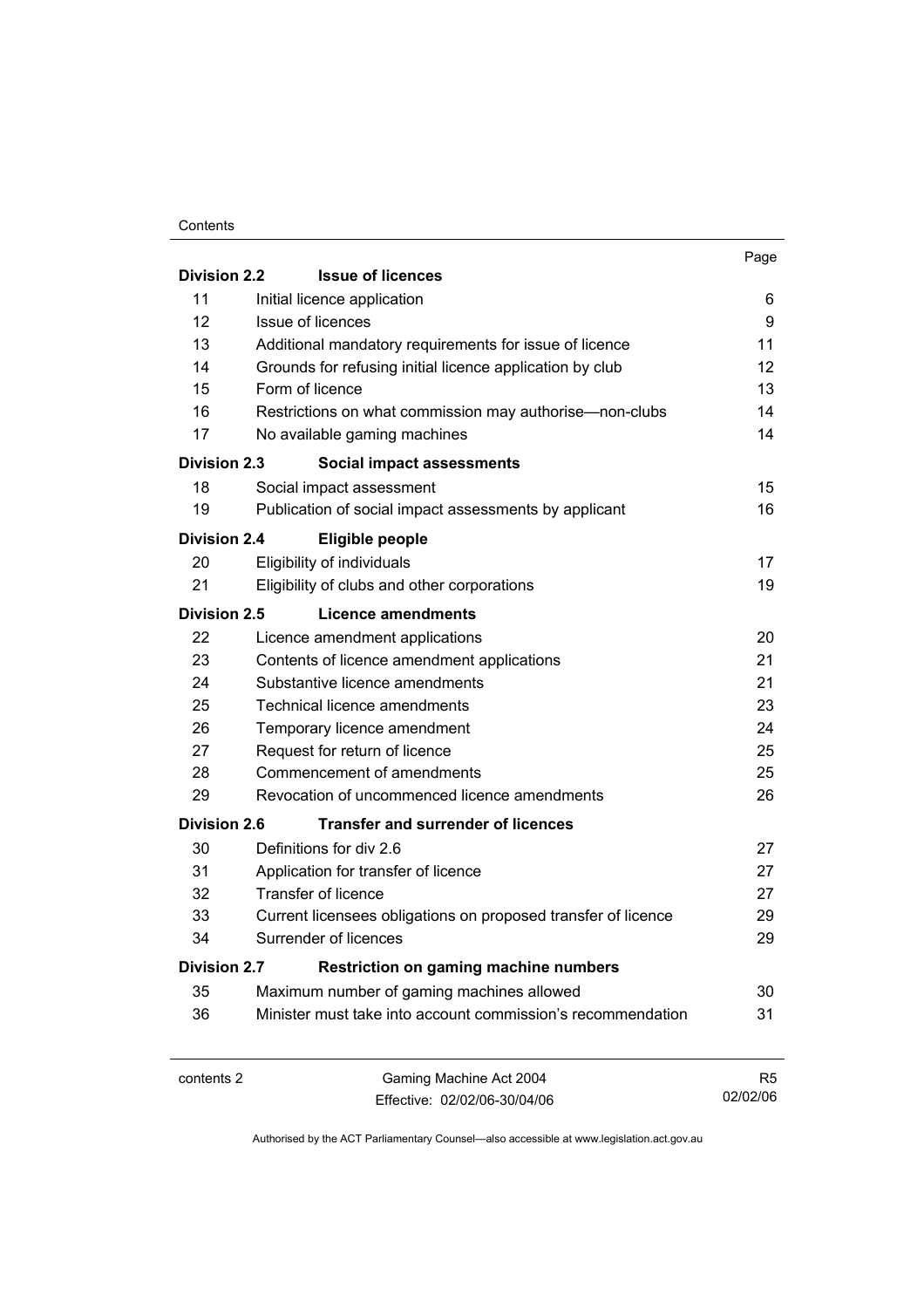| | | Page |
|---|---|---|
| **Division 2.2** | **Issue of licences** | |
| 11 | Initial licence application | 6 |
| 12 | Issue of licences | 9 |
| 13 | Additional mandatory requirements for issue of licence | 11 |
| 14 | Grounds for refusing initial licence application by club | 12 |
| 15 | Form of licence | 13 |
| 16 | Restrictions on what commission may authorise—non-clubs | 14 |
| 17 | No available gaming machines | 14 |
| **Division 2.3** | **Social impact assessments** | |
| 18 | Social impact assessment | 15 |
| 19 | Publication of social impact assessments by applicant | 16 |
| **Division 2.4** | **Eligible people** | |
| 20 | Eligibility of individuals | 17 |
| 21 | Eligibility of clubs and other corporations | 19 |
| **Division 2.5** | **Licence amendments** | |
| 22 | Licence amendment applications | 20 |
| 23 | Contents of licence amendment applications | 21 |
| 24 | Substantive licence amendments | 21 |
| 25 | Technical licence amendments | 23 |
| 26 | Temporary licence amendment | 24 |
| 27 | Request for return of licence | 25 |
| 28 | Commencement of amendments | 25 |
| 29 | Revocation of uncommenced licence amendments | 26 |
| **Division 2.6** | **Transfer and surrender of licences** | |
| 30 | Definitions for div 2.6 | 27 |
| 31 | Application for transfer of licence | 27 |
| 32 | Transfer of licence | 27 |
| 33 | Current licensees obligations on proposed transfer of licence | 29 |
| 34 | Surrender of licences | 29 |
| **Division 2.7** | **Restriction on gaming machine numbers** | |
| 35 | Maximum number of gaming machines allowed | 30 |
| 36 | Minister must take into account commission's recommendation | 31 |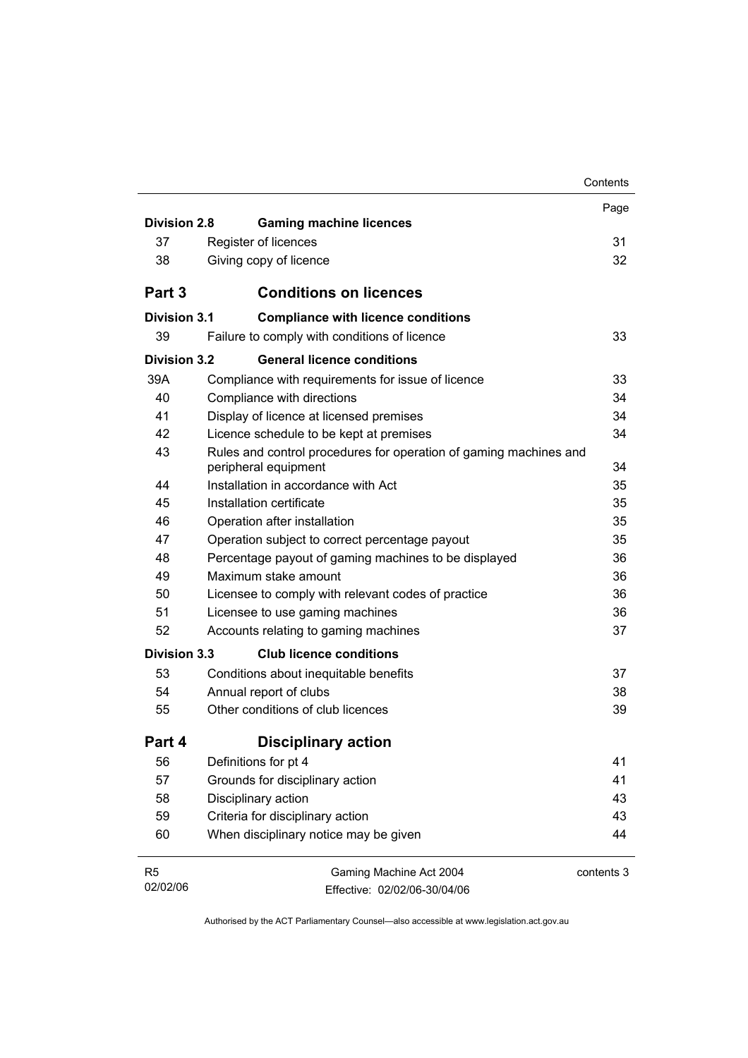| | | Page |
|---|---|---|
| **Division 2.8** | **Gaming machine licences** | |
| 37 | Register of licences | 31 |
| 38 | Giving copy of licence | 32 |
| **Part 3** | **Conditions on licences** | |
| **Division 3.1** | **Compliance with licence conditions** | |
| 39 | Failure to comply with conditions of licence | 33 |
| **Division 3.2** | **General licence conditions** | |
| 39A | Compliance with requirements for issue of licence | 33 |
| 40 | Compliance with directions | 34 |
| 41 | Display of licence at licensed premises | 34 |
| 42 | Licence schedule to be kept at premises | 34 |
| 43 | Rules and control procedures for operation of gaming machines and peripheral equipment | 34 |
| 44 | Installation in accordance with Act | 35 |
| 45 | Installation certificate | 35 |
| 46 | Operation after installation | 35 |
| 47 | Operation subject to correct percentage payout | 35 |
| 48 | Percentage payout of gaming machines to be displayed | 36 |
| 49 | Maximum stake amount | 36 |
| 50 | Licensee to comply with relevant codes of practice | 36 |
| 51 | Licensee to use gaming machines | 36 |
| 52 | Accounts relating to gaming machines | 37 |
| **Division 3.3** | **Club licence conditions** | |
| 53 | Conditions about inequitable benefits | 37 |
| 54 | Annual report of clubs | 38 |
| 55 | Other conditions of club licences | 39 |
| **Part 4** | **Disciplinary action** | |
| 56 | Definitions for pt 4 | 41 |
| 57 | Grounds for disciplinary action | 41 |
| 58 | Disciplinary action | 43 |
| 59 | Criteria for disciplinary action | 43 |
| 60 | When disciplinary notice may be given | 44 |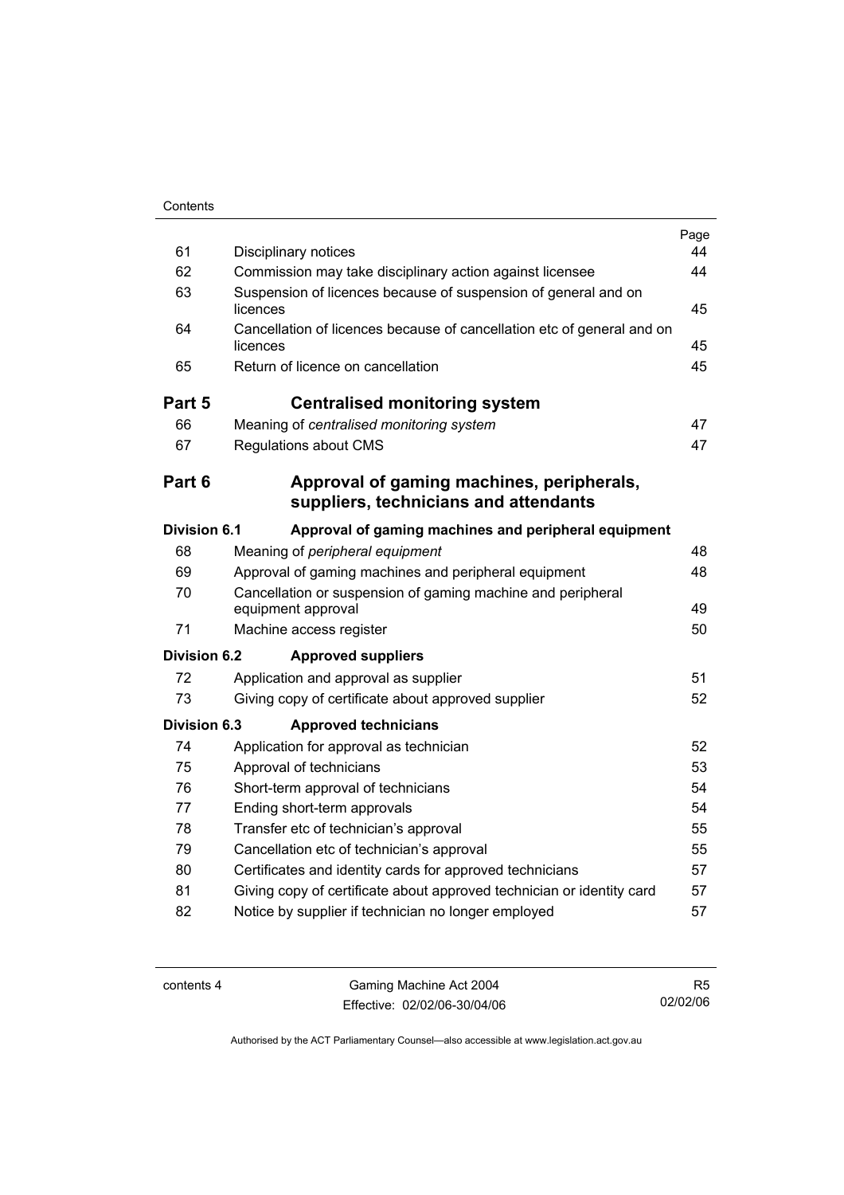| | | Page |
|---|---|---|
| 61 | Disciplinary notices | 44 |
| 62 | Commission may take disciplinary action against licensee | 44 |
| 63 | Suspension of licences because of suspension of general and on licences | 45 |
| 64 | Cancellation of licences because of cancellation etc of general and on licences | 45 |
| 65 | Return of licence on cancellation | 45 |
| **Part 5** | **Centralised monitoring system** | |
| 66 | Meaning of *centralised monitoring system* | 47 |
| 67 | Regulations about CMS | 47 |
| **Part 6** | **Approval of gaming machines, peripherals, suppliers, technicians and attendants** | |
| **Division 6.1** | **Approval of gaming machines and peripheral equipment** | |
| 68 | Meaning of *peripheral equipment* | 48 |
| 69 | Approval of gaming machines and peripheral equipment | 48 |
| 70 | Cancellation or suspension of gaming machine and peripheral equipment approval | 49 |
| 71 | Machine access register | 50 |
| **Division 6.2** | **Approved suppliers** | |
| 72 | Application and approval as supplier | 51 |
| 73 | Giving copy of certificate about approved supplier | 52 |
| **Division 6.3** | **Approved technicians** | |
| 74 | Application for approval as technician | 52 |
| 75 | Approval of technicians | 53 |
| 76 | Short-term approval of technicians | 54 |
| 77 | Ending short-term approvals | 54 |
| 78 | Transfer etc of technician's approval | 55 |
| 79 | Cancellation etc of technician's approval | 55 |
| 80 | Certificates and identity cards for approved technicians | 57 |
| 81 | Giving copy of certificate about approved technician or identity card | 57 |
| 82 | Notice by supplier if technician no longer employed | 57 |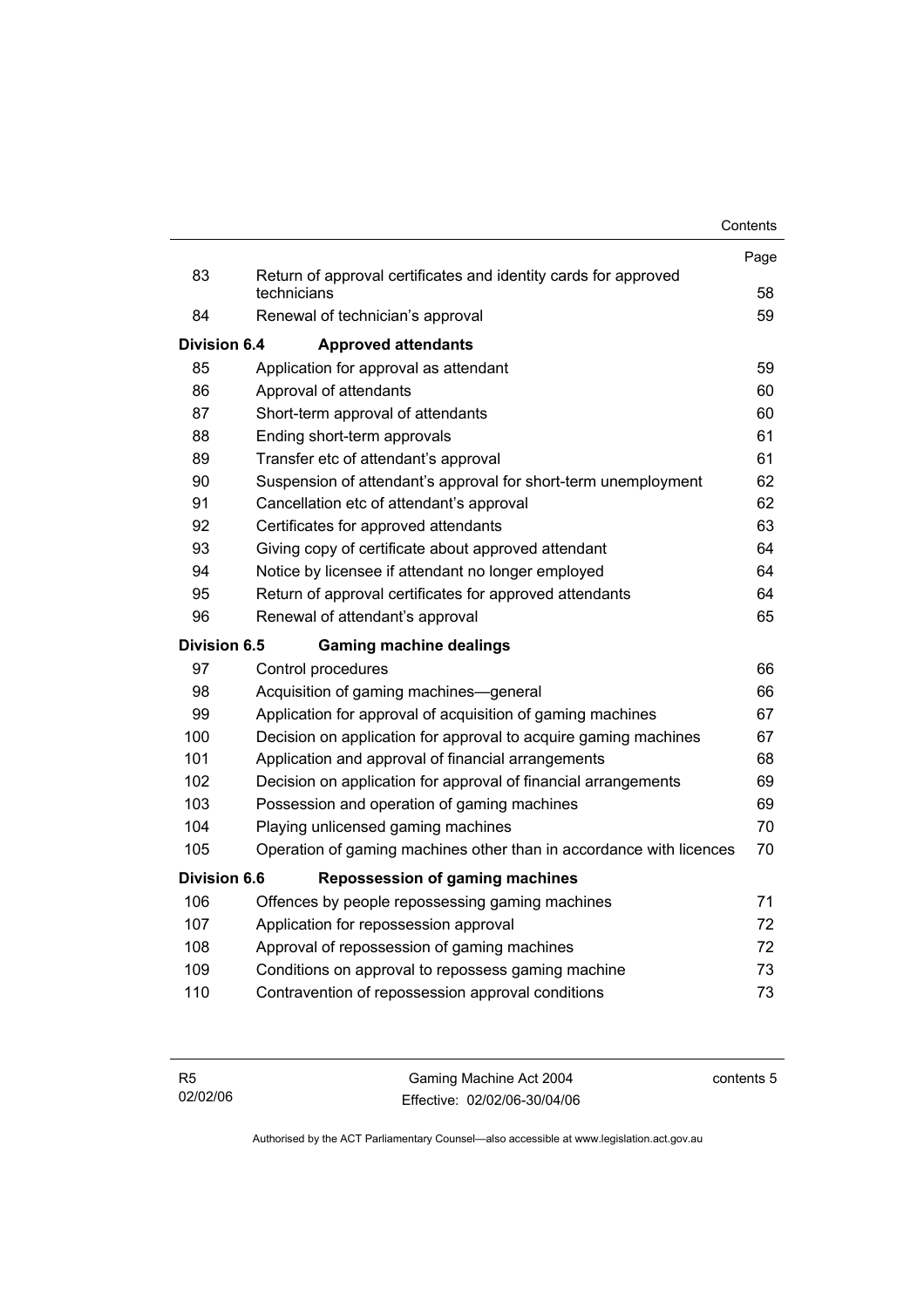| | | Page |
|---|---|---|
| 83 | Return of approval certificates and identity cards for approved technicians | 58 |
| 84 | Renewal of technician's approval | 59 |
| **Division 6.4** | **Approved attendants** | |
| 85 | Application for approval as attendant | 59 |
| 86 | Approval of attendants | 60 |
| 87 | Short-term approval of attendants | 60 |
| 88 | Ending short-term approvals | 61 |
| 89 | Transfer etc of attendant's approval | 61 |
| 90 | Suspension of attendant's approval for short-term unemployment | 62 |
| 91 | Cancellation etc of attendant's approval | 62 |
| 92 | Certificates for approved attendants | 63 |
| 93 | Giving copy of certificate about approved attendant | 64 |
| 94 | Notice by licensee if attendant no longer employed | 64 |
| 95 | Return of approval certificates for approved attendants | 64 |
| 96 | Renewal of attendant's approval | 65 |
| **Division 6.5** | **Gaming machine dealings** | |
| 97 | Control procedures | 66 |
| 98 | Acquisition of gaming machines—general | 66 |
| 99 | Application for approval of acquisition of gaming machines | 67 |
| 100 | Decision on application for approval to acquire gaming machines | 67 |
| 101 | Application and approval of financial arrangements | 68 |
| 102 | Decision on application for approval of financial arrangements | 69 |
| 103 | Possession and operation of gaming machines | 69 |
| 104 | Playing unlicensed gaming machines | 70 |
| 105 | Operation of gaming machines other than in accordance with licences | 70 |
| **Division 6.6** | **Repossession of gaming machines** | |
| 106 | Offences by people repossessing gaming machines | 71 |
| 107 | Application for repossession approval | 72 |
| 108 | Approval of repossession of gaming machines | 72 |
| 109 | Conditions on approval to repossess gaming machine | 73 |
| 110 | Contravention of repossession approval conditions | 73 |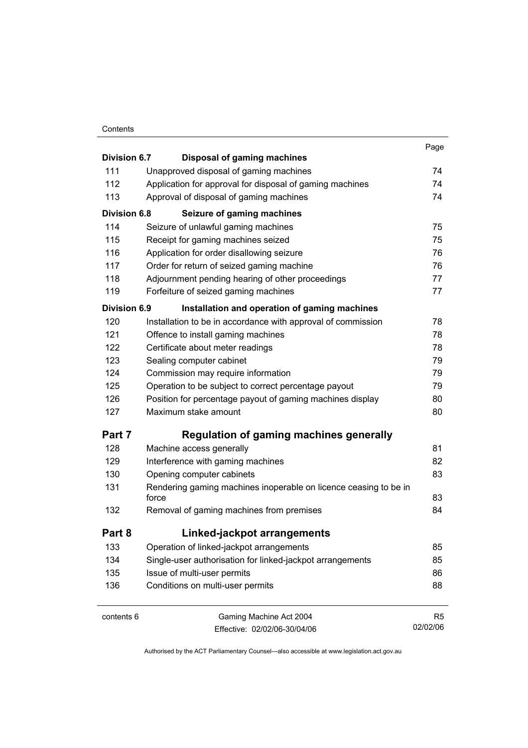| | | Page |
|---|---|---|
| **Division 6.7** | **Disposal of gaming machines** | |
| 111 | Unapproved disposal of gaming machines | 74 |
| 112 | Application for approval for disposal of gaming machines | 74 |
| 113 | Approval of disposal of gaming machines | 74 |
| **Division 6.8** | **Seizure of gaming machines** | |
| 114 | Seizure of unlawful gaming machines | 75 |
| 115 | Receipt for gaming machines seized | 75 |
| 116 | Application for order disallowing seizure | 76 |
| 117 | Order for return of seized gaming machine | 76 |
| 118 | Adjournment pending hearing of other proceedings | 77 |
| 119 | Forfeiture of seized gaming machines | 77 |
| **Division 6.9** | **Installation and operation of gaming machines** | |
| 120 | Installation to be in accordance with approval of commission | 78 |
| 121 | Offence to install gaming machines | 78 |
| 122 | Certificate about meter readings | 78 |
| 123 | Sealing computer cabinet | 79 |
| 124 | Commission may require information | 79 |
| 125 | Operation to be subject to correct percentage payout | 79 |
| 126 | Position for percentage payout of gaming machines display | 80 |
| 127 | Maximum stake amount | 80 |
| **Part 7** | **Regulation of gaming machines generally** | |
| 128 | Machine access generally | 81 |
| 129 | Interference with gaming machines | 82 |
| 130 | Opening computer cabinets | 83 |
| 131 | Rendering gaming machines inoperable on licence ceasing to be in force | 83 |
| 132 | Removal of gaming machines from premises | 84 |
| **Part 8** | **Linked-jackpot arrangements** | |
| 133 | Operation of linked-jackpot arrangements | 85 |
| 134 | Single-user authorisation for linked-jackpot arrangements | 85 |
| 135 | Issue of multi-user permits | 86 |
| 136 | Conditions on multi-user permits | 88 |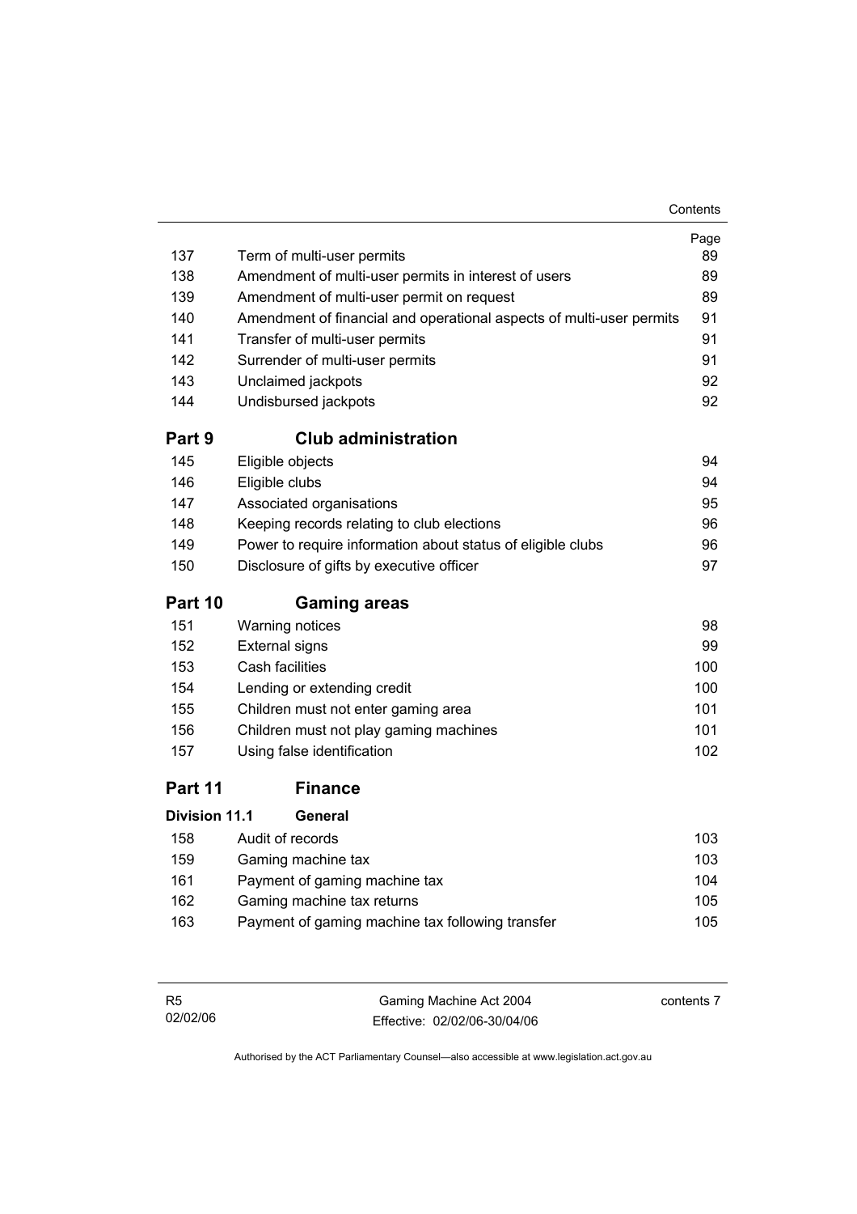| | | Page |
|---|---|---|
| 137 | Term of multi-user permits | 89 |
| 138 | Amendment of multi-user permits in interest of users | 89 |
| 139 | Amendment of multi-user permit on request | 89 |
| 140 | Amendment of financial and operational aspects of multi-user permits | 91 |
| 141 | Transfer of multi-user permits | 91 |
| 142 | Surrender of multi-user permits | 91 |
| 143 | Unclaimed jackpots | 92 |
| 144 | Undisbursed jackpots | 92 |
| **Part 9** | **Club administration** | |
| 145 | Eligible objects | 94 |
| 146 | Eligible clubs | 94 |
| 147 | Associated organisations | 95 |
| 148 | Keeping records relating to club elections | 96 |
| 149 | Power to require information about status of eligible clubs | 96 |
| 150 | Disclosure of gifts by executive officer | 97 |
| **Part 10** | **Gaming areas** | |
| 151 | Warning notices | 98 |
| 152 | External signs | 99 |
| 153 | Cash facilities | 100 |
| 154 | Lending or extending credit | 100 |
| 155 | Children must not enter gaming area | 101 |
| 156 | Children must not play gaming machines | 101 |
| 157 | Using false identification | 102 |
| **Part 11** | **Finance** | |
| **Division 11.1** | **General** | |
| 158 | Audit of records | 103 |
| 159 | Gaming machine tax | 103 |
| 161 | Payment of gaming machine tax | 104 |
| 162 | Gaming machine tax returns | 105 |
| 163 | Payment of gaming machine tax following transfer | 105 |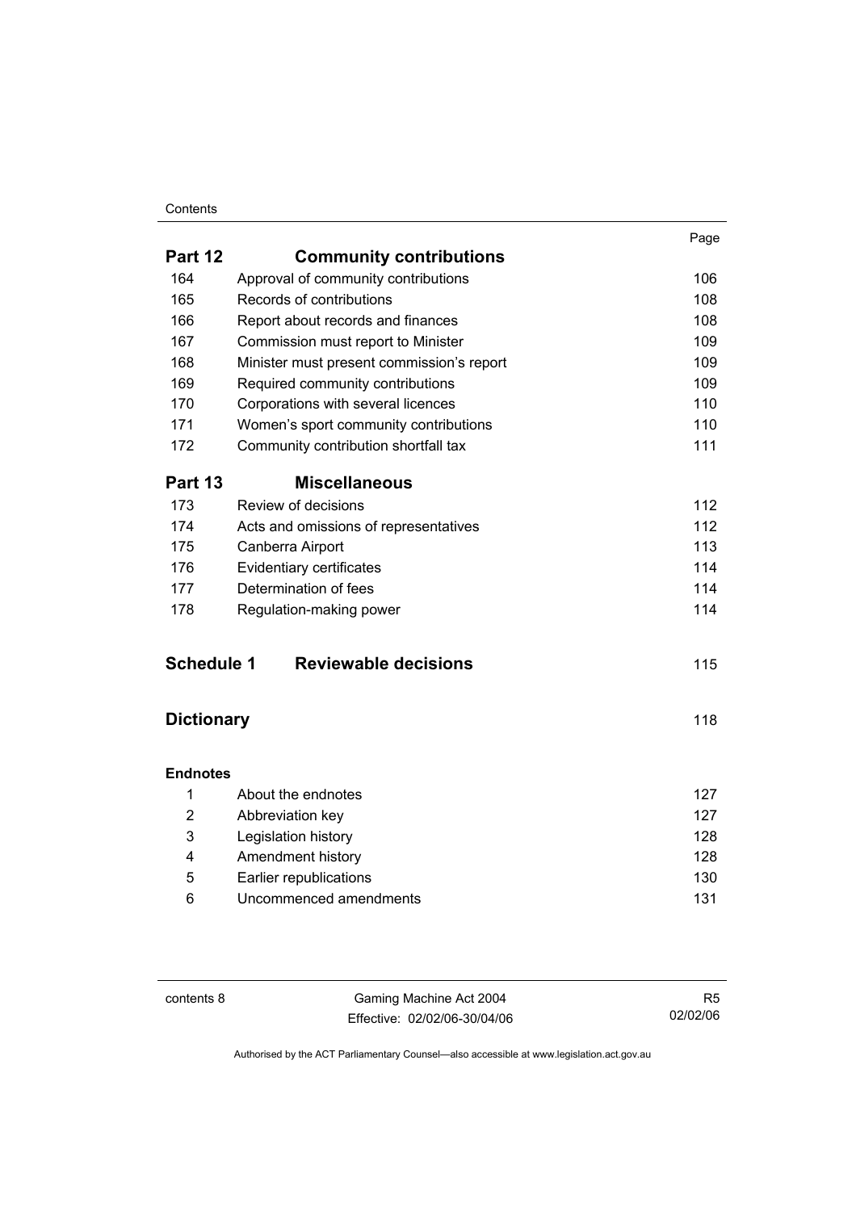| | | Page |
|---|---|---|
| **Part 12** | **Community contributions** | |
| 164 | Approval of community contributions | 106 |
| 165 | Records of contributions | 108 |
| 166 | Report about records and finances | 108 |
| 167 | Commission must report to Minister | 109 |
| 168 | Minister must present commission's report | 109 |
| 169 | Required community contributions | 109 |
| 170 | Corporations with several licences | 110 |
| 171 | Women's sport community contributions | 110 |
| 172 | Community contribution shortfall tax | 111 |
| **Part 13** | **Miscellaneous** | |
| 173 | Review of decisions | 112 |
| 174 | Acts and omissions of representatives | 112 |
| 175 | Canberra Airport | 113 |
| 176 | Evidentiary certificates | 114 |
| 177 | Determination of fees | 114 |
| 178 | Regulation-making power | 114 |
| **Schedule 1** | **Reviewable decisions** | 115 |
| **Dictionary** | | 118 |
| **Endnotes** | | |
| 1 | About the endnotes | 127 |
| 2 | Abbreviation key | 127 |
| 3 | Legislation history | 128 |
| 4 | Amendment history | 128 |
| 5 | Earlier republications | 130 |
| 6 | Uncommenced amendments | 131 |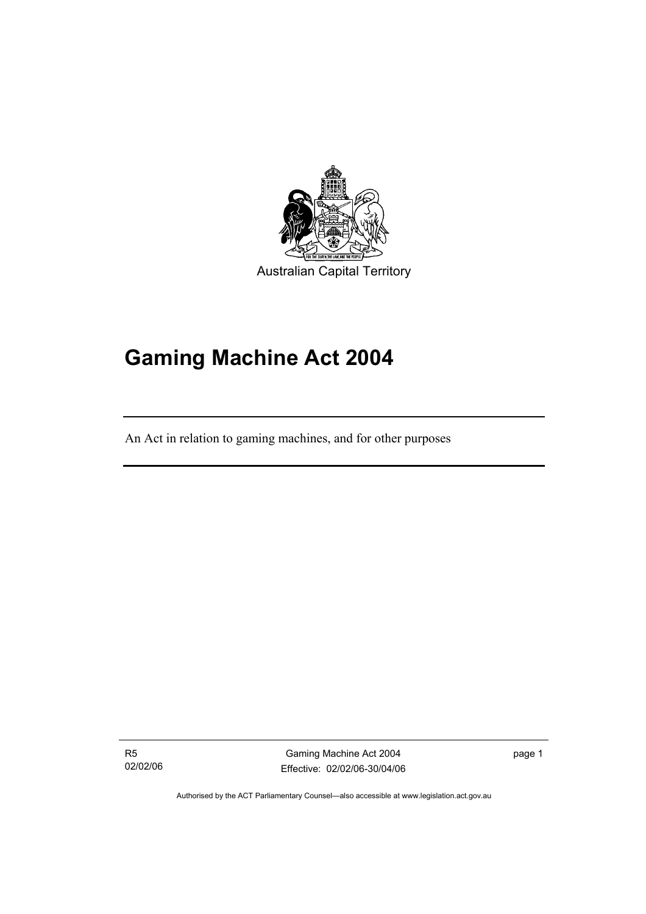Australian Capital Territory

# Gaming Machine Act 2004

An Act in relation to gaming machines, and for other purposes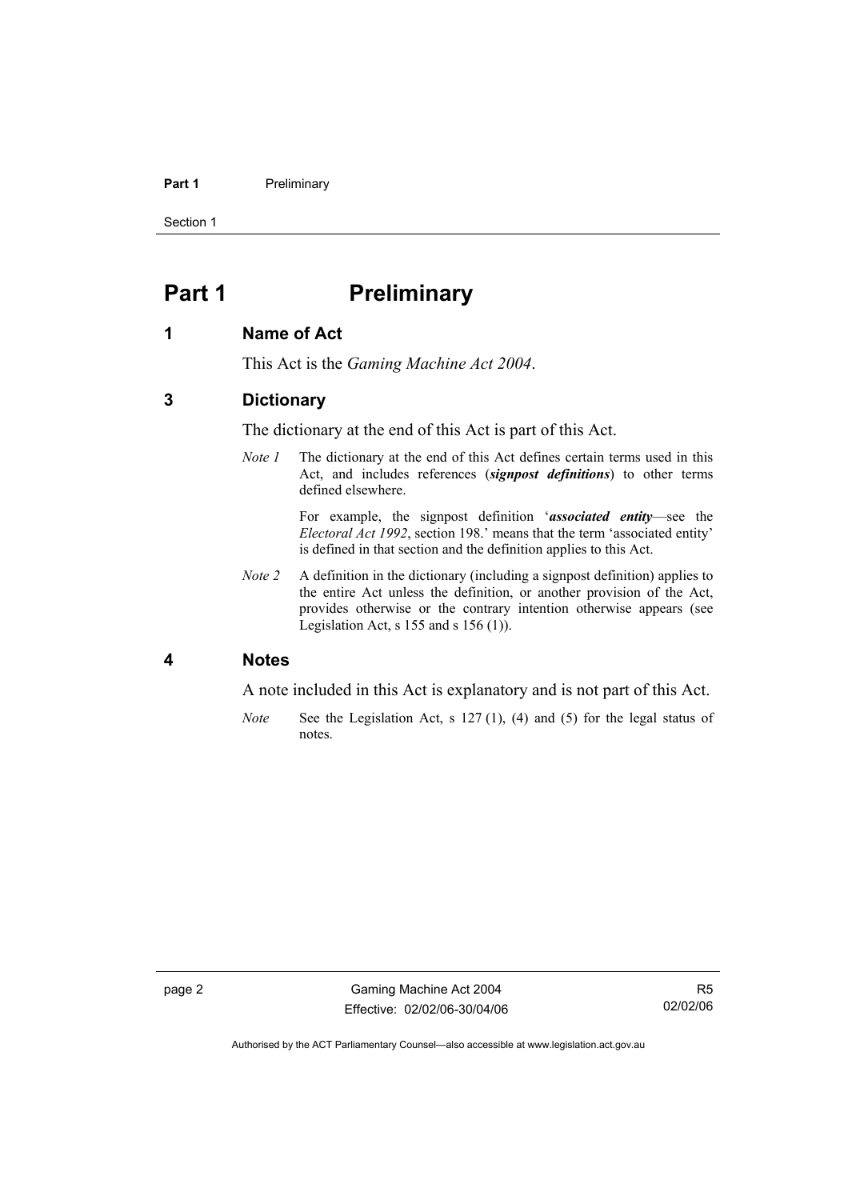# Part 1 Preliminary

## 1 Name of Act

This Act is the *Gaming Machine Act 2004*.

## 3 Dictionary

The dictionary at the end of this Act is part of this Act.

*Note 1* The dictionary at the end of this Act defines certain terms used in this Act, and includes references (***signpost definitions***) to other terms defined elsewhere.

For example, the signpost definition '***associated entity***—see the *Electoral Act 1992*, section 198.' means that the term 'associated entity' is defined in that section and the definition applies to this Act.

*Note 2* A definition in the dictionary (including a signpost definition) applies to the entire Act unless the definition, or another provision of the Act, provides otherwise or the contrary intention otherwise appears (see Legislation Act, s 155 and s 156 (1)).

## 4 Notes

A note included in this Act is explanatory and is not part of this Act.

*Note* See the Legislation Act, s 127 (1), (4) and (5) for the legal status of notes.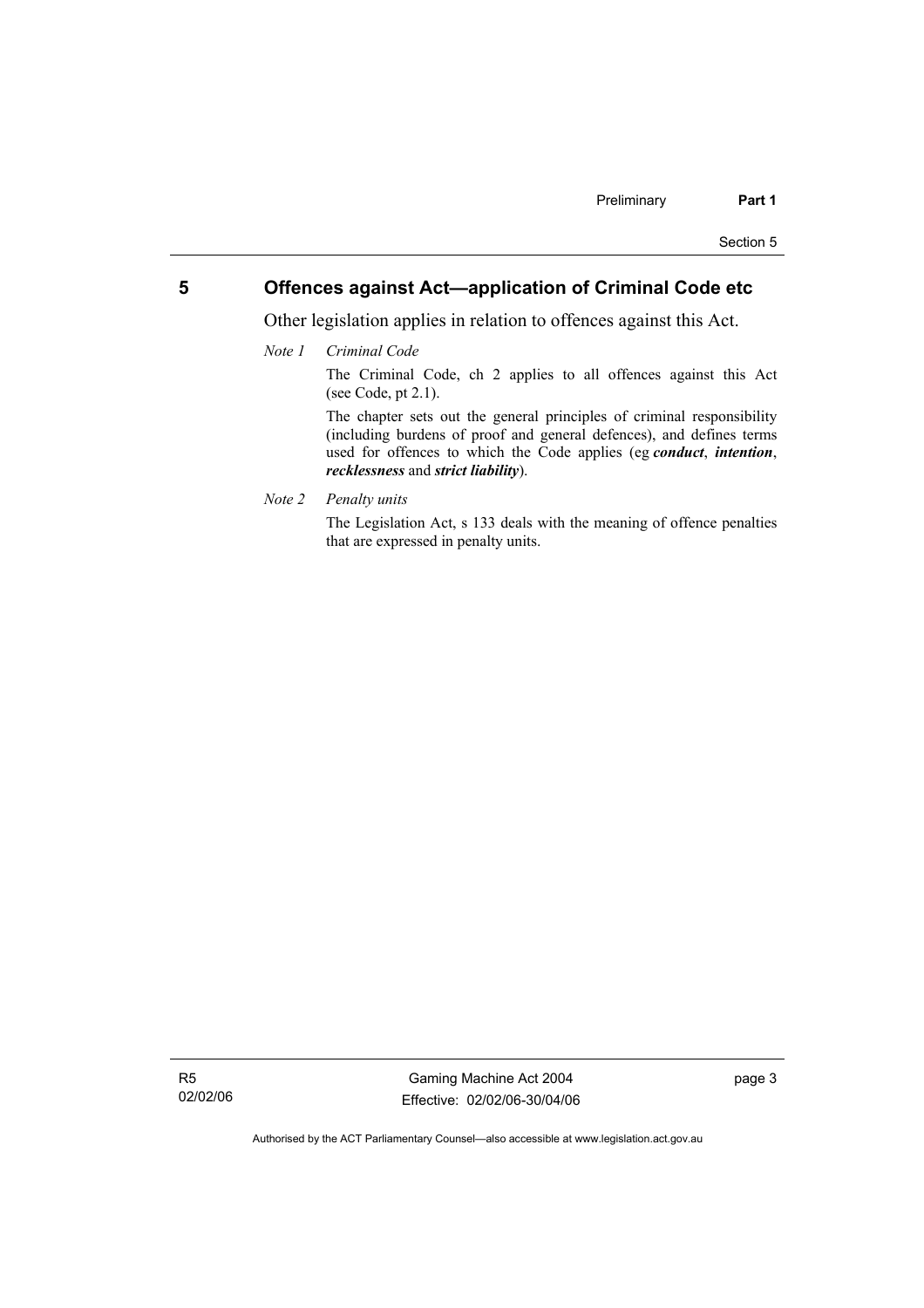## 5 Offences against Act—application of Criminal Code etc

Other legislation applies in relation to offences against this Act.

*Note 1* *Criminal Code*

The Criminal Code, ch 2 applies to all offences against this Act (see Code, pt 2.1).

The chapter sets out the general principles of criminal responsibility (including burdens of proof and general defences), and defines terms used for offences to which the Code applies (eg ***conduct***, ***intention***, ***recklessness*** and ***strict liability***).

*Note 2* *Penalty units*

The Legislation Act, s 133 deals with the meaning of offence penalties that are expressed in penalty units.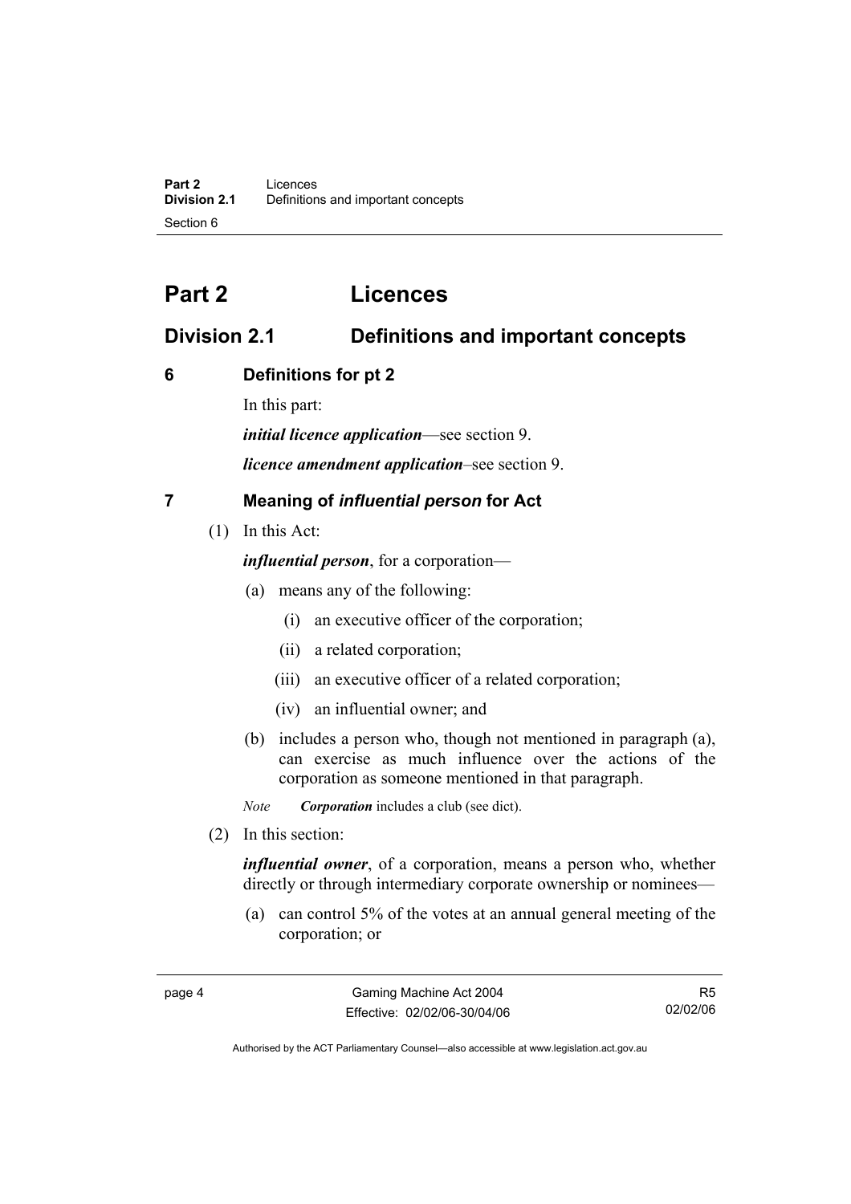# Part 2 Licences

## Division 2.1 Definitions and important concepts

### 6 Definitions for pt 2

In this part:

***initial licence application***—see section 9.

***licence amendment application***–see section 9.

### 7 Meaning of *influential person* for Act

(1) In this Act:

***influential person***, for a corporation—

(a) means any of the following:

(i) an executive officer of the corporation;

(ii) a related corporation;

(iii) an executive officer of a related corporation;

(iv) an influential owner; and

(b) includes a person who, though not mentioned in paragraph (a), can exercise as much influence over the actions of the corporation as someone mentioned in that paragraph.

*Note* ***Corporation*** includes a club (see dict).

(2) In this section:

***influential owner***, of a corporation, means a person who, whether directly or through intermediary corporate ownership or nominees—

(a) can control 5% of the votes at an annual general meeting of the corporation; or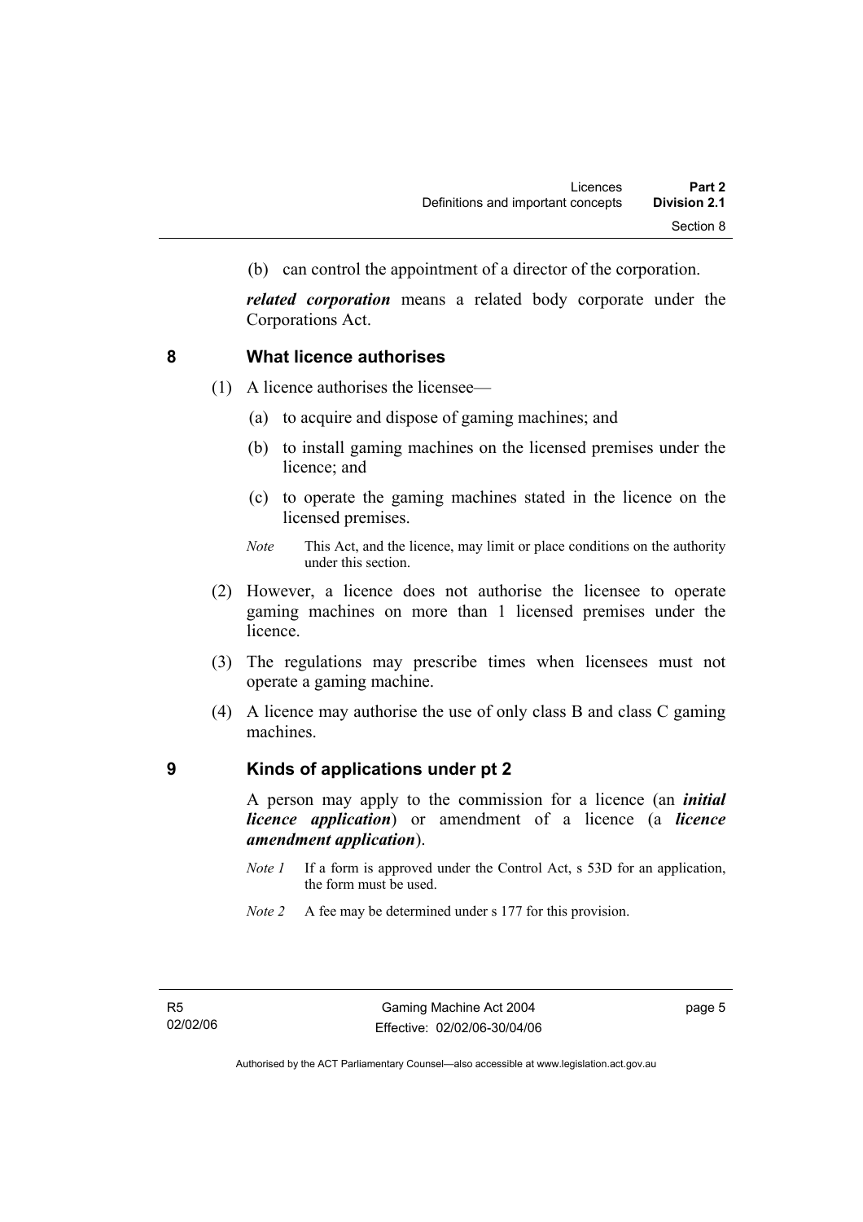(b) can control the appointment of a director of the corporation.

***related corporation*** means a related body corporate under the Corporations Act.

## 8 What licence authorises

(1) A licence authorises the licensee—

(a) to acquire and dispose of gaming machines; and

(b) to install gaming machines on the licensed premises under the licence; and

(c) to operate the gaming machines stated in the licence on the licensed premises.

*Note* This Act, and the licence, may limit or place conditions on the authority under this section.

(2) However, a licence does not authorise the licensee to operate gaming machines on more than 1 licensed premises under the licence.

(3) The regulations may prescribe times when licensees must not operate a gaming machine.

(4) A licence may authorise the use of only class B and class C gaming machines.

## 9 Kinds of applications under pt 2

A person may apply to the commission for a licence (an ***initial licence application***) or amendment of a licence (a ***licence amendment application***).

*Note 1* If a form is approved under the Control Act, s 53D for an application, the form must be used.

*Note 2* A fee may be determined under s 177 for this provision.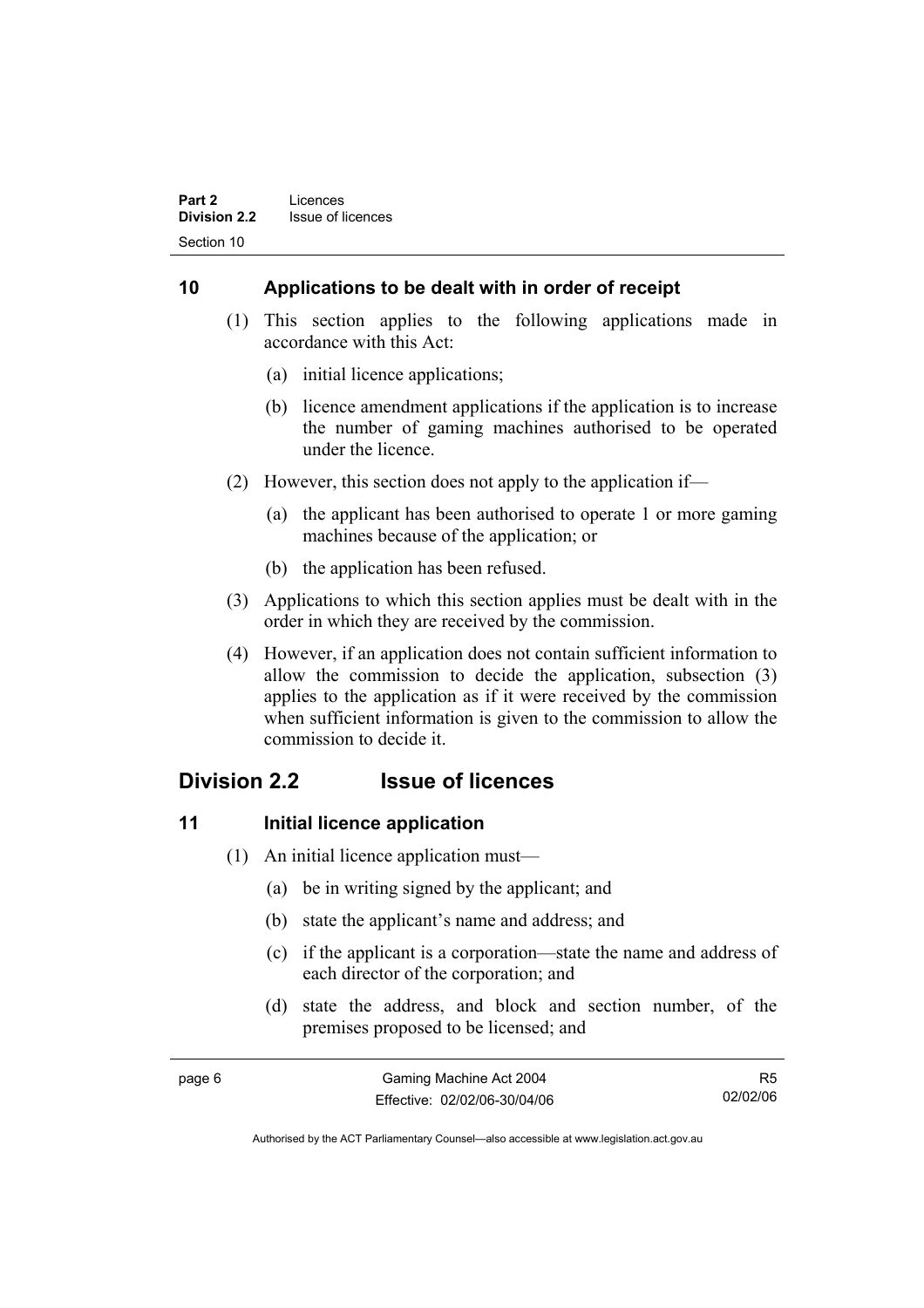### 10 Applications to be dealt with in order of receipt

(1) This section applies to the following applications made in accordance with this Act:

(a) initial licence applications;

(b) licence amendment applications if the application is to increase the number of gaming machines authorised to be operated under the licence.

(2) However, this section does not apply to the application if—

(a) the applicant has been authorised to operate 1 or more gaming machines because of the application; or

(b) the application has been refused.

(3) Applications to which this section applies must be dealt with in the order in which they are received by the commission.

(4) However, if an application does not contain sufficient information to allow the commission to decide the application, subsection (3) applies to the application as if it were received by the commission when sufficient information is given to the commission to allow the commission to decide it.

## Division 2.2 Issue of licences

### 11 Initial licence application

(1) An initial licence application must—

(a) be in writing signed by the applicant; and

(b) state the applicant's name and address; and

(c) if the applicant is a corporation—state the name and address of each director of the corporation; and

(d) state the address, and block and section number, of the premises proposed to be licensed; and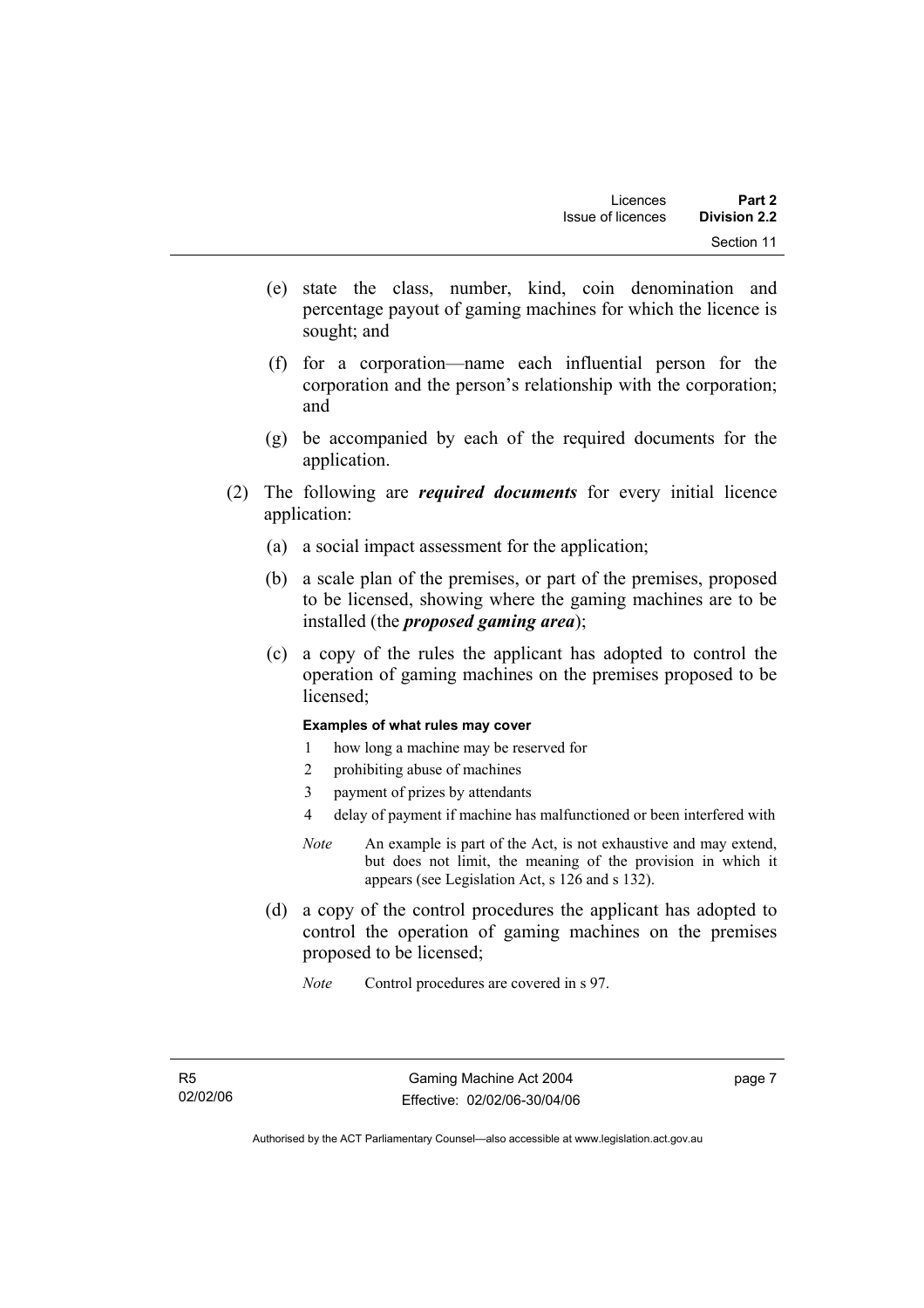(e) state the class, number, kind, coin denomination and percentage payout of gaming machines for which the licence is sought; and

(f) for a corporation—name each influential person for the corporation and the person's relationship with the corporation; and

(g) be accompanied by each of the required documents for the application.

(2) The following are ***required documents*** for every initial licence application:

(a) a social impact assessment for the application;

(b) a scale plan of the premises, or part of the premises, proposed to be licensed, showing where the gaming machines are to be installed (the ***proposed gaming area***);

(c) a copy of the rules the applicant has adopted to control the operation of gaming machines on the premises proposed to be licensed;

**Examples of what rules may cover**

1 how long a machine may be reserved for

2 prohibiting abuse of machines

3 payment of prizes by attendants

4 delay of payment if machine has malfunctioned or been interfered with

*Note* An example is part of the Act, is not exhaustive and may extend, but does not limit, the meaning of the provision in which it appears (see Legislation Act, s 126 and s 132).

(d) a copy of the control procedures the applicant has adopted to control the operation of gaming machines on the premises proposed to be licensed;

*Note* Control procedures are covered in s 97.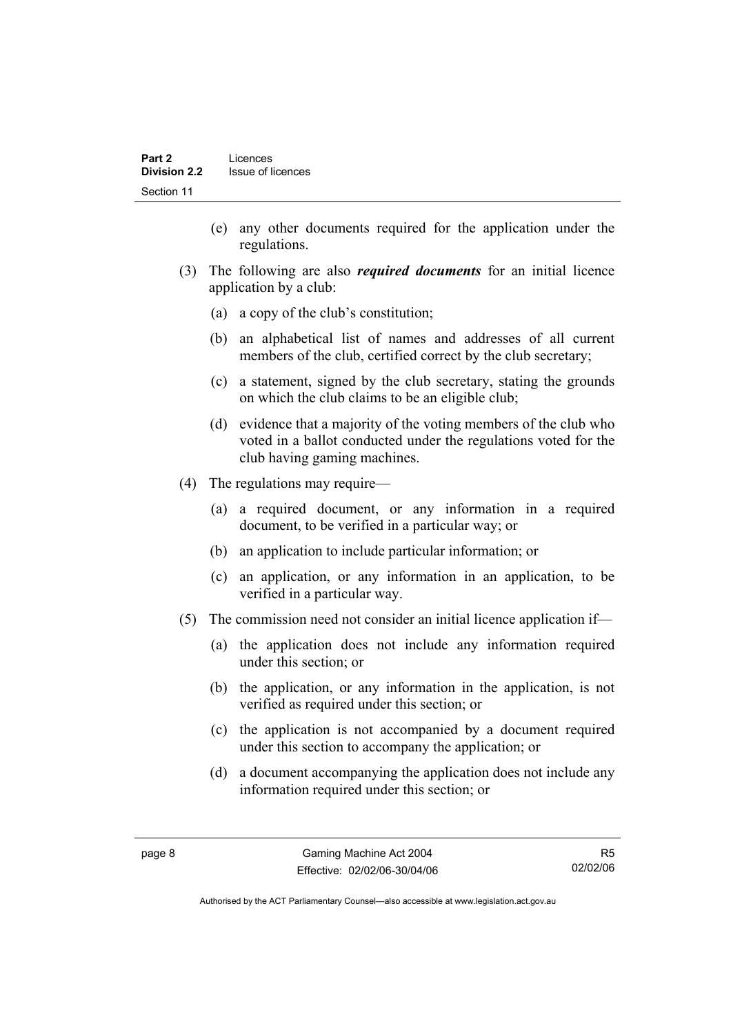(e) any other documents required for the application under the regulations.

(3) The following are also ***required documents*** for an initial licence application by a club:

(a) a copy of the club's constitution;

(b) an alphabetical list of names and addresses of all current members of the club, certified correct by the club secretary;

(c) a statement, signed by the club secretary, stating the grounds on which the club claims to be an eligible club;

(d) evidence that a majority of the voting members of the club who voted in a ballot conducted under the regulations voted for the club having gaming machines.

(4) The regulations may require—

(a) a required document, or any information in a required document, to be verified in a particular way; or

(b) an application to include particular information; or

(c) an application, or any information in an application, to be verified in a particular way.

(5) The commission need not consider an initial licence application if—

(a) the application does not include any information required under this section; or

(b) the application, or any information in the application, is not verified as required under this section; or

(c) the application is not accompanied by a document required under this section to accompany the application; or

(d) a document accompanying the application does not include any information required under this section; or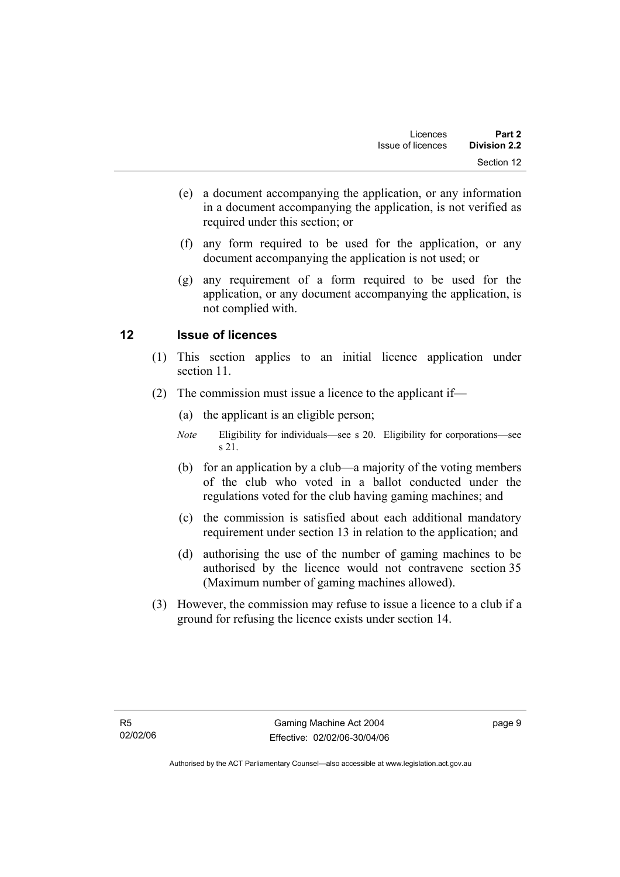(e) a document accompanying the application, or any information in a document accompanying the application, is not verified as required under this section; or

(f) any form required to be used for the application, or any document accompanying the application is not used; or

(g) any requirement of a form required to be used for the application, or any document accompanying the application, is not complied with.

## 12 Issue of licences

(1) This section applies to an initial licence application under section 11.

(2) The commission must issue a licence to the applicant if—

(a) the applicant is an eligible person;

*Note* Eligibility for individuals—see s 20. Eligibility for corporations—see s 21.

(b) for an application by a club—a majority of the voting members of the club who voted in a ballot conducted under the regulations voted for the club having gaming machines; and

(c) the commission is satisfied about each additional mandatory requirement under section 13 in relation to the application; and

(d) authorising the use of the number of gaming machines to be authorised by the licence would not contravene section 35 (Maximum number of gaming machines allowed).

(3) However, the commission may refuse to issue a licence to a club if a ground for refusing the licence exists under section 14.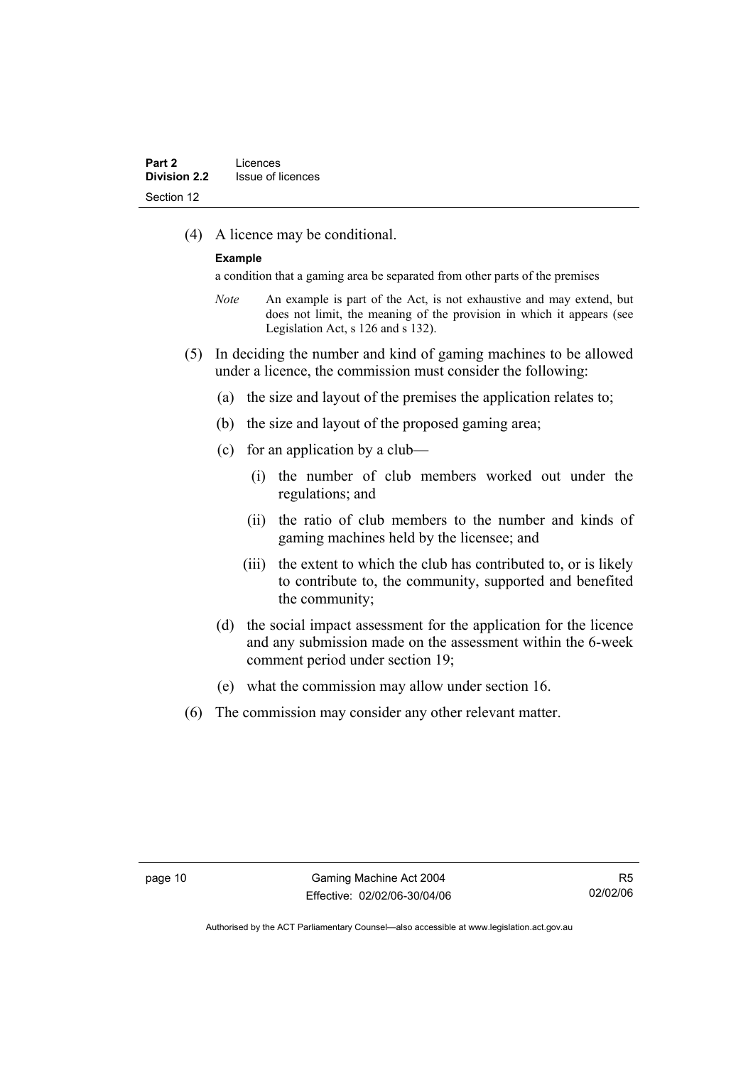(4) A licence may be conditional.

**Example**

a condition that a gaming area be separated from other parts of the premises

*Note* An example is part of the Act, is not exhaustive and may extend, but does not limit, the meaning of the provision in which it appears (see Legislation Act, s 126 and s 132).

(5) In deciding the number and kind of gaming machines to be allowed under a licence, the commission must consider the following:

(a) the size and layout of the premises the application relates to;

(b) the size and layout of the proposed gaming area;

(c) for an application by a club—

(i) the number of club members worked out under the regulations; and

(ii) the ratio of club members to the number and kinds of gaming machines held by the licensee; and

(iii) the extent to which the club has contributed to, or is likely to contribute to, the community, supported and benefited the community;

(d) the social impact assessment for the application for the licence and any submission made on the assessment within the 6-week comment period under section 19;

(e) what the commission may allow under section 16.

(6) The commission may consider any other relevant matter.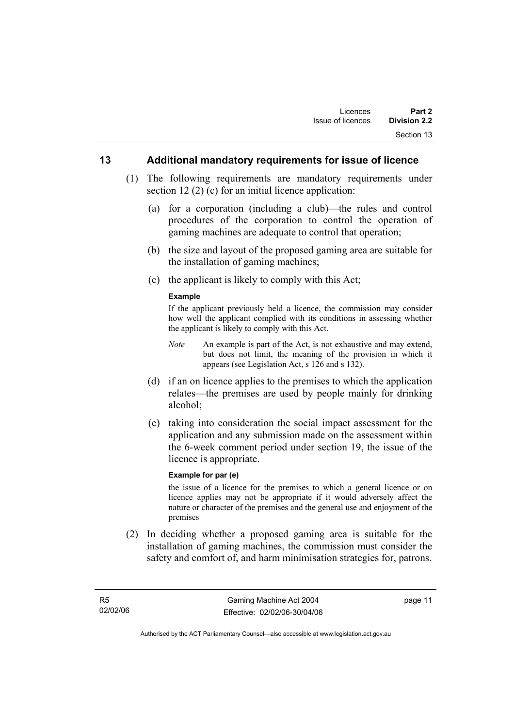## 13 Additional mandatory requirements for issue of licence

(1) The following requirements are mandatory requirements under section 12 (2) (c) for an initial licence application:

(a) for a corporation (including a club)—the rules and control procedures of the corporation to control the operation of gaming machines are adequate to control that operation;

(b) the size and layout of the proposed gaming area are suitable for the installation of gaming machines;

(c) the applicant is likely to comply with this Act;

**Example**

If the applicant previously held a licence, the commission may consider how well the applicant complied with its conditions in assessing whether the applicant is likely to comply with this Act.

*Note* An example is part of the Act, is not exhaustive and may extend, but does not limit, the meaning of the provision in which it appears (see Legislation Act, s 126 and s 132).

(d) if an on licence applies to the premises to which the application relates—the premises are used by people mainly for drinking alcohol;

(e) taking into consideration the social impact assessment for the application and any submission made on the assessment within the 6-week comment period under section 19, the issue of the licence is appropriate.

**Example for par (e)**

the issue of a licence for the premises to which a general licence or on licence applies may not be appropriate if it would adversely affect the nature or character of the premises and the general use and enjoyment of the premises

(2) In deciding whether a proposed gaming area is suitable for the installation of gaming machines, the commission must consider the safety and comfort of, and harm minimisation strategies for, patrons.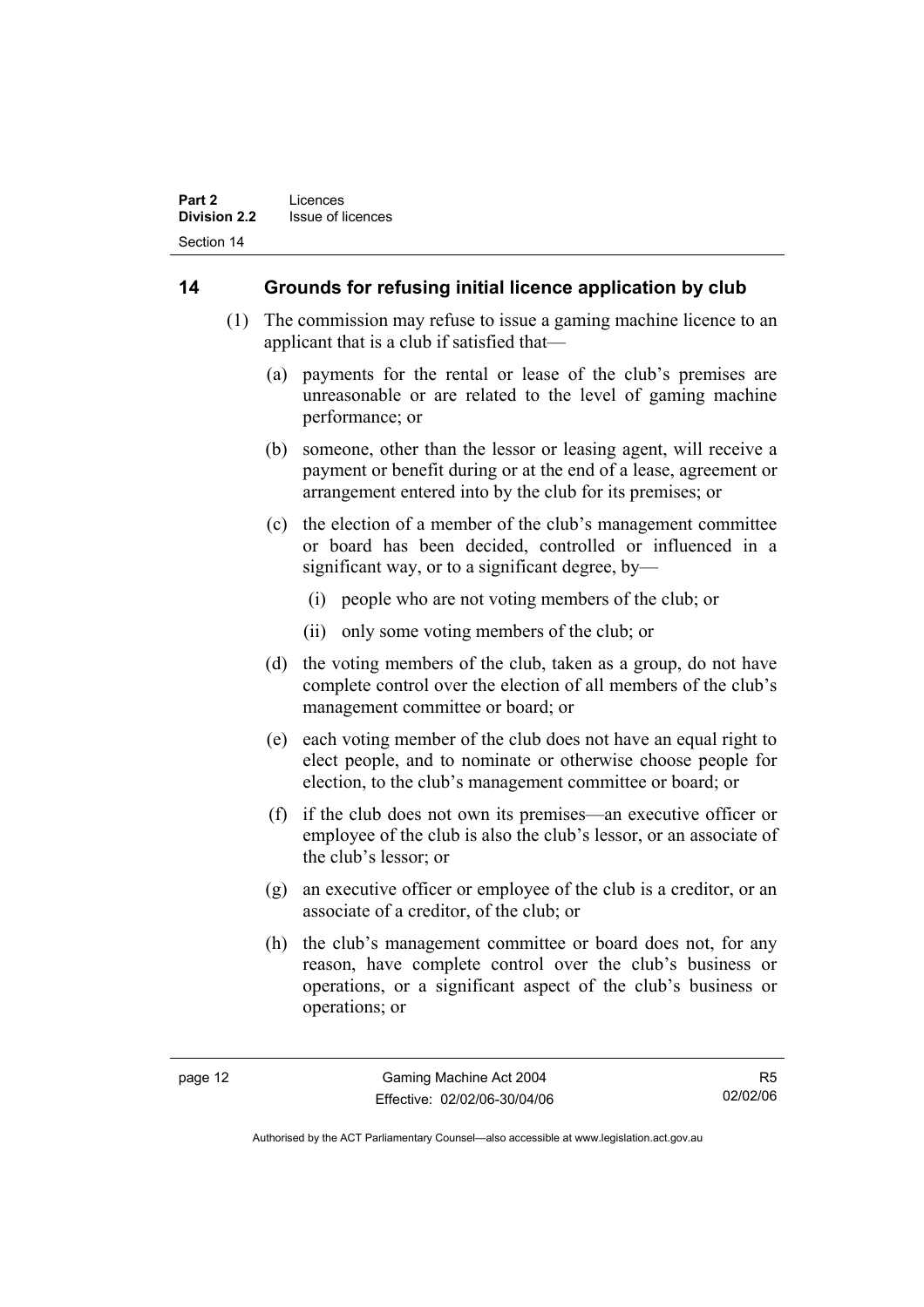## 14 Grounds for refusing initial licence application by club

(1) The commission may refuse to issue a gaming machine licence to an applicant that is a club if satisfied that—

(a) payments for the rental or lease of the club's premises are unreasonable or are related to the level of gaming machine performance; or

(b) someone, other than the lessor or leasing agent, will receive a payment or benefit during or at the end of a lease, agreement or arrangement entered into by the club for its premises; or

(c) the election of a member of the club's management committee or board has been decided, controlled or influenced in a significant way, or to a significant degree, by—

(i) people who are not voting members of the club; or

(ii) only some voting members of the club; or

(d) the voting members of the club, taken as a group, do not have complete control over the election of all members of the club's management committee or board; or

(e) each voting member of the club does not have an equal right to elect people, and to nominate or otherwise choose people for election, to the club's management committee or board; or

(f) if the club does not own its premises—an executive officer or employee of the club is also the club's lessor, or an associate of the club's lessor; or

(g) an executive officer or employee of the club is a creditor, or an associate of a creditor, of the club; or

(h) the club's management committee or board does not, for any reason, have complete control over the club's business or operations, or a significant aspect of the club's business or operations; or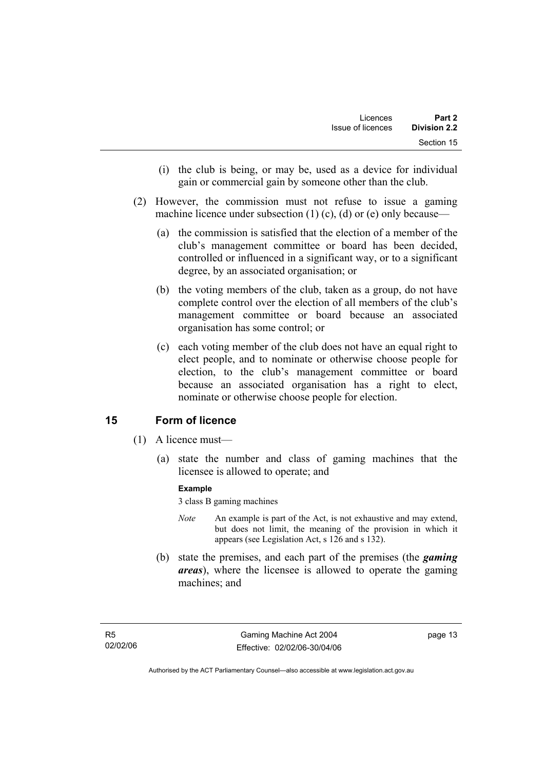(i) the club is being, or may be, used as a device for individual gain or commercial gain by someone other than the club.

(2) However, the commission must not refuse to issue a gaming machine licence under subsection (1) (c), (d) or (e) only because—

(a) the commission is satisfied that the election of a member of the club's management committee or board has been decided, controlled or influenced in a significant way, or to a significant degree, by an associated organisation; or

(b) the voting members of the club, taken as a group, do not have complete control over the election of all members of the club's management committee or board because an associated organisation has some control; or

(c) each voting member of the club does not have an equal right to elect people, and to nominate or otherwise choose people for election, to the club's management committee or board because an associated organisation has a right to elect, nominate or otherwise choose people for election.

## 15 Form of licence

(1) A licence must—

(a) state the number and class of gaming machines that the licensee is allowed to operate; and

**Example**

3 class B gaming machines

*Note* An example is part of the Act, is not exhaustive and may extend, but does not limit, the meaning of the provision in which it appears (see Legislation Act, s 126 and s 132).

(b) state the premises, and each part of the premises (the ***gaming areas***), where the licensee is allowed to operate the gaming machines; and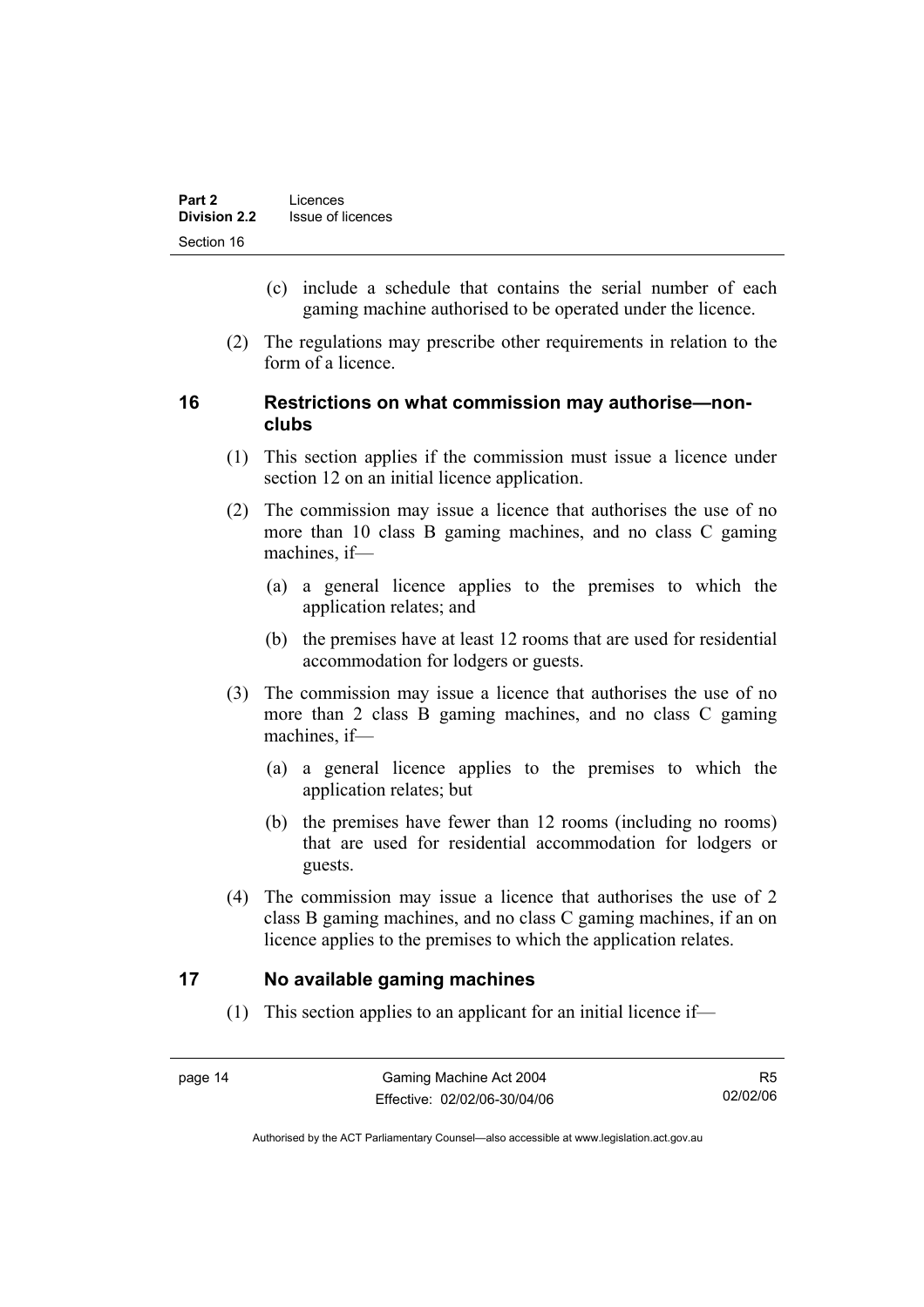(c) include a schedule that contains the serial number of each gaming machine authorised to be operated under the licence.

(2) The regulations may prescribe other requirements in relation to the form of a licence.

## 16 Restrictions on what commission may authorise—non-clubs

(1) This section applies if the commission must issue a licence under section 12 on an initial licence application.

(2) The commission may issue a licence that authorises the use of no more than 10 class B gaming machines, and no class C gaming machines, if—

(a) a general licence applies to the premises to which the application relates; and

(b) the premises have at least 12 rooms that are used for residential accommodation for lodgers or guests.

(3) The commission may issue a licence that authorises the use of no more than 2 class B gaming machines, and no class C gaming machines, if—

(a) a general licence applies to the premises to which the application relates; but

(b) the premises have fewer than 12 rooms (including no rooms) that are used for residential accommodation for lodgers or guests.

(4) The commission may issue a licence that authorises the use of 2 class B gaming machines, and no class C gaming machines, if an on licence applies to the premises to which the application relates.

## 17 No available gaming machines

(1) This section applies to an applicant for an initial licence if—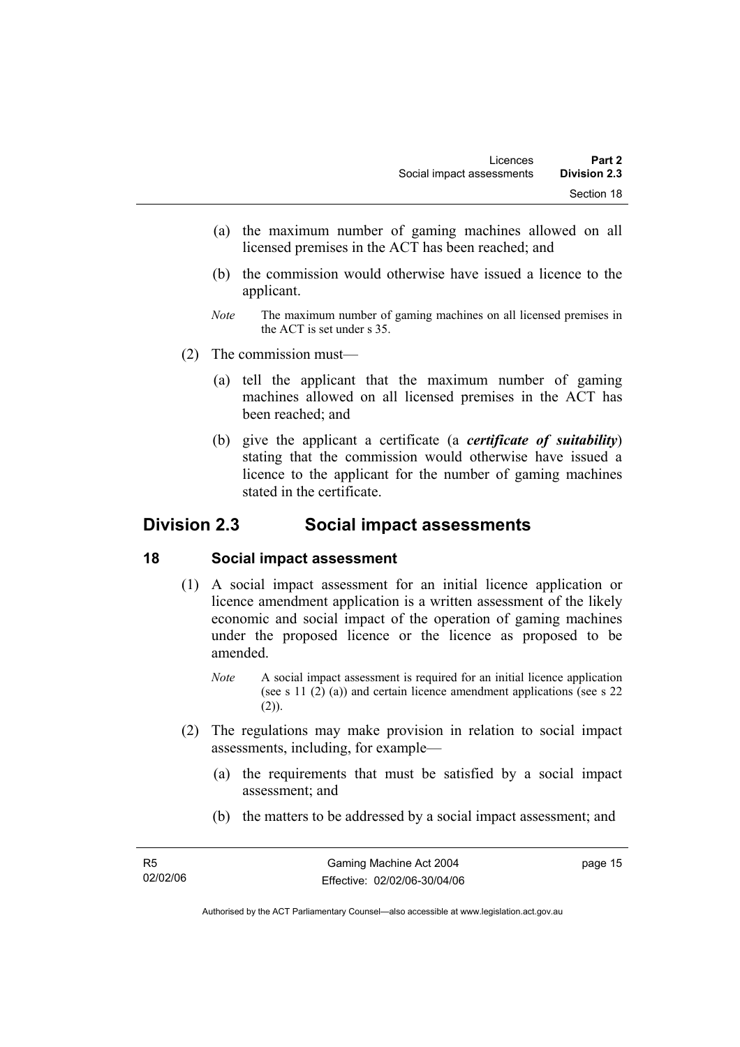(a) the maximum number of gaming machines allowed on all licensed premises in the ACT has been reached; and

(b) the commission would otherwise have issued a licence to the applicant.

*Note* The maximum number of gaming machines on all licensed premises in the ACT is set under s 35.

(2) The commission must—

(a) tell the applicant that the maximum number of gaming machines allowed on all licensed premises in the ACT has been reached; and

(b) give the applicant a certificate (a ***certificate of suitability***) stating that the commission would otherwise have issued a licence to the applicant for the number of gaming machines stated in the certificate.

## Division 2.3 Social impact assessments

### 18 Social impact assessment

(1) A social impact assessment for an initial licence application or licence amendment application is a written assessment of the likely economic and social impact of the operation of gaming machines under the proposed licence or the licence as proposed to be amended.

*Note* A social impact assessment is required for an initial licence application (see s 11 (2) (a)) and certain licence amendment applications (see s 22 (2)).

(2) The regulations may make provision in relation to social impact assessments, including, for example—

(a) the requirements that must be satisfied by a social impact assessment; and

(b) the matters to be addressed by a social impact assessment; and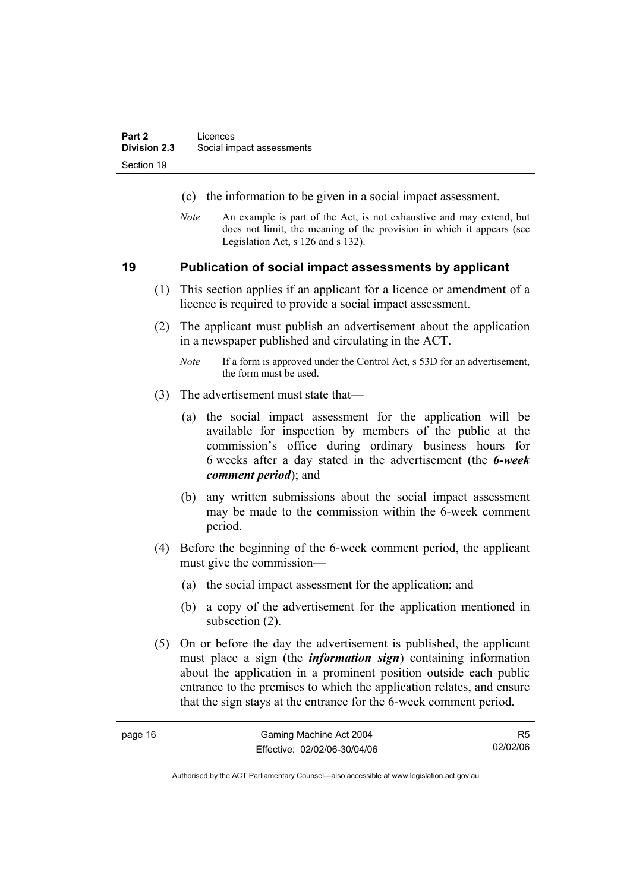(c) the information to be given in a social impact assessment.

*Note* An example is part of the Act, is not exhaustive and may extend, but does not limit, the meaning of the provision in which it appears (see Legislation Act, s 126 and s 132).

## 19 Publication of social impact assessments by applicant

(1) This section applies if an applicant for a licence or amendment of a licence is required to provide a social impact assessment.

(2) The applicant must publish an advertisement about the application in a newspaper published and circulating in the ACT.

*Note* If a form is approved under the Control Act, s 53D for an advertisement, the form must be used.

(3) The advertisement must state that—

(a) the social impact assessment for the application will be available for inspection by members of the public at the commission's office during ordinary business hours for 6 weeks after a day stated in the advertisement (the ***6-week comment period***); and

(b) any written submissions about the social impact assessment may be made to the commission within the 6-week comment period.

(4) Before the beginning of the 6-week comment period, the applicant must give the commission—

(a) the social impact assessment for the application; and

(b) a copy of the advertisement for the application mentioned in subsection (2).

(5) On or before the day the advertisement is published, the applicant must place a sign (the ***information sign***) containing information about the application in a prominent position outside each public entrance to the premises to which the application relates, and ensure that the sign stays at the entrance for the 6-week comment period.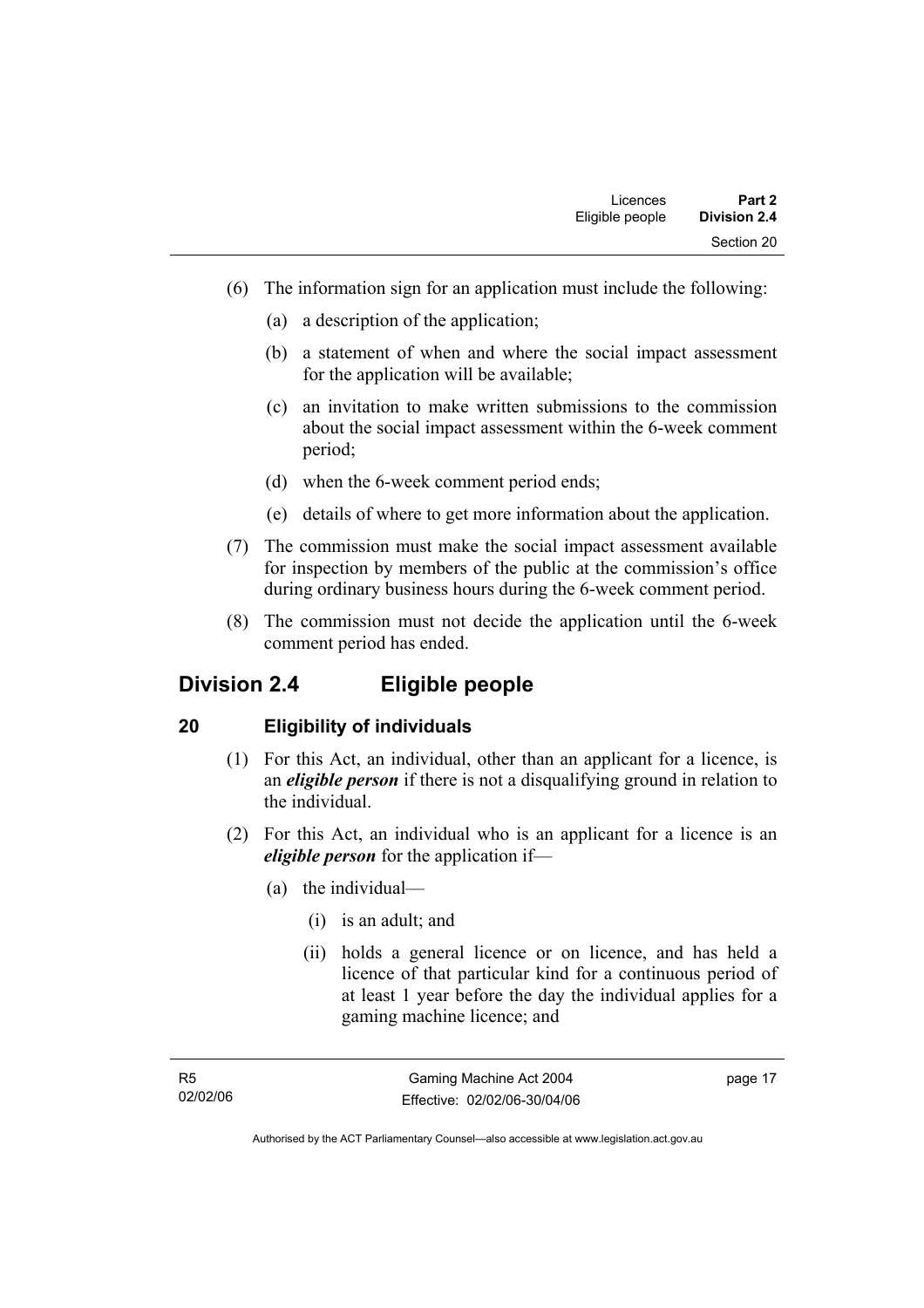(6) The information sign for an application must include the following:

(a) a description of the application;

(b) a statement of when and where the social impact assessment for the application will be available;

(c) an invitation to make written submissions to the commission about the social impact assessment within the 6-week comment period;

(d) when the 6-week comment period ends;

(e) details of where to get more information about the application.

(7) The commission must make the social impact assessment available for inspection by members of the public at the commission's office during ordinary business hours during the 6-week comment period.

(8) The commission must not decide the application until the 6-week comment period has ended.

## Division 2.4 Eligible people

### 20 Eligibility of individuals

(1) For this Act, an individual, other than an applicant for a licence, is an ***eligible person*** if there is not a disqualifying ground in relation to the individual.

(2) For this Act, an individual who is an applicant for a licence is an ***eligible person*** for the application if—

(a) the individual—

(i) is an adult; and

(ii) holds a general licence or on licence, and has held a licence of that particular kind for a continuous period of at least 1 year before the day the individual applies for a gaming machine licence; and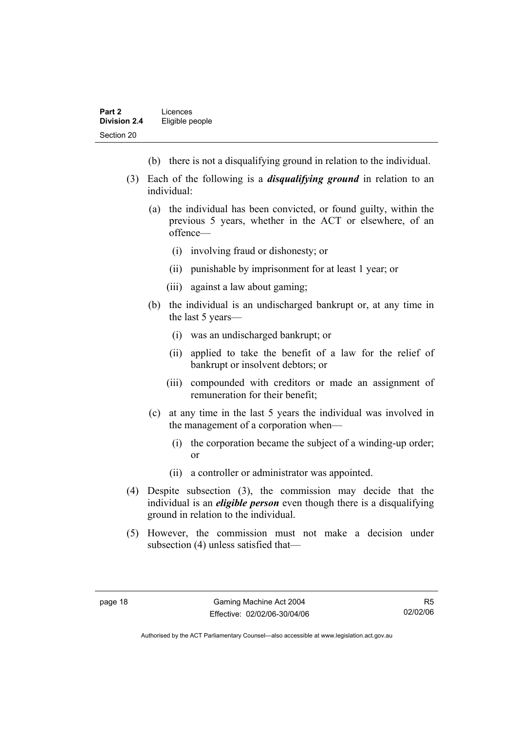(b) there is not a disqualifying ground in relation to the individual.

(3) Each of the following is a ***disqualifying ground*** in relation to an individual:

(a) the individual has been convicted, or found guilty, within the previous 5 years, whether in the ACT or elsewhere, of an offence—

(i) involving fraud or dishonesty; or

(ii) punishable by imprisonment for at least 1 year; or

(iii) against a law about gaming;

(b) the individual is an undischarged bankrupt or, at any time in the last 5 years—

(i) was an undischarged bankrupt; or

(ii) applied to take the benefit of a law for the relief of bankrupt or insolvent debtors; or

(iii) compounded with creditors or made an assignment of remuneration for their benefit;

(c) at any time in the last 5 years the individual was involved in the management of a corporation when—

(i) the corporation became the subject of a winding-up order; or

(ii) a controller or administrator was appointed.

(4) Despite subsection (3), the commission may decide that the individual is an ***eligible person*** even though there is a disqualifying ground in relation to the individual.

(5) However, the commission must not make a decision under subsection (4) unless satisfied that—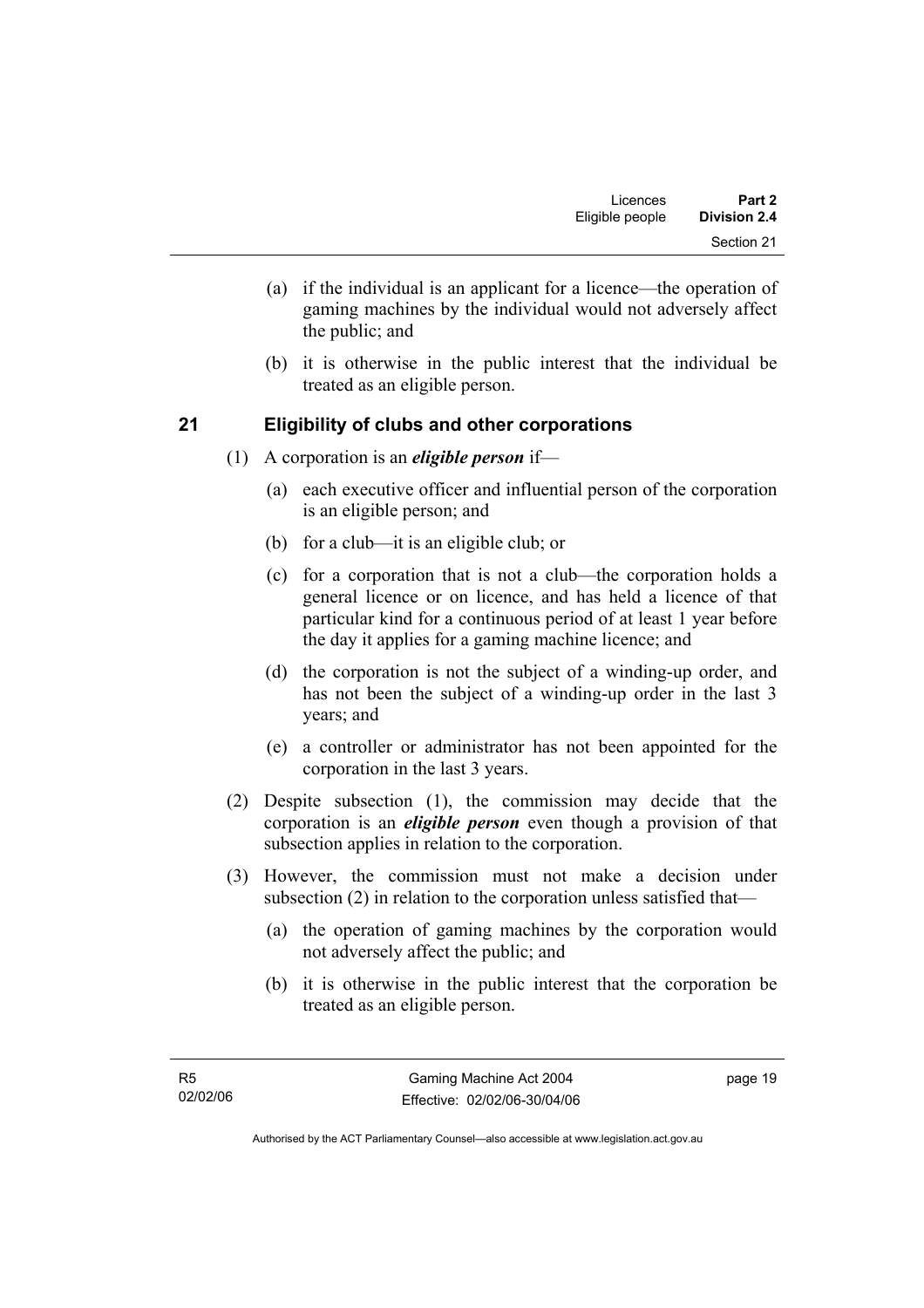(a) if the individual is an applicant for a licence—the operation of gaming machines by the individual would not adversely affect the public; and

(b) it is otherwise in the public interest that the individual be treated as an eligible person.

## 21 Eligibility of clubs and other corporations

(1) A corporation is an ***eligible person*** if—

(a) each executive officer and influential person of the corporation is an eligible person; and

(b) for a club—it is an eligible club; or

(c) for a corporation that is not a club—the corporation holds a general licence or on licence, and has held a licence of that particular kind for a continuous period of at least 1 year before the day it applies for a gaming machine licence; and

(d) the corporation is not the subject of a winding-up order, and has not been the subject of a winding-up order in the last 3 years; and

(e) a controller or administrator has not been appointed for the corporation in the last 3 years.

(2) Despite subsection (1), the commission may decide that the corporation is an ***eligible person*** even though a provision of that subsection applies in relation to the corporation.

(3) However, the commission must not make a decision under subsection (2) in relation to the corporation unless satisfied that—

(a) the operation of gaming machines by the corporation would not adversely affect the public; and

(b) it is otherwise in the public interest that the corporation be treated as an eligible person.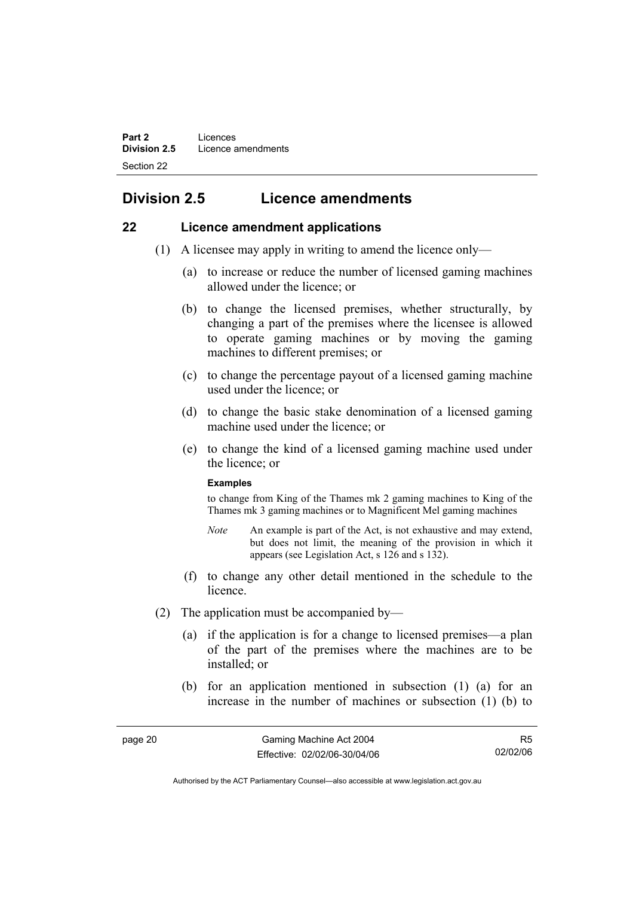## Division 2.5 Licence amendments

### 22 Licence amendment applications

(1) A licensee may apply in writing to amend the licence only—

(a) to increase or reduce the number of licensed gaming machines allowed under the licence; or

(b) to change the licensed premises, whether structurally, by changing a part of the premises where the licensee is allowed to operate gaming machines or by moving the gaming machines to different premises; or

(c) to change the percentage payout of a licensed gaming machine used under the licence; or

(d) to change the basic stake denomination of a licensed gaming machine used under the licence; or

(e) to change the kind of a licensed gaming machine used under the licence; or

**Examples**

to change from King of the Thames mk 2 gaming machines to King of the Thames mk 3 gaming machines or to Magnificent Mel gaming machines

*Note* An example is part of the Act, is not exhaustive and may extend, but does not limit, the meaning of the provision in which it appears (see Legislation Act, s 126 and s 132).

(f) to change any other detail mentioned in the schedule to the licence.

(2) The application must be accompanied by—

(a) if the application is for a change to licensed premises—a plan of the part of the premises where the machines are to be installed; or

(b) for an application mentioned in subsection (1) (a) for an increase in the number of machines or subsection (1) (b) to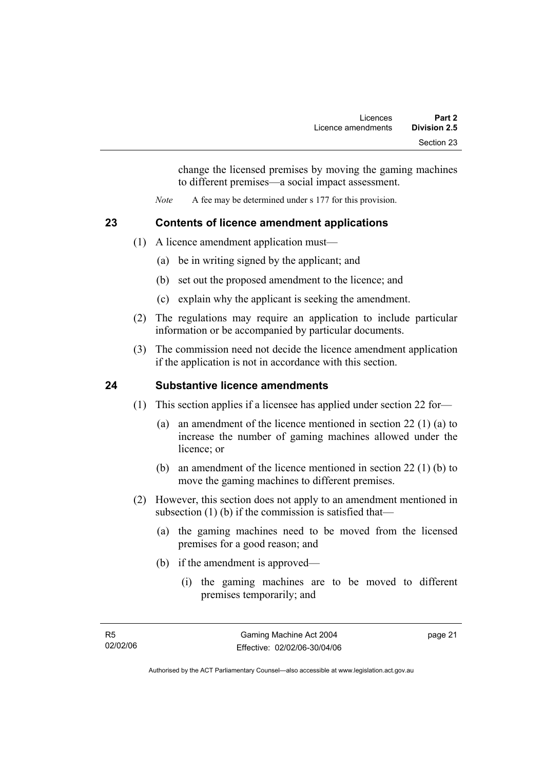change the licensed premises by moving the gaming machines to different premises—a social impact assessment.

*Note* A fee may be determined under s 177 for this provision.

## 23 Contents of licence amendment applications

(1) A licence amendment application must—

(a) be in writing signed by the applicant; and

(b) set out the proposed amendment to the licence; and

(c) explain why the applicant is seeking the amendment.

(2) The regulations may require an application to include particular information or be accompanied by particular documents.

(3) The commission need not decide the licence amendment application if the application is not in accordance with this section.

## 24 Substantive licence amendments

(1) This section applies if a licensee has applied under section 22 for—

(a) an amendment of the licence mentioned in section 22 (1) (a) to increase the number of gaming machines allowed under the licence; or

(b) an amendment of the licence mentioned in section 22 (1) (b) to move the gaming machines to different premises.

(2) However, this section does not apply to an amendment mentioned in subsection (1) (b) if the commission is satisfied that—

(a) the gaming machines need to be moved from the licensed premises for a good reason; and

(b) if the amendment is approved—

(i) the gaming machines are to be moved to different premises temporarily; and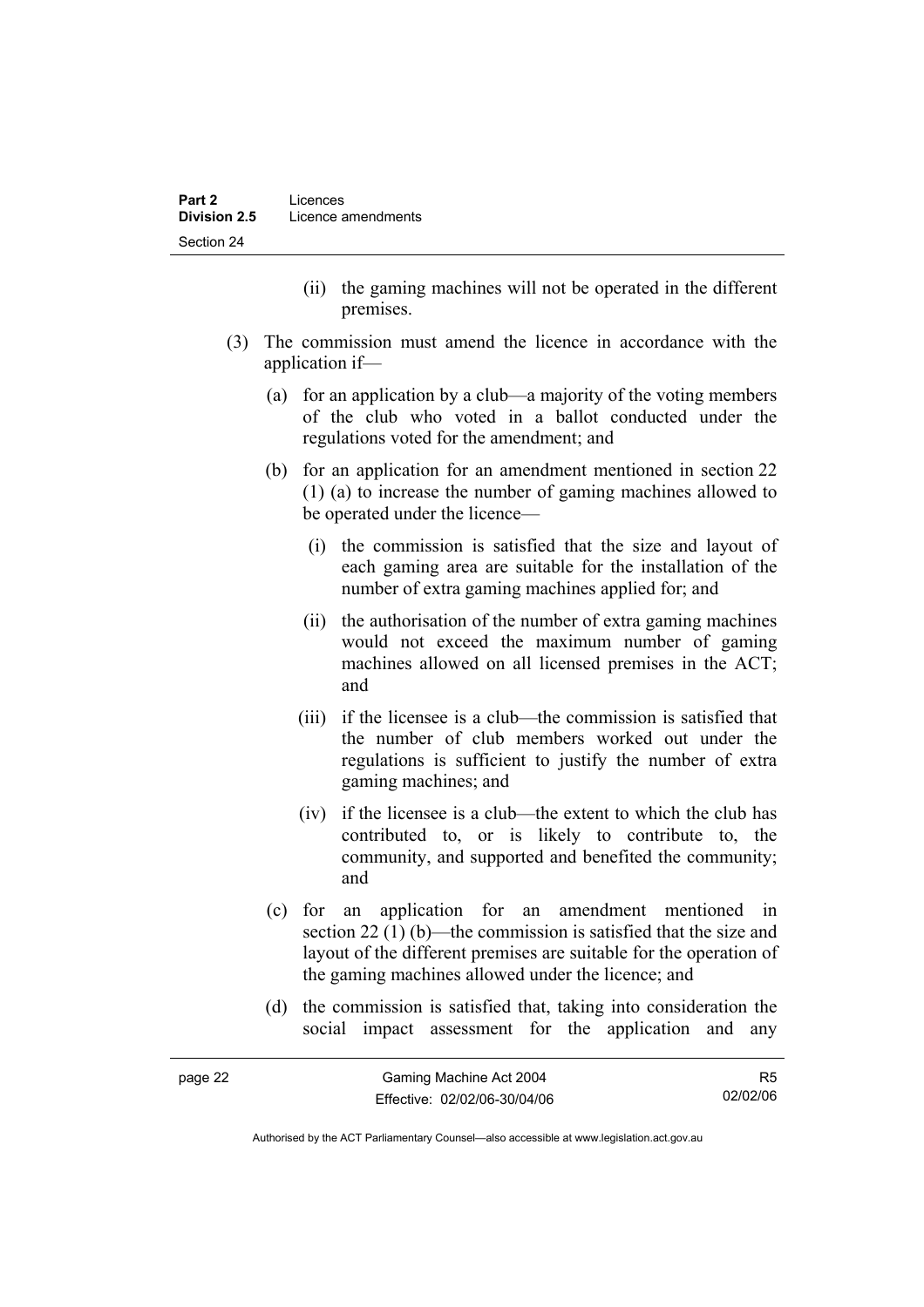(ii) the gaming machines will not be operated in the different premises.

(3) The commission must amend the licence in accordance with the application if—

(a) for an application by a club—a majority of the voting members of the club who voted in a ballot conducted under the regulations voted for the amendment; and

(b) for an application for an amendment mentioned in section 22 (1) (a) to increase the number of gaming machines allowed to be operated under the licence—

(i) the commission is satisfied that the size and layout of each gaming area are suitable for the installation of the number of extra gaming machines applied for; and

(ii) the authorisation of the number of extra gaming machines would not exceed the maximum number of gaming machines allowed on all licensed premises in the ACT; and

(iii) if the licensee is a club—the commission is satisfied that the number of club members worked out under the regulations is sufficient to justify the number of extra gaming machines; and

(iv) if the licensee is a club—the extent to which the club has contributed to, or is likely to contribute to, the community, and supported and benefited the community; and

(c) for an application for an amendment mentioned in section 22 (1) (b)—the commission is satisfied that the size and layout of the different premises are suitable for the operation of the gaming machines allowed under the licence; and

(d) the commission is satisfied that, taking into consideration the social impact assessment for the application and any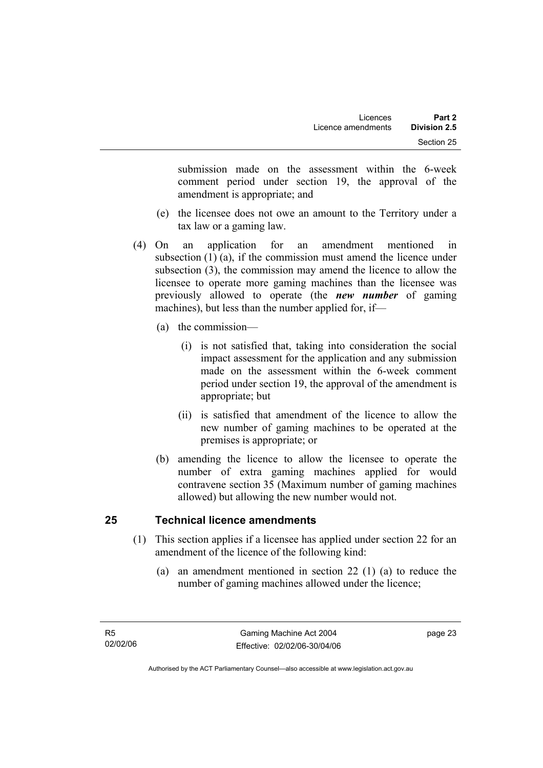submission made on the assessment within the 6-week comment period under section 19, the approval of the amendment is appropriate; and

(e) the licensee does not owe an amount to the Territory under a tax law or a gaming law.

(4) On an application for an amendment mentioned in subsection (1) (a), if the commission must amend the licence under subsection (3), the commission may amend the licence to allow the licensee to operate more gaming machines than the licensee was previously allowed to operate (the ***new number*** of gaming machines), but less than the number applied for, if—

(a) the commission—

(i) is not satisfied that, taking into consideration the social impact assessment for the application and any submission made on the assessment within the 6-week comment period under section 19, the approval of the amendment is appropriate; but

(ii) is satisfied that amendment of the licence to allow the new number of gaming machines to be operated at the premises is appropriate; or

(b) amending the licence to allow the licensee to operate the number of extra gaming machines applied for would contravene section 35 (Maximum number of gaming machines allowed) but allowing the new number would not.

## 25 Technical licence amendments

(1) This section applies if a licensee has applied under section 22 for an amendment of the licence of the following kind:

(a) an amendment mentioned in section 22 (1) (a) to reduce the number of gaming machines allowed under the licence;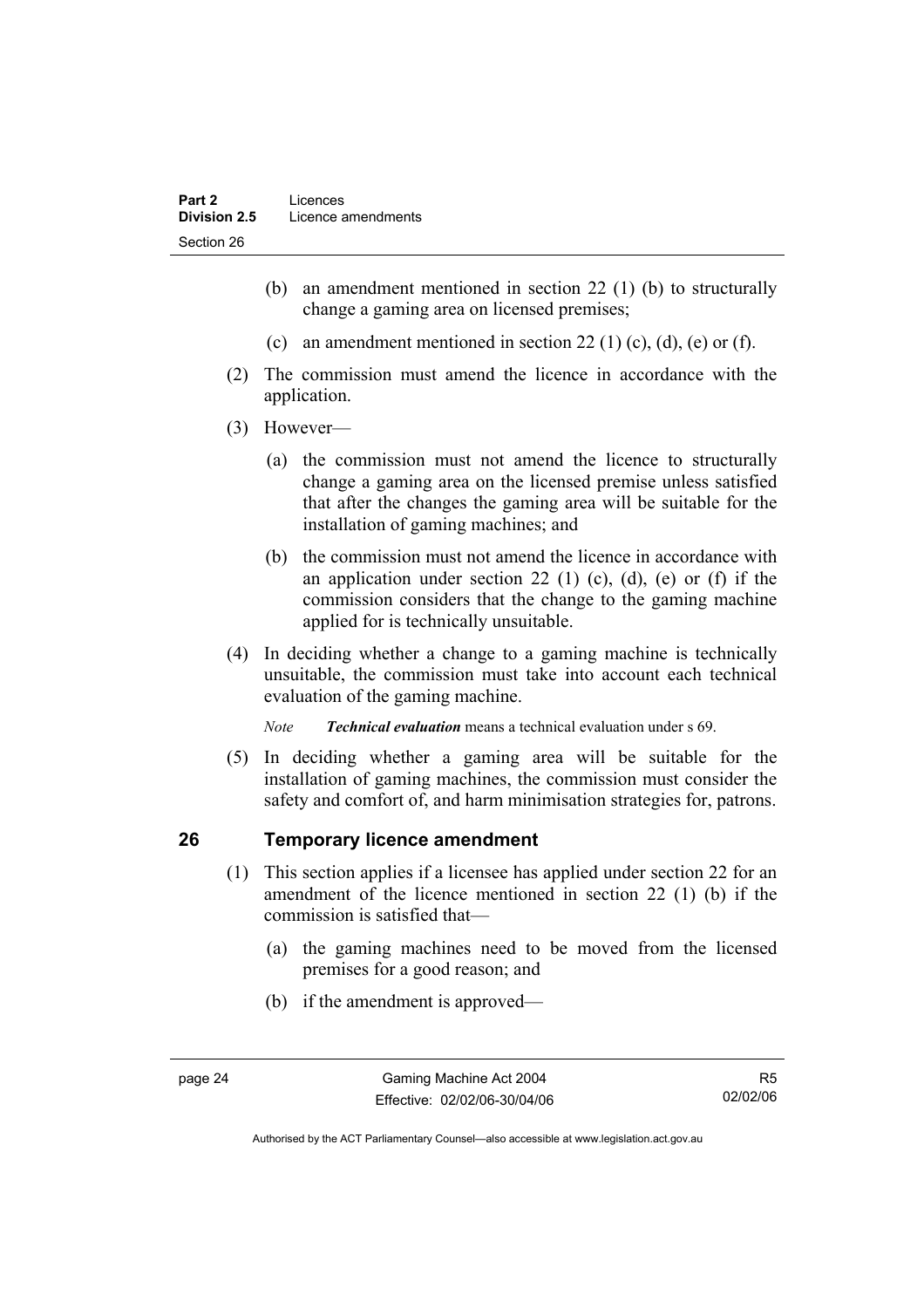(b) an amendment mentioned in section 22 (1) (b) to structurally change a gaming area on licensed premises;

(c) an amendment mentioned in section 22 (1) (c), (d), (e) or (f).

(2) The commission must amend the licence in accordance with the application.

(3) However—

(a) the commission must not amend the licence to structurally change a gaming area on the licensed premise unless satisfied that after the changes the gaming area will be suitable for the installation of gaming machines; and

(b) the commission must not amend the licence in accordance with an application under section 22 (1) (c), (d), (e) or (f) if the commission considers that the change to the gaming machine applied for is technically unsuitable.

(4) In deciding whether a change to a gaming machine is technically unsuitable, the commission must take into account each technical evaluation of the gaming machine.

*Note* ***Technical evaluation*** means a technical evaluation under s 69.

(5) In deciding whether a gaming area will be suitable for the installation of gaming machines, the commission must consider the safety and comfort of, and harm minimisation strategies for, patrons.

## 26 Temporary licence amendment

(1) This section applies if a licensee has applied under section 22 for an amendment of the licence mentioned in section 22 (1) (b) if the commission is satisfied that—

(a) the gaming machines need to be moved from the licensed premises for a good reason; and

(b) if the amendment is approved—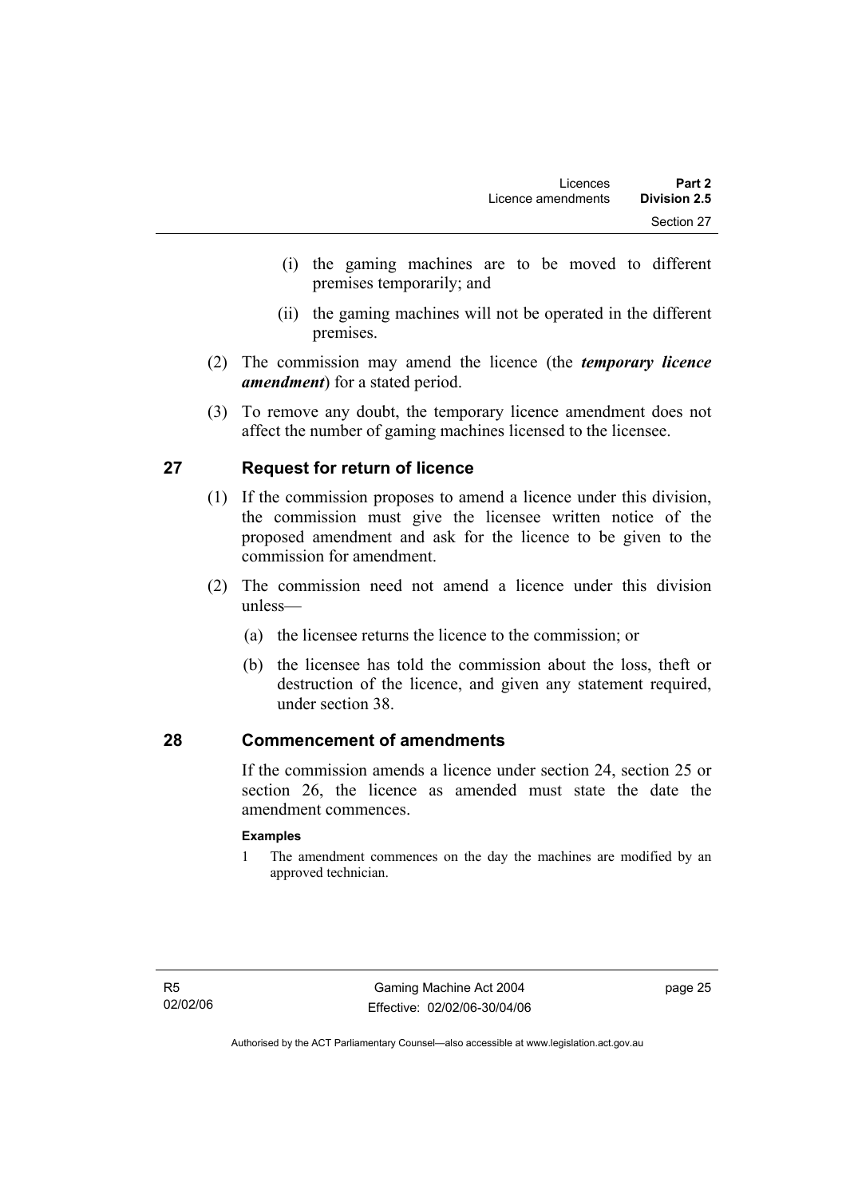(i) the gaming machines are to be moved to different premises temporarily; and

(ii) the gaming machines will not be operated in the different premises.

(2) The commission may amend the licence (the ***temporary licence amendment***) for a stated period.

(3) To remove any doubt, the temporary licence amendment does not affect the number of gaming machines licensed to the licensee.

## 27 Request for return of licence

(1) If the commission proposes to amend a licence under this division, the commission must give the licensee written notice of the proposed amendment and ask for the licence to be given to the commission for amendment.

(2) The commission need not amend a licence under this division unless—

(a) the licensee returns the licence to the commission; or

(b) the licensee has told the commission about the loss, theft or destruction of the licence, and given any statement required, under section 38.

## 28 Commencement of amendments

If the commission amends a licence under section 24, section 25 or section 26, the licence as amended must state the date the amendment commences.

**Examples**

1 The amendment commences on the day the machines are modified by an approved technician.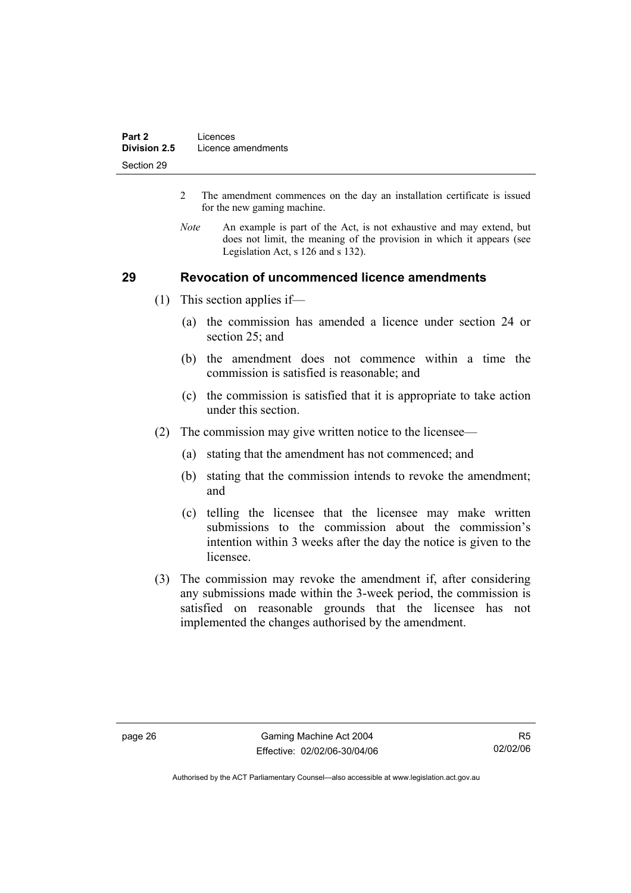2 The amendment commences on the day an installation certificate is issued for the new gaming machine.

*Note* An example is part of the Act, is not exhaustive and may extend, but does not limit, the meaning of the provision in which it appears (see Legislation Act, s 126 and s 132).

## 29 Revocation of uncommenced licence amendments

(1) This section applies if—

(a) the commission has amended a licence under section 24 or section 25; and

(b) the amendment does not commence within a time the commission is satisfied is reasonable; and

(c) the commission is satisfied that it is appropriate to take action under this section.

(2) The commission may give written notice to the licensee—

(a) stating that the amendment has not commenced; and

(b) stating that the commission intends to revoke the amendment; and

(c) telling the licensee that the licensee may make written submissions to the commission about the commission's intention within 3 weeks after the day the notice is given to the licensee.

(3) The commission may revoke the amendment if, after considering any submissions made within the 3-week period, the commission is satisfied on reasonable grounds that the licensee has not implemented the changes authorised by the amendment.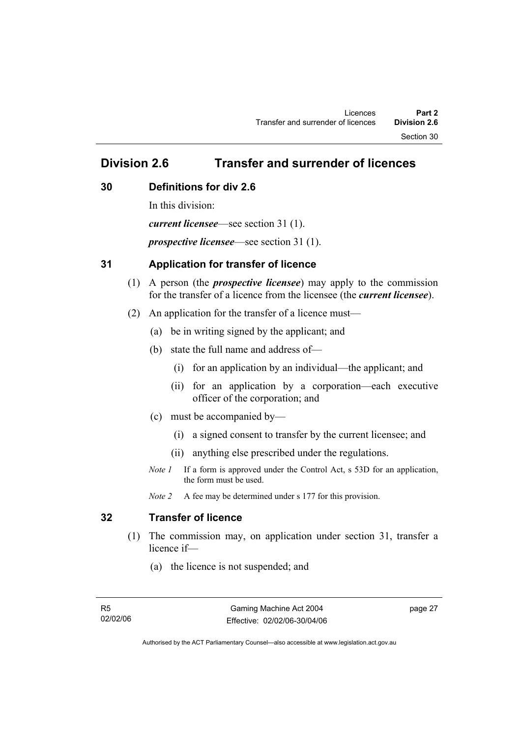## Division 2.6 Transfer and surrender of licences

### 30 Definitions for div 2.6

In this division:

***current licensee***—see section 31 (1).

***prospective licensee***—see section 31 (1).

### 31 Application for transfer of licence

(1) A person (the ***prospective licensee***) may apply to the commission for the transfer of a licence from the licensee (the ***current licensee***).

(2) An application for the transfer of a licence must—

(a) be in writing signed by the applicant; and

(b) state the full name and address of—

(i) for an application by an individual—the applicant; and

(ii) for an application by a corporation—each executive officer of the corporation; and

(c) must be accompanied by—

(i) a signed consent to transfer by the current licensee; and

(ii) anything else prescribed under the regulations.

*Note 1* If a form is approved under the Control Act, s 53D for an application, the form must be used.

*Note 2* A fee may be determined under s 177 for this provision.

### 32 Transfer of licence

(1) The commission may, on application under section 31, transfer a licence if—

(a) the licence is not suspended; and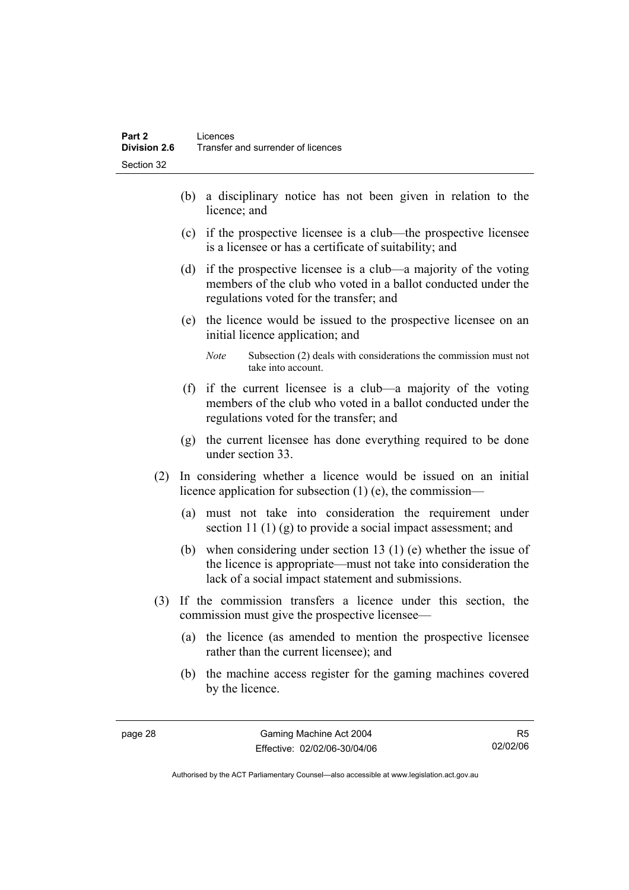(b) a disciplinary notice has not been given in relation to the licence; and

(c) if the prospective licensee is a club—the prospective licensee is a licensee or has a certificate of suitability; and

(d) if the prospective licensee is a club—a majority of the voting members of the club who voted in a ballot conducted under the regulations voted for the transfer; and

(e) the licence would be issued to the prospective licensee on an initial licence application; and

*Note* Subsection (2) deals with considerations the commission must not take into account.

(f) if the current licensee is a club—a majority of the voting members of the club who voted in a ballot conducted under the regulations voted for the transfer; and

(g) the current licensee has done everything required to be done under section 33.

(2) In considering whether a licence would be issued on an initial licence application for subsection (1) (e), the commission—

(a) must not take into consideration the requirement under section 11 (1) (g) to provide a social impact assessment; and

(b) when considering under section 13 (1) (e) whether the issue of the licence is appropriate—must not take into consideration the lack of a social impact statement and submissions.

(3) If the commission transfers a licence under this section, the commission must give the prospective licensee—

(a) the licence (as amended to mention the prospective licensee rather than the current licensee); and

(b) the machine access register for the gaming machines covered by the licence.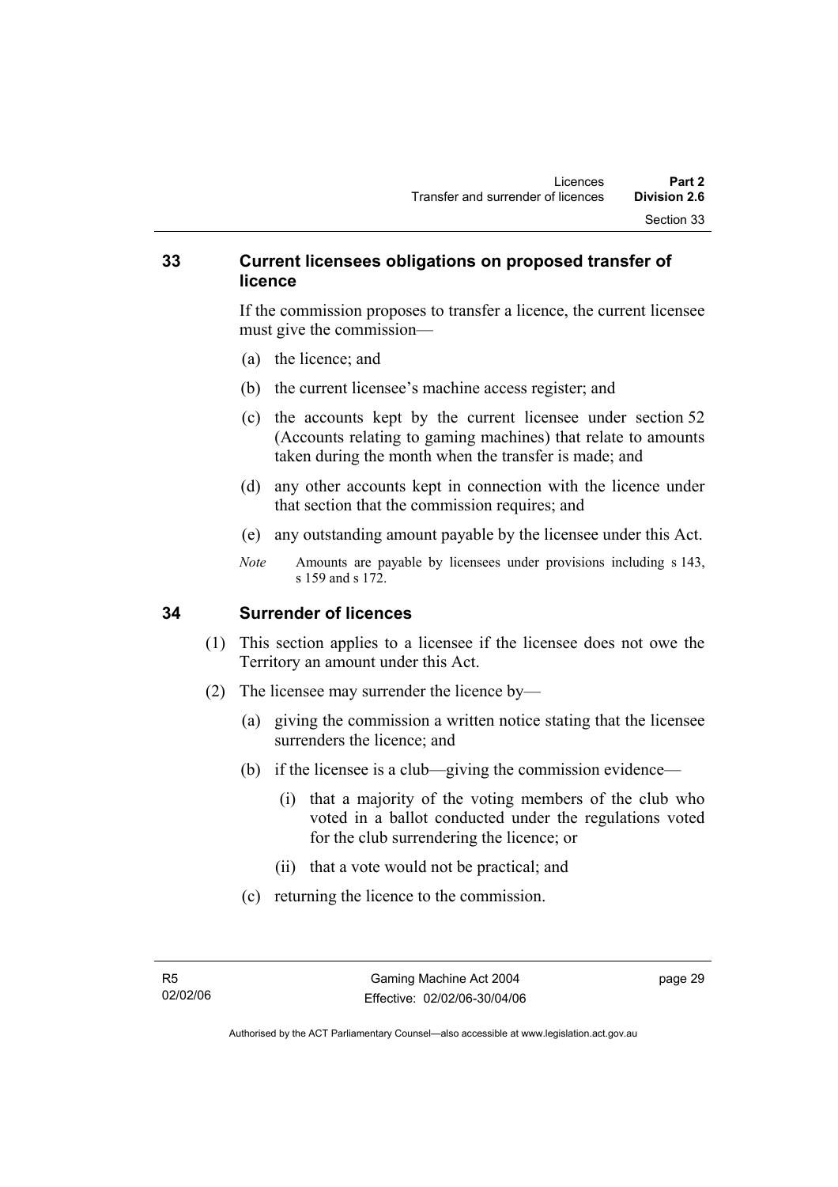## 33 Current licensees obligations on proposed transfer of licence

If the commission proposes to transfer a licence, the current licensee must give the commission—

(a) the licence; and

(b) the current licensee's machine access register; and

(c) the accounts kept by the current licensee under section 52 (Accounts relating to gaming machines) that relate to amounts taken during the month when the transfer is made; and

(d) any other accounts kept in connection with the licence under that section that the commission requires; and

(e) any outstanding amount payable by the licensee under this Act.

*Note* Amounts are payable by licensees under provisions including s 143, s 159 and s 172.

## 34 Surrender of licences

(1) This section applies to a licensee if the licensee does not owe the Territory an amount under this Act.

(2) The licensee may surrender the licence by—

(a) giving the commission a written notice stating that the licensee surrenders the licence; and

(b) if the licensee is a club—giving the commission evidence—

(i) that a majority of the voting members of the club who voted in a ballot conducted under the regulations voted for the club surrendering the licence; or

(ii) that a vote would not be practical; and

(c) returning the licence to the commission.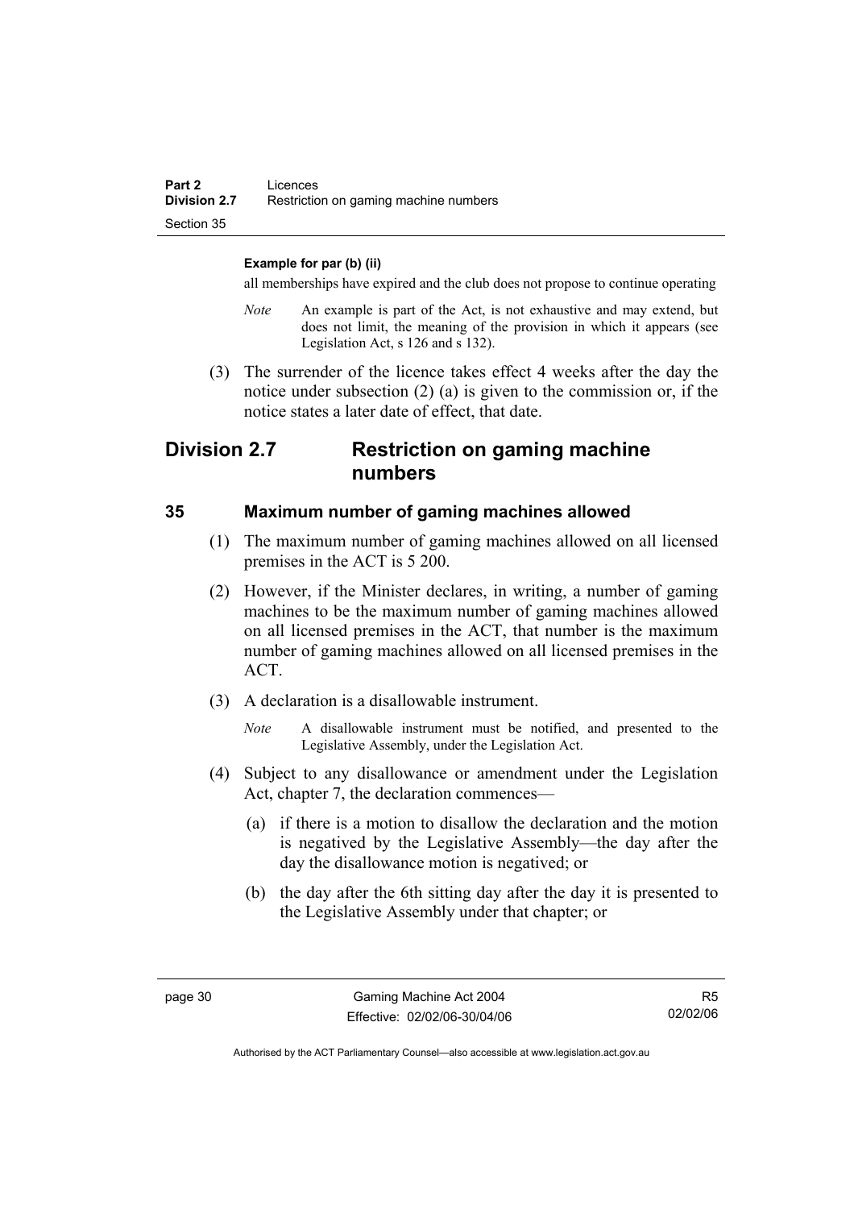**Example for par (b) (ii)**

all memberships have expired and the club does not propose to continue operating

*Note* An example is part of the Act, is not exhaustive and may extend, but does not limit, the meaning of the provision in which it appears (see Legislation Act, s 126 and s 132).

(3) The surrender of the licence takes effect 4 weeks after the day the notice under subsection (2) (a) is given to the commission or, if the notice states a later date of effect, that date.

## Division 2.7 Restriction on gaming machine numbers

### 35 Maximum number of gaming machines allowed

(1) The maximum number of gaming machines allowed on all licensed premises in the ACT is 5 200.

(2) However, if the Minister declares, in writing, a number of gaming machines to be the maximum number of gaming machines allowed on all licensed premises in the ACT, that number is the maximum number of gaming machines allowed on all licensed premises in the ACT.

(3) A declaration is a disallowable instrument.

*Note* A disallowable instrument must be notified, and presented to the Legislative Assembly, under the Legislation Act.

(4) Subject to any disallowance or amendment under the Legislation Act, chapter 7, the declaration commences—

(a) if there is a motion to disallow the declaration and the motion is negatived by the Legislative Assembly—the day after the day the disallowance motion is negatived; or

(b) the day after the 6th sitting day after the day it is presented to the Legislative Assembly under that chapter; or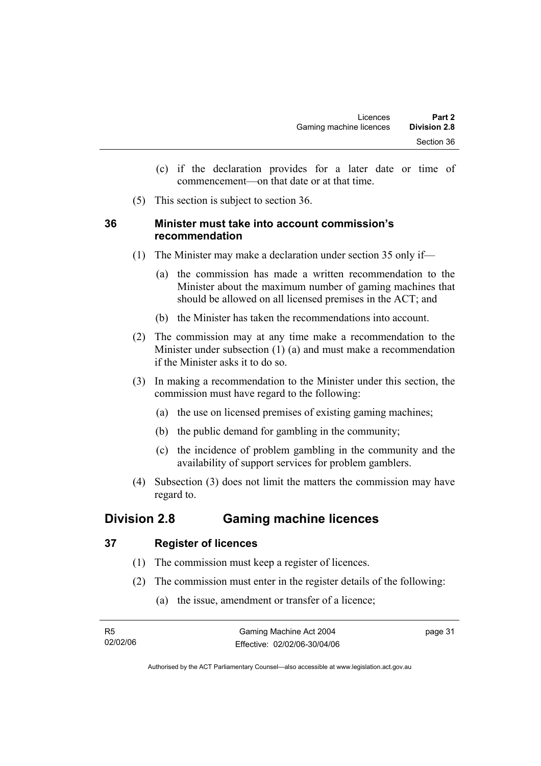(c) if the declaration provides for a later date or time of commencement—on that date or at that time.

(5) This section is subject to section 36.

### 36 Minister must take into account commission's recommendation

(1) The Minister may make a declaration under section 35 only if—

(a) the commission has made a written recommendation to the Minister about the maximum number of gaming machines that should be allowed on all licensed premises in the ACT; and

(b) the Minister has taken the recommendations into account.

(2) The commission may at any time make a recommendation to the Minister under subsection (1) (a) and must make a recommendation if the Minister asks it to do so.

(3) In making a recommendation to the Minister under this section, the commission must have regard to the following:

(a) the use on licensed premises of existing gaming machines;

(b) the public demand for gambling in the community;

(c) the incidence of problem gambling in the community and the availability of support services for problem gamblers.

(4) Subsection (3) does not limit the matters the commission may have regard to.

## Division 2.8 Gaming machine licences

### 37 Register of licences

(1) The commission must keep a register of licences.

(2) The commission must enter in the register details of the following:

(a) the issue, amendment or transfer of a licence;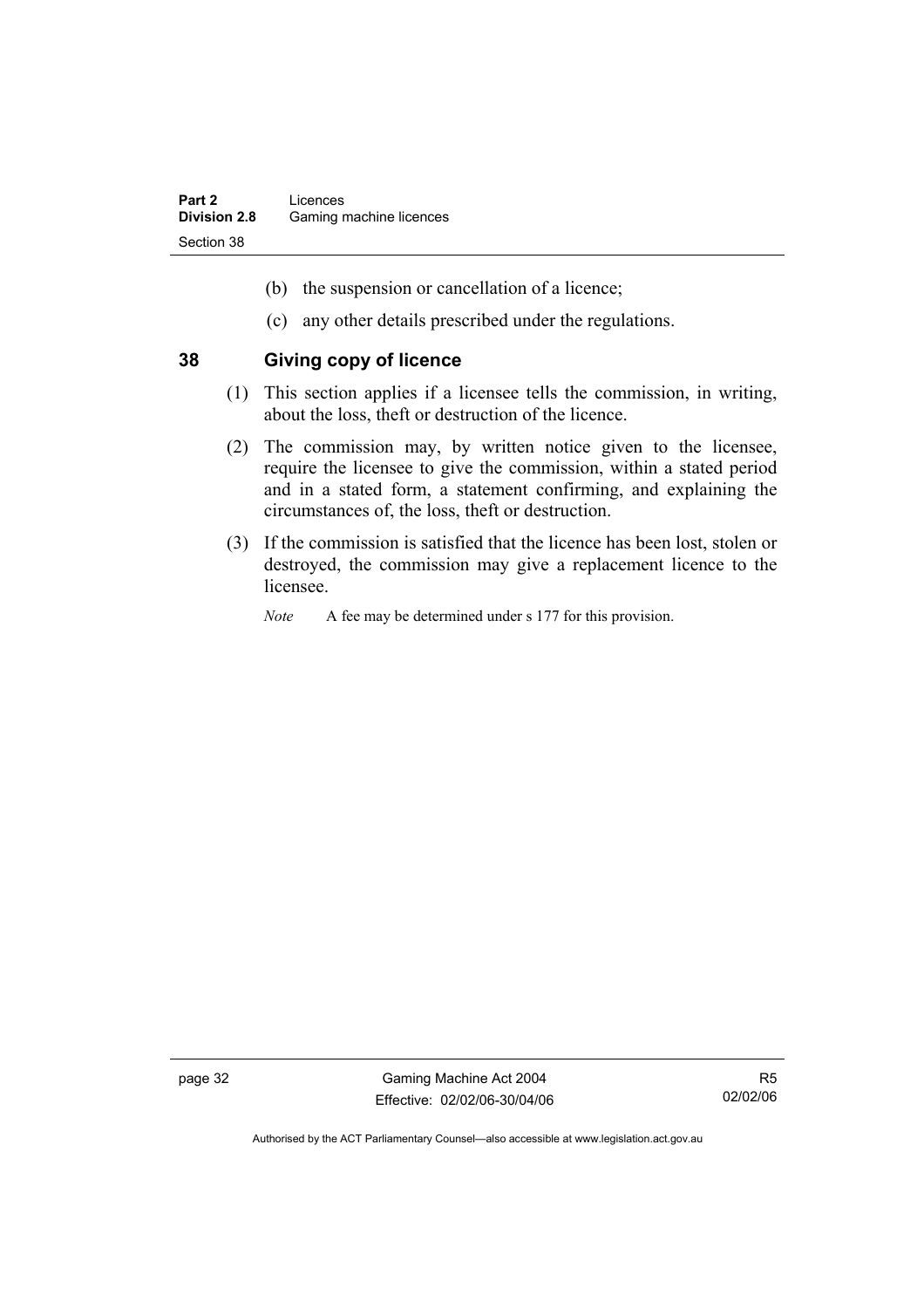(b) the suspension or cancellation of a licence;

(c) any other details prescribed under the regulations.

### 38 Giving copy of licence

(1) This section applies if a licensee tells the commission, in writing, about the loss, theft or destruction of the licence.

(2) The commission may, by written notice given to the licensee, require the licensee to give the commission, within a stated period and in a stated form, a statement confirming, and explaining the circumstances of, the loss, theft or destruction.

(3) If the commission is satisfied that the licence has been lost, stolen or destroyed, the commission may give a replacement licence to the licensee.

*Note* A fee may be determined under s 177 for this provision.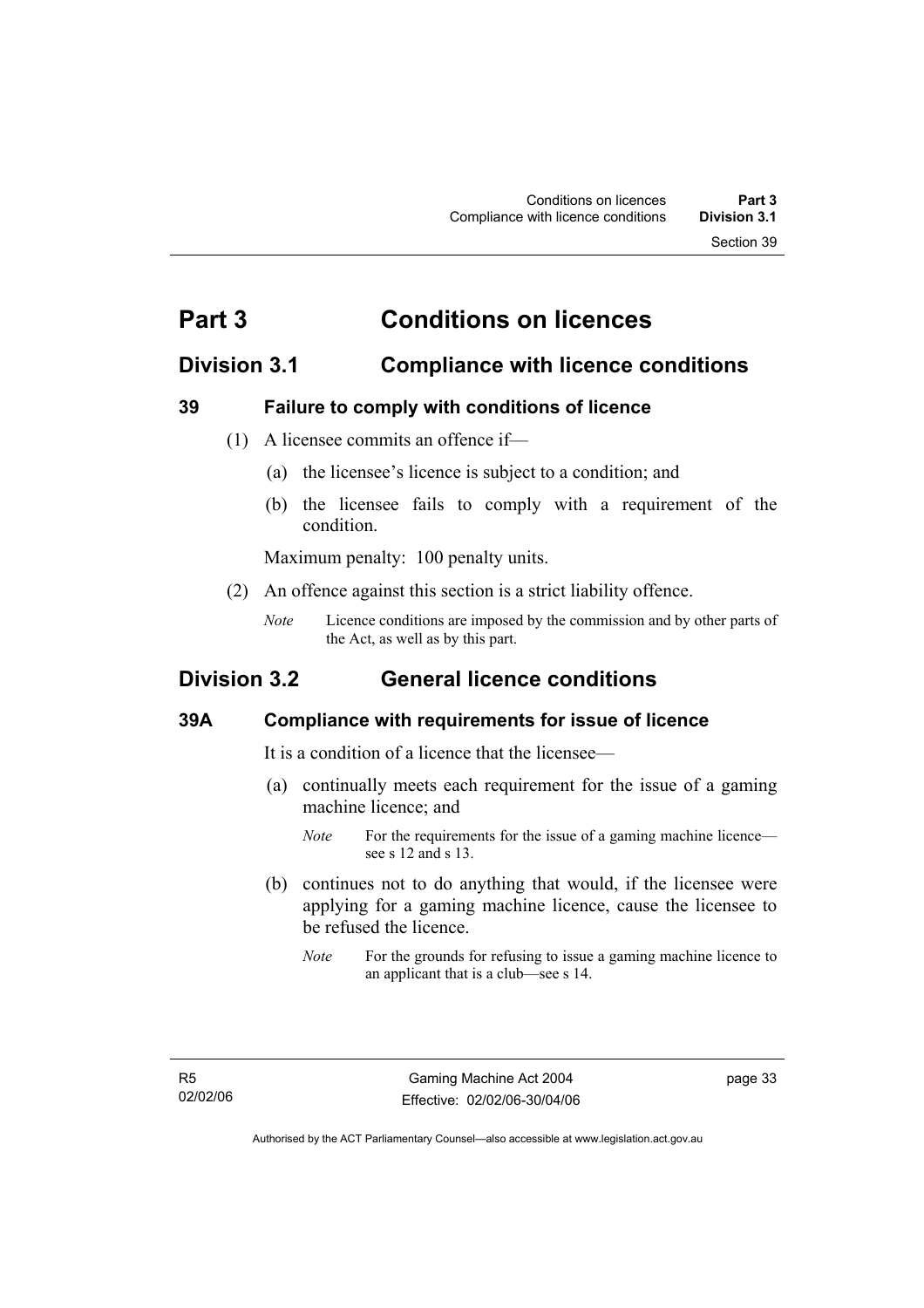# Part 3 Conditions on licences

## Division 3.1 Compliance with licence conditions

### 39 Failure to comply with conditions of licence

(1) A licensee commits an offence if—

(a) the licensee's licence is subject to a condition; and

(b) the licensee fails to comply with a requirement of the condition.

Maximum penalty: 100 penalty units.

(2) An offence against this section is a strict liability offence.

*Note* Licence conditions are imposed by the commission and by other parts of the Act, as well as by this part.

## Division 3.2 General licence conditions

### 39A Compliance with requirements for issue of licence

It is a condition of a licence that the licensee—

(a) continually meets each requirement for the issue of a gaming machine licence; and

*Note* For the requirements for the issue of a gaming machine licence—see s 12 and s 13.

(b) continues not to do anything that would, if the licensee were applying for a gaming machine licence, cause the licensee to be refused the licence.

*Note* For the grounds for refusing to issue a gaming machine licence to an applicant that is a club—see s 14.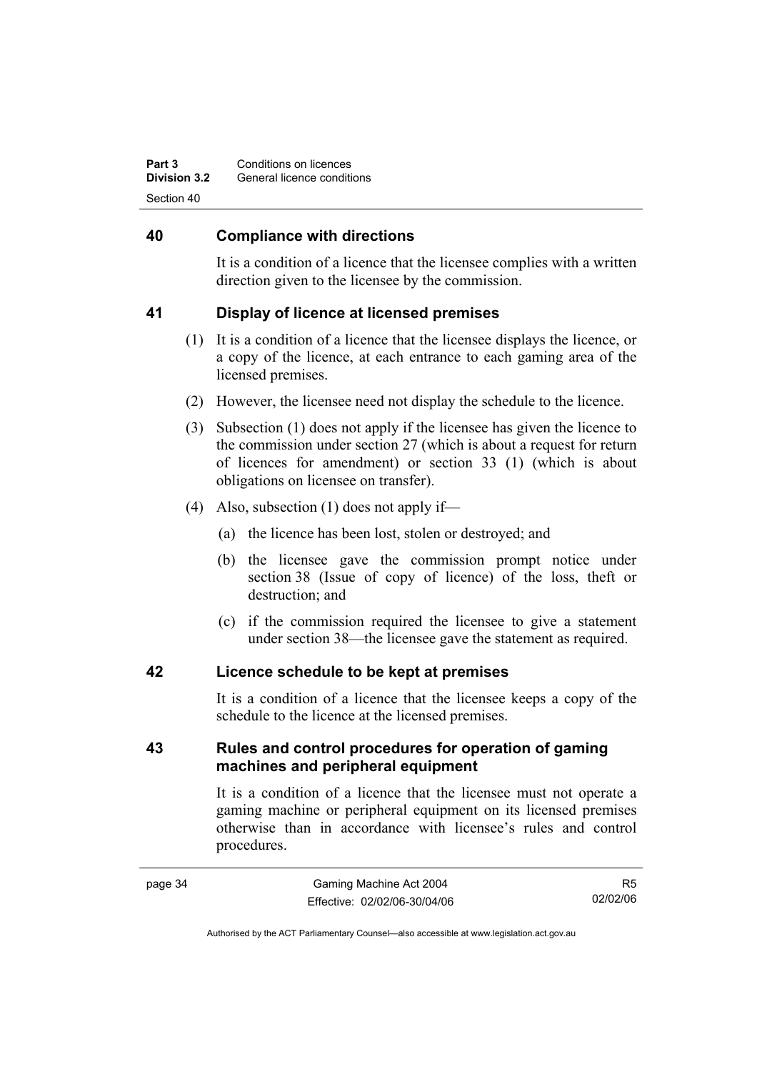## 40 Compliance with directions

It is a condition of a licence that the licensee complies with a written direction given to the licensee by the commission.

## 41 Display of licence at licensed premises

(1) It is a condition of a licence that the licensee displays the licence, or a copy of the licence, at each entrance to each gaming area of the licensed premises.

(2) However, the licensee need not display the schedule to the licence.

(3) Subsection (1) does not apply if the licensee has given the licence to the commission under section 27 (which is about a request for return of licences for amendment) or section 33 (1) (which is about obligations on licensee on transfer).

(4) Also, subsection (1) does not apply if—

- (a) the licence has been lost, stolen or destroyed; and
- (b) the licensee gave the commission prompt notice under section 38 (Issue of copy of licence) of the loss, theft or destruction; and
- (c) if the commission required the licensee to give a statement under section 38—the licensee gave the statement as required.

## 42 Licence schedule to be kept at premises

It is a condition of a licence that the licensee keeps a copy of the schedule to the licence at the licensed premises.

## 43 Rules and control procedures for operation of gaming machines and peripheral equipment

It is a condition of a licence that the licensee must not operate a gaming machine or peripheral equipment on its licensed premises otherwise than in accordance with licensee's rules and control procedures.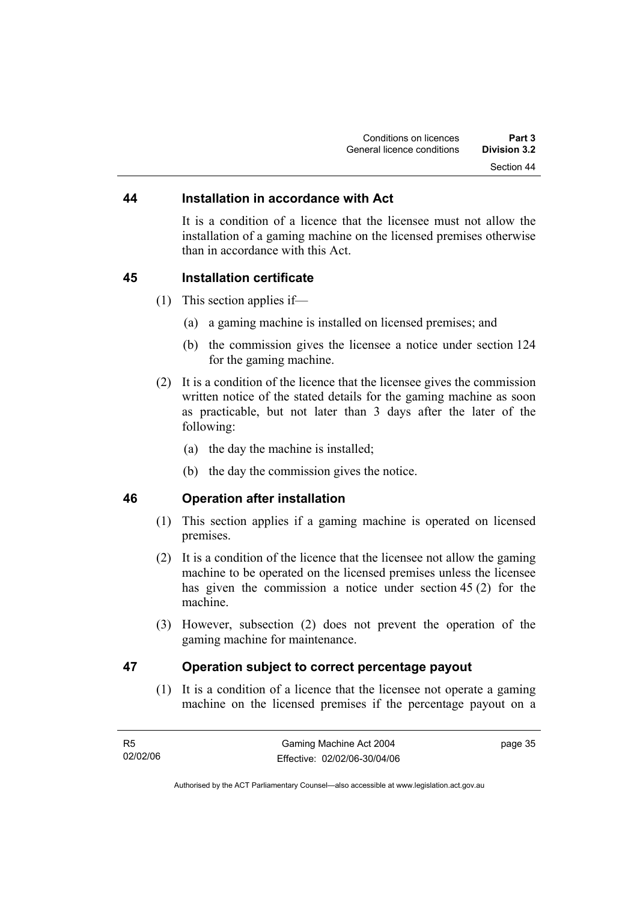## 44 Installation in accordance with Act

It is a condition of a licence that the licensee must not allow the installation of a gaming machine on the licensed premises otherwise than in accordance with this Act.

## 45 Installation certificate

(1) This section applies if—

(a) a gaming machine is installed on licensed premises; and

(b) the commission gives the licensee a notice under section 124 for the gaming machine.

(2) It is a condition of the licence that the licensee gives the commission written notice of the stated details for the gaming machine as soon as practicable, but not later than 3 days after the later of the following:

(a) the day the machine is installed;

(b) the day the commission gives the notice.

## 46 Operation after installation

(1) This section applies if a gaming machine is operated on licensed premises.

(2) It is a condition of the licence that the licensee not allow the gaming machine to be operated on the licensed premises unless the licensee has given the commission a notice under section 45 (2) for the machine.

(3) However, subsection (2) does not prevent the operation of the gaming machine for maintenance.

## 47 Operation subject to correct percentage payout

(1) It is a condition of a licence that the licensee not operate a gaming machine on the licensed premises if the percentage payout on a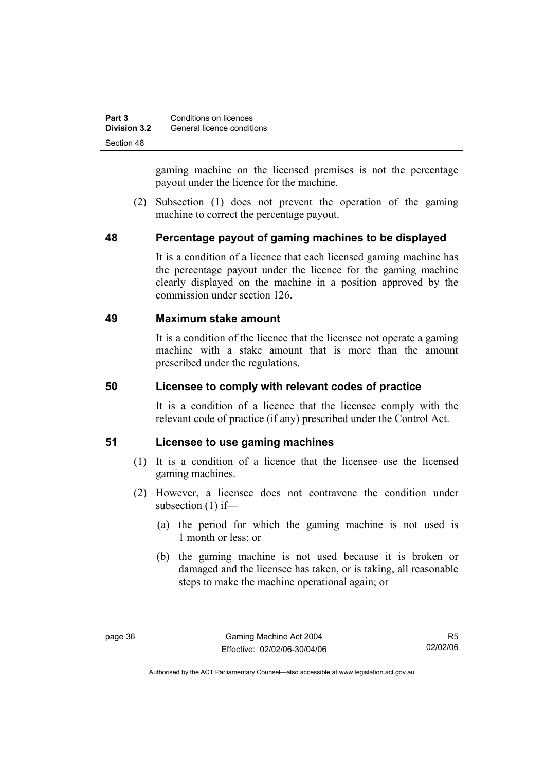gaming machine on the licensed premises is not the percentage payout under the licence for the machine.

(2) Subsection (1) does not prevent the operation of the gaming machine to correct the percentage payout.

### 48 Percentage payout of gaming machines to be displayed

It is a condition of a licence that each licensed gaming machine has the percentage payout under the licence for the gaming machine clearly displayed on the machine in a position approved by the commission under section 126.

### 49 Maximum stake amount

It is a condition of the licence that the licensee not operate a gaming machine with a stake amount that is more than the amount prescribed under the regulations.

### 50 Licensee to comply with relevant codes of practice

It is a condition of a licence that the licensee comply with the relevant code of practice (if any) prescribed under the Control Act.

### 51 Licensee to use gaming machines

(1) It is a condition of a licence that the licensee use the licensed gaming machines.

(2) However, a licensee does not contravene the condition under subsection (1) if—

(a) the period for which the gaming machine is not used is 1 month or less; or

(b) the gaming machine is not used because it is broken or damaged and the licensee has taken, or is taking, all reasonable steps to make the machine operational again; or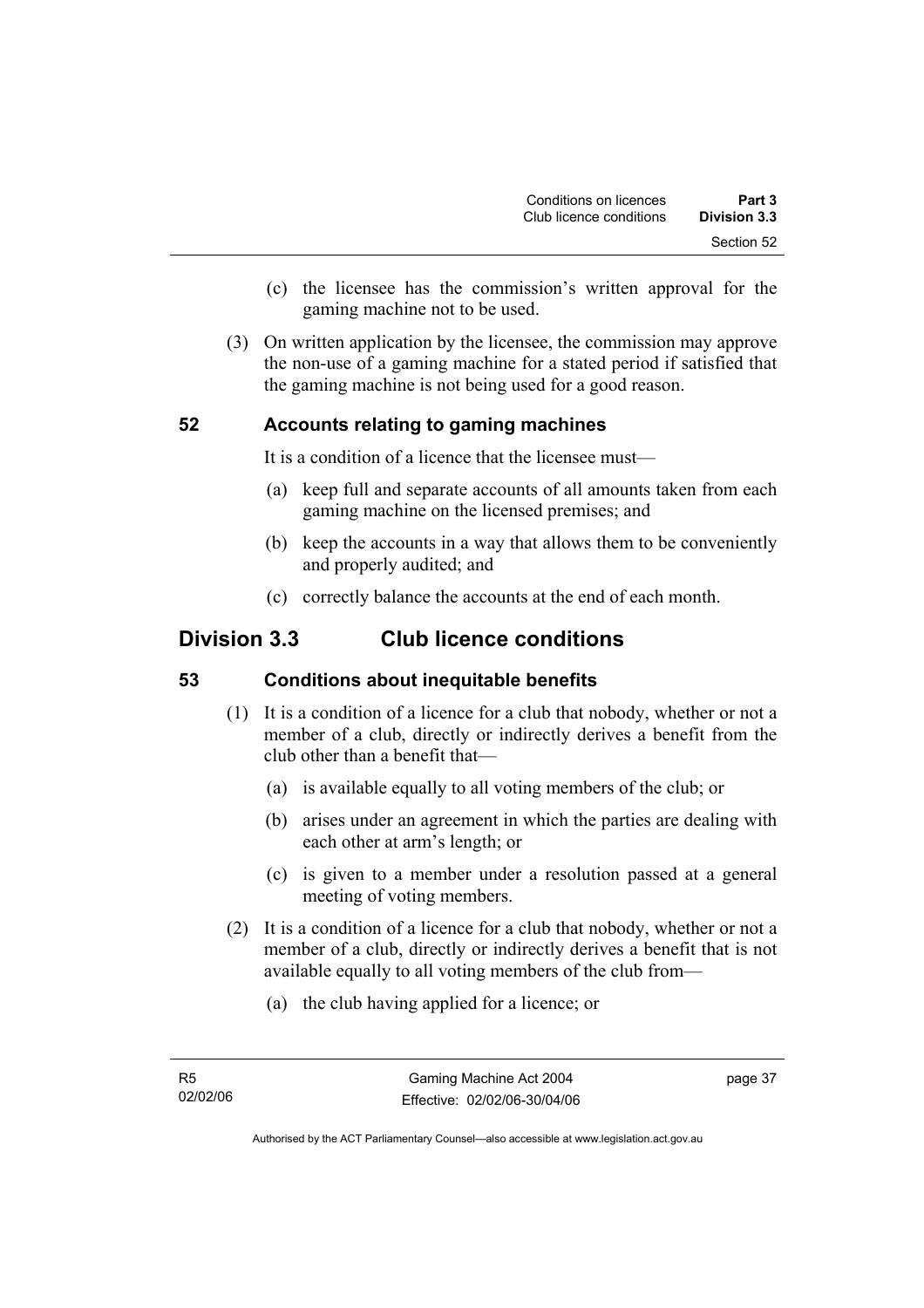(c) the licensee has the commission's written approval for the gaming machine not to be used.

(3) On written application by the licensee, the commission may approve the non-use of a gaming machine for a stated period if satisfied that the gaming machine is not being used for a good reason.

### 52 Accounts relating to gaming machines

It is a condition of a licence that the licensee must—

(a) keep full and separate accounts of all amounts taken from each gaming machine on the licensed premises; and

(b) keep the accounts in a way that allows them to be conveniently and properly audited; and

(c) correctly balance the accounts at the end of each month.

## Division 3.3 Club licence conditions

### 53 Conditions about inequitable benefits

(1) It is a condition of a licence for a club that nobody, whether or not a member of a club, directly or indirectly derives a benefit from the club other than a benefit that—

(a) is available equally to all voting members of the club; or

(b) arises under an agreement in which the parties are dealing with each other at arm's length; or

(c) is given to a member under a resolution passed at a general meeting of voting members.

(2) It is a condition of a licence for a club that nobody, whether or not a member of a club, directly or indirectly derives a benefit that is not available equally to all voting members of the club from—

(a) the club having applied for a licence; or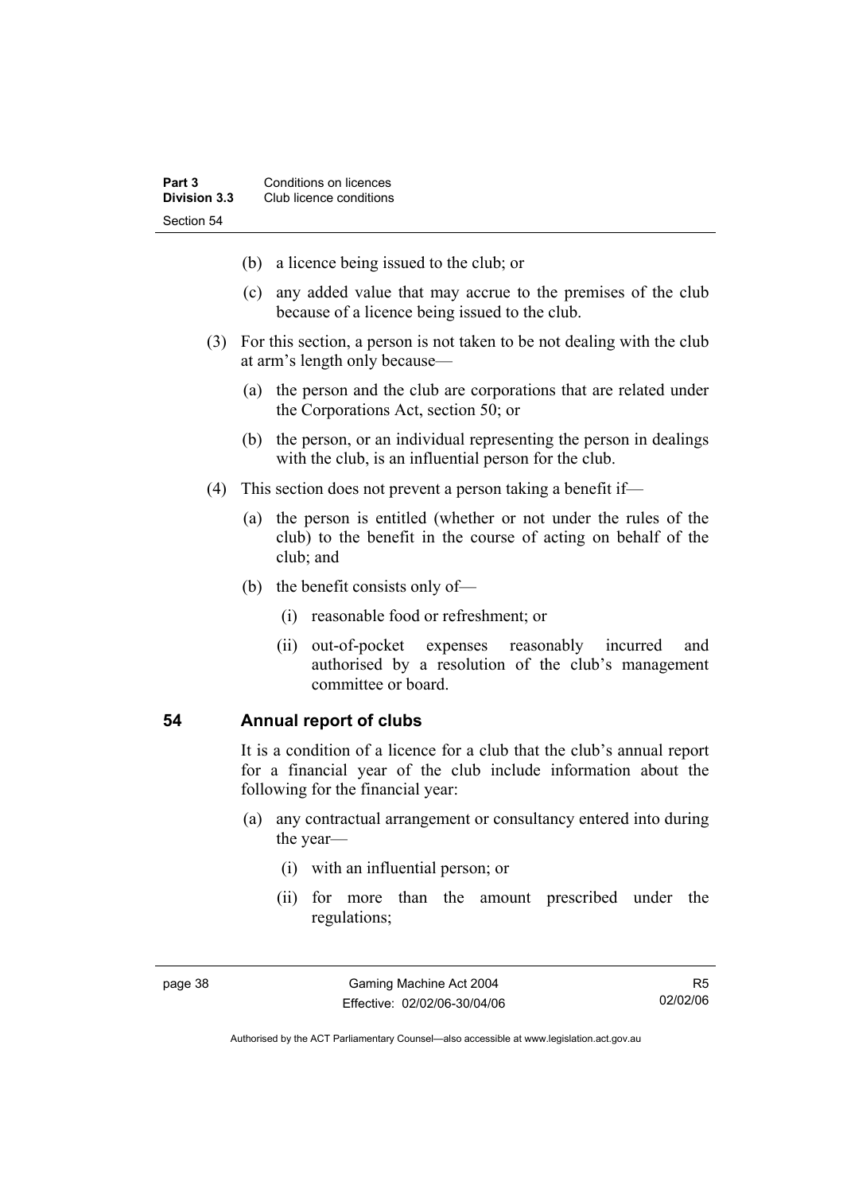(b) a licence being issued to the club; or

(c) any added value that may accrue to the premises of the club because of a licence being issued to the club.

(3) For this section, a person is not taken to be not dealing with the club at arm's length only because—

(a) the person and the club are corporations that are related under the Corporations Act, section 50; or

(b) the person, or an individual representing the person in dealings with the club, is an influential person for the club.

(4) This section does not prevent a person taking a benefit if—

(a) the person is entitled (whether or not under the rules of the club) to the benefit in the course of acting on behalf of the club; and

(b) the benefit consists only of—

(i) reasonable food or refreshment; or

(ii) out-of-pocket expenses reasonably incurred and authorised by a resolution of the club's management committee or board.

## 54 Annual report of clubs

It is a condition of a licence for a club that the club's annual report for a financial year of the club include information about the following for the financial year:

(a) any contractual arrangement or consultancy entered into during the year—

(i) with an influential person; or

(ii) for more than the amount prescribed under the regulations;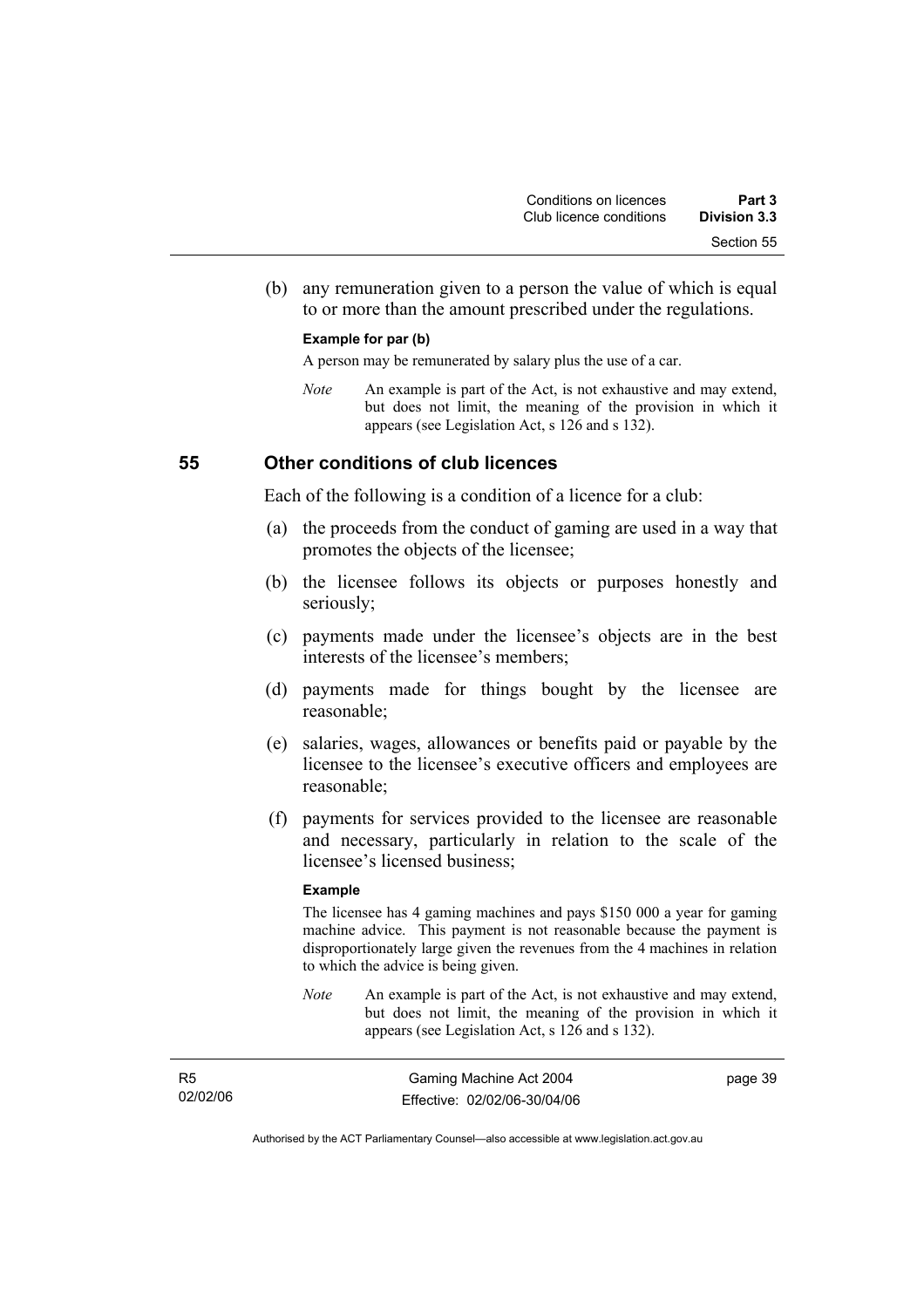(b) any remuneration given to a person the value of which is equal to or more than the amount prescribed under the regulations.

**Example for par (b)**

A person may be remunerated by salary plus the use of a car.

*Note* An example is part of the Act, is not exhaustive and may extend, but does not limit, the meaning of the provision in which it appears (see Legislation Act, s 126 and s 132).

## 55 Other conditions of club licences

Each of the following is a condition of a licence for a club:

(a) the proceeds from the conduct of gaming are used in a way that promotes the objects of the licensee;

(b) the licensee follows its objects or purposes honestly and seriously;

(c) payments made under the licensee's objects are in the best interests of the licensee's members;

(d) payments made for things bought by the licensee are reasonable;

(e) salaries, wages, allowances or benefits paid or payable by the licensee to the licensee's executive officers and employees are reasonable;

(f) payments for services provided to the licensee are reasonable and necessary, particularly in relation to the scale of the licensee's licensed business;

**Example**

The licensee has 4 gaming machines and pays $150 000 a year for gaming machine advice. This payment is not reasonable because the payment is disproportionately large given the revenues from the 4 machines in relation to which the advice is being given.

*Note* An example is part of the Act, is not exhaustive and may extend, but does not limit, the meaning of the provision in which it appears (see Legislation Act, s 126 and s 132).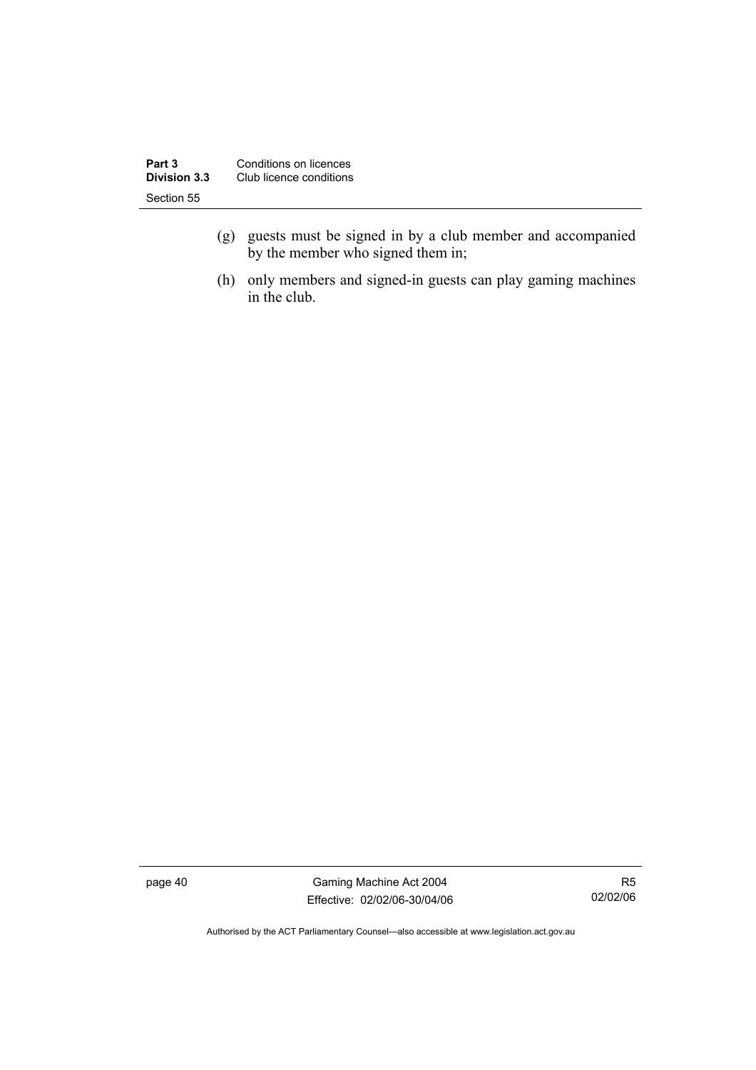(g) guests must be signed in by a club member and accompanied by the member who signed them in;

(h) only members and signed-in guests can play gaming machines in the club.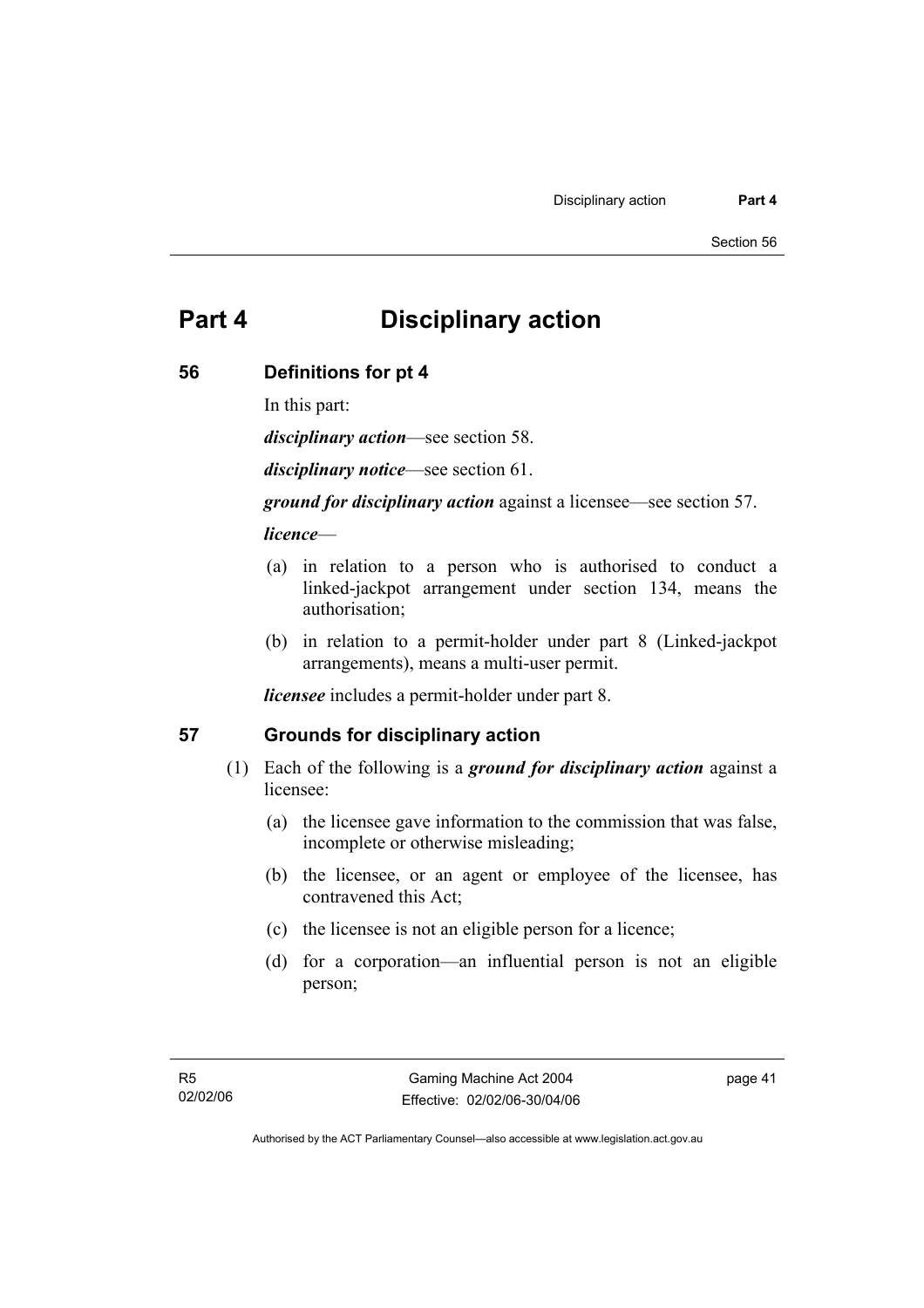# Part 4 Disciplinary action

## 56 Definitions for pt 4

In this part:

***disciplinary action***—see section 58.

***disciplinary notice***—see section 61.

***ground for disciplinary action*** against a licensee—see section 57.

***licence***—

(a) in relation to a person who is authorised to conduct a linked-jackpot arrangement under section 134, means the authorisation;

(b) in relation to a permit-holder under part 8 (Linked-jackpot arrangements), means a multi-user permit.

***licensee*** includes a permit-holder under part 8.

## 57 Grounds for disciplinary action

(1) Each of the following is a ***ground for disciplinary action*** against a licensee:

(a) the licensee gave information to the commission that was false, incomplete or otherwise misleading;

(b) the licensee, or an agent or employee of the licensee, has contravened this Act;

(c) the licensee is not an eligible person for a licence;

(d) for a corporation—an influential person is not an eligible person;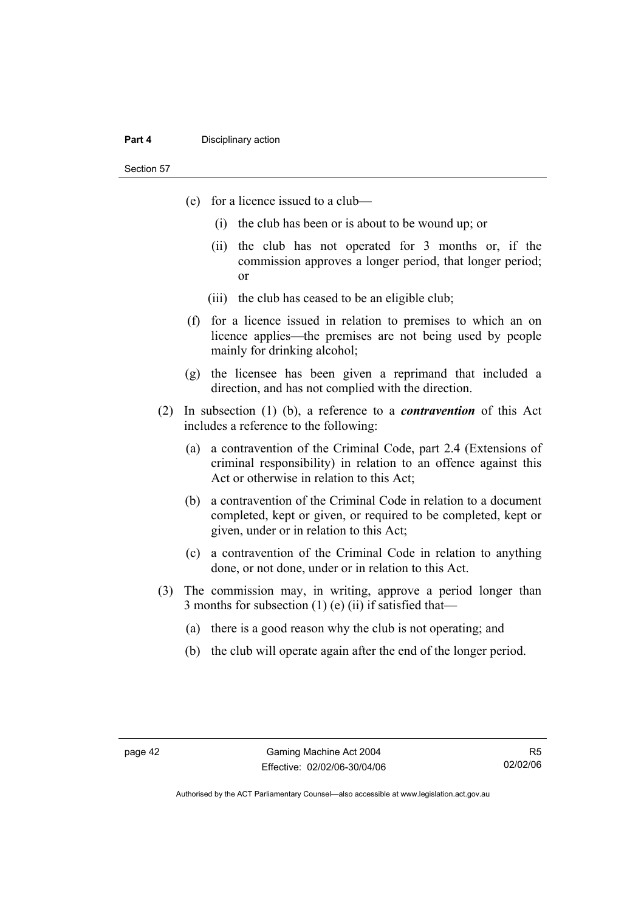(e) for a licence issued to a club—

 (i) the club has been or is about to be wound up; or

 (ii) the club has not operated for 3 months or, if the commission approves a longer period, that longer period; or

 (iii) the club has ceased to be an eligible club;

(f) for a licence issued in relation to premises to which an on licence applies—the premises are not being used by people mainly for drinking alcohol;

(g) the licensee has been given a reprimand that included a direction, and has not complied with the direction.

(2) In subsection (1) (b), a reference to a ***contravention*** of this Act includes a reference to the following:

 (a) a contravention of the Criminal Code, part 2.4 (Extensions of criminal responsibility) in relation to an offence against this Act or otherwise in relation to this Act;

 (b) a contravention of the Criminal Code in relation to a document completed, kept or given, or required to be completed, kept or given, under or in relation to this Act;

 (c) a contravention of the Criminal Code in relation to anything done, or not done, under or in relation to this Act.

(3) The commission may, in writing, approve a period longer than 3 months for subsection (1) (e) (ii) if satisfied that—

 (a) there is a good reason why the club is not operating; and

 (b) the club will operate again after the end of the longer period.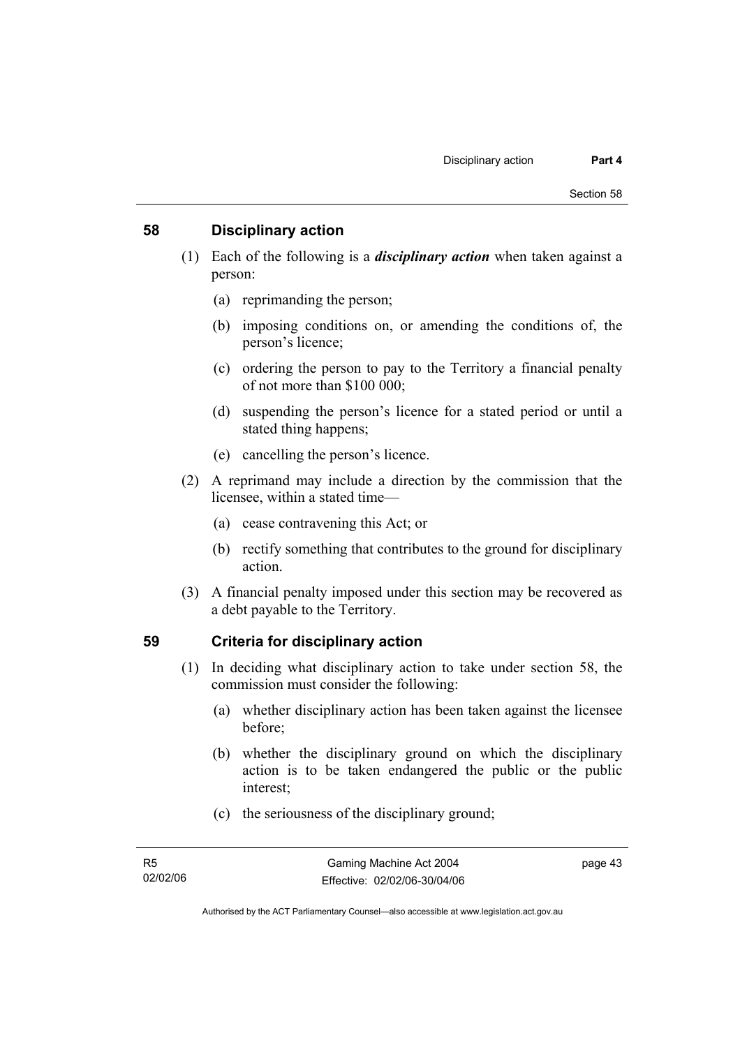## 58 Disciplinary action

(1) Each of the following is a ***disciplinary action*** when taken against a person:

  (a) reprimanding the person;

  (b) imposing conditions on, or amending the conditions of, the person's licence;

  (c) ordering the person to pay to the Territory a financial penalty of not more than $100 000;

  (d) suspending the person's licence for a stated period or until a stated thing happens;

  (e) cancelling the person's licence.

(2) A reprimand may include a direction by the commission that the licensee, within a stated time—

  (a) cease contravening this Act; or

  (b) rectify something that contributes to the ground for disciplinary action.

(3) A financial penalty imposed under this section may be recovered as a debt payable to the Territory.

## 59 Criteria for disciplinary action

(1) In deciding what disciplinary action to take under section 58, the commission must consider the following:

  (a) whether disciplinary action has been taken against the licensee before;

  (b) whether the disciplinary ground on which the disciplinary action is to be taken endangered the public or the public interest;

  (c) the seriousness of the disciplinary ground;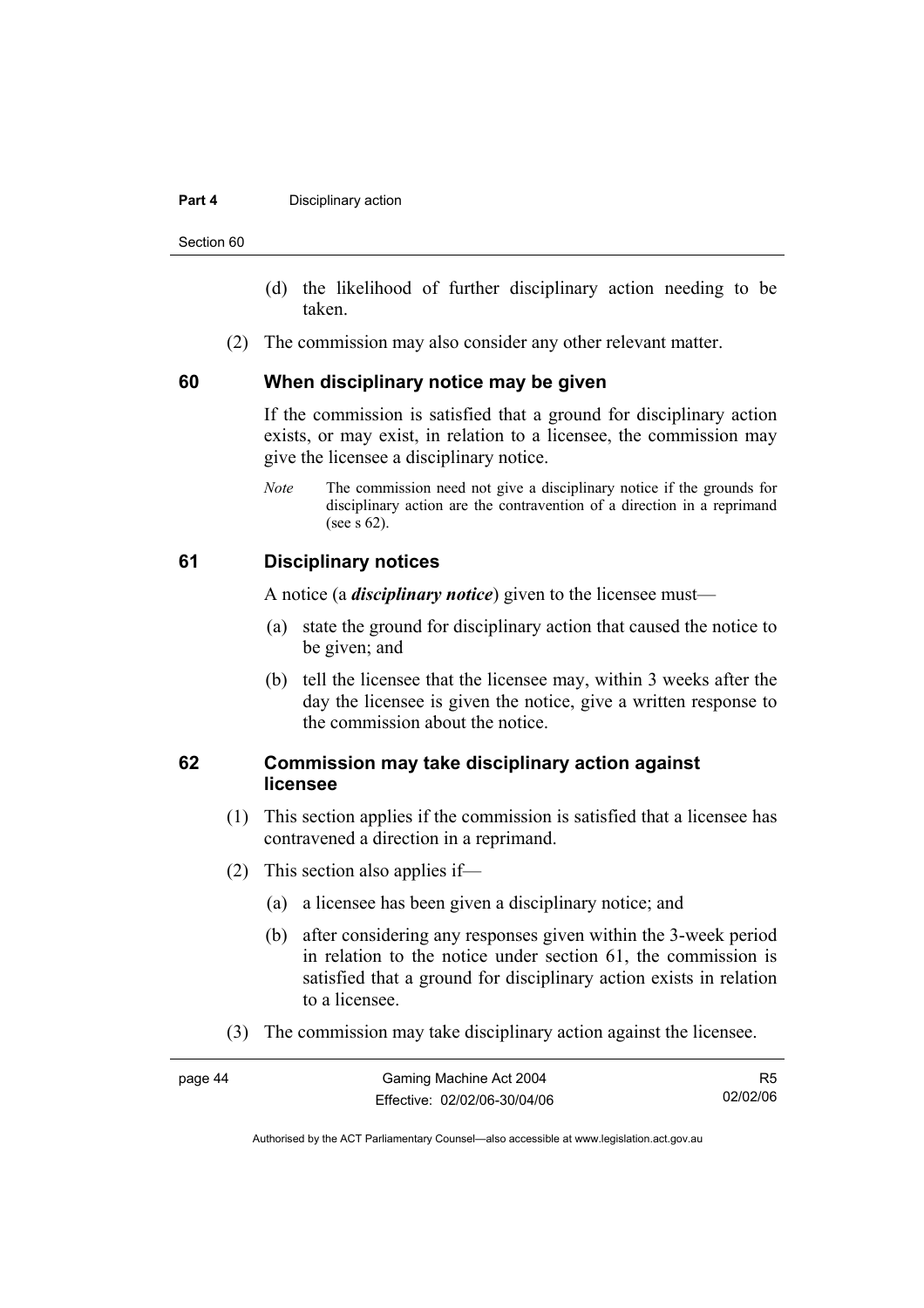(d) the likelihood of further disciplinary action needing to be taken.

(2) The commission may also consider any other relevant matter.

## 60 When disciplinary notice may be given

If the commission is satisfied that a ground for disciplinary action exists, or may exist, in relation to a licensee, the commission may give the licensee a disciplinary notice.

*Note* The commission need not give a disciplinary notice if the grounds for disciplinary action are the contravention of a direction in a reprimand (see s 62).

## 61 Disciplinary notices

A notice (a ***disciplinary notice***) given to the licensee must—

(a) state the ground for disciplinary action that caused the notice to be given; and

(b) tell the licensee that the licensee may, within 3 weeks after the day the licensee is given the notice, give a written response to the commission about the notice.

## 62 Commission may take disciplinary action against licensee

(1) This section applies if the commission is satisfied that a licensee has contravened a direction in a reprimand.

(2) This section also applies if—

(a) a licensee has been given a disciplinary notice; and

(b) after considering any responses given within the 3-week period in relation to the notice under section 61, the commission is satisfied that a ground for disciplinary action exists in relation to a licensee.

(3) The commission may take disciplinary action against the licensee.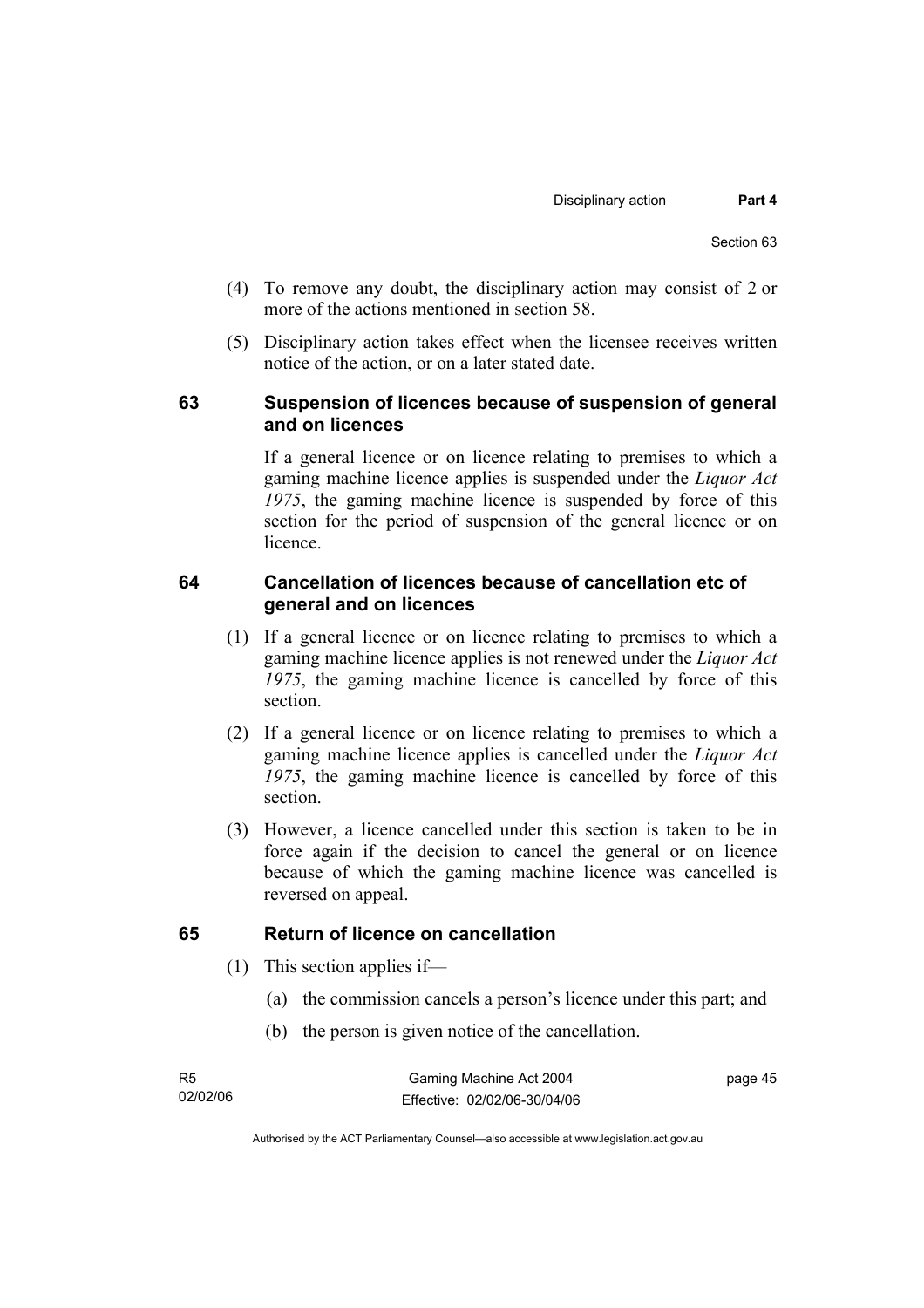(4) To remove any doubt, the disciplinary action may consist of 2 or more of the actions mentioned in section 58.

(5) Disciplinary action takes effect when the licensee receives written notice of the action, or on a later stated date.

## 63 Suspension of licences because of suspension of general and on licences

If a general licence or on licence relating to premises to which a gaming machine licence applies is suspended under the *Liquor Act 1975*, the gaming machine licence is suspended by force of this section for the period of suspension of the general licence or on licence.

## 64 Cancellation of licences because of cancellation etc of general and on licences

(1) If a general licence or on licence relating to premises to which a gaming machine licence applies is not renewed under the *Liquor Act 1975*, the gaming machine licence is cancelled by force of this section.

(2) If a general licence or on licence relating to premises to which a gaming machine licence applies is cancelled under the *Liquor Act 1975*, the gaming machine licence is cancelled by force of this section.

(3) However, a licence cancelled under this section is taken to be in force again if the decision to cancel the general or on licence because of which the gaming machine licence was cancelled is reversed on appeal.

## 65 Return of licence on cancellation

(1) This section applies if—

(a) the commission cancels a person's licence under this part; and

(b) the person is given notice of the cancellation.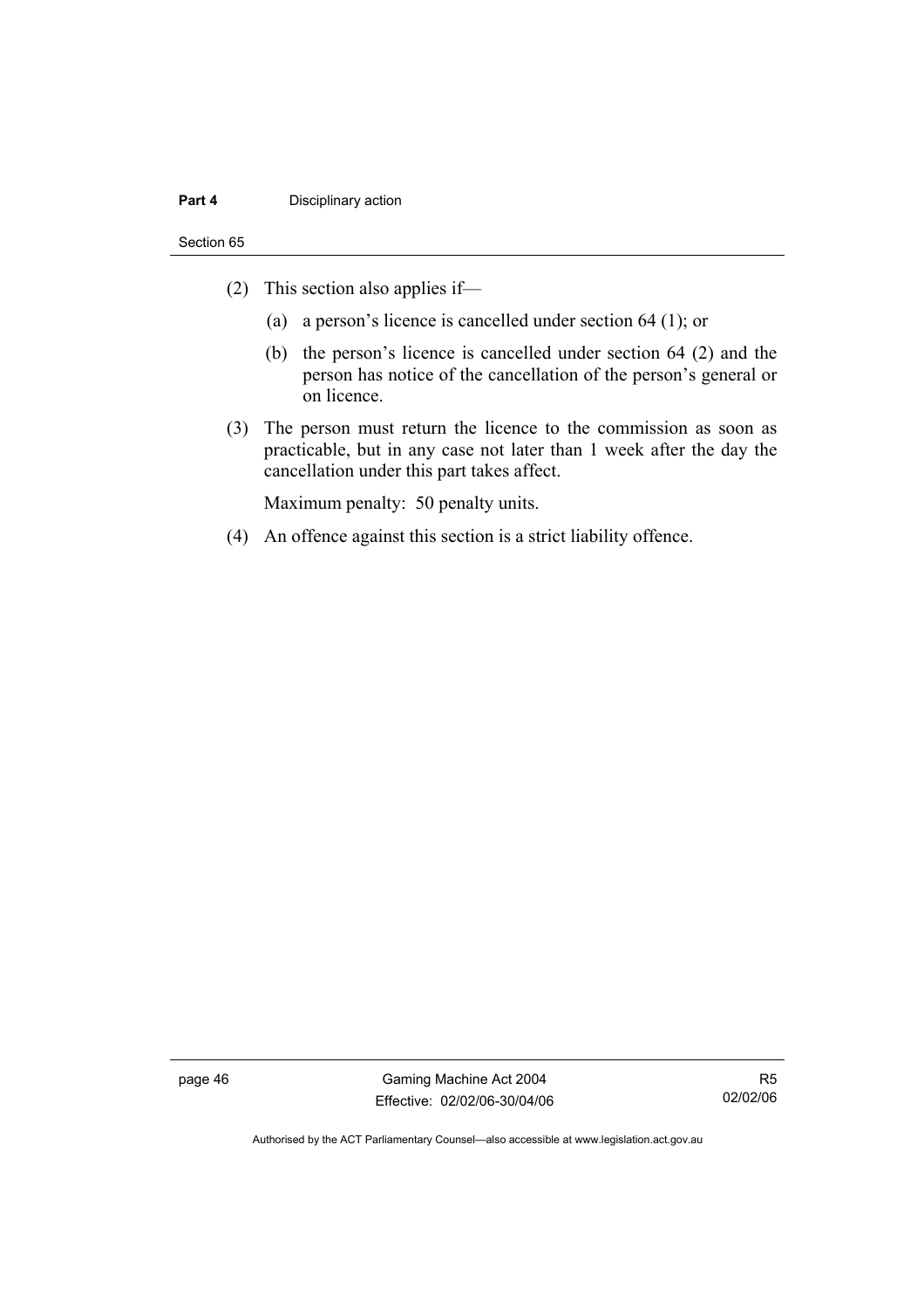(2) This section also applies if—

(a) a person's licence is cancelled under section 64 (1); or

(b) the person's licence is cancelled under section 64 (2) and the person has notice of the cancellation of the person's general or on licence.

(3) The person must return the licence to the commission as soon as practicable, but in any case not later than 1 week after the day the cancellation under this part takes affect.

Maximum penalty: 50 penalty units.

(4) An offence against this section is a strict liability offence.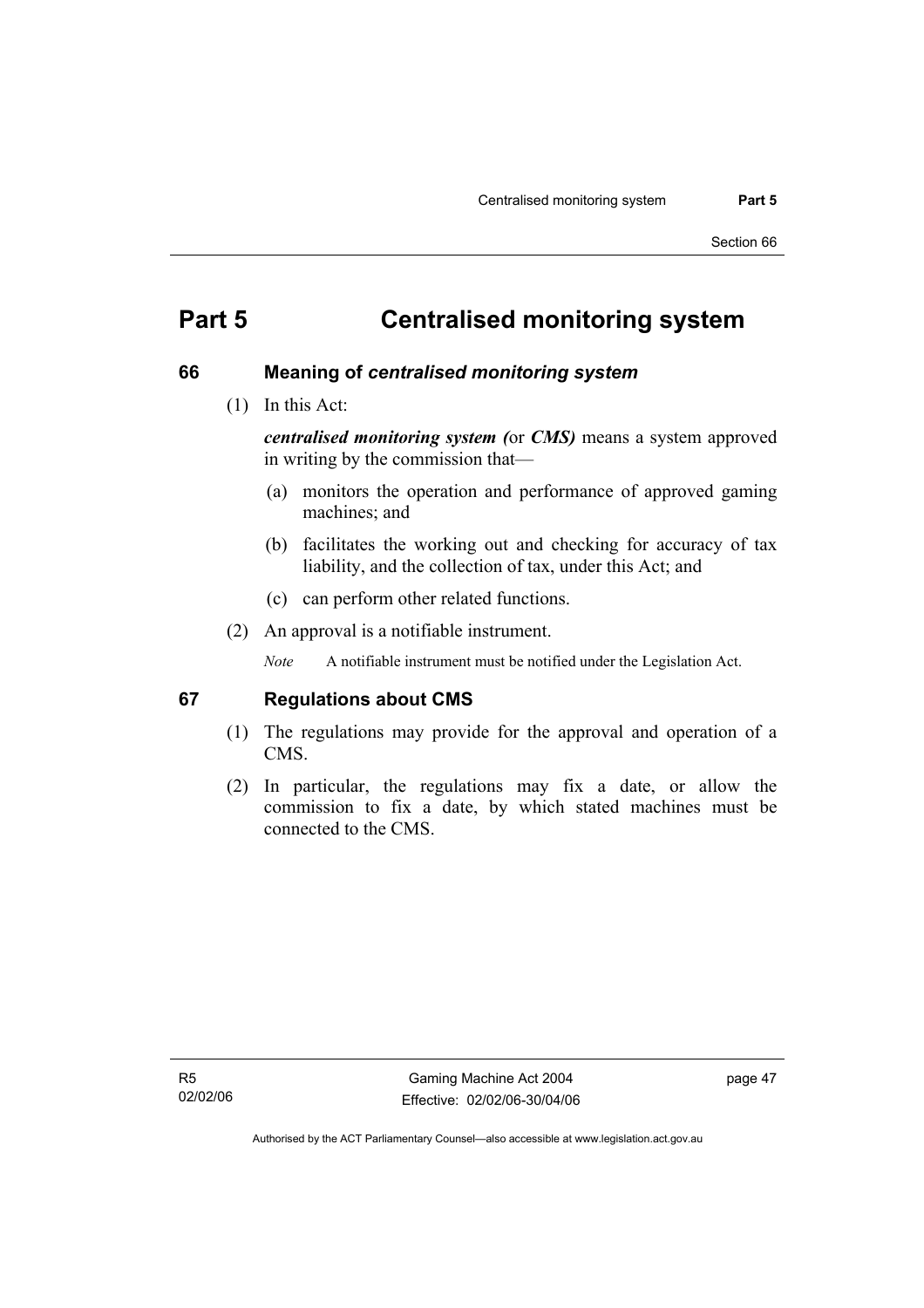# Part 5 Centralised monitoring system

## 66 Meaning of *centralised monitoring system*

(1) In this Act:

***centralised monitoring system (*****or *****CMS)*** means a system approved in writing by the commission that—

(a) monitors the operation and performance of approved gaming machines; and

(b) facilitates the working out and checking for accuracy of tax liability, and the collection of tax, under this Act; and

(c) can perform other related functions.

(2) An approval is a notifiable instrument.

*Note* A notifiable instrument must be notified under the Legislation Act.

## 67 Regulations about CMS

(1) The regulations may provide for the approval and operation of a CMS.

(2) In particular, the regulations may fix a date, or allow the commission to fix a date, by which stated machines must be connected to the CMS.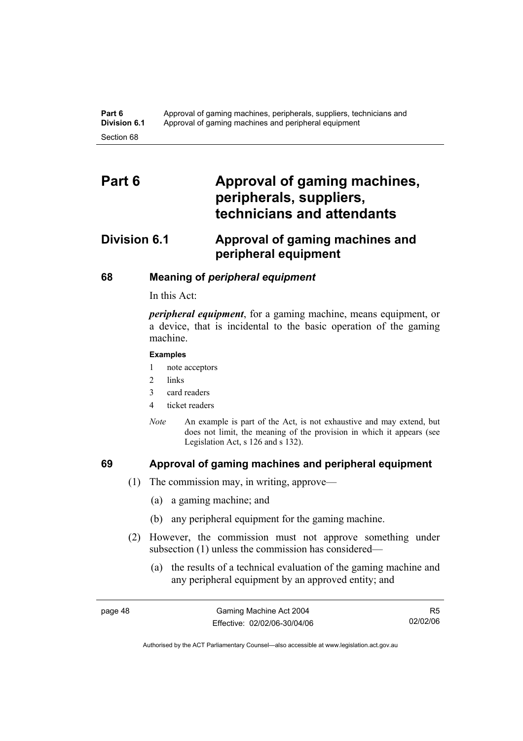# Part 6 Approval of gaming machines, peripherals, suppliers, technicians and attendants

## Division 6.1 Approval of gaming machines and peripheral equipment

### 68 Meaning of *peripheral equipment*

In this Act:

***peripheral equipment***, for a gaming machine, means equipment, or a device, that is incidental to the basic operation of the gaming machine.

**Examples**

1 note acceptors
2 links
3 card readers
4 ticket readers

*Note* An example is part of the Act, is not exhaustive and may extend, but does not limit, the meaning of the provision in which it appears (see Legislation Act, s 126 and s 132).

### 69 Approval of gaming machines and peripheral equipment

(1) The commission may, in writing, approve—

(a) a gaming machine; and

(b) any peripheral equipment for the gaming machine.

(2) However, the commission must not approve something under subsection (1) unless the commission has considered—

(a) the results of a technical evaluation of the gaming machine and any peripheral equipment by an approved entity; and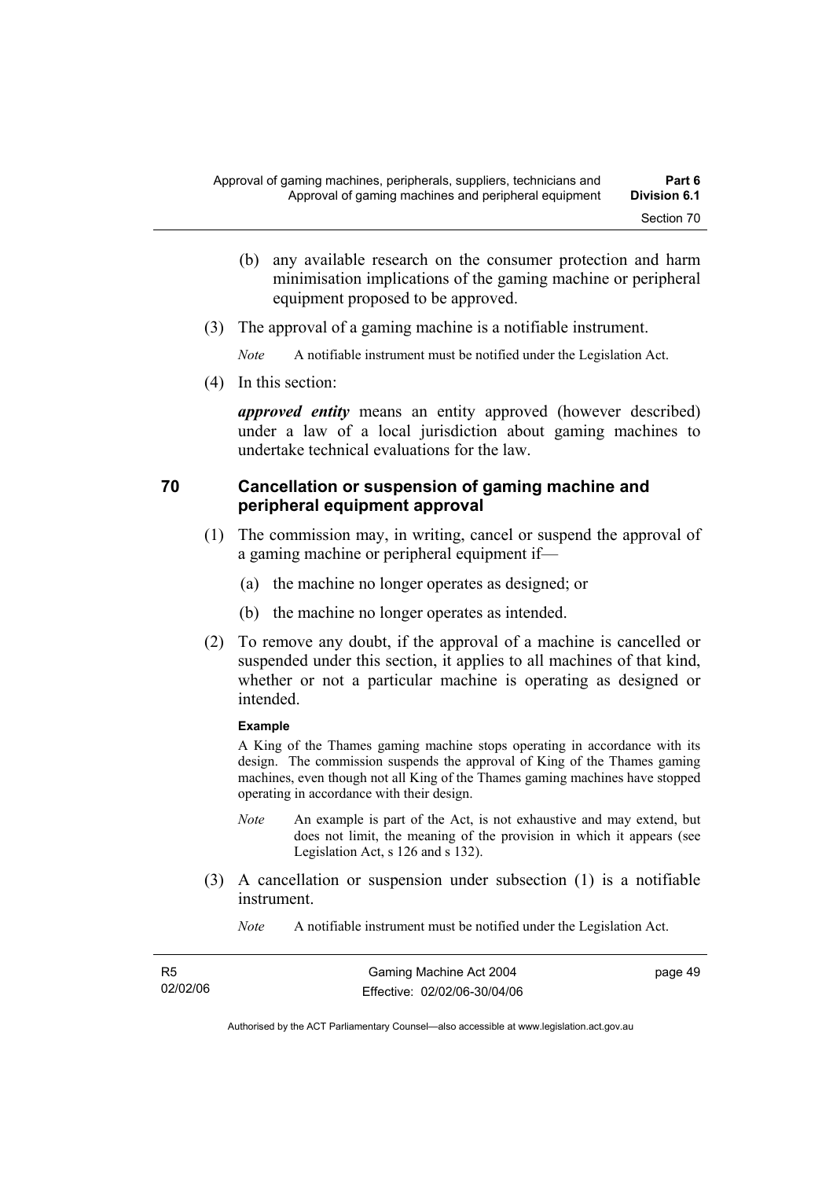(b) any available research on the consumer protection and harm minimisation implications of the gaming machine or peripheral equipment proposed to be approved.

(3) The approval of a gaming machine is a notifiable instrument.

*Note* A notifiable instrument must be notified under the Legislation Act.

(4) In this section:

***approved entity*** means an entity approved (however described) under a law of a local jurisdiction about gaming machines to undertake technical evaluations for the law.

## 70 Cancellation or suspension of gaming machine and peripheral equipment approval

(1) The commission may, in writing, cancel or suspend the approval of a gaming machine or peripheral equipment if—

(a) the machine no longer operates as designed; or

(b) the machine no longer operates as intended.

(2) To remove any doubt, if the approval of a machine is cancelled or suspended under this section, it applies to all machines of that kind, whether or not a particular machine is operating as designed or intended.

**Example**

A King of the Thames gaming machine stops operating in accordance with its design. The commission suspends the approval of King of the Thames gaming machines, even though not all King of the Thames gaming machines have stopped operating in accordance with their design.

*Note* An example is part of the Act, is not exhaustive and may extend, but does not limit, the meaning of the provision in which it appears (see Legislation Act, s 126 and s 132).

(3) A cancellation or suspension under subsection (1) is a notifiable instrument.

*Note* A notifiable instrument must be notified under the Legislation Act.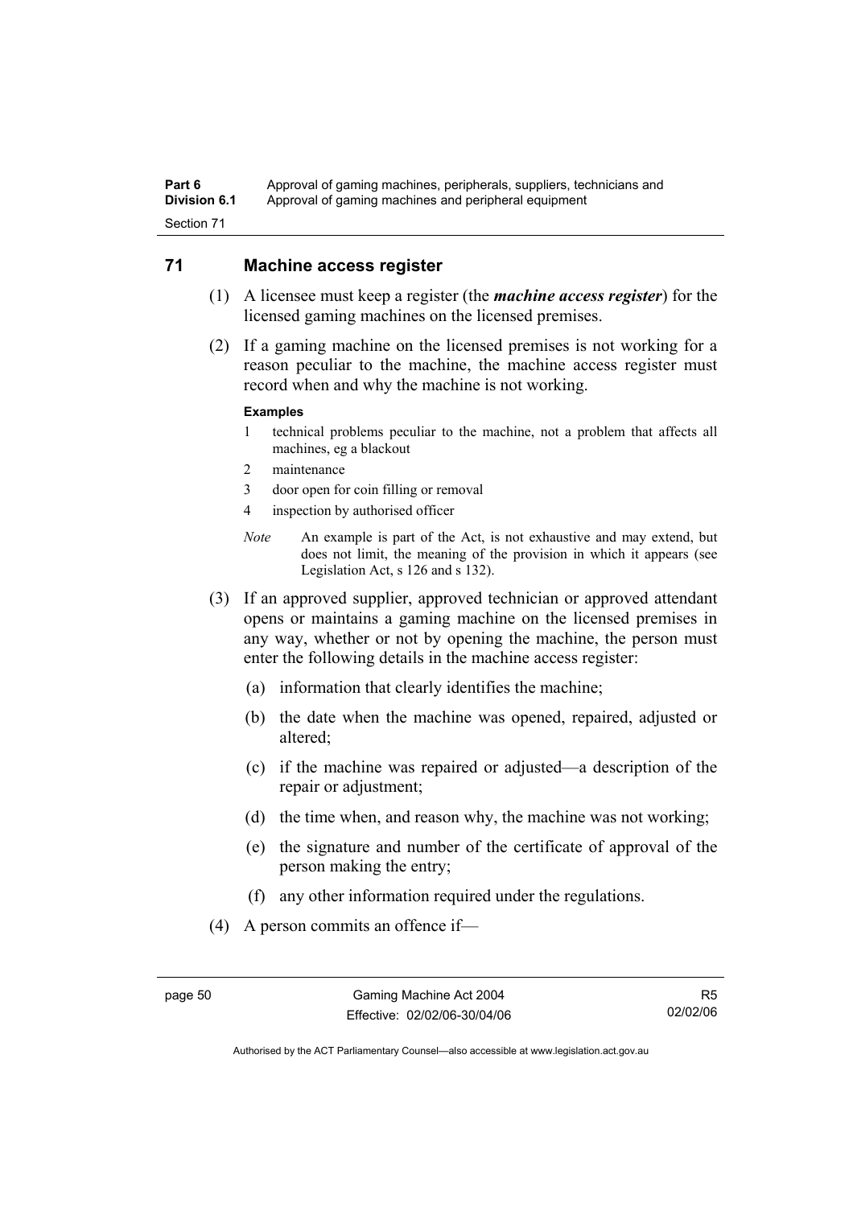## 71 Machine access register

(1) A licensee must keep a register (the ***machine access register***) for the licensed gaming machines on the licensed premises.

(2) If a gaming machine on the licensed premises is not working for a reason peculiar to the machine, the machine access register must record when and why the machine is not working.

**Examples**

1 technical problems peculiar to the machine, not a problem that affects all machines, eg a blackout
2 maintenance
3 door open for coin filling or removal
4 inspection by authorised officer

*Note* An example is part of the Act, is not exhaustive and may extend, but does not limit, the meaning of the provision in which it appears (see Legislation Act, s 126 and s 132).

(3) If an approved supplier, approved technician or approved attendant opens or maintains a gaming machine on the licensed premises in any way, whether or not by opening the machine, the person must enter the following details in the machine access register:

(a) information that clearly identifies the machine;

(b) the date when the machine was opened, repaired, adjusted or altered;

(c) if the machine was repaired or adjusted—a description of the repair or adjustment;

(d) the time when, and reason why, the machine was not working;

(e) the signature and number of the certificate of approval of the person making the entry;

(f) any other information required under the regulations.

(4) A person commits an offence if—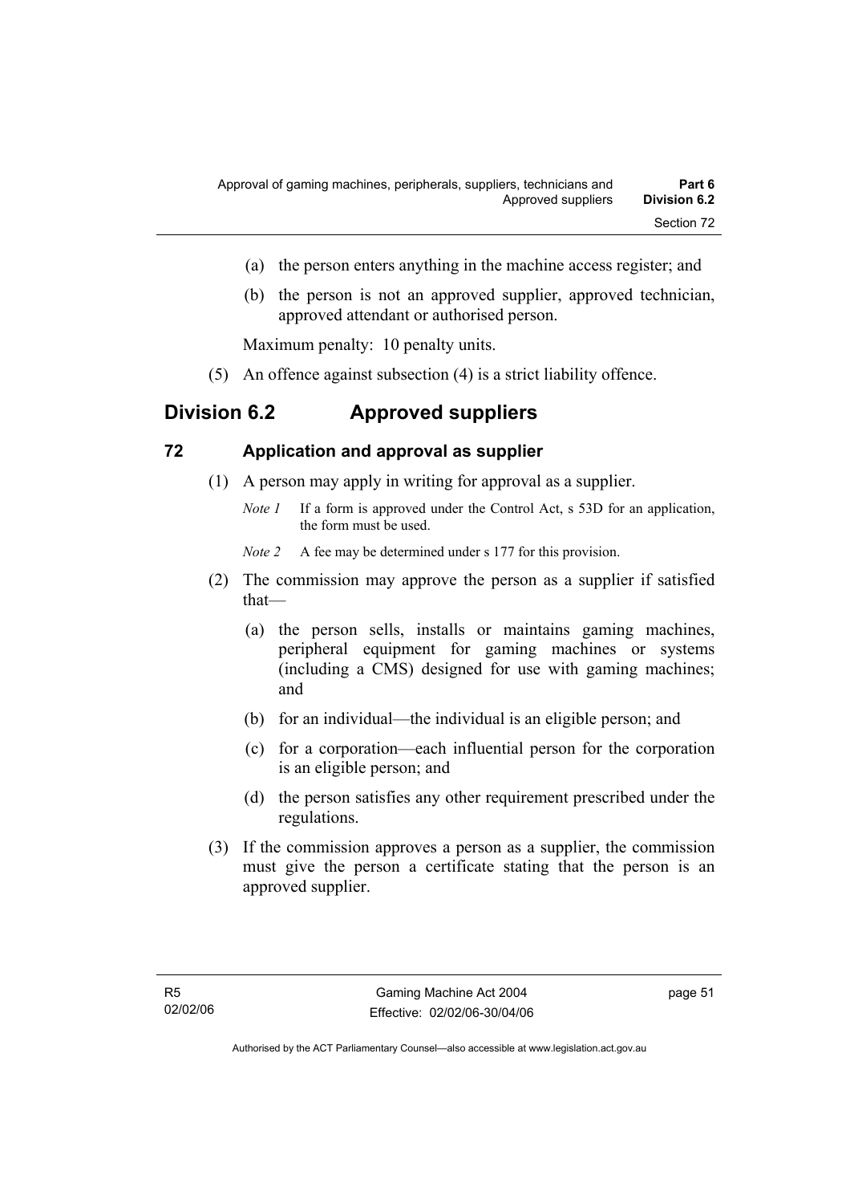(a) the person enters anything in the machine access register; and

(b) the person is not an approved supplier, approved technician, approved attendant or authorised person.

Maximum penalty: 10 penalty units.

(5) An offence against subsection (4) is a strict liability offence.

## Division 6.2 Approved suppliers

### 72 Application and approval as supplier

(1) A person may apply in writing for approval as a supplier.

*Note 1* If a form is approved under the Control Act, s 53D for an application, the form must be used.

*Note 2* A fee may be determined under s 177 for this provision.

(2) The commission may approve the person as a supplier if satisfied that—

(a) the person sells, installs or maintains gaming machines, peripheral equipment for gaming machines or systems (including a CMS) designed for use with gaming machines; and

(b) for an individual—the individual is an eligible person; and

(c) for a corporation—each influential person for the corporation is an eligible person; and

(d) the person satisfies any other requirement prescribed under the regulations.

(3) If the commission approves a person as a supplier, the commission must give the person a certificate stating that the person is an approved supplier.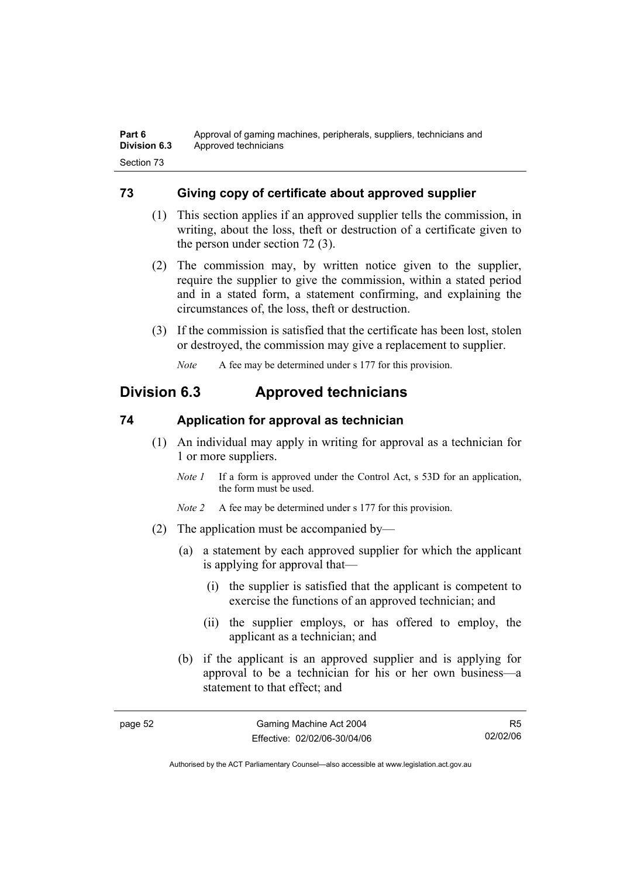## 73 Giving copy of certificate about approved supplier

(1) This section applies if an approved supplier tells the commission, in writing, about the loss, theft or destruction of a certificate given to the person under section 72 (3).

(2) The commission may, by written notice given to the supplier, require the supplier to give the commission, within a stated period and in a stated form, a statement confirming, and explaining the circumstances of, the loss, theft or destruction.

(3) If the commission is satisfied that the certificate has been lost, stolen or destroyed, the commission may give a replacement to supplier.

*Note* A fee may be determined under s 177 for this provision.

# Division 6.3 Approved technicians

## 74 Application for approval as technician

(1) An individual may apply in writing for approval as a technician for 1 or more suppliers.

*Note 1* If a form is approved under the Control Act, s 53D for an application, the form must be used.

*Note 2* A fee may be determined under s 177 for this provision.

(2) The application must be accompanied by—

(a) a statement by each approved supplier for which the applicant is applying for approval that—

(i) the supplier is satisfied that the applicant is competent to exercise the functions of an approved technician; and

(ii) the supplier employs, or has offered to employ, the applicant as a technician; and

(b) if the applicant is an approved supplier and is applying for approval to be a technician for his or her own business—a statement to that effect; and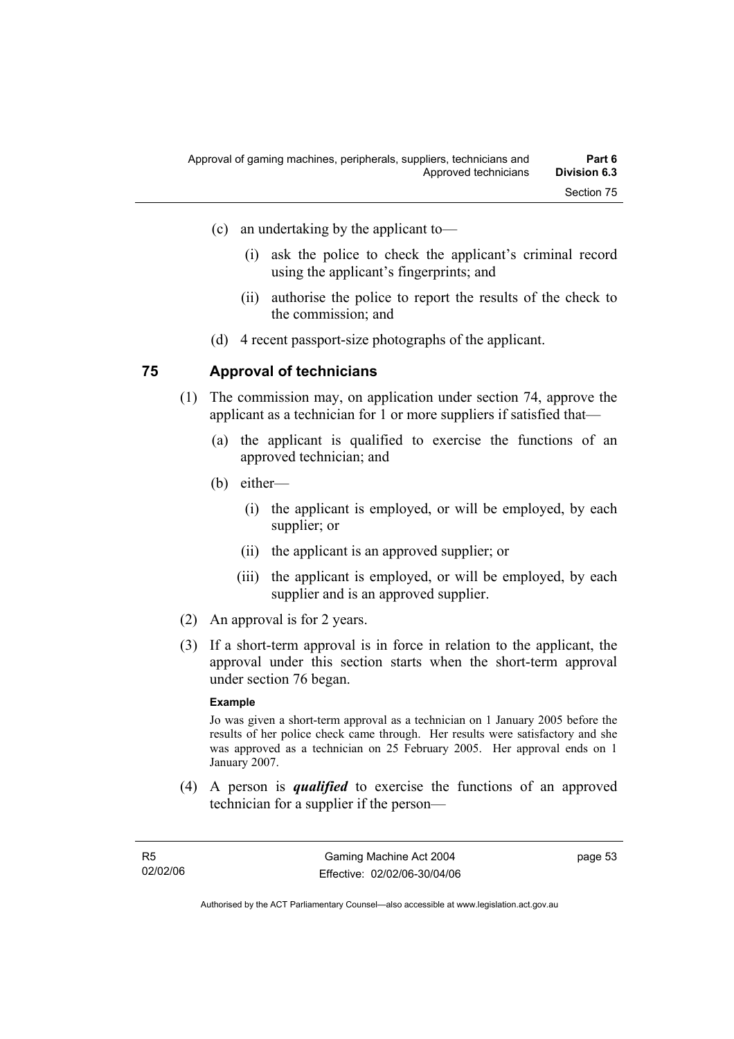(c) an undertaking by the applicant to—

  (i) ask the police to check the applicant's criminal record using the applicant's fingerprints; and

  (ii) authorise the police to report the results of the check to the commission; and

(d) 4 recent passport-size photographs of the applicant.

## 75 Approval of technicians

(1) The commission may, on application under section 74, approve the applicant as a technician for 1 or more suppliers if satisfied that—

  (a) the applicant is qualified to exercise the functions of an approved technician; and

  (b) either—

    (i) the applicant is employed, or will be employed, by each supplier; or

    (ii) the applicant is an approved supplier; or

    (iii) the applicant is employed, or will be employed, by each supplier and is an approved supplier.

(2) An approval is for 2 years.

(3) If a short-term approval is in force in relation to the applicant, the approval under this section starts when the short-term approval under section 76 began.

**Example**

Jo was given a short-term approval as a technician on 1 January 2005 before the results of her police check came through. Her results were satisfactory and she was approved as a technician on 25 February 2005. Her approval ends on 1 January 2007.

(4) A person is ***qualified*** to exercise the functions of an approved technician for a supplier if the person—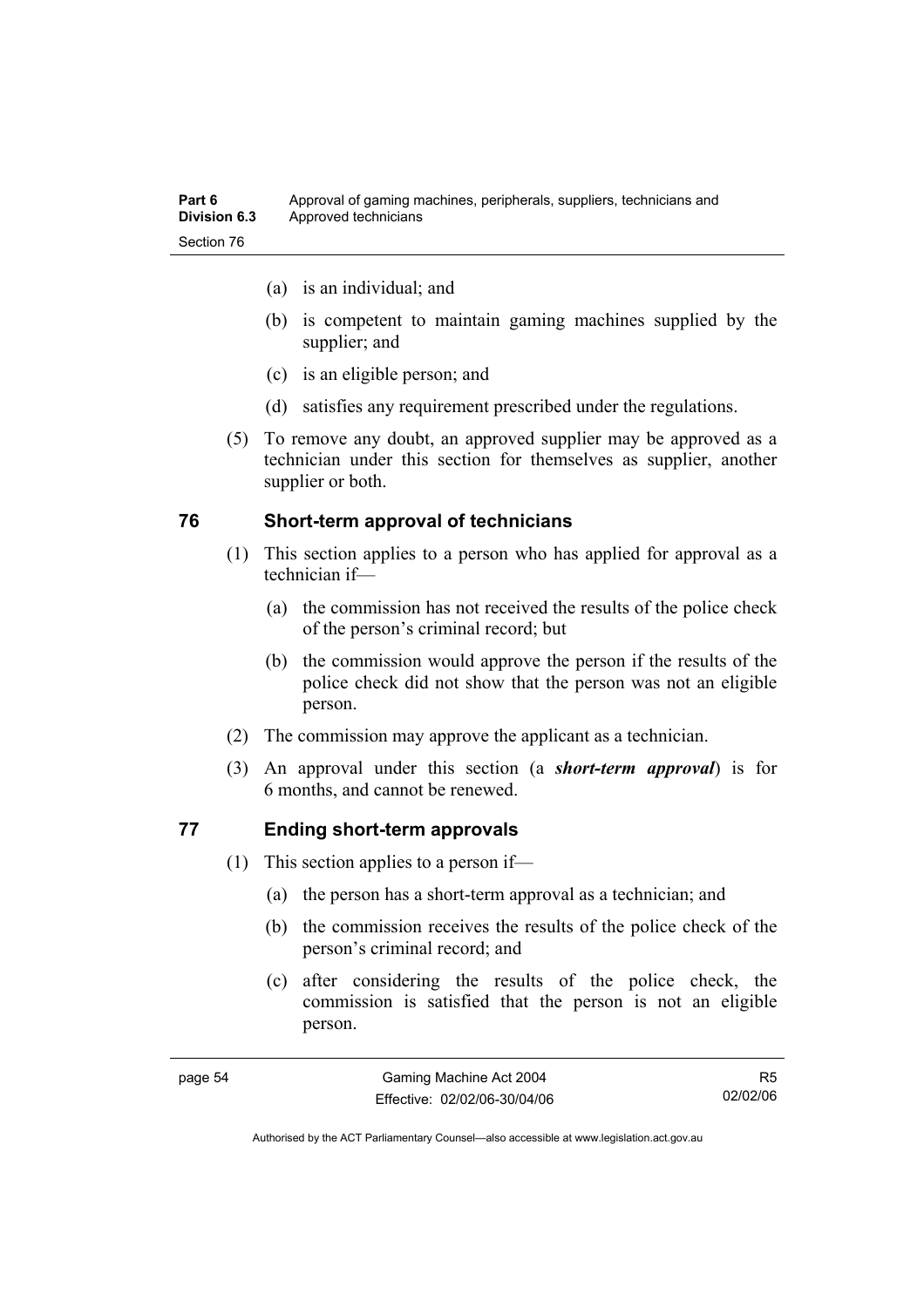(a) is an individual; and

(b) is competent to maintain gaming machines supplied by the supplier; and

(c) is an eligible person; and

(d) satisfies any requirement prescribed under the regulations.

(5) To remove any doubt, an approved supplier may be approved as a technician under this section for themselves as supplier, another supplier or both.

## 76 Short-term approval of technicians

(1) This section applies to a person who has applied for approval as a technician if—

(a) the commission has not received the results of the police check of the person's criminal record; but

(b) the commission would approve the person if the results of the police check did not show that the person was not an eligible person.

(2) The commission may approve the applicant as a technician.

(3) An approval under this section (a ***short-term approval***) is for 6 months, and cannot be renewed.

## 77 Ending short-term approvals

(1) This section applies to a person if—

(a) the person has a short-term approval as a technician; and

(b) the commission receives the results of the police check of the person's criminal record; and

(c) after considering the results of the police check, the commission is satisfied that the person is not an eligible person.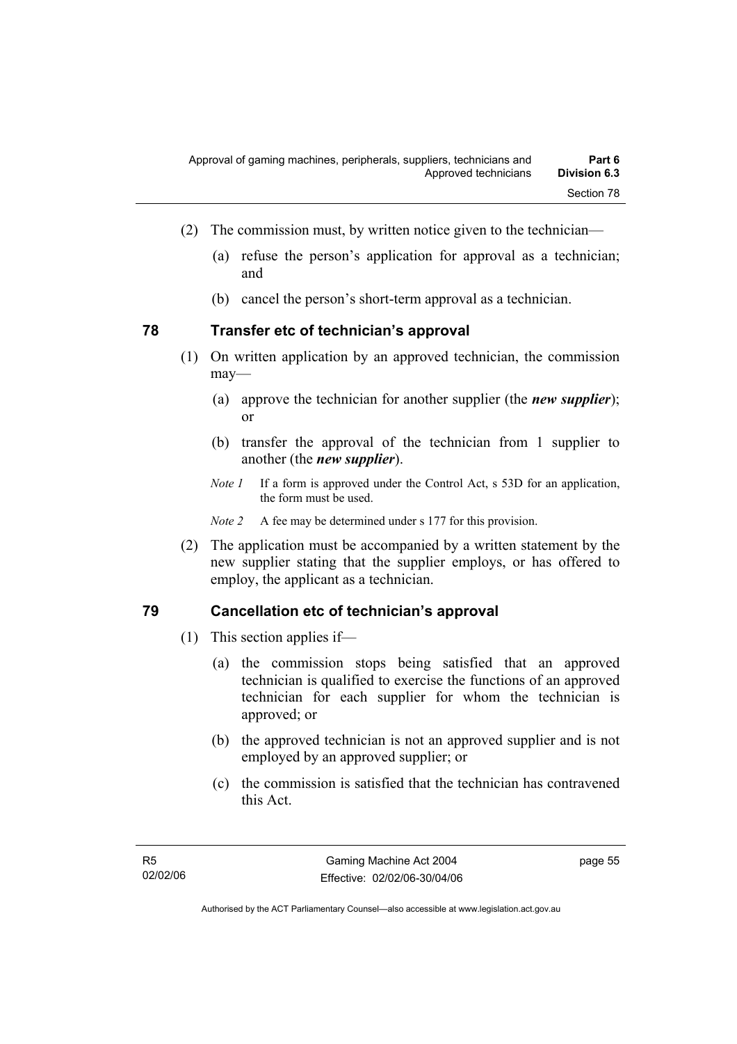(2) The commission must, by written notice given to the technician—

(a) refuse the person's application for approval as a technician; and

(b) cancel the person's short-term approval as a technician.

## 78 Transfer etc of technician's approval

(1) On written application by an approved technician, the commission may—

(a) approve the technician for another supplier (the ***new supplier***); or

(b) transfer the approval of the technician from 1 supplier to another (the ***new supplier***).

*Note 1* If a form is approved under the Control Act, s 53D for an application, the form must be used.

*Note 2* A fee may be determined under s 177 for this provision.

(2) The application must be accompanied by a written statement by the new supplier stating that the supplier employs, or has offered to employ, the applicant as a technician.

## 79 Cancellation etc of technician's approval

(1) This section applies if—

(a) the commission stops being satisfied that an approved technician is qualified to exercise the functions of an approved technician for each supplier for whom the technician is approved; or

(b) the approved technician is not an approved supplier and is not employed by an approved supplier; or

(c) the commission is satisfied that the technician has contravened this Act.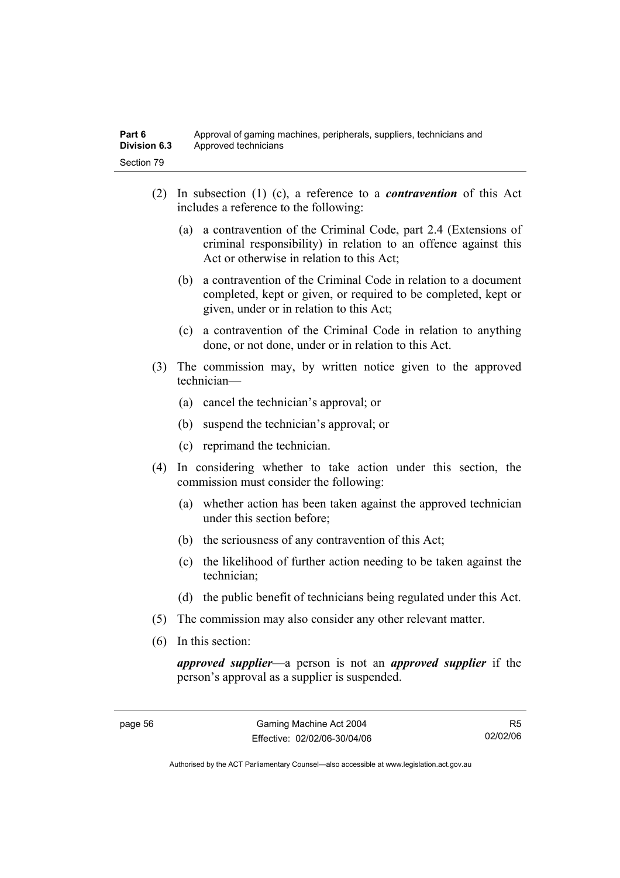(2) In subsection (1) (c), a reference to a ***contravention*** of this Act includes a reference to the following:

(a) a contravention of the Criminal Code, part 2.4 (Extensions of criminal responsibility) in relation to an offence against this Act or otherwise in relation to this Act;

(b) a contravention of the Criminal Code in relation to a document completed, kept or given, or required to be completed, kept or given, under or in relation to this Act;

(c) a contravention of the Criminal Code in relation to anything done, or not done, under or in relation to this Act.

(3) The commission may, by written notice given to the approved technician—

(a) cancel the technician's approval; or

(b) suspend the technician's approval; or

(c) reprimand the technician.

(4) In considering whether to take action under this section, the commission must consider the following:

(a) whether action has been taken against the approved technician under this section before;

(b) the seriousness of any contravention of this Act;

(c) the likelihood of further action needing to be taken against the technician;

(d) the public benefit of technicians being regulated under this Act.

(5) The commission may also consider any other relevant matter.

(6) In this section:

***approved supplier***—a person is not an ***approved supplier*** if the person's approval as a supplier is suspended.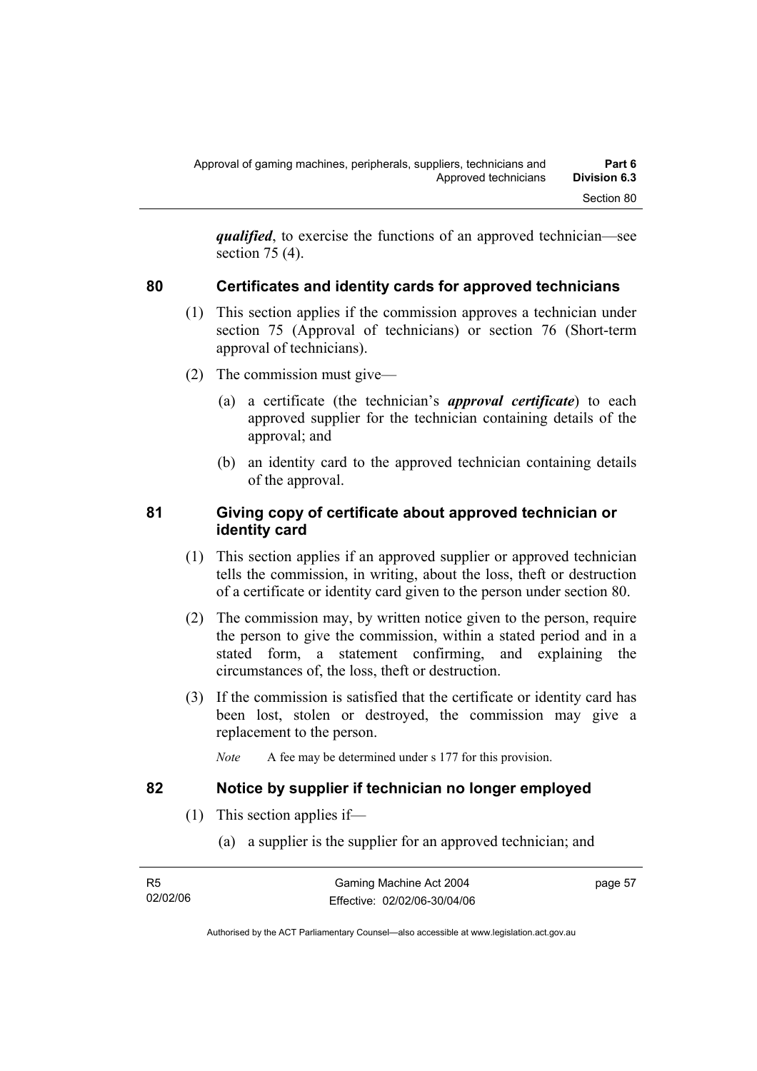***qualified***, to exercise the functions of an approved technician—see section 75 (4).

## 80 Certificates and identity cards for approved technicians

(1) This section applies if the commission approves a technician under section 75 (Approval of technicians) or section 76 (Short-term approval of technicians).

(2) The commission must give—

(a) a certificate (the technician's ***approval certificate***) to each approved supplier for the technician containing details of the approval; and

(b) an identity card to the approved technician containing details of the approval.

## 81 Giving copy of certificate about approved technician or identity card

(1) This section applies if an approved supplier or approved technician tells the commission, in writing, about the loss, theft or destruction of a certificate or identity card given to the person under section 80.

(2) The commission may, by written notice given to the person, require the person to give the commission, within a stated period and in a stated form, a statement confirming, and explaining the circumstances of, the loss, theft or destruction.

(3) If the commission is satisfied that the certificate or identity card has been lost, stolen or destroyed, the commission may give a replacement to the person.

*Note* A fee may be determined under s 177 for this provision.

## 82 Notice by supplier if technician no longer employed

(1) This section applies if—

(a) a supplier is the supplier for an approved technician; and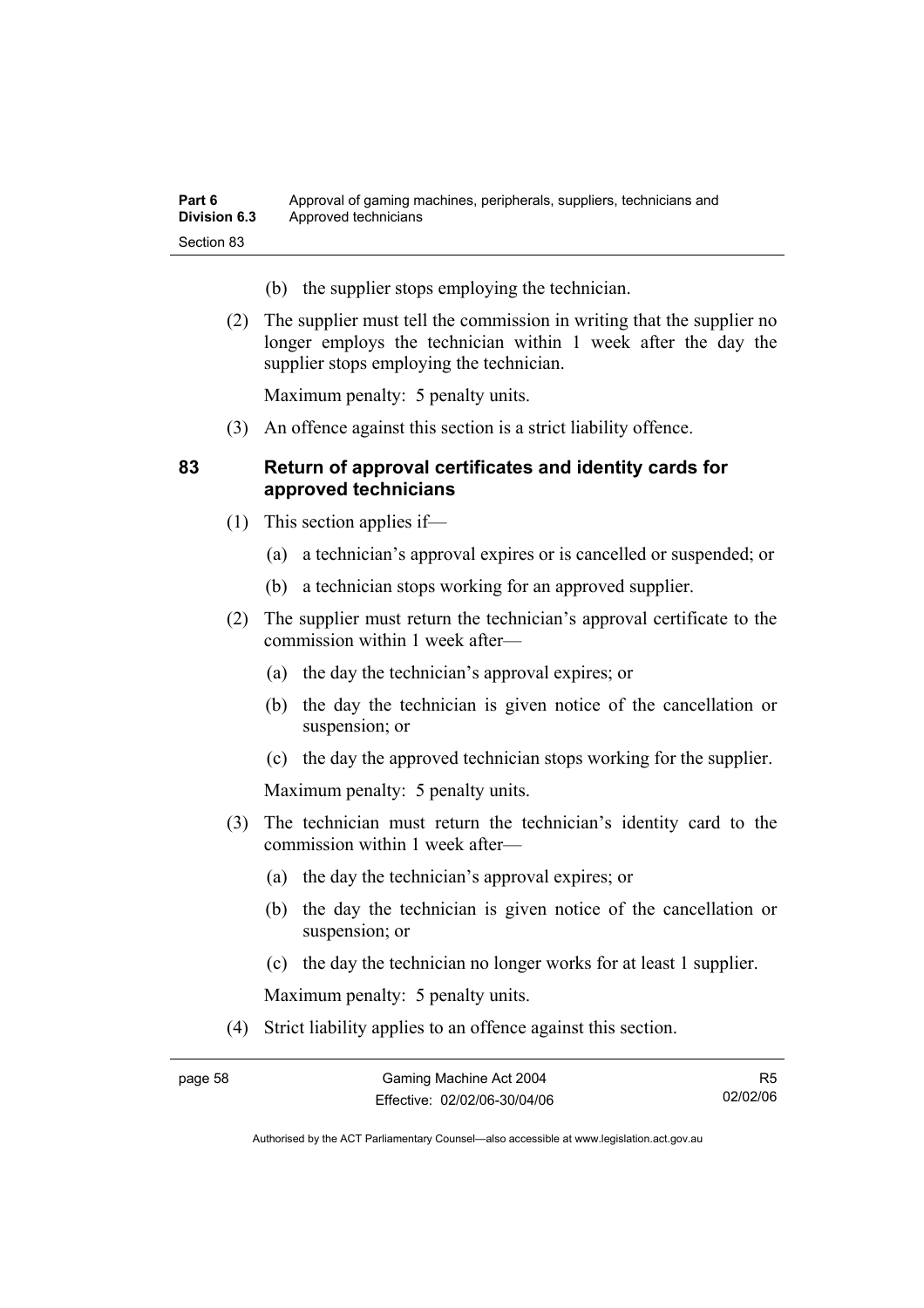(b) the supplier stops employing the technician.

(2) The supplier must tell the commission in writing that the supplier no longer employs the technician within 1 week after the day the supplier stops employing the technician.

Maximum penalty: 5 penalty units.

(3) An offence against this section is a strict liability offence.

## 83 Return of approval certificates and identity cards for approved technicians

(1) This section applies if—

(a) a technician's approval expires or is cancelled or suspended; or

(b) a technician stops working for an approved supplier.

(2) The supplier must return the technician's approval certificate to the commission within 1 week after—

(a) the day the technician's approval expires; or

(b) the day the technician is given notice of the cancellation or suspension; or

(c) the day the approved technician stops working for the supplier.

Maximum penalty: 5 penalty units.

(3) The technician must return the technician's identity card to the commission within 1 week after—

(a) the day the technician's approval expires; or

(b) the day the technician is given notice of the cancellation or suspension; or

(c) the day the technician no longer works for at least 1 supplier.

Maximum penalty: 5 penalty units.

(4) Strict liability applies to an offence against this section.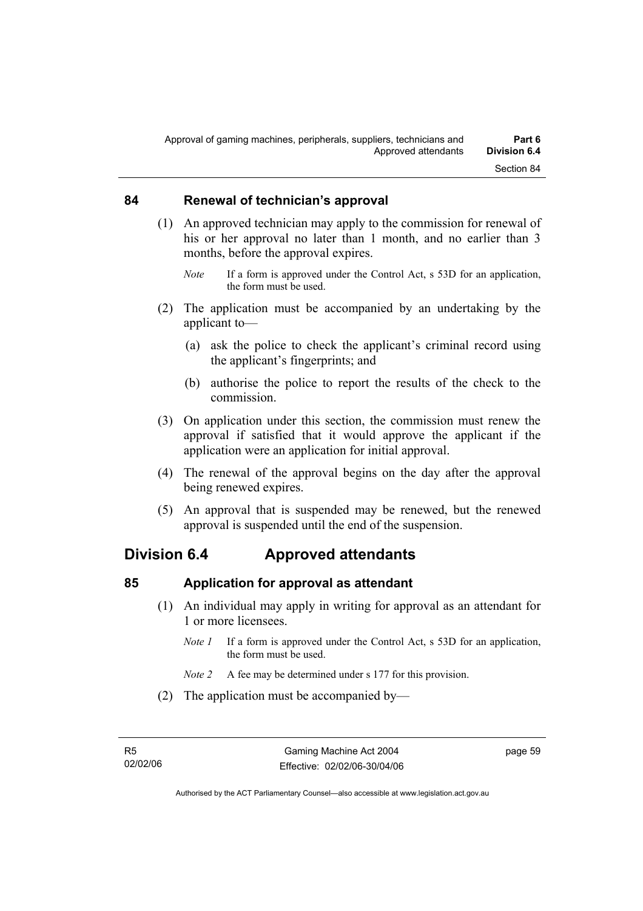## 84 Renewal of technician's approval

(1) An approved technician may apply to the commission for renewal of his or her approval no later than 1 month, and no earlier than 3 months, before the approval expires.

*Note* If a form is approved under the Control Act, s 53D for an application, the form must be used.

(2) The application must be accompanied by an undertaking by the applicant to—

(a) ask the police to check the applicant's criminal record using the applicant's fingerprints; and

(b) authorise the police to report the results of the check to the commission.

(3) On application under this section, the commission must renew the approval if satisfied that it would approve the applicant if the application were an application for initial approval.

(4) The renewal of the approval begins on the day after the approval being renewed expires.

(5) An approval that is suspended may be renewed, but the renewed approval is suspended until the end of the suspension.

# Division 6.4 Approved attendants

## 85 Application for approval as attendant

(1) An individual may apply in writing for approval as an attendant for 1 or more licensees.

*Note 1* If a form is approved under the Control Act, s 53D for an application, the form must be used.

*Note 2* A fee may be determined under s 177 for this provision.

(2) The application must be accompanied by—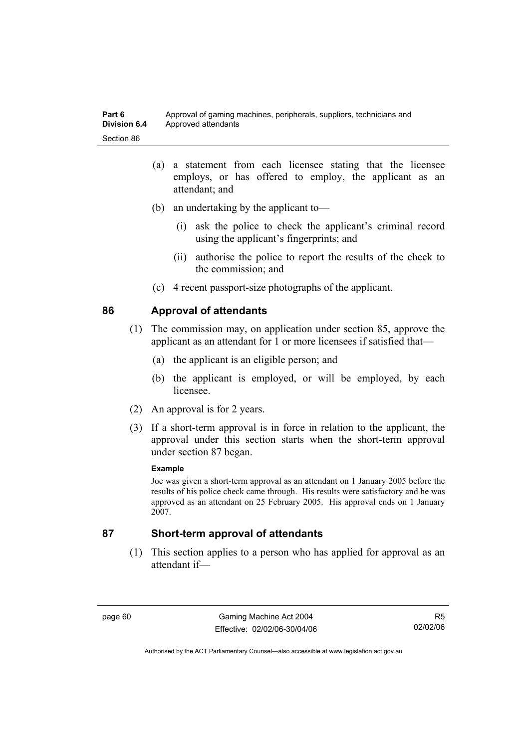(a) a statement from each licensee stating that the licensee employs, or has offered to employ, the applicant as an attendant; and

(b) an undertaking by the applicant to—

   (i) ask the police to check the applicant's criminal record using the applicant's fingerprints; and

   (ii) authorise the police to report the results of the check to the commission; and

(c) 4 recent passport-size photographs of the applicant.

## 86 Approval of attendants

(1) The commission may, on application under section 85, approve the applicant as an attendant for 1 or more licensees if satisfied that—

   (a) the applicant is an eligible person; and

   (b) the applicant is employed, or will be employed, by each licensee.

(2) An approval is for 2 years.

(3) If a short-term approval is in force in relation to the applicant, the approval under this section starts when the short-term approval under section 87 began.

**Example**

Joe was given a short-term approval as an attendant on 1 January 2005 before the results of his police check came through. His results were satisfactory and he was approved as an attendant on 25 February 2005. His approval ends on 1 January 2007.

## 87 Short-term approval of attendants

(1) This section applies to a person who has applied for approval as an attendant if—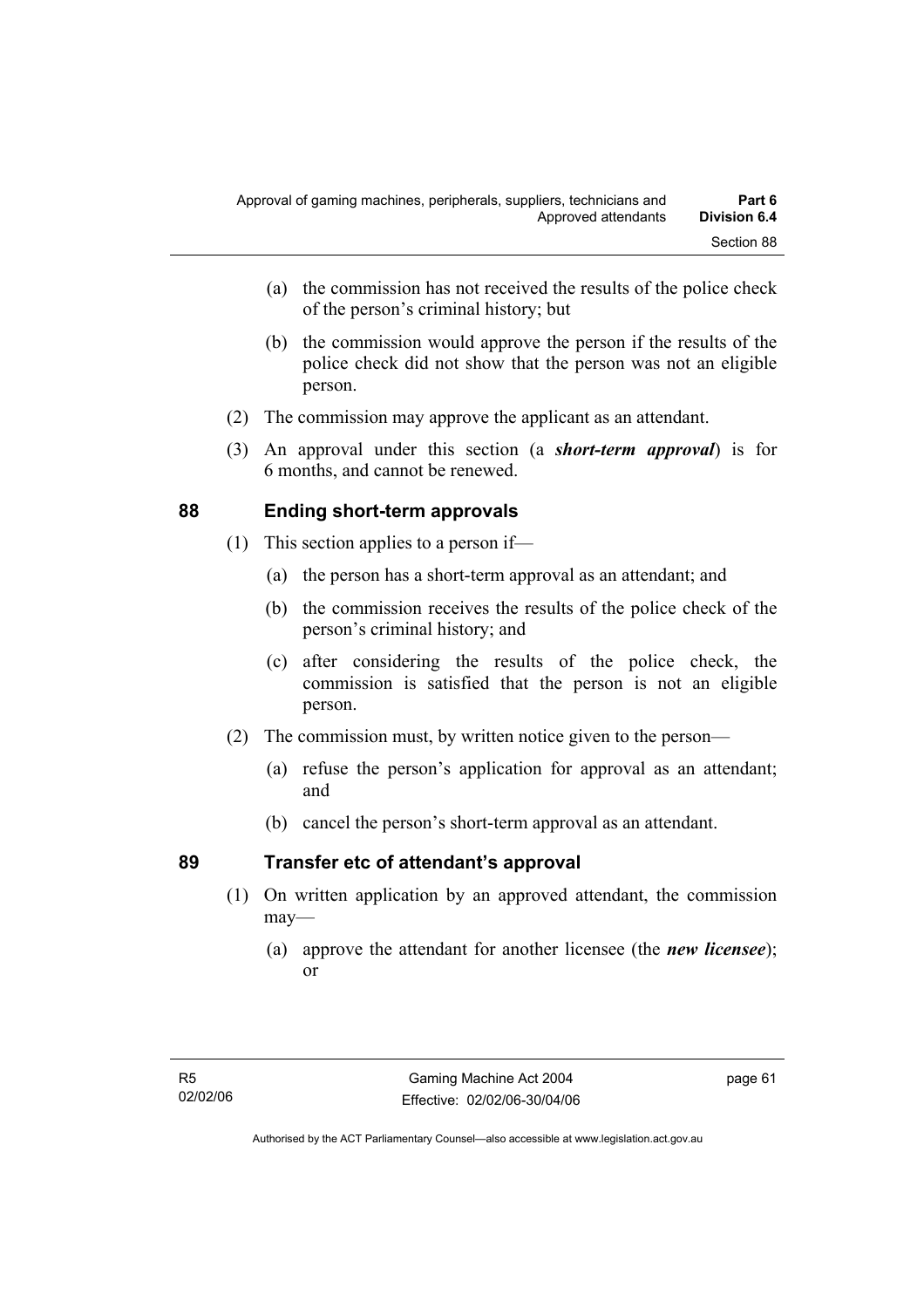(a) the commission has not received the results of the police check of the person's criminal history; but

(b) the commission would approve the person if the results of the police check did not show that the person was not an eligible person.

(2) The commission may approve the applicant as an attendant.

(3) An approval under this section (a ***short-term approval***) is for 6 months, and cannot be renewed.

## 88 Ending short-term approvals

(1) This section applies to a person if—

(a) the person has a short-term approval as an attendant; and

(b) the commission receives the results of the police check of the person's criminal history; and

(c) after considering the results of the police check, the commission is satisfied that the person is not an eligible person.

(2) The commission must, by written notice given to the person—

(a) refuse the person's application for approval as an attendant; and

(b) cancel the person's short-term approval as an attendant.

## 89 Transfer etc of attendant's approval

(1) On written application by an approved attendant, the commission may—

(a) approve the attendant for another licensee (the ***new licensee***); or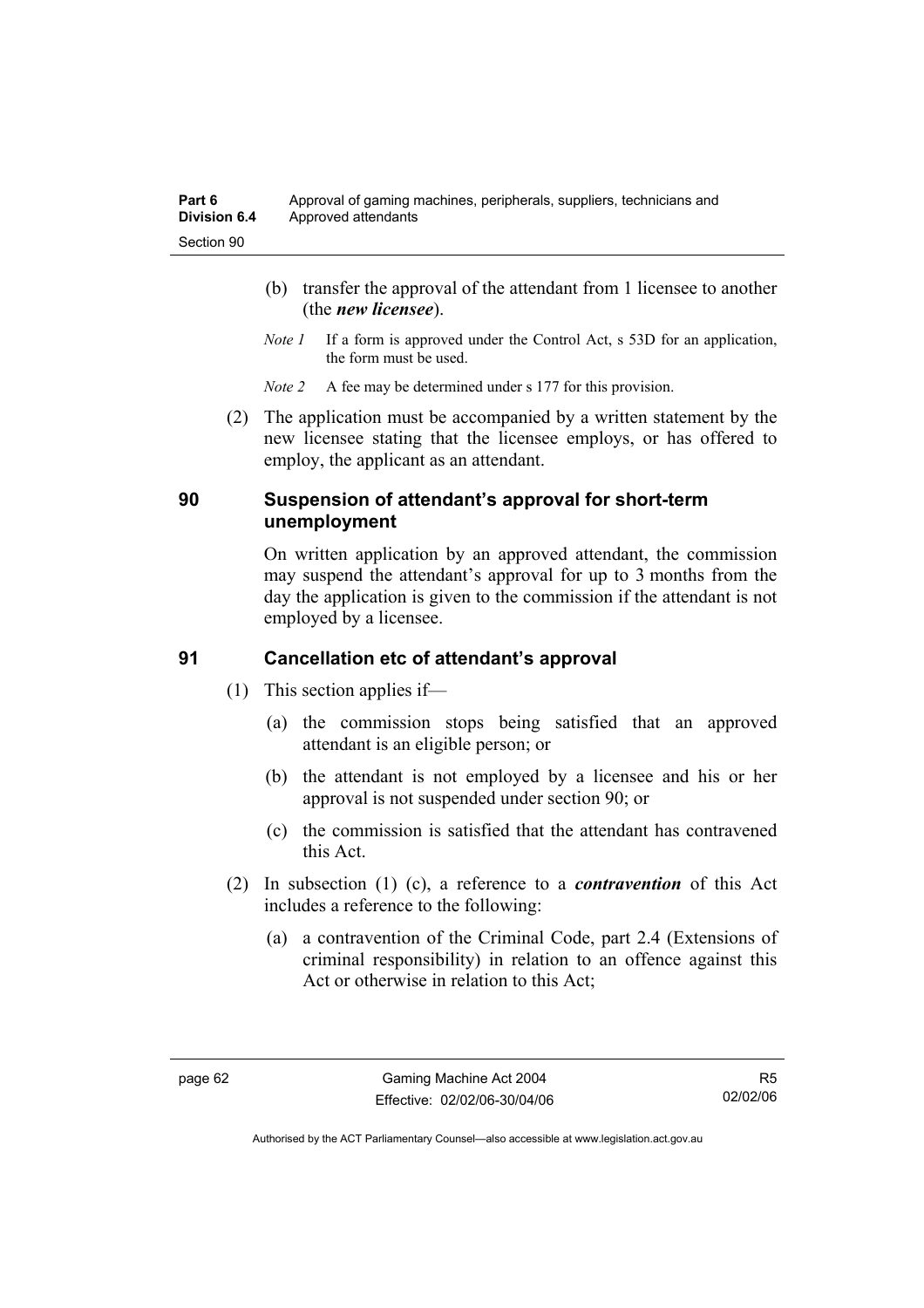(b) transfer the approval of the attendant from 1 licensee to another (the ***new licensee***).

*Note 1* If a form is approved under the Control Act, s 53D for an application, the form must be used.

*Note 2* A fee may be determined under s 177 for this provision.

(2) The application must be accompanied by a written statement by the new licensee stating that the licensee employs, or has offered to employ, the applicant as an attendant.

## 90 Suspension of attendant's approval for short-term unemployment

On written application by an approved attendant, the commission may suspend the attendant's approval for up to 3 months from the day the application is given to the commission if the attendant is not employed by a licensee.

## 91 Cancellation etc of attendant's approval

(1) This section applies if—

(a) the commission stops being satisfied that an approved attendant is an eligible person; or

(b) the attendant is not employed by a licensee and his or her approval is not suspended under section 90; or

(c) the commission is satisfied that the attendant has contravened this Act.

(2) In subsection (1) (c), a reference to a ***contravention*** of this Act includes a reference to the following:

(a) a contravention of the Criminal Code, part 2.4 (Extensions of criminal responsibility) in relation to an offence against this Act or otherwise in relation to this Act;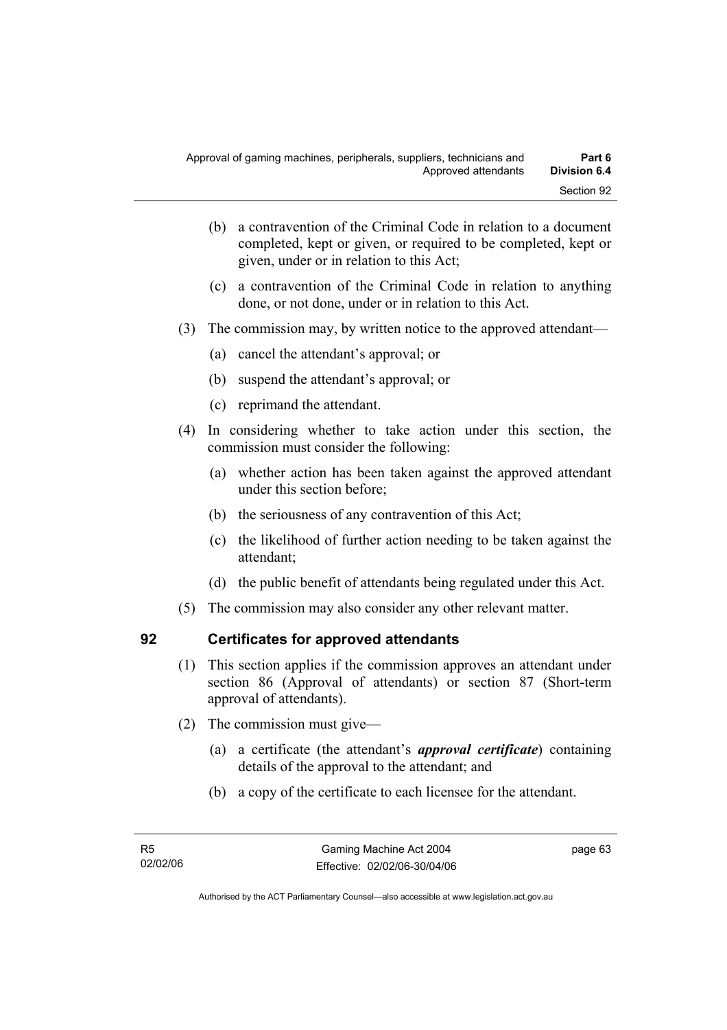(b) a contravention of the Criminal Code in relation to a document completed, kept or given, or required to be completed, kept or given, under or in relation to this Act;

(c) a contravention of the Criminal Code in relation to anything done, or not done, under or in relation to this Act.

(3) The commission may, by written notice to the approved attendant—

(a) cancel the attendant's approval; or

(b) suspend the attendant's approval; or

(c) reprimand the attendant.

(4) In considering whether to take action under this section, the commission must consider the following:

(a) whether action has been taken against the approved attendant under this section before;

(b) the seriousness of any contravention of this Act;

(c) the likelihood of further action needing to be taken against the attendant;

(d) the public benefit of attendants being regulated under this Act.

(5) The commission may also consider any other relevant matter.

## 92 Certificates for approved attendants

(1) This section applies if the commission approves an attendant under section 86 (Approval of attendants) or section 87 (Short-term approval of attendants).

(2) The commission must give—

(a) a certificate (the attendant's ***approval certificate***) containing details of the approval to the attendant; and

(b) a copy of the certificate to each licensee for the attendant.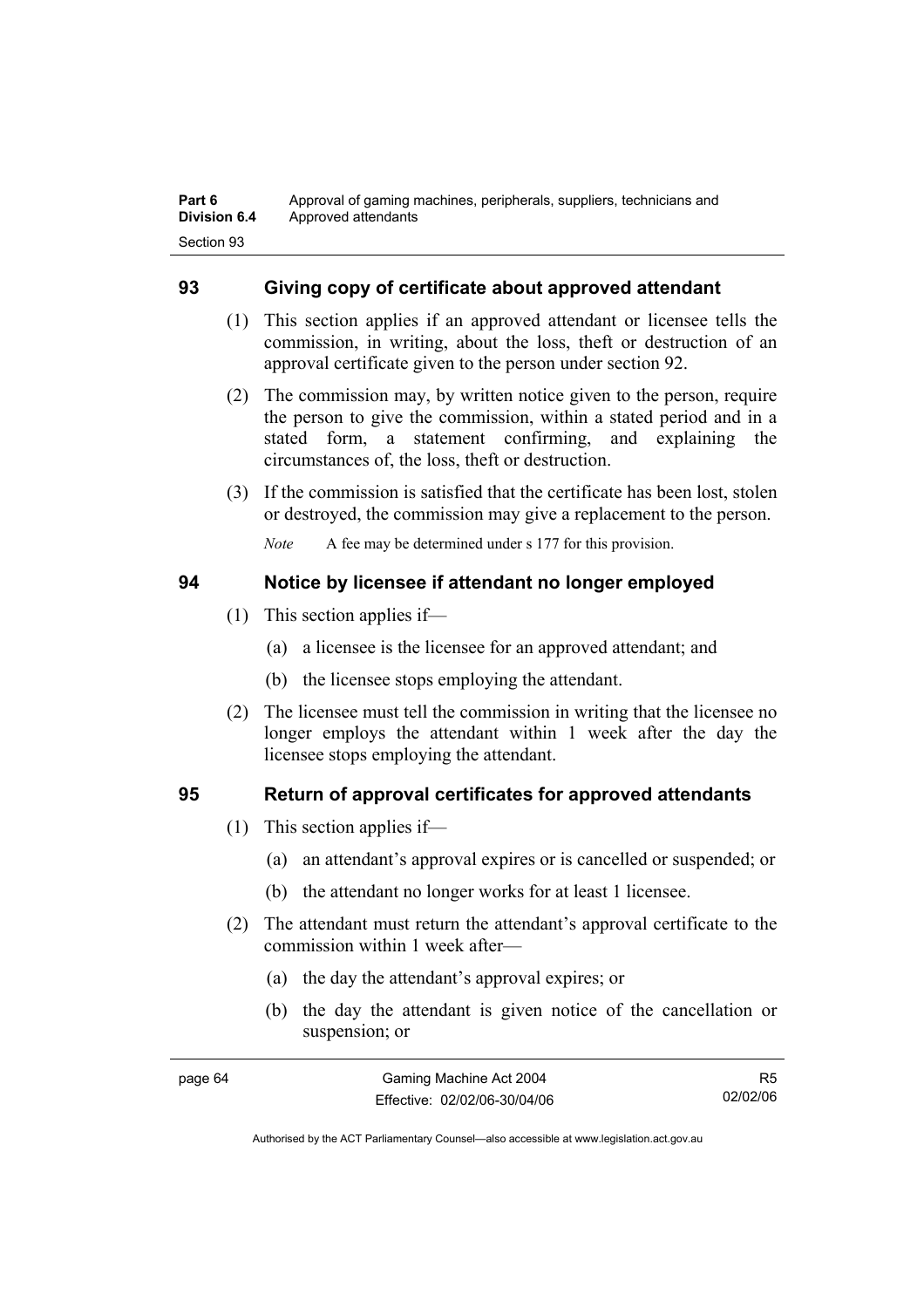## 93 Giving copy of certificate about approved attendant

(1) This section applies if an approved attendant or licensee tells the commission, in writing, about the loss, theft or destruction of an approval certificate given to the person under section 92.

(2) The commission may, by written notice given to the person, require the person to give the commission, within a stated period and in a stated form, a statement confirming, and explaining the circumstances of, the loss, theft or destruction.

(3) If the commission is satisfied that the certificate has been lost, stolen or destroyed, the commission may give a replacement to the person.

*Note* A fee may be determined under s 177 for this provision.

## 94 Notice by licensee if attendant no longer employed

(1) This section applies if—

(a) a licensee is the licensee for an approved attendant; and

(b) the licensee stops employing the attendant.

(2) The licensee must tell the commission in writing that the licensee no longer employs the attendant within 1 week after the day the licensee stops employing the attendant.

## 95 Return of approval certificates for approved attendants

(1) This section applies if—

(a) an attendant's approval expires or is cancelled or suspended; or

(b) the attendant no longer works for at least 1 licensee.

(2) The attendant must return the attendant's approval certificate to the commission within 1 week after—

(a) the day the attendant's approval expires; or

(b) the day the attendant is given notice of the cancellation or suspension; or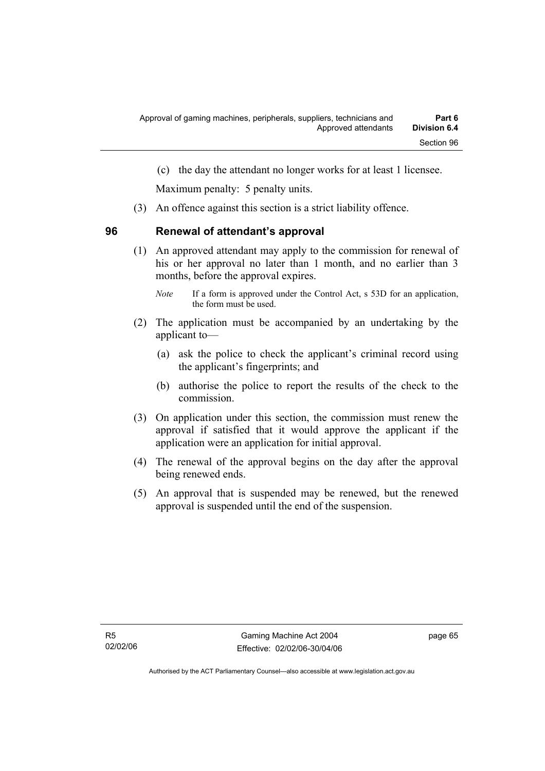(c) the day the attendant no longer works for at least 1 licensee.

Maximum penalty: 5 penalty units.

(3) An offence against this section is a strict liability offence.

## 96 Renewal of attendant's approval

(1) An approved attendant may apply to the commission for renewal of his or her approval no later than 1 month, and no earlier than 3 months, before the approval expires.

*Note* If a form is approved under the Control Act, s 53D for an application, the form must be used.

(2) The application must be accompanied by an undertaking by the applicant to—

(a) ask the police to check the applicant's criminal record using the applicant's fingerprints; and

(b) authorise the police to report the results of the check to the commission.

(3) On application under this section, the commission must renew the approval if satisfied that it would approve the applicant if the application were an application for initial approval.

(4) The renewal of the approval begins on the day after the approval being renewed ends.

(5) An approval that is suspended may be renewed, but the renewed approval is suspended until the end of the suspension.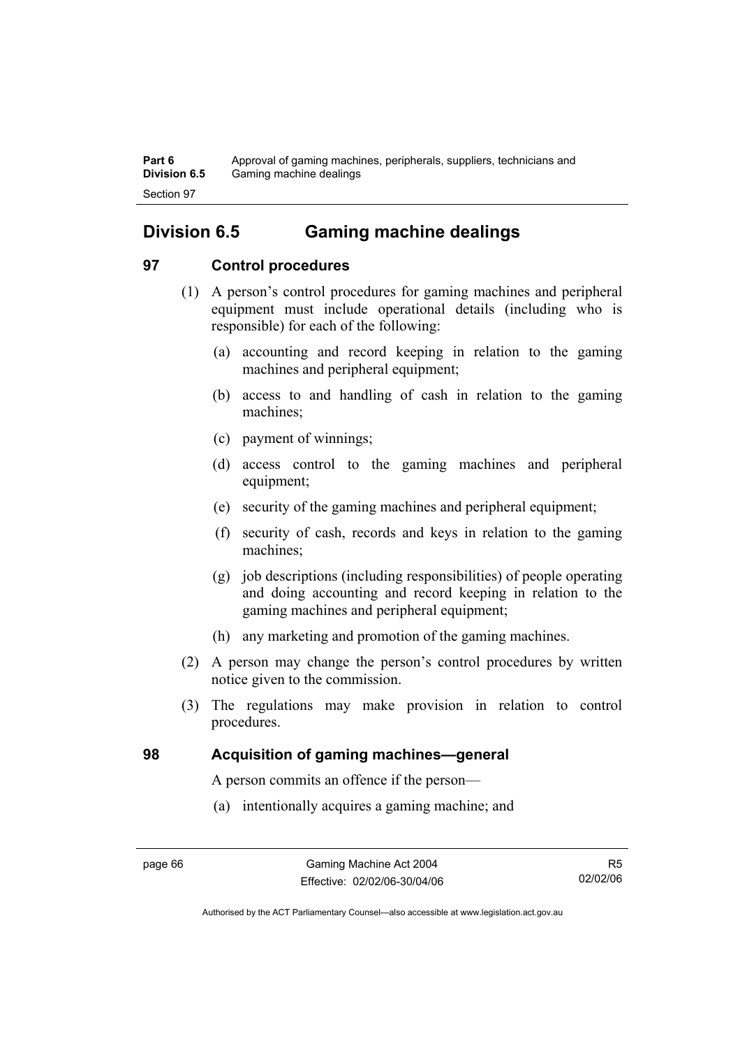## Division 6.5 Gaming machine dealings

### 97 Control procedures

(1) A person's control procedures for gaming machines and peripheral equipment must include operational details (including who is responsible) for each of the following:

(a) accounting and record keeping in relation to the gaming machines and peripheral equipment;

(b) access to and handling of cash in relation to the gaming machines;

(c) payment of winnings;

(d) access control to the gaming machines and peripheral equipment;

(e) security of the gaming machines and peripheral equipment;

(f) security of cash, records and keys in relation to the gaming machines;

(g) job descriptions (including responsibilities) of people operating and doing accounting and record keeping in relation to the gaming machines and peripheral equipment;

(h) any marketing and promotion of the gaming machines.

(2) A person may change the person's control procedures by written notice given to the commission.

(3) The regulations may make provision in relation to control procedures.

### 98 Acquisition of gaming machines—general

A person commits an offence if the person—

(a) intentionally acquires a gaming machine; and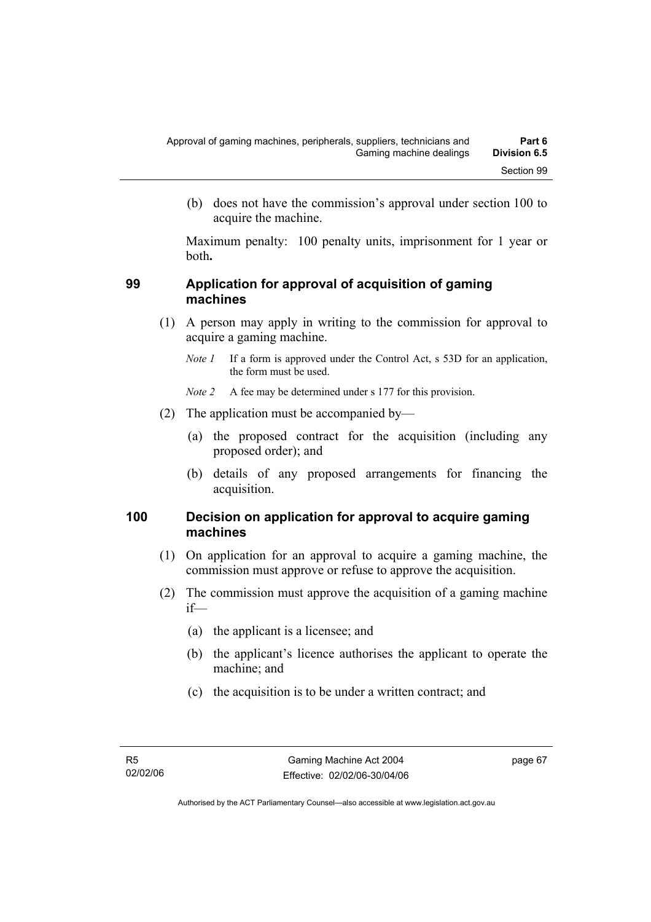(b) does not have the commission's approval under section 100 to acquire the machine.

Maximum penalty: 100 penalty units, imprisonment for 1 year or both**.**

## 99 Application for approval of acquisition of gaming machines

(1) A person may apply in writing to the commission for approval to acquire a gaming machine.

*Note 1* If a form is approved under the Control Act, s 53D for an application, the form must be used.

*Note 2* A fee may be determined under s 177 for this provision.

(2) The application must be accompanied by—

(a) the proposed contract for the acquisition (including any proposed order); and

(b) details of any proposed arrangements for financing the acquisition.

## 100 Decision on application for approval to acquire gaming machines

(1) On application for an approval to acquire a gaming machine, the commission must approve or refuse to approve the acquisition.

(2) The commission must approve the acquisition of a gaming machine if—

(a) the applicant is a licensee; and

(b) the applicant's licence authorises the applicant to operate the machine; and

(c) the acquisition is to be under a written contract; and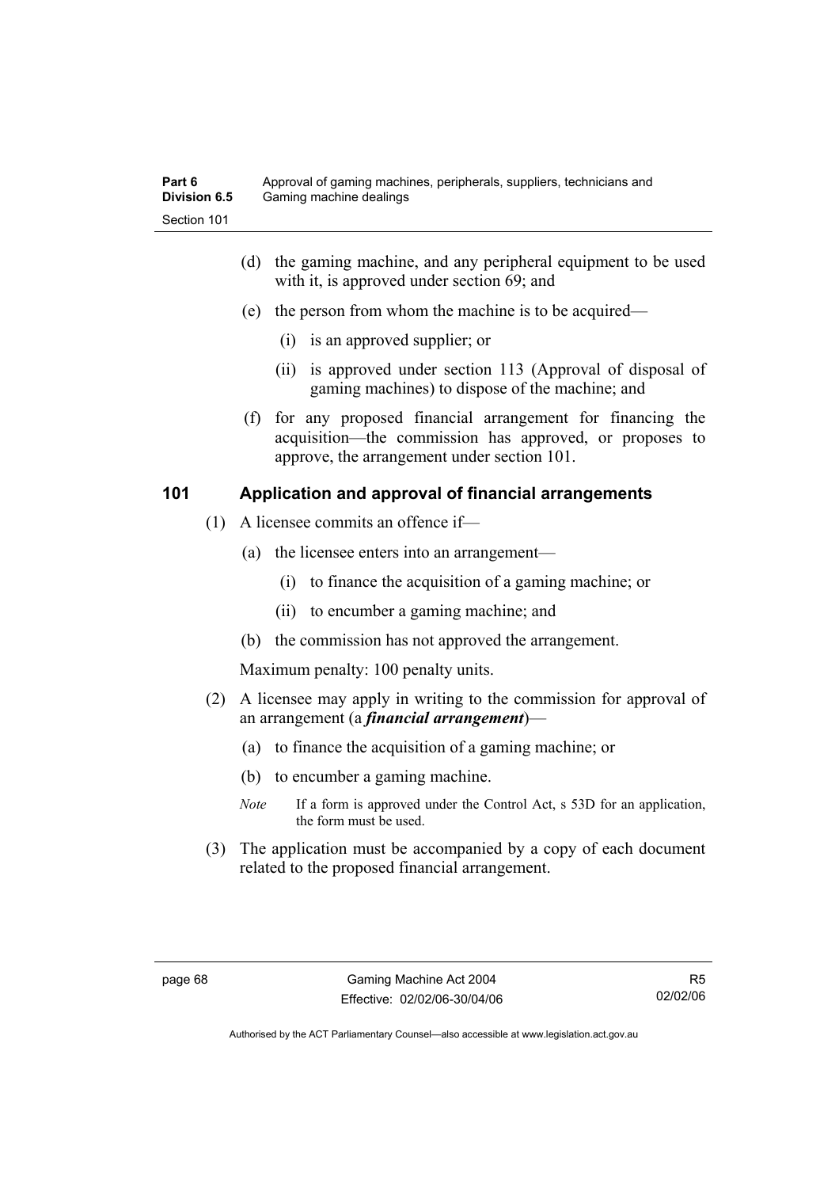(d) the gaming machine, and any peripheral equipment to be used with it, is approved under section 69; and

(e) the person from whom the machine is to be acquired—

(i) is an approved supplier; or

(ii) is approved under section 113 (Approval of disposal of gaming machines) to dispose of the machine; and

(f) for any proposed financial arrangement for financing the acquisition—the commission has approved, or proposes to approve, the arrangement under section 101.

## 101 Application and approval of financial arrangements

(1) A licensee commits an offence if—

(a) the licensee enters into an arrangement—

(i) to finance the acquisition of a gaming machine; or

(ii) to encumber a gaming machine; and

(b) the commission has not approved the arrangement.

Maximum penalty: 100 penalty units.

(2) A licensee may apply in writing to the commission for approval of an arrangement (a ***financial arrangement***)—

(a) to finance the acquisition of a gaming machine; or

(b) to encumber a gaming machine.

*Note* If a form is approved under the Control Act, s 53D for an application, the form must be used.

(3) The application must be accompanied by a copy of each document related to the proposed financial arrangement.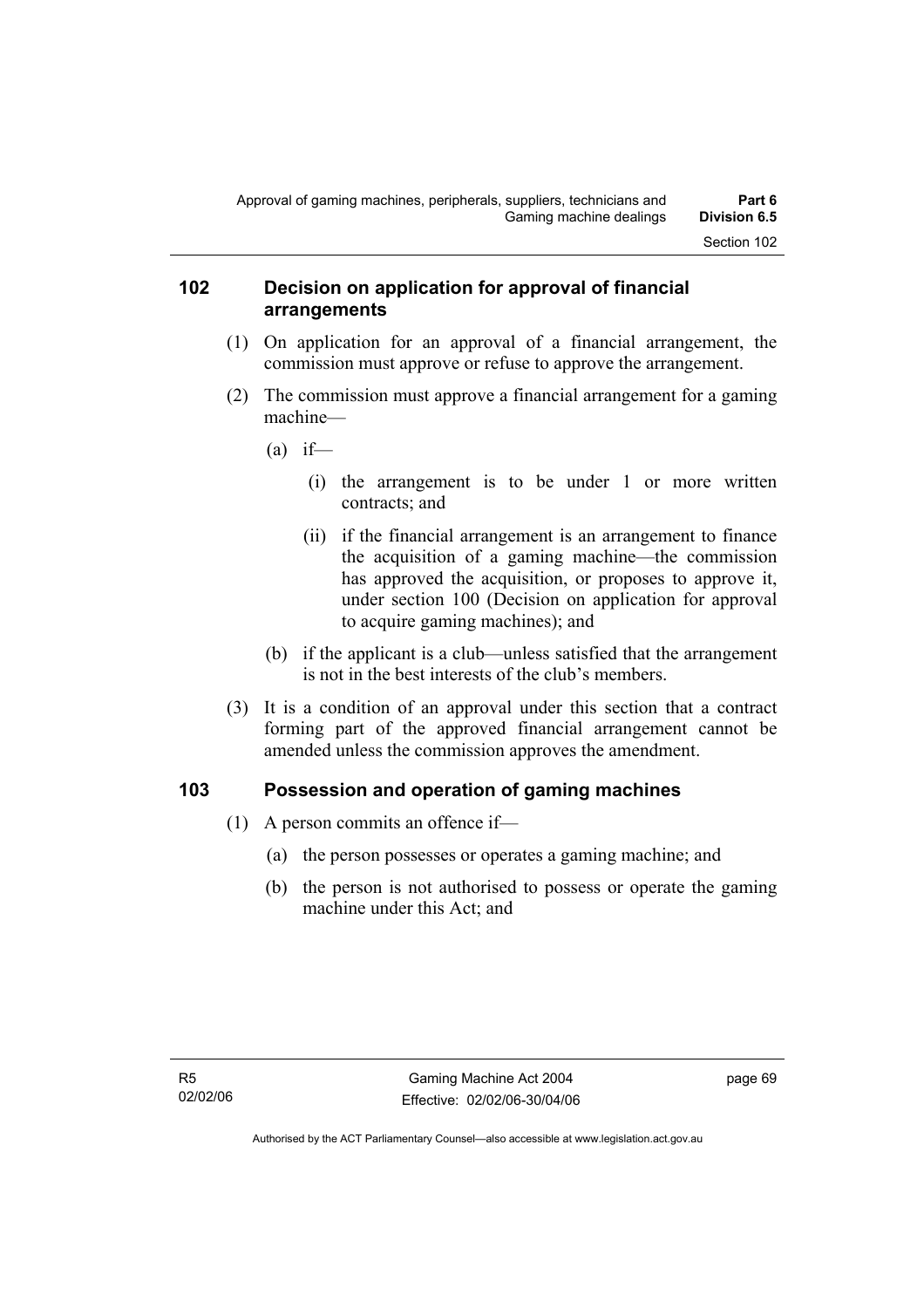## 102 Decision on application for approval of financial arrangements

(1) On application for an approval of a financial arrangement, the commission must approve or refuse to approve the arrangement.

(2) The commission must approve a financial arrangement for a gaming machine—

(a) if—

(i) the arrangement is to be under 1 or more written contracts; and

(ii) if the financial arrangement is an arrangement to finance the acquisition of a gaming machine—the commission has approved the acquisition, or proposes to approve it, under section 100 (Decision on application for approval to acquire gaming machines); and

(b) if the applicant is a club—unless satisfied that the arrangement is not in the best interests of the club's members.

(3) It is a condition of an approval under this section that a contract forming part of the approved financial arrangement cannot be amended unless the commission approves the amendment.

## 103 Possession and operation of gaming machines

(1) A person commits an offence if—

(a) the person possesses or operates a gaming machine; and

(b) the person is not authorised to possess or operate the gaming machine under this Act; and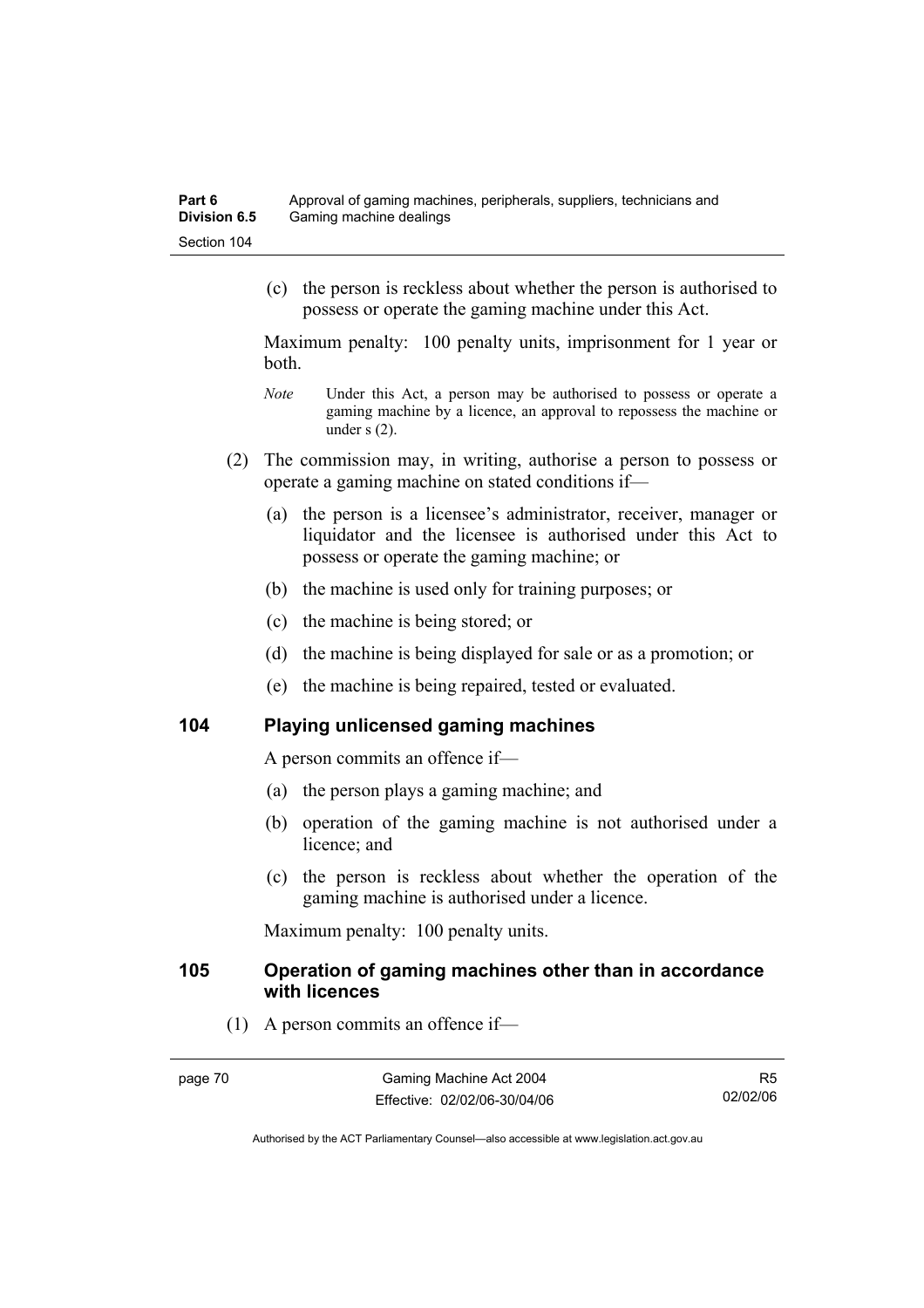(c) the person is reckless about whether the person is authorised to possess or operate the gaming machine under this Act.

Maximum penalty: 100 penalty units, imprisonment for 1 year or both.

*Note* Under this Act, a person may be authorised to possess or operate a gaming machine by a licence, an approval to repossess the machine or under s (2).

(2) The commission may, in writing, authorise a person to possess or operate a gaming machine on stated conditions if—

(a) the person is a licensee's administrator, receiver, manager or liquidator and the licensee is authorised under this Act to possess or operate the gaming machine; or

(b) the machine is used only for training purposes; or

(c) the machine is being stored; or

(d) the machine is being displayed for sale or as a promotion; or

(e) the machine is being repaired, tested or evaluated.

## 104 Playing unlicensed gaming machines

A person commits an offence if—

(a) the person plays a gaming machine; and

(b) operation of the gaming machine is not authorised under a licence; and

(c) the person is reckless about whether the operation of the gaming machine is authorised under a licence.

Maximum penalty: 100 penalty units.

## 105 Operation of gaming machines other than in accordance with licences

(1) A person commits an offence if—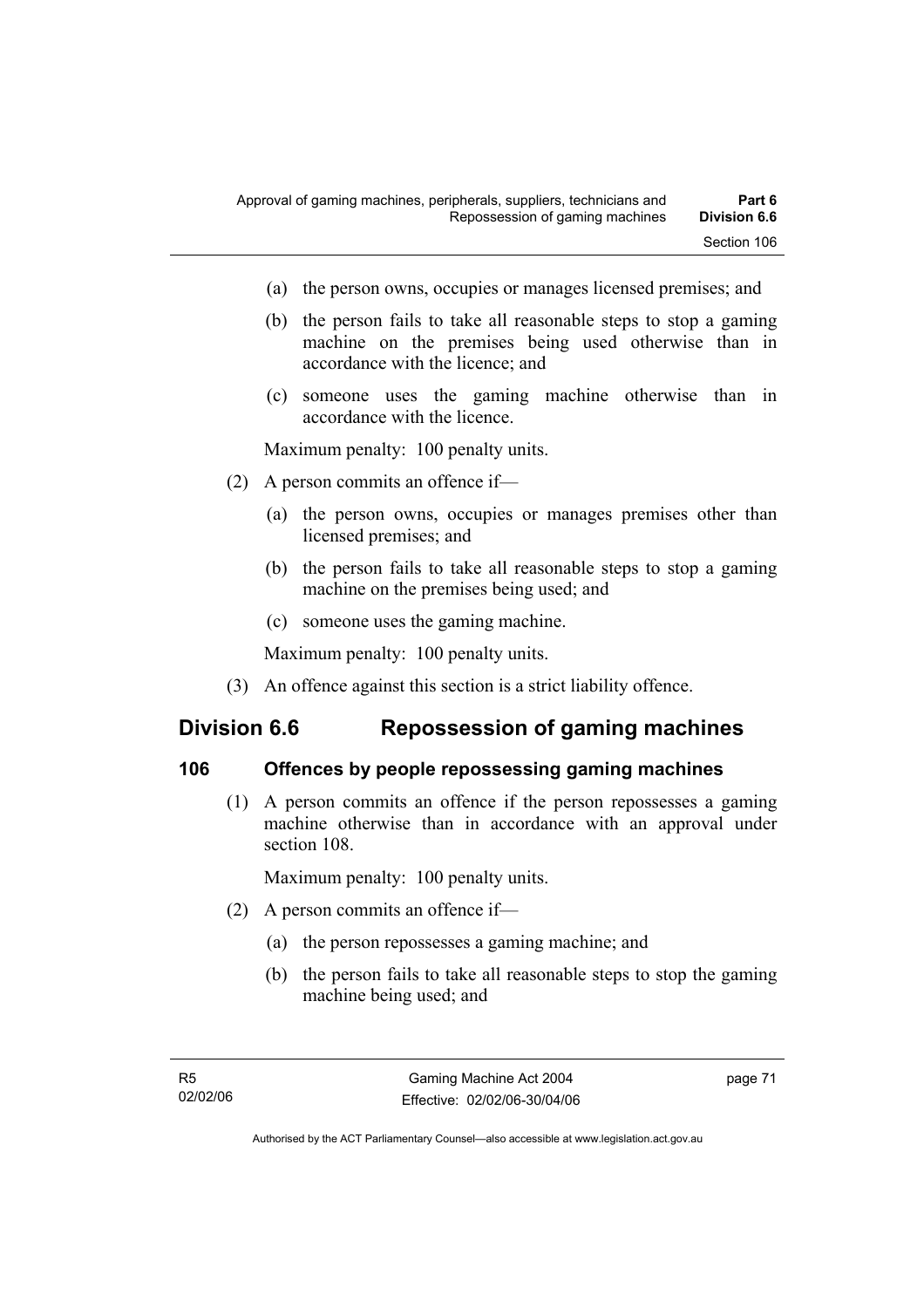(a) the person owns, occupies or manages licensed premises; and

(b) the person fails to take all reasonable steps to stop a gaming machine on the premises being used otherwise than in accordance with the licence; and

(c) someone uses the gaming machine otherwise than in accordance with the licence.

Maximum penalty: 100 penalty units.

(2) A person commits an offence if—

(a) the person owns, occupies or manages premises other than licensed premises; and

(b) the person fails to take all reasonable steps to stop a gaming machine on the premises being used; and

(c) someone uses the gaming machine.

Maximum penalty: 100 penalty units.

(3) An offence against this section is a strict liability offence.

## Division 6.6 Repossession of gaming machines

### 106 Offences by people repossessing gaming machines

(1) A person commits an offence if the person repossesses a gaming machine otherwise than in accordance with an approval under section 108.

Maximum penalty: 100 penalty units.

(2) A person commits an offence if—

(a) the person repossesses a gaming machine; and

(b) the person fails to take all reasonable steps to stop the gaming machine being used; and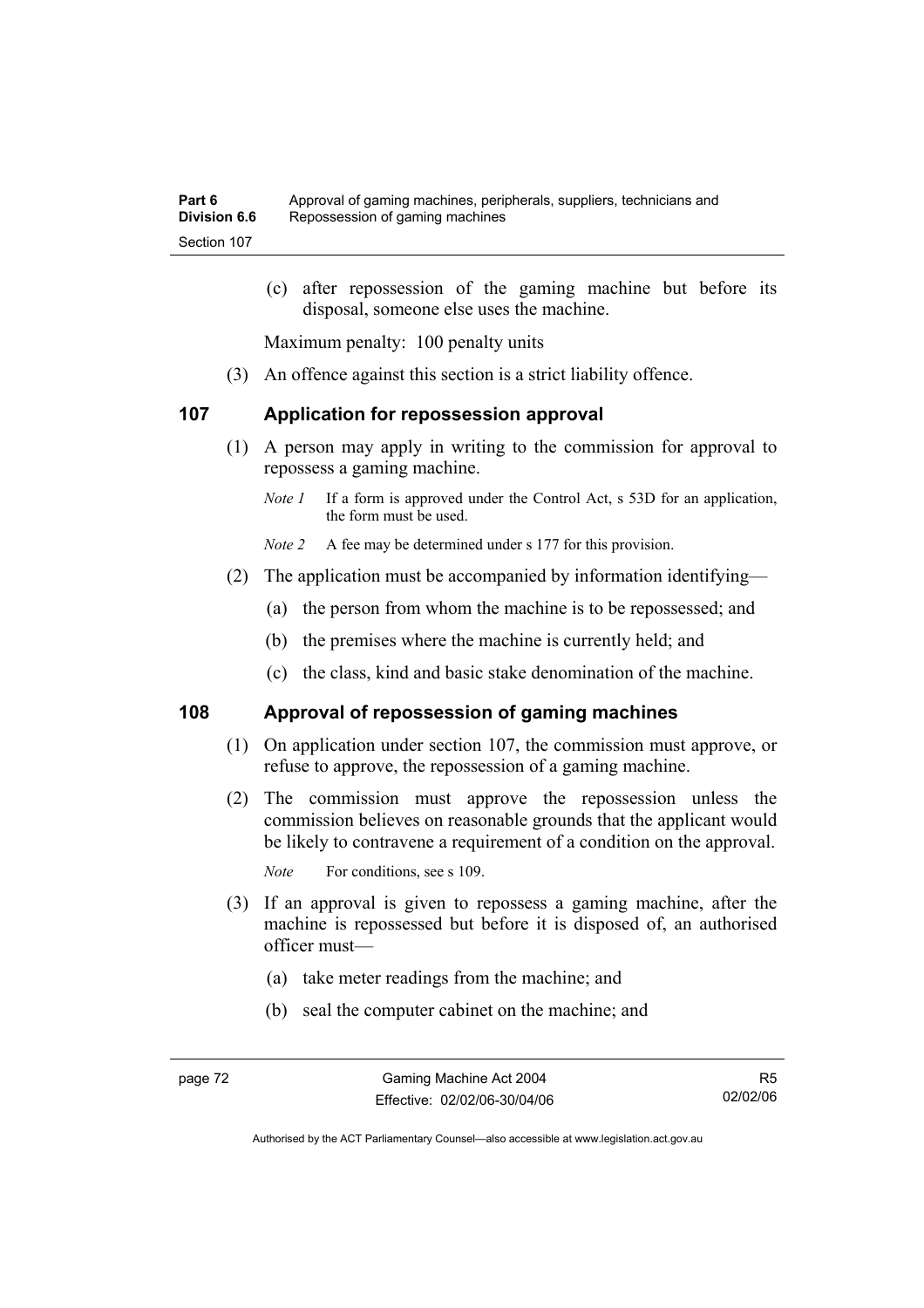(c) after repossession of the gaming machine but before its disposal, someone else uses the machine.

Maximum penalty: 100 penalty units

(3) An offence against this section is a strict liability offence.

## 107 Application for repossession approval

(1) A person may apply in writing to the commission for approval to repossess a gaming machine.

*Note 1* If a form is approved under the Control Act, s 53D for an application, the form must be used.

*Note 2* A fee may be determined under s 177 for this provision.

(2) The application must be accompanied by information identifying—

(a) the person from whom the machine is to be repossessed; and

(b) the premises where the machine is currently held; and

(c) the class, kind and basic stake denomination of the machine.

## 108 Approval of repossession of gaming machines

(1) On application under section 107, the commission must approve, or refuse to approve, the repossession of a gaming machine.

(2) The commission must approve the repossession unless the commission believes on reasonable grounds that the applicant would be likely to contravene a requirement of a condition on the approval.

*Note* For conditions, see s 109.

(3) If an approval is given to repossess a gaming machine, after the machine is repossessed but before it is disposed of, an authorised officer must—

(a) take meter readings from the machine; and

(b) seal the computer cabinet on the machine; and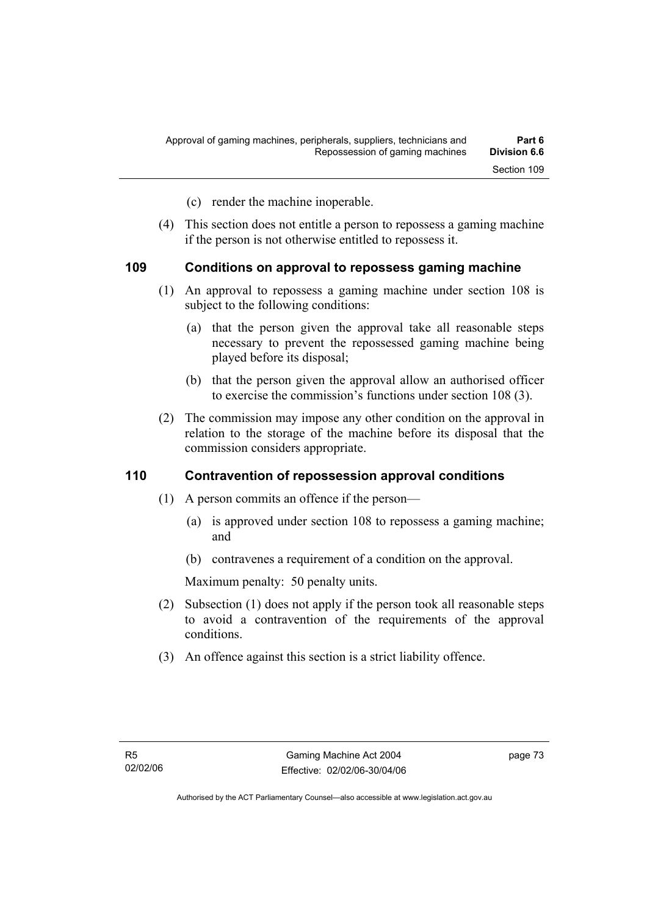(c) render the machine inoperable.

(4) This section does not entitle a person to repossess a gaming machine if the person is not otherwise entitled to repossess it.

## 109 Conditions on approval to repossess gaming machine

(1) An approval to repossess a gaming machine under section 108 is subject to the following conditions:

(a) that the person given the approval take all reasonable steps necessary to prevent the repossessed gaming machine being played before its disposal;

(b) that the person given the approval allow an authorised officer to exercise the commission's functions under section 108 (3).

(2) The commission may impose any other condition on the approval in relation to the storage of the machine before its disposal that the commission considers appropriate.

## 110 Contravention of repossession approval conditions

(1) A person commits an offence if the person—

(a) is approved under section 108 to repossess a gaming machine; and

(b) contravenes a requirement of a condition on the approval.

Maximum penalty: 50 penalty units.

(2) Subsection (1) does not apply if the person took all reasonable steps to avoid a contravention of the requirements of the approval conditions.

(3) An offence against this section is a strict liability offence.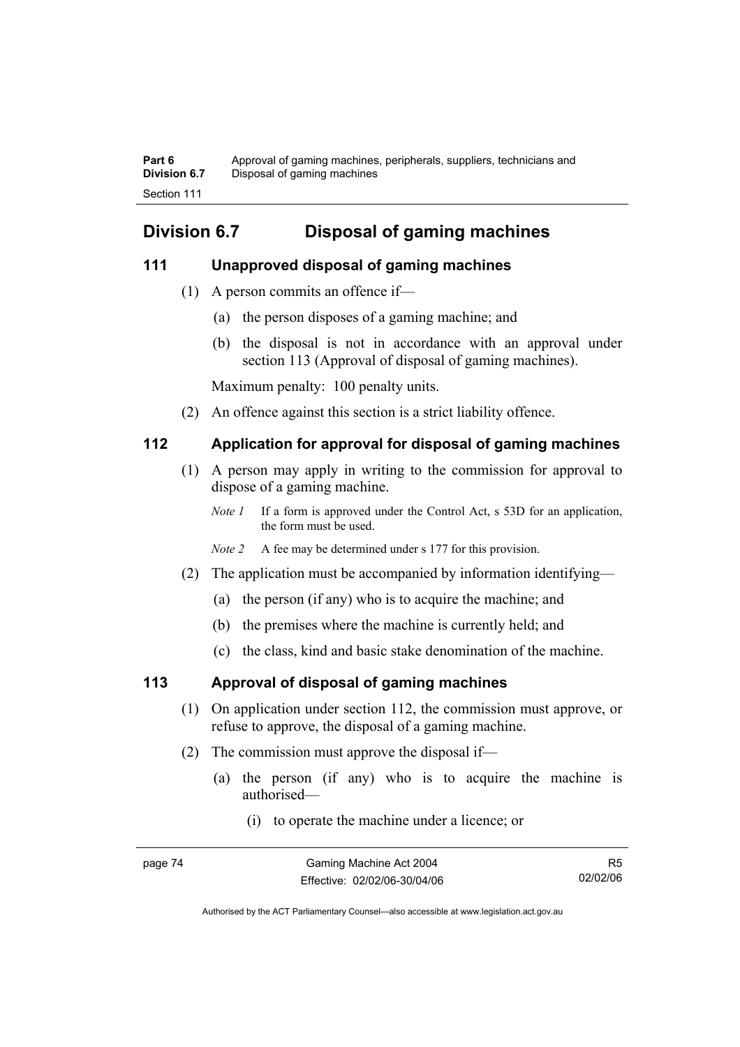## Division 6.7 Disposal of gaming machines

### 111 Unapproved disposal of gaming machines

(1) A person commits an offence if—

(a) the person disposes of a gaming machine; and

(b) the disposal is not in accordance with an approval under section 113 (Approval of disposal of gaming machines).

Maximum penalty: 100 penalty units.

(2) An offence against this section is a strict liability offence.

### 112 Application for approval for disposal of gaming machines

(1) A person may apply in writing to the commission for approval to dispose of a gaming machine.

*Note 1* If a form is approved under the Control Act, s 53D for an application, the form must be used.

*Note 2* A fee may be determined under s 177 for this provision.

(2) The application must be accompanied by information identifying—

(a) the person (if any) who is to acquire the machine; and

(b) the premises where the machine is currently held; and

(c) the class, kind and basic stake denomination of the machine.

### 113 Approval of disposal of gaming machines

(1) On application under section 112, the commission must approve, or refuse to approve, the disposal of a gaming machine.

(2) The commission must approve the disposal if—

(a) the person (if any) who is to acquire the machine is authorised—

(i) to operate the machine under a licence; or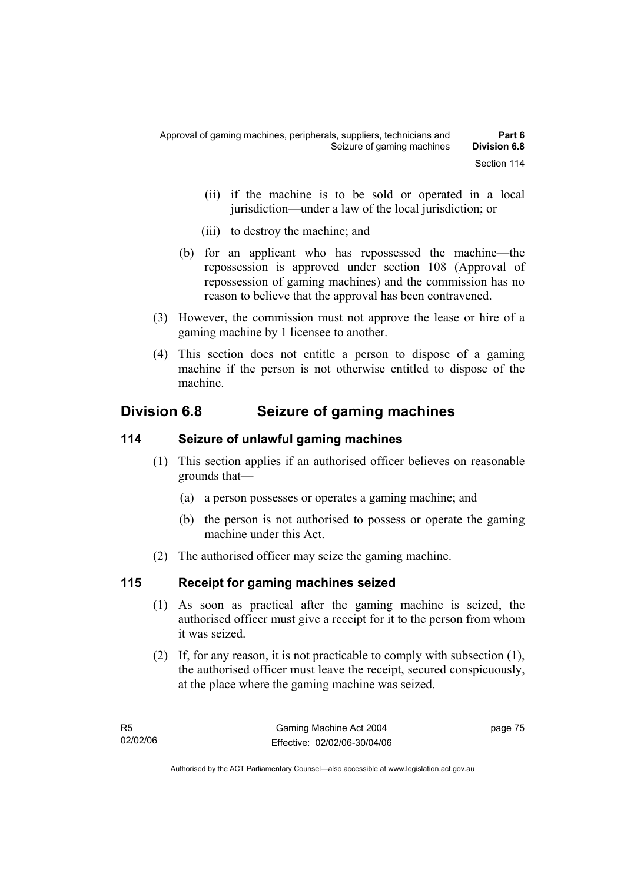(ii) if the machine is to be sold or operated in a local jurisdiction—under a law of the local jurisdiction; or

(iii) to destroy the machine; and

(b) for an applicant who has repossessed the machine—the repossession is approved under section 108 (Approval of repossession of gaming machines) and the commission has no reason to believe that the approval has been contravened.

(3) However, the commission must not approve the lease or hire of a gaming machine by 1 licensee to another.

(4) This section does not entitle a person to dispose of a gaming machine if the person is not otherwise entitled to dispose of the machine.

## Division 6.8 Seizure of gaming machines

### 114 Seizure of unlawful gaming machines

(1) This section applies if an authorised officer believes on reasonable grounds that—

(a) a person possesses or operates a gaming machine; and

(b) the person is not authorised to possess or operate the gaming machine under this Act.

(2) The authorised officer may seize the gaming machine.

### 115 Receipt for gaming machines seized

(1) As soon as practical after the gaming machine is seized, the authorised officer must give a receipt for it to the person from whom it was seized.

(2) If, for any reason, it is not practicable to comply with subsection (1), the authorised officer must leave the receipt, secured conspicuously, at the place where the gaming machine was seized.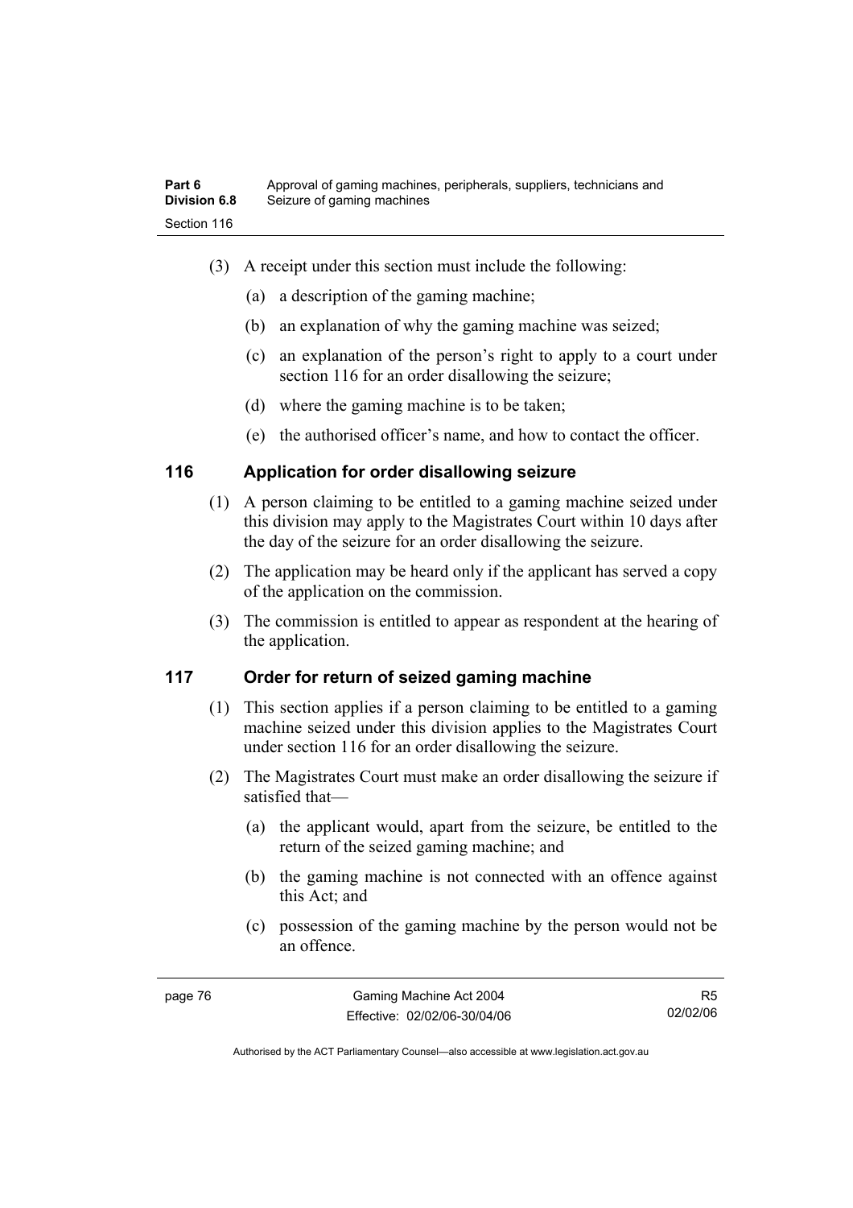(3) A receipt under this section must include the following:

(a) a description of the gaming machine;

(b) an explanation of why the gaming machine was seized;

(c) an explanation of the person's right to apply to a court under section 116 for an order disallowing the seizure;

(d) where the gaming machine is to be taken;

(e) the authorised officer's name, and how to contact the officer.

## 116 Application for order disallowing seizure

(1) A person claiming to be entitled to a gaming machine seized under this division may apply to the Magistrates Court within 10 days after the day of the seizure for an order disallowing the seizure.

(2) The application may be heard only if the applicant has served a copy of the application on the commission.

(3) The commission is entitled to appear as respondent at the hearing of the application.

## 117 Order for return of seized gaming machine

(1) This section applies if a person claiming to be entitled to a gaming machine seized under this division applies to the Magistrates Court under section 116 for an order disallowing the seizure.

(2) The Magistrates Court must make an order disallowing the seizure if satisfied that—

(a) the applicant would, apart from the seizure, be entitled to the return of the seized gaming machine; and

(b) the gaming machine is not connected with an offence against this Act; and

(c) possession of the gaming machine by the person would not be an offence.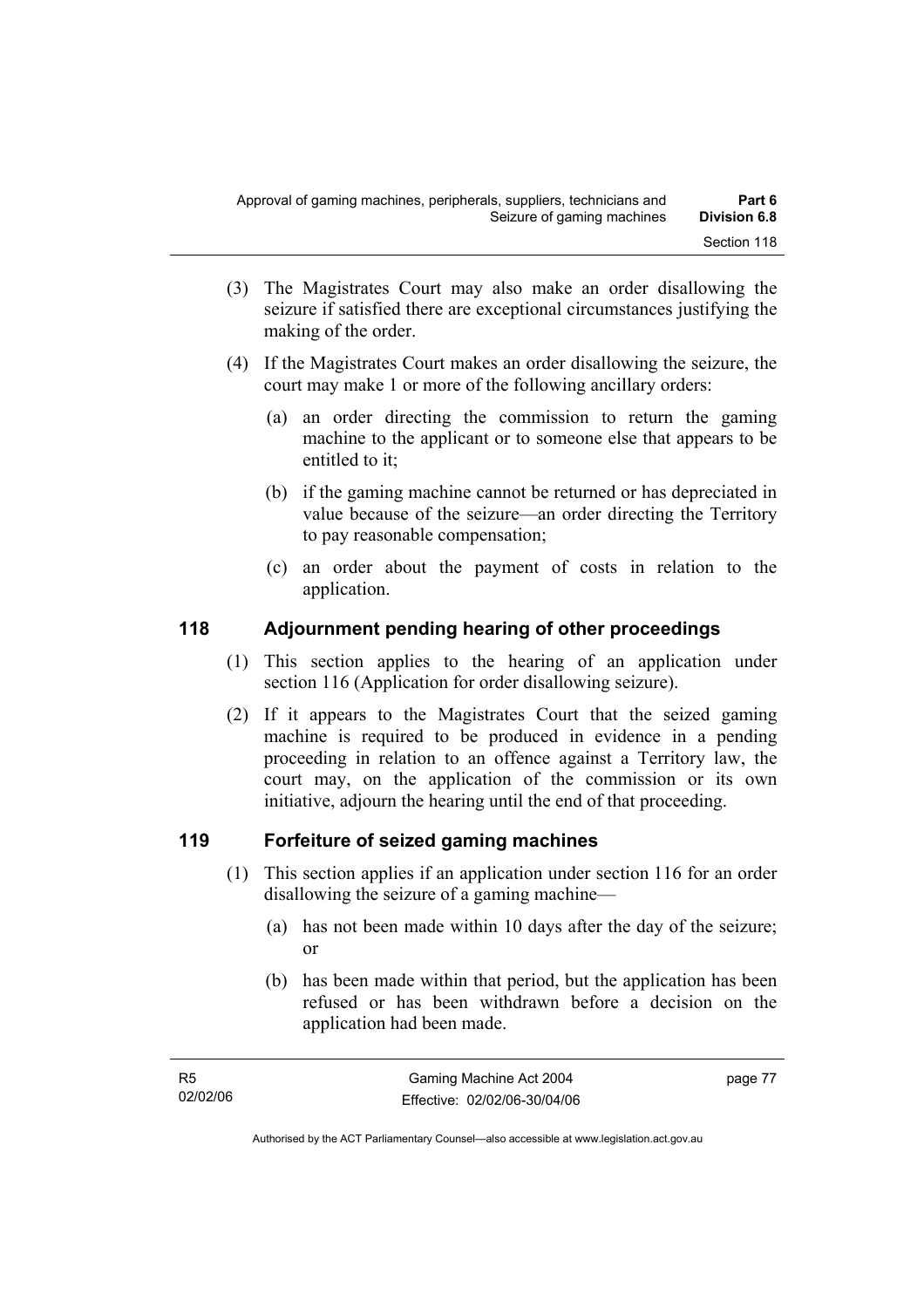(3) The Magistrates Court may also make an order disallowing the seizure if satisfied there are exceptional circumstances justifying the making of the order.

(4) If the Magistrates Court makes an order disallowing the seizure, the court may make 1 or more of the following ancillary orders:

(a) an order directing the commission to return the gaming machine to the applicant or to someone else that appears to be entitled to it;

(b) if the gaming machine cannot be returned or has depreciated in value because of the seizure—an order directing the Territory to pay reasonable compensation;

(c) an order about the payment of costs in relation to the application.

## 118 Adjournment pending hearing of other proceedings

(1) This section applies to the hearing of an application under section 116 (Application for order disallowing seizure).

(2) If it appears to the Magistrates Court that the seized gaming machine is required to be produced in evidence in a pending proceeding in relation to an offence against a Territory law, the court may, on the application of the commission or its own initiative, adjourn the hearing until the end of that proceeding.

## 119 Forfeiture of seized gaming machines

(1) This section applies if an application under section 116 for an order disallowing the seizure of a gaming machine—

(a) has not been made within 10 days after the day of the seizure; or

(b) has been made within that period, but the application has been refused or has been withdrawn before a decision on the application had been made.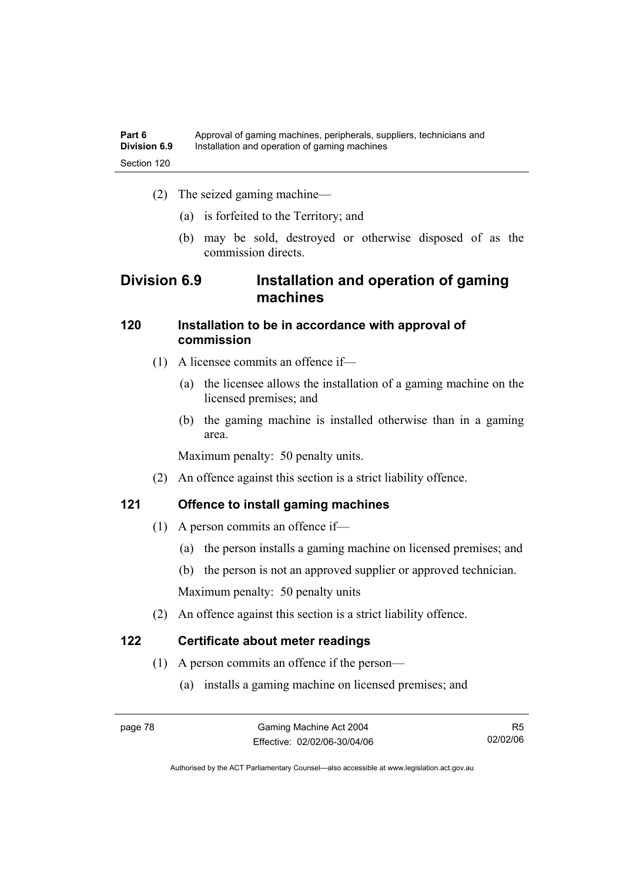(2) The seized gaming machine—

(a) is forfeited to the Territory; and

(b) may be sold, destroyed or otherwise disposed of as the commission directs.

## Division 6.9 Installation and operation of gaming machines

### 120 Installation to be in accordance with approval of commission

(1) A licensee commits an offence if—

(a) the licensee allows the installation of a gaming machine on the licensed premises; and

(b) the gaming machine is installed otherwise than in a gaming area.

Maximum penalty: 50 penalty units.

(2) An offence against this section is a strict liability offence.

### 121 Offence to install gaming machines

(1) A person commits an offence if—

(a) the person installs a gaming machine on licensed premises; and

(b) the person is not an approved supplier or approved technician.

Maximum penalty: 50 penalty units

(2) An offence against this section is a strict liability offence.

### 122 Certificate about meter readings

(1) A person commits an offence if the person—

(a) installs a gaming machine on licensed premises; and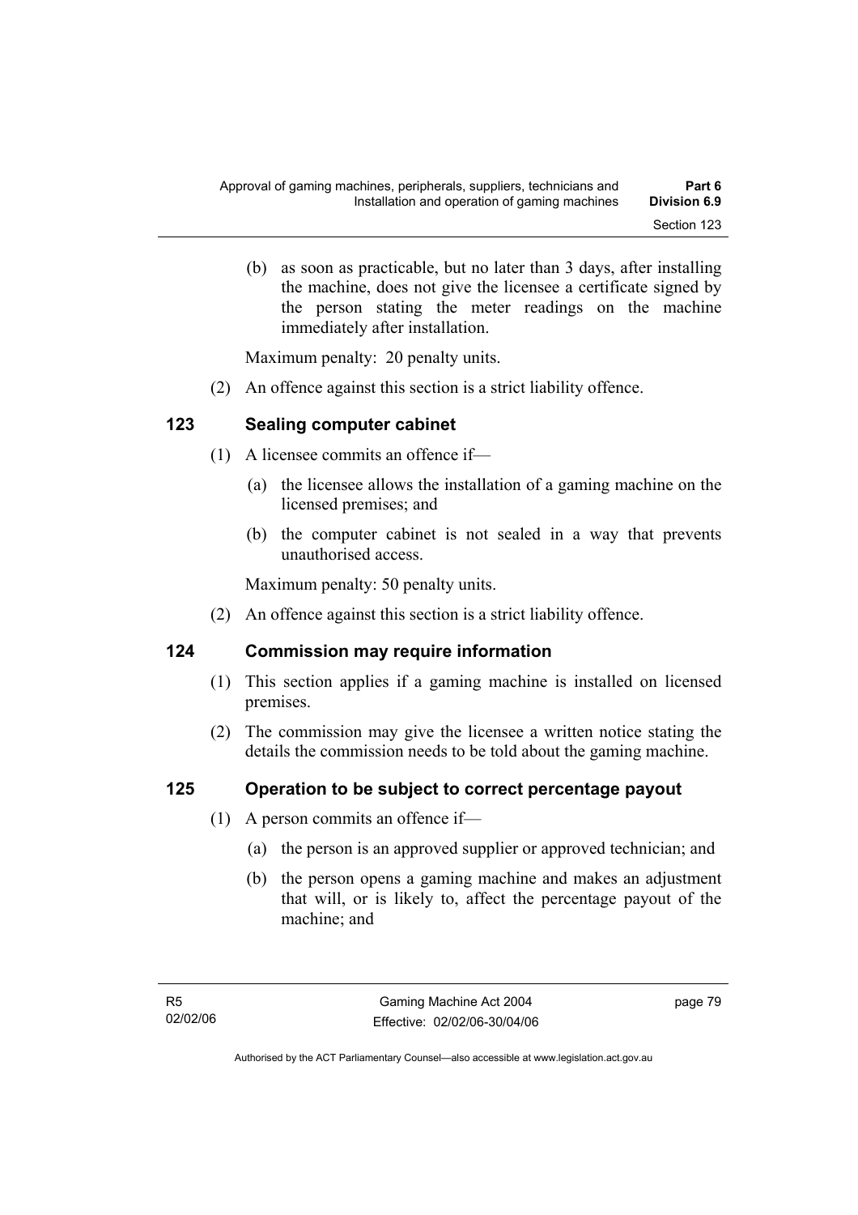(b) as soon as practicable, but no later than 3 days, after installing the machine, does not give the licensee a certificate signed by the person stating the meter readings on the machine immediately after installation.

Maximum penalty: 20 penalty units.

(2) An offence against this section is a strict liability offence.

## 123 Sealing computer cabinet

(1) A licensee commits an offence if—

(a) the licensee allows the installation of a gaming machine on the licensed premises; and

(b) the computer cabinet is not sealed in a way that prevents unauthorised access.

Maximum penalty: 50 penalty units.

(2) An offence against this section is a strict liability offence.

## 124 Commission may require information

(1) This section applies if a gaming machine is installed on licensed premises.

(2) The commission may give the licensee a written notice stating the details the commission needs to be told about the gaming machine.

## 125 Operation to be subject to correct percentage payout

(1) A person commits an offence if—

(a) the person is an approved supplier or approved technician; and

(b) the person opens a gaming machine and makes an adjustment that will, or is likely to, affect the percentage payout of the machine; and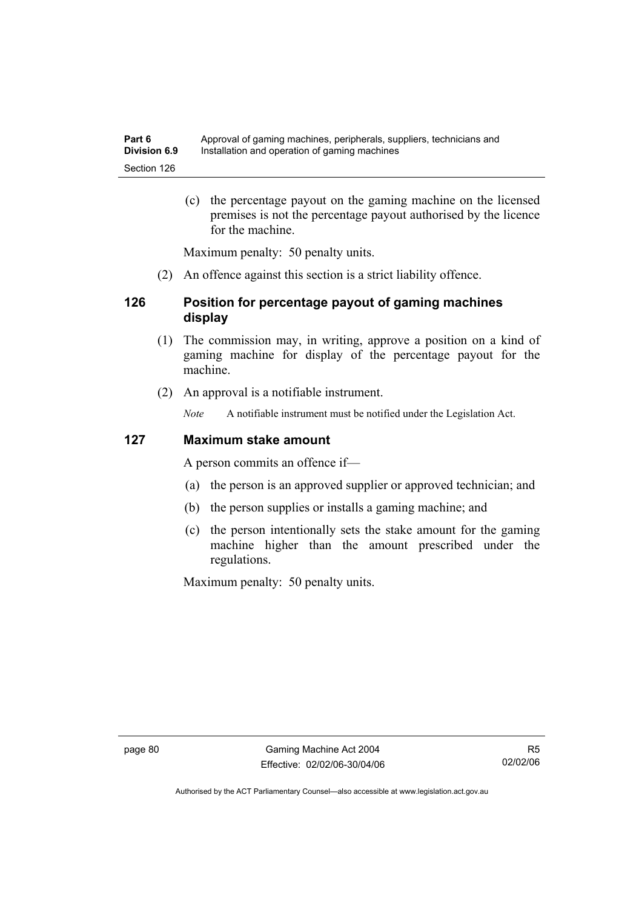(c) the percentage payout on the gaming machine on the licensed premises is not the percentage payout authorised by the licence for the machine.

Maximum penalty: 50 penalty units.

(2) An offence against this section is a strict liability offence.

### 126 Position for percentage payout of gaming machines display

(1) The commission may, in writing, approve a position on a kind of gaming machine for display of the percentage payout for the machine.

(2) An approval is a notifiable instrument.

*Note* A notifiable instrument must be notified under the Legislation Act.

### 127 Maximum stake amount

A person commits an offence if—

(a) the person is an approved supplier or approved technician; and

(b) the person supplies or installs a gaming machine; and

(c) the person intentionally sets the stake amount for the gaming machine higher than the amount prescribed under the regulations.

Maximum penalty: 50 penalty units.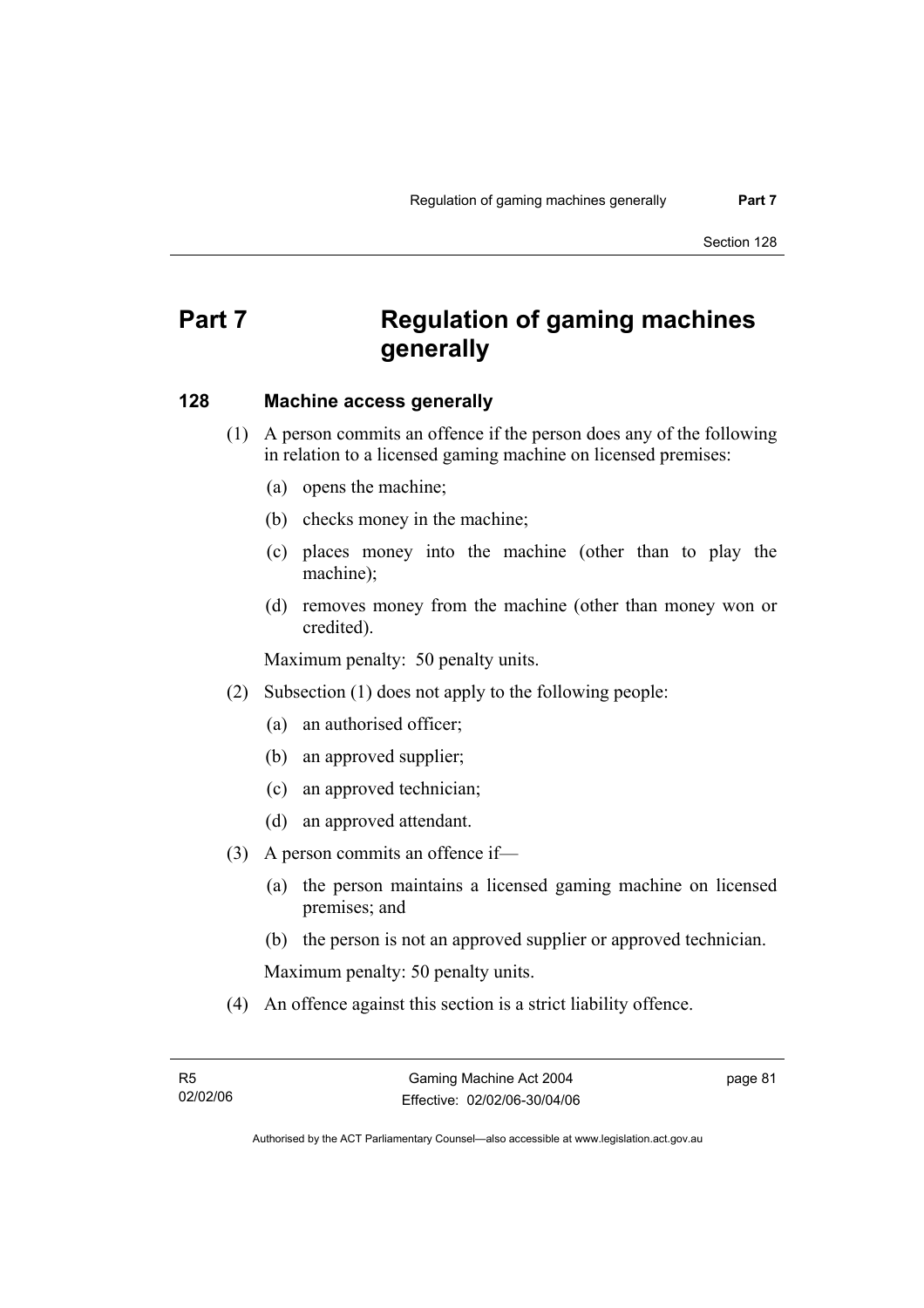# Part 7 Regulation of gaming machines generally

### 128 Machine access generally

(1) A person commits an offence if the person does any of the following in relation to a licensed gaming machine on licensed premises:

(a) opens the machine;

(b) checks money in the machine;

(c) places money into the machine (other than to play the machine);

(d) removes money from the machine (other than money won or credited).

Maximum penalty: 50 penalty units.

(2) Subsection (1) does not apply to the following people:

(a) an authorised officer;

(b) an approved supplier;

(c) an approved technician;

(d) an approved attendant.

(3) A person commits an offence if—

(a) the person maintains a licensed gaming machine on licensed premises; and

(b) the person is not an approved supplier or approved technician.

Maximum penalty: 50 penalty units.

(4) An offence against this section is a strict liability offence.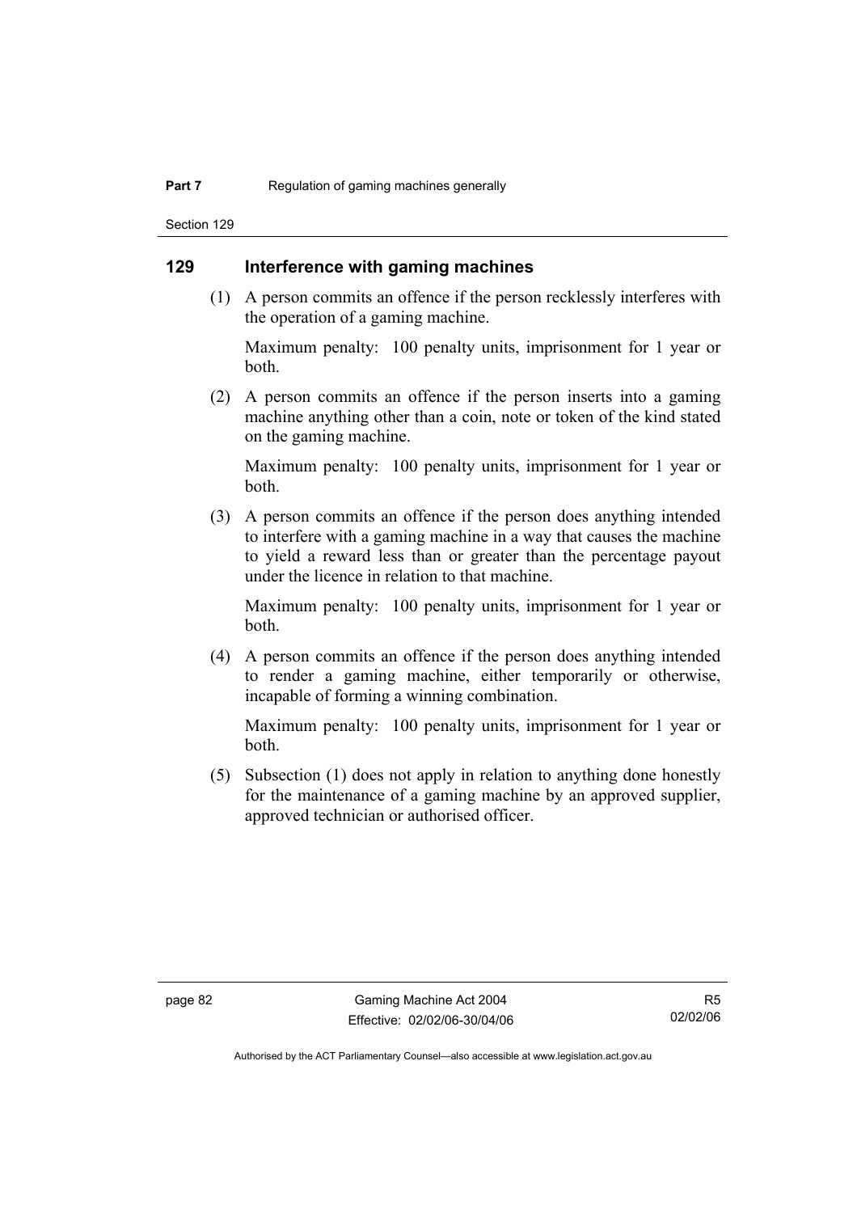## 129 Interference with gaming machines

(1) A person commits an offence if the person recklessly interferes with the operation of a gaming machine.

Maximum penalty: 100 penalty units, imprisonment for 1 year or both.

(2) A person commits an offence if the person inserts into a gaming machine anything other than a coin, note or token of the kind stated on the gaming machine.

Maximum penalty: 100 penalty units, imprisonment for 1 year or both.

(3) A person commits an offence if the person does anything intended to interfere with a gaming machine in a way that causes the machine to yield a reward less than or greater than the percentage payout under the licence in relation to that machine.

Maximum penalty: 100 penalty units, imprisonment for 1 year or both.

(4) A person commits an offence if the person does anything intended to render a gaming machine, either temporarily or otherwise, incapable of forming a winning combination.

Maximum penalty: 100 penalty units, imprisonment for 1 year or both.

(5) Subsection (1) does not apply in relation to anything done honestly for the maintenance of a gaming machine by an approved supplier, approved technician or authorised officer.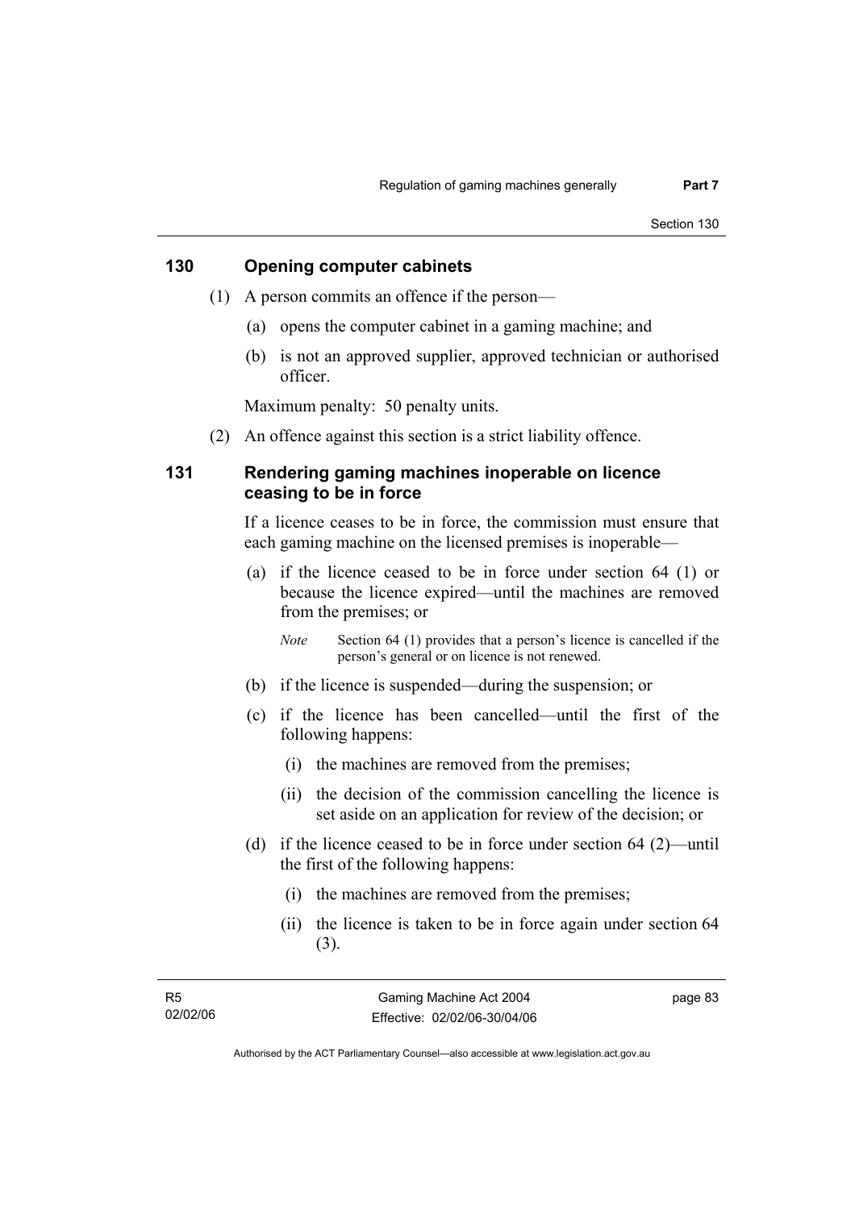## 130 Opening computer cabinets

(1) A person commits an offence if the person—

(a) opens the computer cabinet in a gaming machine; and

(b) is not an approved supplier, approved technician or authorised officer.

Maximum penalty: 50 penalty units.

(2) An offence against this section is a strict liability offence.

## 131 Rendering gaming machines inoperable on licence ceasing to be in force

If a licence ceases to be in force, the commission must ensure that each gaming machine on the licensed premises is inoperable—

(a) if the licence ceased to be in force under section 64 (1) or because the licence expired—until the machines are removed from the premises; or

*Note* Section 64 (1) provides that a person's licence is cancelled if the person's general or on licence is not renewed.

(b) if the licence is suspended—during the suspension; or

(c) if the licence has been cancelled—until the first of the following happens:

(i) the machines are removed from the premises;

(ii) the decision of the commission cancelling the licence is set aside on an application for review of the decision; or

(d) if the licence ceased to be in force under section 64 (2)—until the first of the following happens:

(i) the machines are removed from the premises;

(ii) the licence is taken to be in force again under section 64 (3).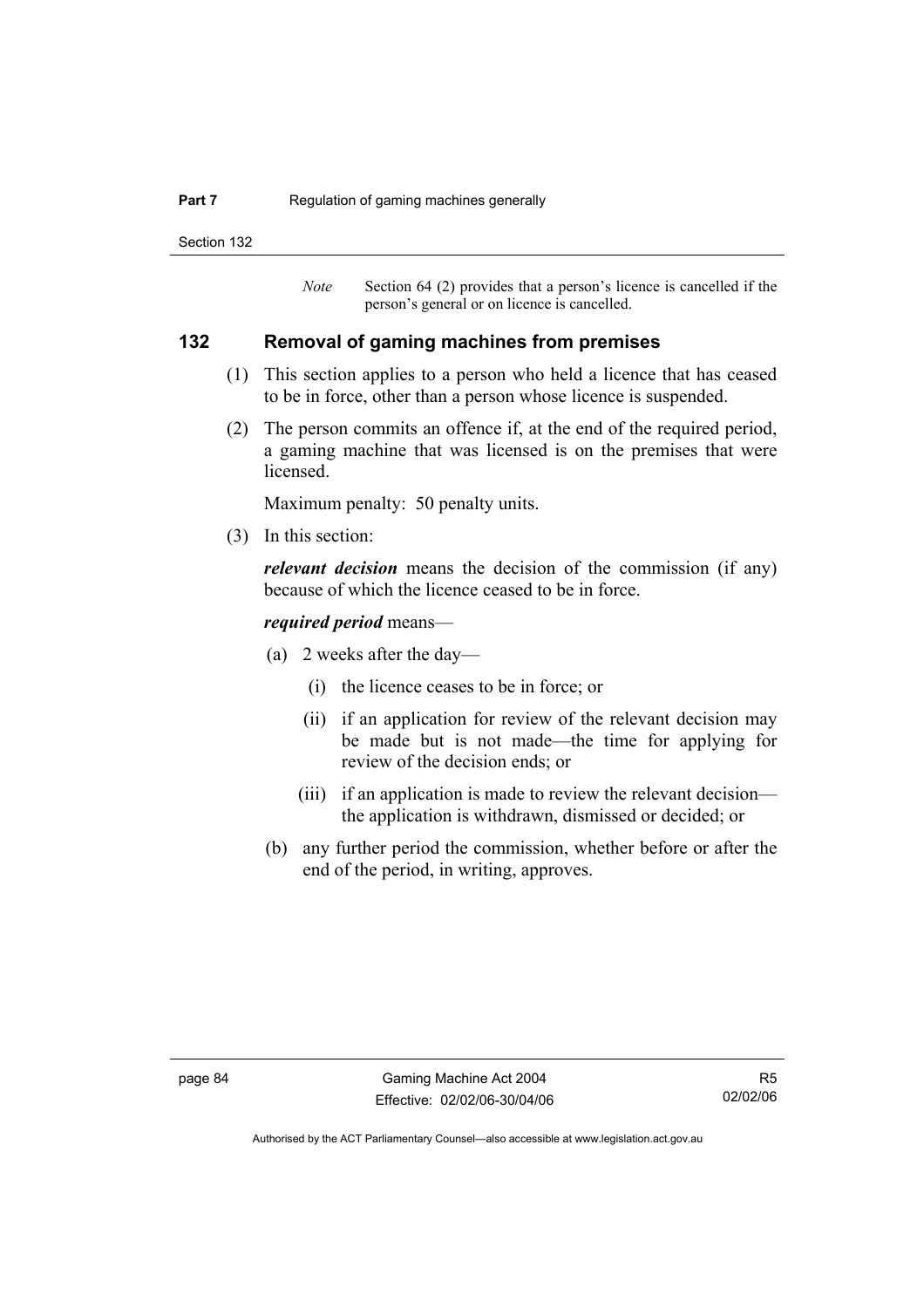*Note* Section 64 (2) provides that a person's licence is cancelled if the person's general or on licence is cancelled.

## 132 Removal of gaming machines from premises

(1) This section applies to a person who held a licence that has ceased to be in force, other than a person whose licence is suspended.

(2) The person commits an offence if, at the end of the required period, a gaming machine that was licensed is on the premises that were licensed.

Maximum penalty: 50 penalty units.

(3) In this section:

***relevant decision*** means the decision of the commission (if any) because of which the licence ceased to be in force.

***required period*** means—

(a) 2 weeks after the day—

(i) the licence ceases to be in force; or

(ii) if an application for review of the relevant decision may be made but is not made—the time for applying for review of the decision ends; or

(iii) if an application is made to review the relevant decision—the application is withdrawn, dismissed or decided; or

(b) any further period the commission, whether before or after the end of the period, in writing, approves.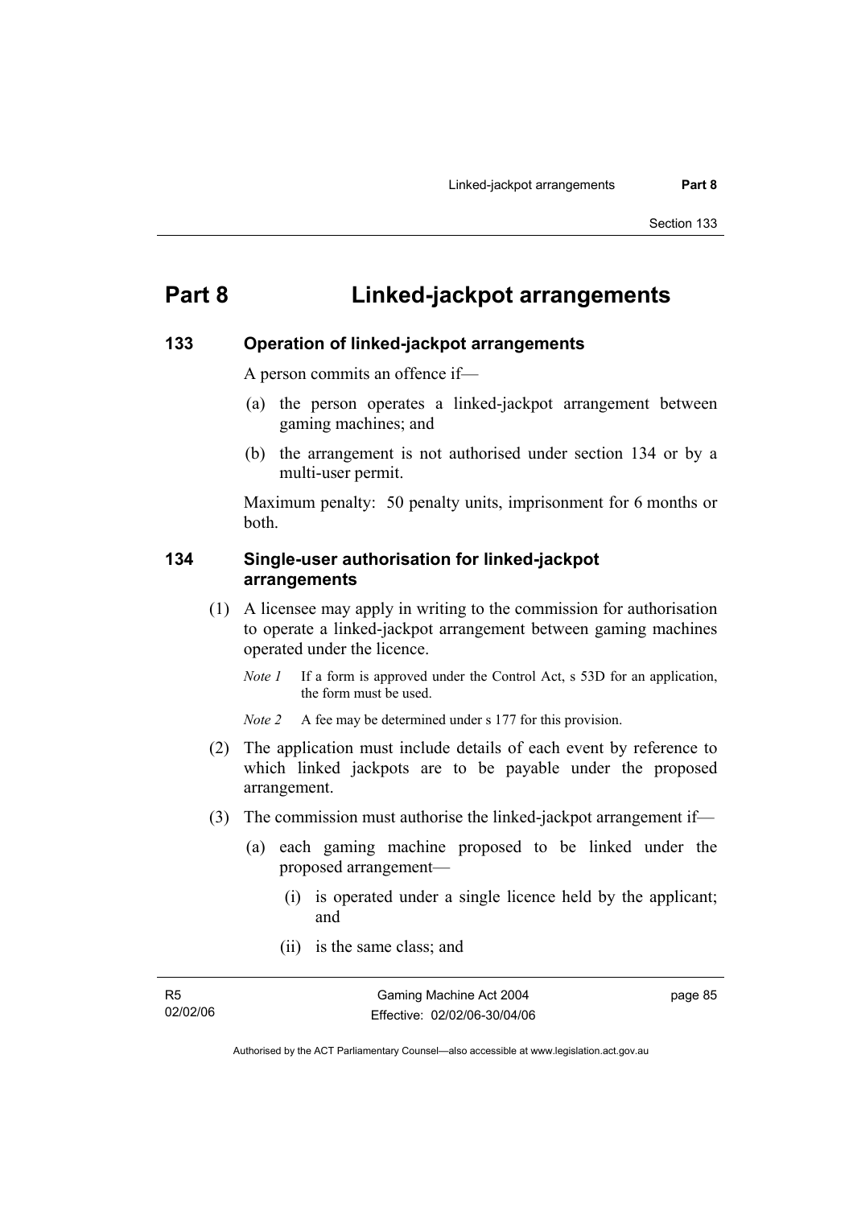# Part 8 Linked-jackpot arrangements

## 133 Operation of linked-jackpot arrangements

A person commits an offence if—

(a) the person operates a linked-jackpot arrangement between gaming machines; and

(b) the arrangement is not authorised under section 134 or by a multi-user permit.

Maximum penalty: 50 penalty units, imprisonment for 6 months or both.

## 134 Single-user authorisation for linked-jackpot arrangements

(1) A licensee may apply in writing to the commission for authorisation to operate a linked-jackpot arrangement between gaming machines operated under the licence.

*Note 1* If a form is approved under the Control Act, s 53D for an application, the form must be used.

*Note 2* A fee may be determined under s 177 for this provision.

(2) The application must include details of each event by reference to which linked jackpots are to be payable under the proposed arrangement.

(3) The commission must authorise the linked-jackpot arrangement if—

(a) each gaming machine proposed to be linked under the proposed arrangement—

(i) is operated under a single licence held by the applicant; and

(ii) is the same class; and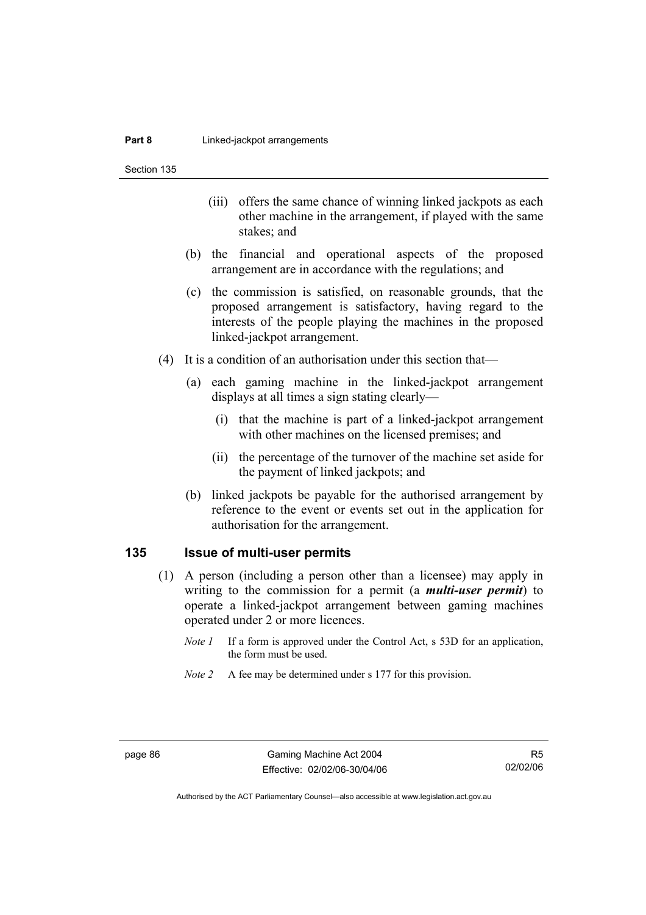(iii) offers the same chance of winning linked jackpots as each other machine in the arrangement, if played with the same stakes; and

(b) the financial and operational aspects of the proposed arrangement are in accordance with the regulations; and

(c) the commission is satisfied, on reasonable grounds, that the proposed arrangement is satisfactory, having regard to the interests of the people playing the machines in the proposed linked-jackpot arrangement.

(4) It is a condition of an authorisation under this section that—

(a) each gaming machine in the linked-jackpot arrangement displays at all times a sign stating clearly—

(i) that the machine is part of a linked-jackpot arrangement with other machines on the licensed premises; and

(ii) the percentage of the turnover of the machine set aside for the payment of linked jackpots; and

(b) linked jackpots be payable for the authorised arrangement by reference to the event or events set out in the application for authorisation for the arrangement.

## 135 Issue of multi-user permits

(1) A person (including a person other than a licensee) may apply in writing to the commission for a permit (a ***multi-user permit***) to operate a linked-jackpot arrangement between gaming machines operated under 2 or more licences.

*Note 1* If a form is approved under the Control Act, s 53D for an application, the form must be used.

*Note 2* A fee may be determined under s 177 for this provision.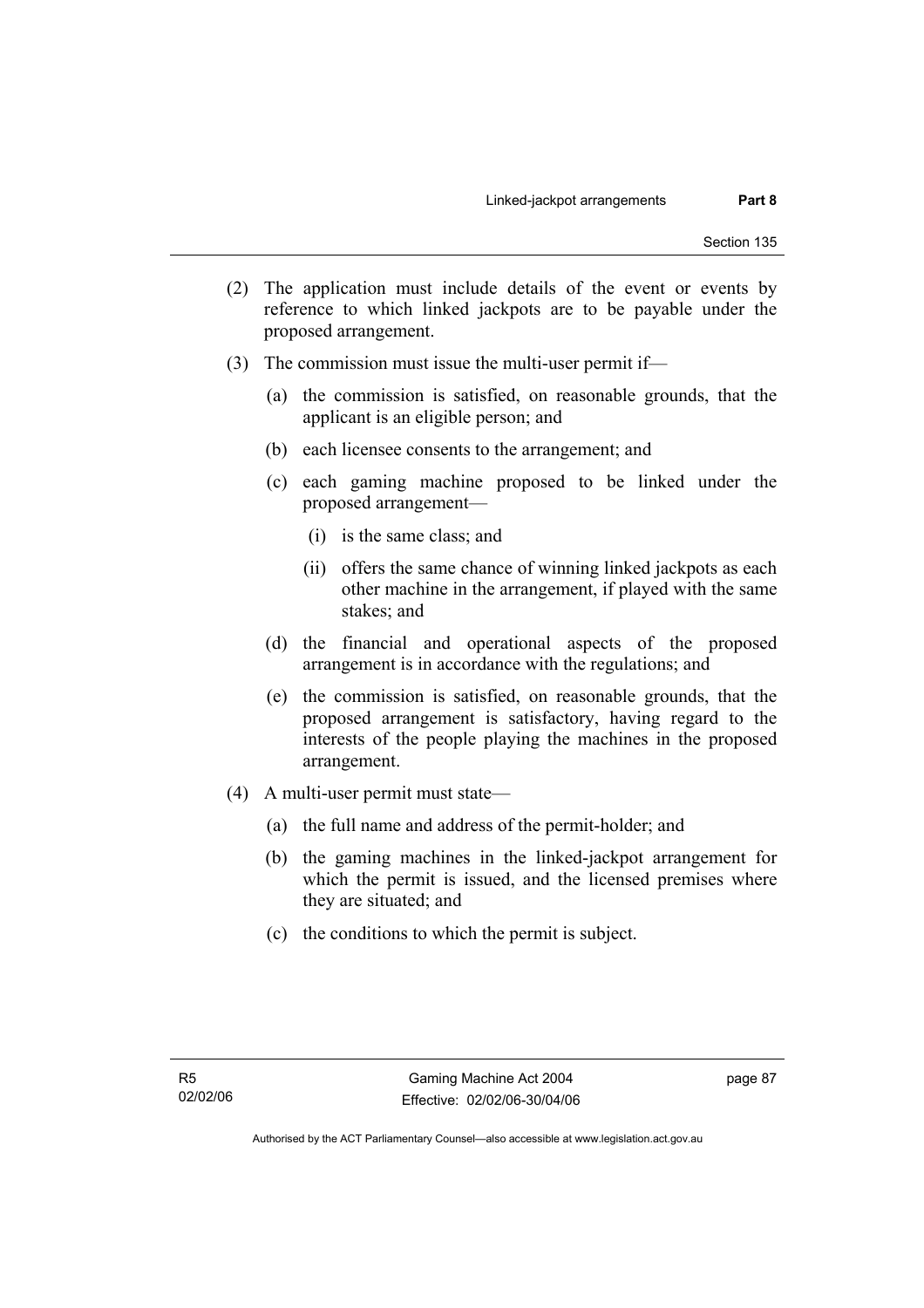(2) The application must include details of the event or events by reference to which linked jackpots are to be payable under the proposed arrangement.

(3) The commission must issue the multi-user permit if—

   (a) the commission is satisfied, on reasonable grounds, that the applicant is an eligible person; and

   (b) each licensee consents to the arrangement; and

   (c) each gaming machine proposed to be linked under the proposed arrangement—

      (i) is the same class; and

      (ii) offers the same chance of winning linked jackpots as each other machine in the arrangement, if played with the same stakes; and

   (d) the financial and operational aspects of the proposed arrangement is in accordance with the regulations; and

   (e) the commission is satisfied, on reasonable grounds, that the proposed arrangement is satisfactory, having regard to the interests of the people playing the machines in the proposed arrangement.

(4) A multi-user permit must state—

   (a) the full name and address of the permit-holder; and

   (b) the gaming machines in the linked-jackpot arrangement for which the permit is issued, and the licensed premises where they are situated; and

   (c) the conditions to which the permit is subject.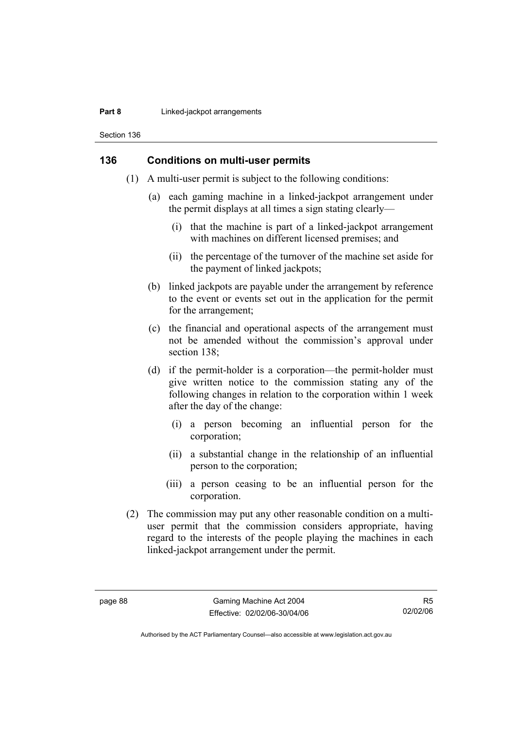## 136 Conditions on multi-user permits

(1) A multi-user permit is subject to the following conditions:

(a) each gaming machine in a linked-jackpot arrangement under the permit displays at all times a sign stating clearly—

(i) that the machine is part of a linked-jackpot arrangement with machines on different licensed premises; and

(ii) the percentage of the turnover of the machine set aside for the payment of linked jackpots;

(b) linked jackpots are payable under the arrangement by reference to the event or events set out in the application for the permit for the arrangement;

(c) the financial and operational aspects of the arrangement must not be amended without the commission's approval under section 138;

(d) if the permit-holder is a corporation—the permit-holder must give written notice to the commission stating any of the following changes in relation to the corporation within 1 week after the day of the change:

(i) a person becoming an influential person for the corporation;

(ii) a substantial change in the relationship of an influential person to the corporation;

(iii) a person ceasing to be an influential person for the corporation.

(2) The commission may put any other reasonable condition on a multi-user permit that the commission considers appropriate, having regard to the interests of the people playing the machines in each linked-jackpot arrangement under the permit.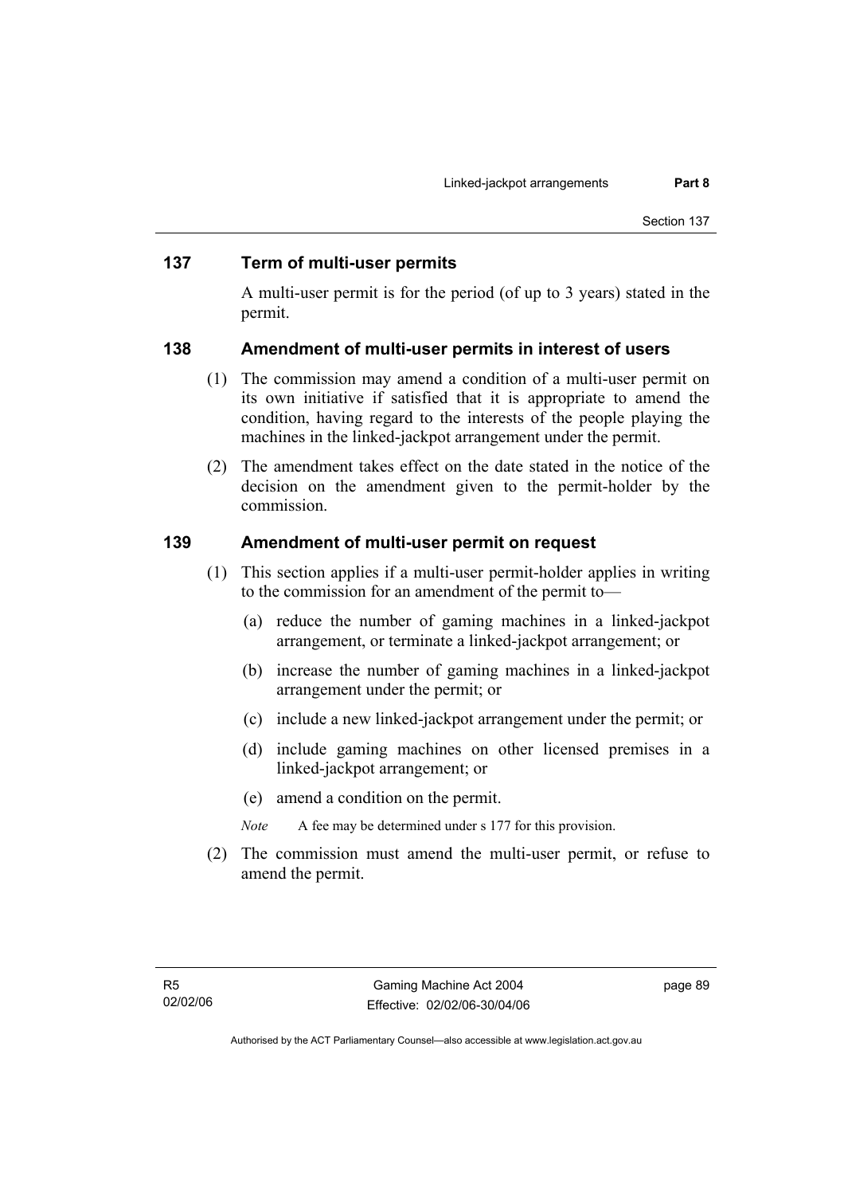## 137 Term of multi-user permits

A multi-user permit is for the period (of up to 3 years) stated in the permit.

## 138 Amendment of multi-user permits in interest of users

(1) The commission may amend a condition of a multi-user permit on its own initiative if satisfied that it is appropriate to amend the condition, having regard to the interests of the people playing the machines in the linked-jackpot arrangement under the permit.

(2) The amendment takes effect on the date stated in the notice of the decision on the amendment given to the permit-holder by the commission.

## 139 Amendment of multi-user permit on request

(1) This section applies if a multi-user permit-holder applies in writing to the commission for an amendment of the permit to—

(a) reduce the number of gaming machines in a linked-jackpot arrangement, or terminate a linked-jackpot arrangement; or

(b) increase the number of gaming machines in a linked-jackpot arrangement under the permit; or

(c) include a new linked-jackpot arrangement under the permit; or

(d) include gaming machines on other licensed premises in a linked-jackpot arrangement; or

(e) amend a condition on the permit.

*Note* A fee may be determined under s 177 for this provision.

(2) The commission must amend the multi-user permit, or refuse to amend the permit.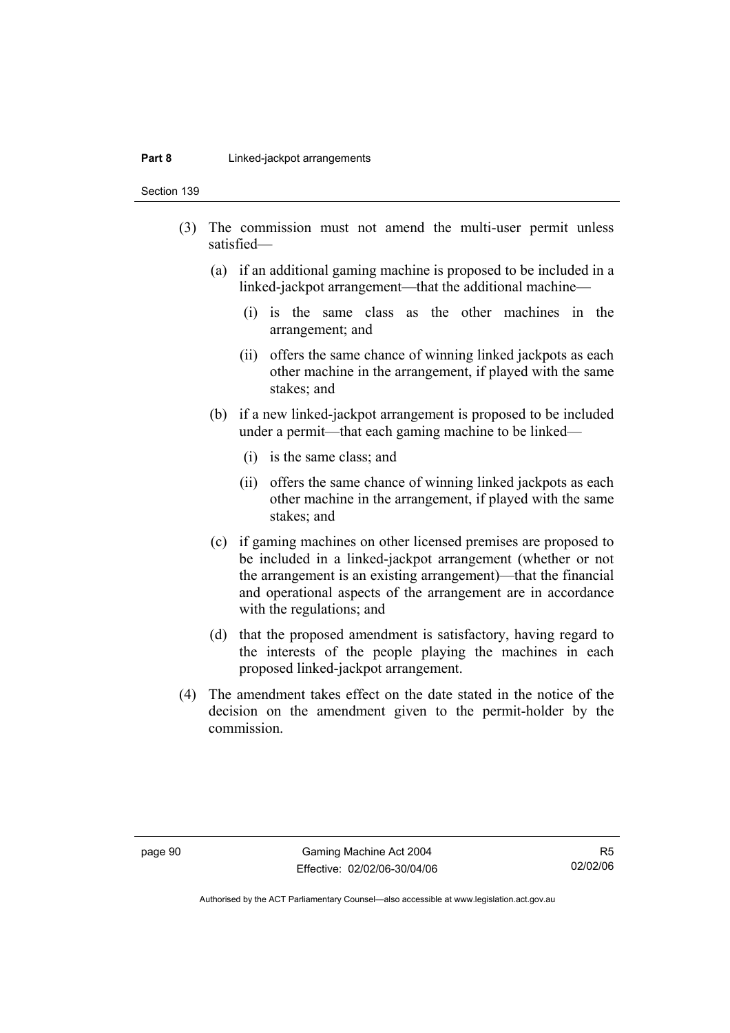(3) The commission must not amend the multi-user permit unless satisfied—

  (a) if an additional gaming machine is proposed to be included in a linked-jackpot arrangement—that the additional machine—

    (i) is the same class as the other machines in the arrangement; and

    (ii) offers the same chance of winning linked jackpots as each other machine in the arrangement, if played with the same stakes; and

  (b) if a new linked-jackpot arrangement is proposed to be included under a permit—that each gaming machine to be linked—

    (i) is the same class; and

    (ii) offers the same chance of winning linked jackpots as each other machine in the arrangement, if played with the same stakes; and

  (c) if gaming machines on other licensed premises are proposed to be included in a linked-jackpot arrangement (whether or not the arrangement is an existing arrangement)—that the financial and operational aspects of the arrangement are in accordance with the regulations; and

  (d) that the proposed amendment is satisfactory, having regard to the interests of the people playing the machines in each proposed linked-jackpot arrangement.

(4) The amendment takes effect on the date stated in the notice of the decision on the amendment given to the permit-holder by the commission.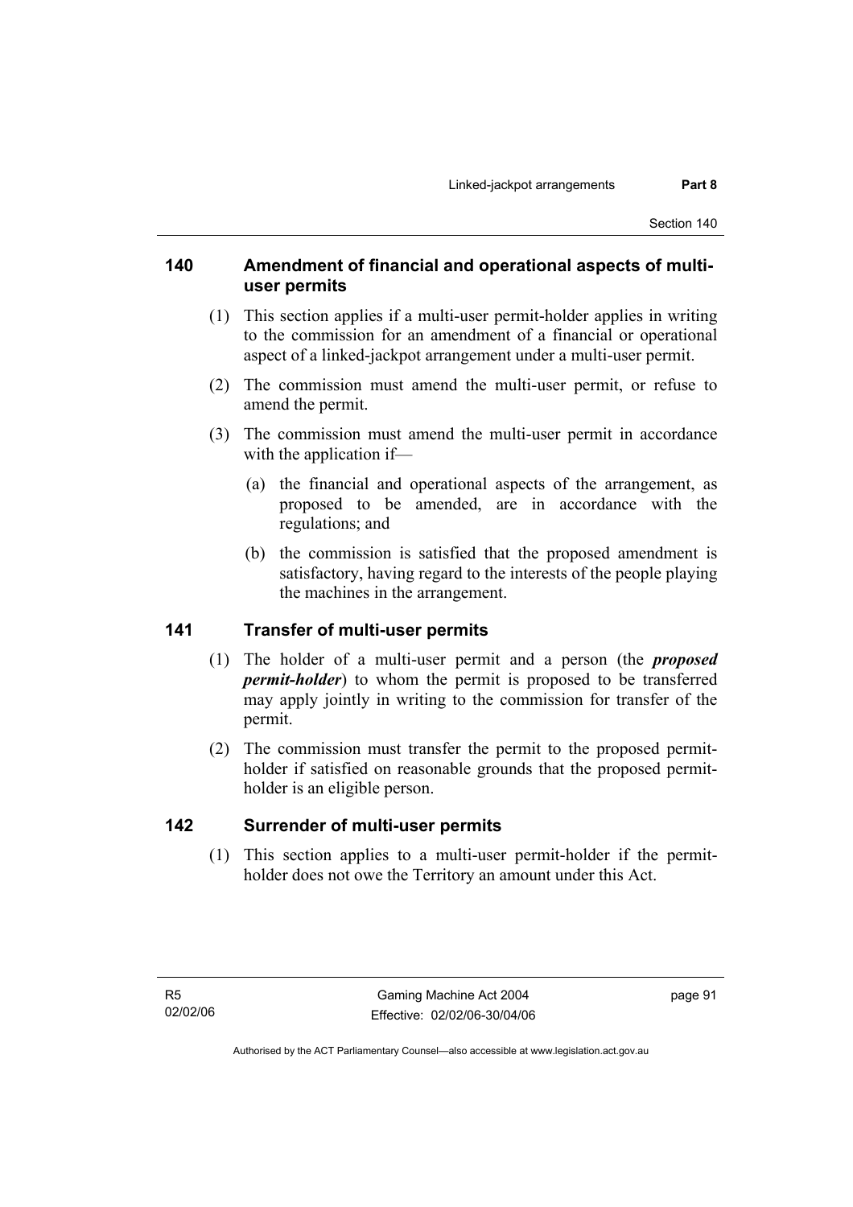### 140 Amendment of financial and operational aspects of multi-user permits

(1) This section applies if a multi-user permit-holder applies in writing to the commission for an amendment of a financial or operational aspect of a linked-jackpot arrangement under a multi-user permit.

(2) The commission must amend the multi-user permit, or refuse to amend the permit.

(3) The commission must amend the multi-user permit in accordance with the application if—

(a) the financial and operational aspects of the arrangement, as proposed to be amended, are in accordance with the regulations; and

(b) the commission is satisfied that the proposed amendment is satisfactory, having regard to the interests of the people playing the machines in the arrangement.

### 141 Transfer of multi-user permits

(1) The holder of a multi-user permit and a person (the ***proposed permit-holder***) to whom the permit is proposed to be transferred may apply jointly in writing to the commission for transfer of the permit.

(2) The commission must transfer the permit to the proposed permit-holder if satisfied on reasonable grounds that the proposed permit-holder is an eligible person.

### 142 Surrender of multi-user permits

(1) This section applies to a multi-user permit-holder if the permit-holder does not owe the Territory an amount under this Act.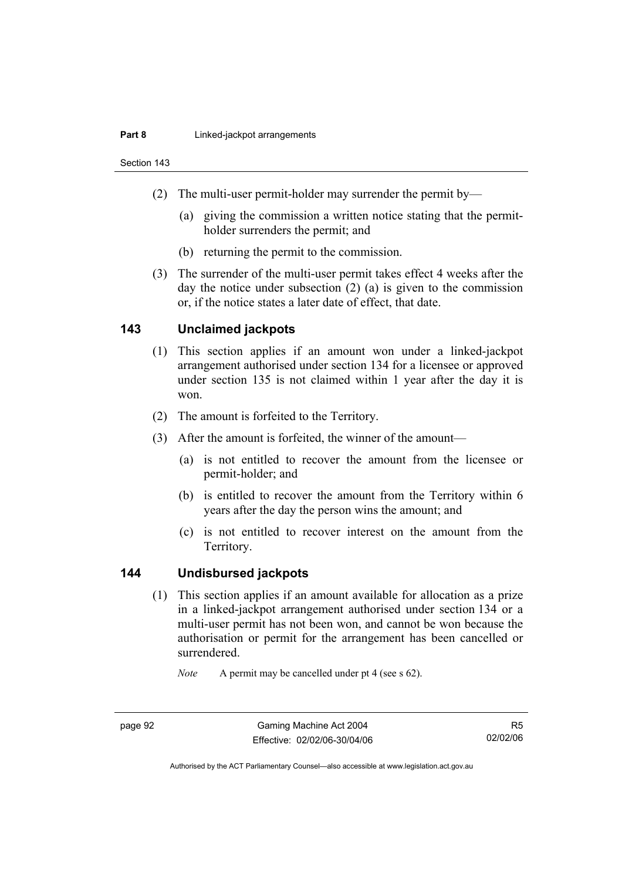(2) The multi-user permit-holder may surrender the permit by—

(a) giving the commission a written notice stating that the permit-holder surrenders the permit; and

(b) returning the permit to the commission.

(3) The surrender of the multi-user permit takes effect 4 weeks after the day the notice under subsection (2) (a) is given to the commission or, if the notice states a later date of effect, that date.

## 143 Unclaimed jackpots

(1) This section applies if an amount won under a linked-jackpot arrangement authorised under section 134 for a licensee or approved under section 135 is not claimed within 1 year after the day it is won.

(2) The amount is forfeited to the Territory.

(3) After the amount is forfeited, the winner of the amount—

(a) is not entitled to recover the amount from the licensee or permit-holder; and

(b) is entitled to recover the amount from the Territory within 6 years after the day the person wins the amount; and

(c) is not entitled to recover interest on the amount from the Territory.

## 144 Undisbursed jackpots

(1) This section applies if an amount available for allocation as a prize in a linked-jackpot arrangement authorised under section 134 or a multi-user permit has not been won, and cannot be won because the authorisation or permit for the arrangement has been cancelled or surrendered.

*Note* A permit may be cancelled under pt 4 (see s 62).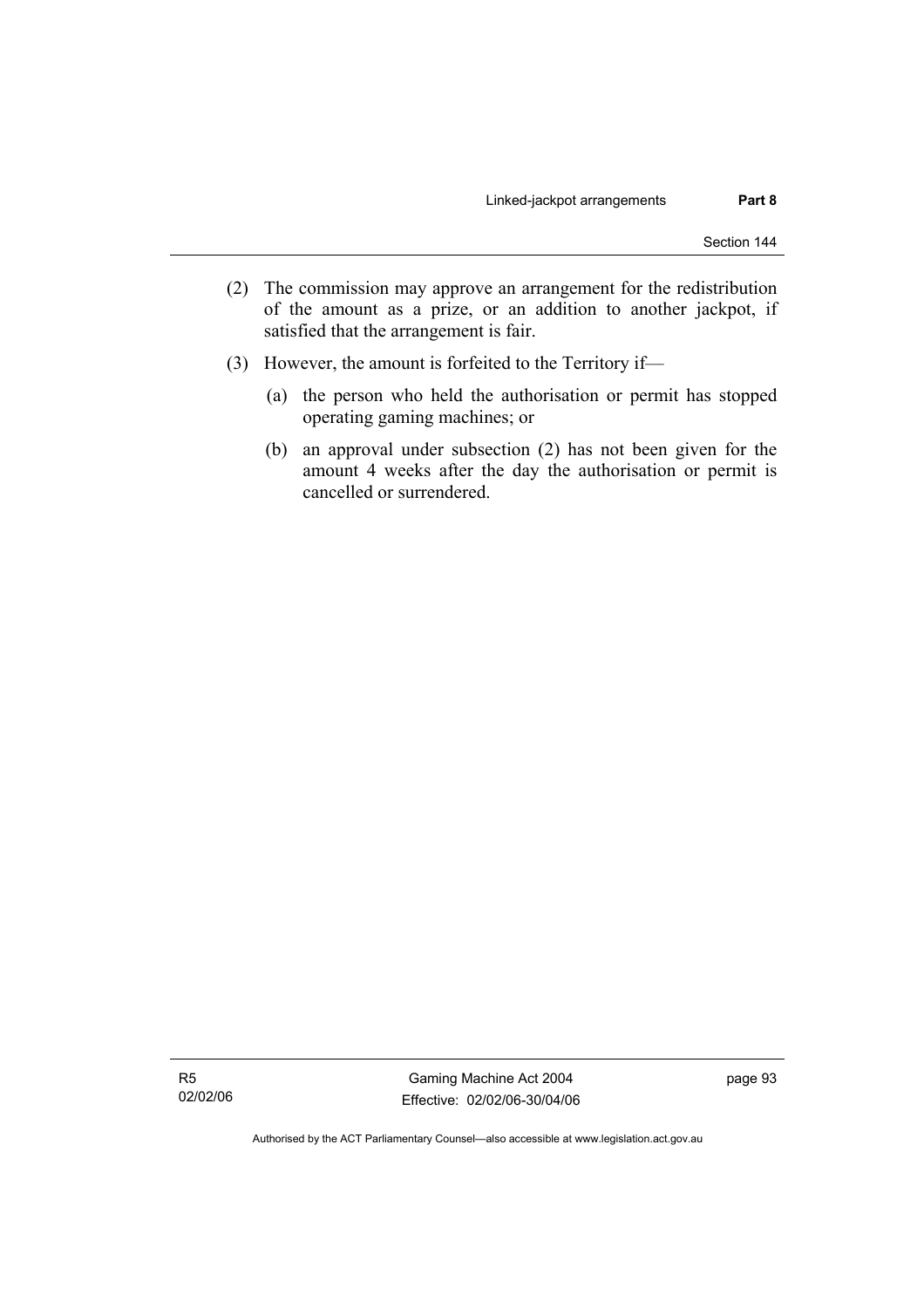(2) The commission may approve an arrangement for the redistribution of the amount as a prize, or an addition to another jackpot, if satisfied that the arrangement is fair.

(3) However, the amount is forfeited to the Territory if—

(a) the person who held the authorisation or permit has stopped operating gaming machines; or

(b) an approval under subsection (2) has not been given for the amount 4 weeks after the day the authorisation or permit is cancelled or surrendered.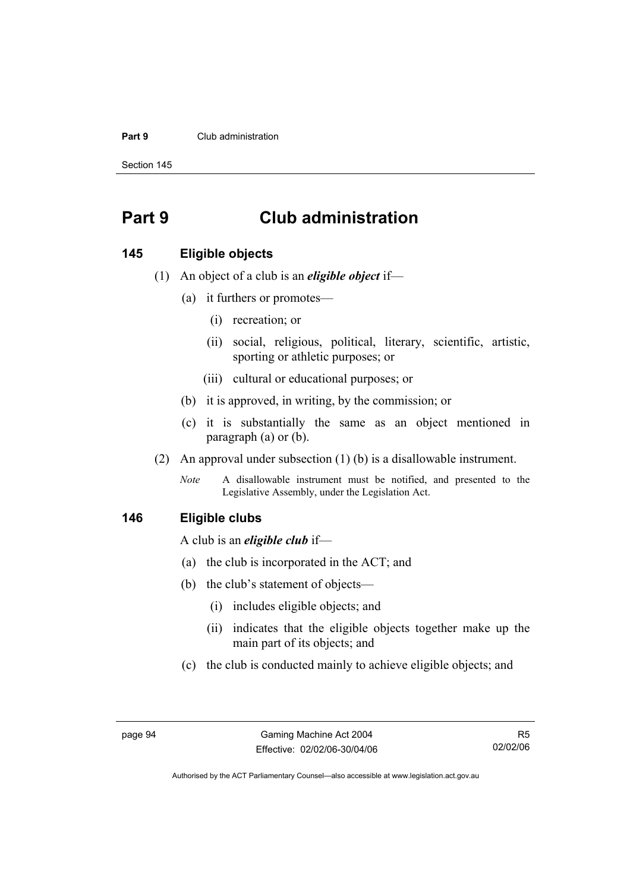# Part 9 Club administration

## 145 Eligible objects

(1) An object of a club is an ***eligible object*** if—

(a) it furthers or promotes—

(i) recreation; or

(ii) social, religious, political, literary, scientific, artistic, sporting or athletic purposes; or

(iii) cultural or educational purposes; or

(b) it is approved, in writing, by the commission; or

(c) it is substantially the same as an object mentioned in paragraph (a) or (b).

(2) An approval under subsection (1) (b) is a disallowable instrument.

*Note* A disallowable instrument must be notified, and presented to the Legislative Assembly, under the Legislation Act.

## 146 Eligible clubs

A club is an ***eligible club*** if—

(a) the club is incorporated in the ACT; and

(b) the club's statement of objects—

(i) includes eligible objects; and

(ii) indicates that the eligible objects together make up the main part of its objects; and

(c) the club is conducted mainly to achieve eligible objects; and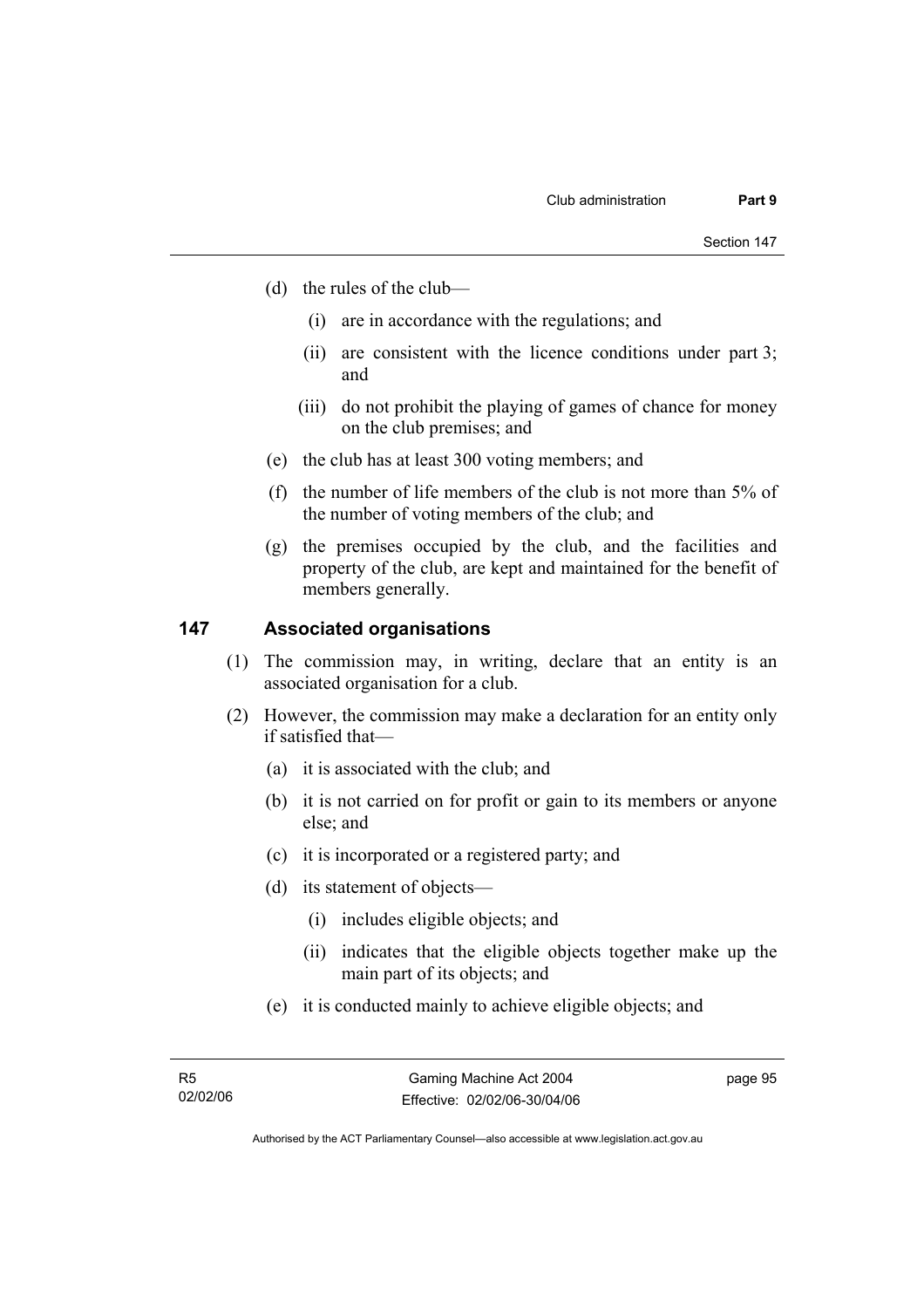(d) the rules of the club—

(i) are in accordance with the regulations; and

(ii) are consistent with the licence conditions under part 3; and

(iii) do not prohibit the playing of games of chance for money on the club premises; and

(e) the club has at least 300 voting members; and

(f) the number of life members of the club is not more than 5% of the number of voting members of the club; and

(g) the premises occupied by the club, and the facilities and property of the club, are kept and maintained for the benefit of members generally.

## 147 Associated organisations

(1) The commission may, in writing, declare that an entity is an associated organisation for a club.

(2) However, the commission may make a declaration for an entity only if satisfied that—

(a) it is associated with the club; and

(b) it is not carried on for profit or gain to its members or anyone else; and

(c) it is incorporated or a registered party; and

(d) its statement of objects—

(i) includes eligible objects; and

(ii) indicates that the eligible objects together make up the main part of its objects; and

(e) it is conducted mainly to achieve eligible objects; and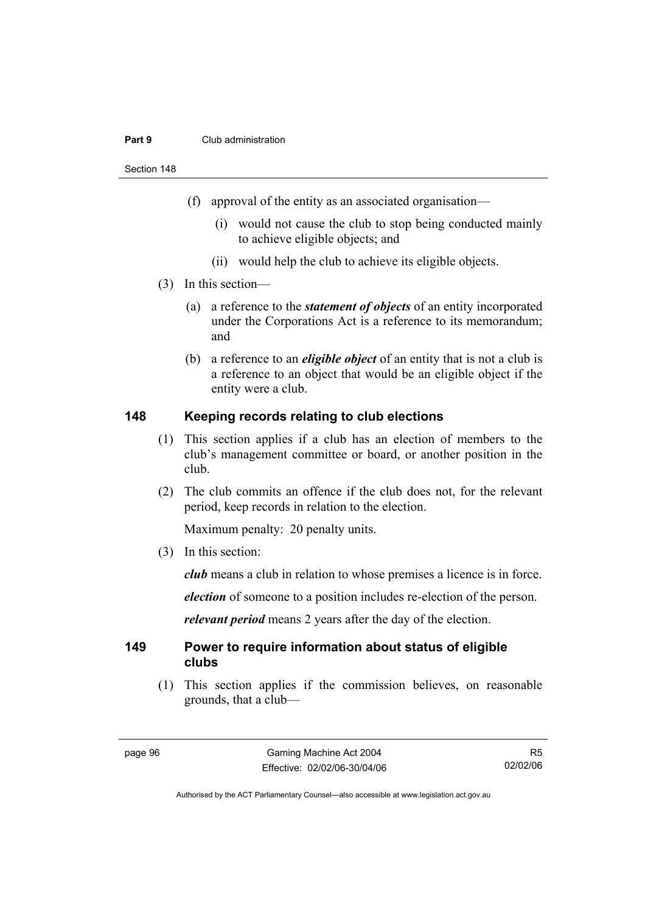(f) approval of the entity as an associated organisation—

(i) would not cause the club to stop being conducted mainly to achieve eligible objects; and

(ii) would help the club to achieve its eligible objects.

(3) In this section—

(a) a reference to the ***statement of objects*** of an entity incorporated under the Corporations Act is a reference to its memorandum; and

(b) a reference to an ***eligible object*** of an entity that is not a club is a reference to an object that would be an eligible object if the entity were a club.

### 148 Keeping records relating to club elections

(1) This section applies if a club has an election of members to the club's management committee or board, or another position in the club.

(2) The club commits an offence if the club does not, for the relevant period, keep records in relation to the election.

Maximum penalty: 20 penalty units.

(3) In this section:

***club*** means a club in relation to whose premises a licence is in force.

***election*** of someone to a position includes re-election of the person.

***relevant period*** means 2 years after the day of the election.

### 149 Power to require information about status of eligible clubs

(1) This section applies if the commission believes, on reasonable grounds, that a club—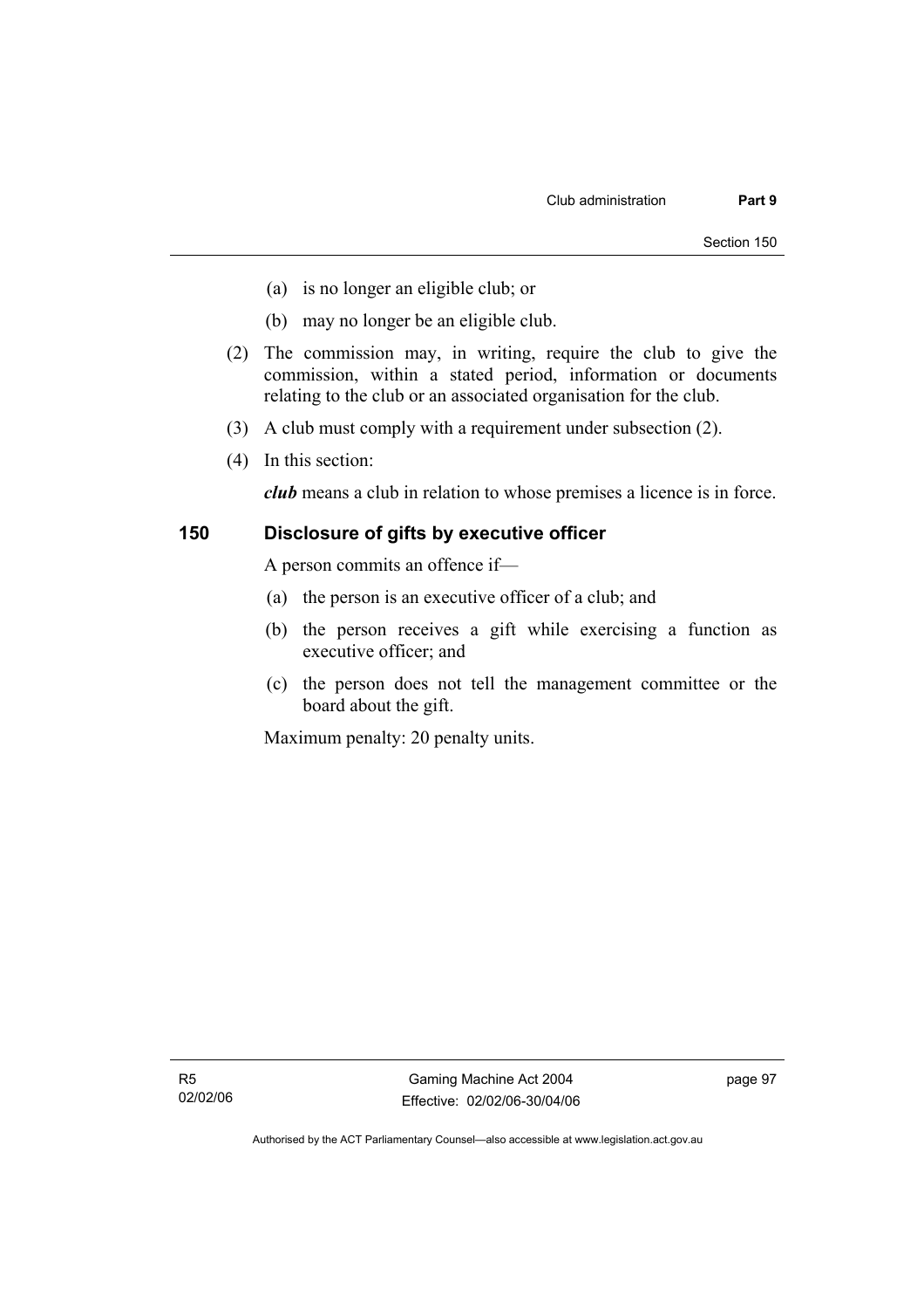(a) is no longer an eligible club; or

(b) may no longer be an eligible club.

(2) The commission may, in writing, require the club to give the commission, within a stated period, information or documents relating to the club or an associated organisation for the club.

(3) A club must comply with a requirement under subsection (2).

(4) In this section:

***club*** means a club in relation to whose premises a licence is in force.

## 150 Disclosure of gifts by executive officer

A person commits an offence if—

(a) the person is an executive officer of a club; and

(b) the person receives a gift while exercising a function as executive officer; and

(c) the person does not tell the management committee or the board about the gift.

Maximum penalty: 20 penalty units.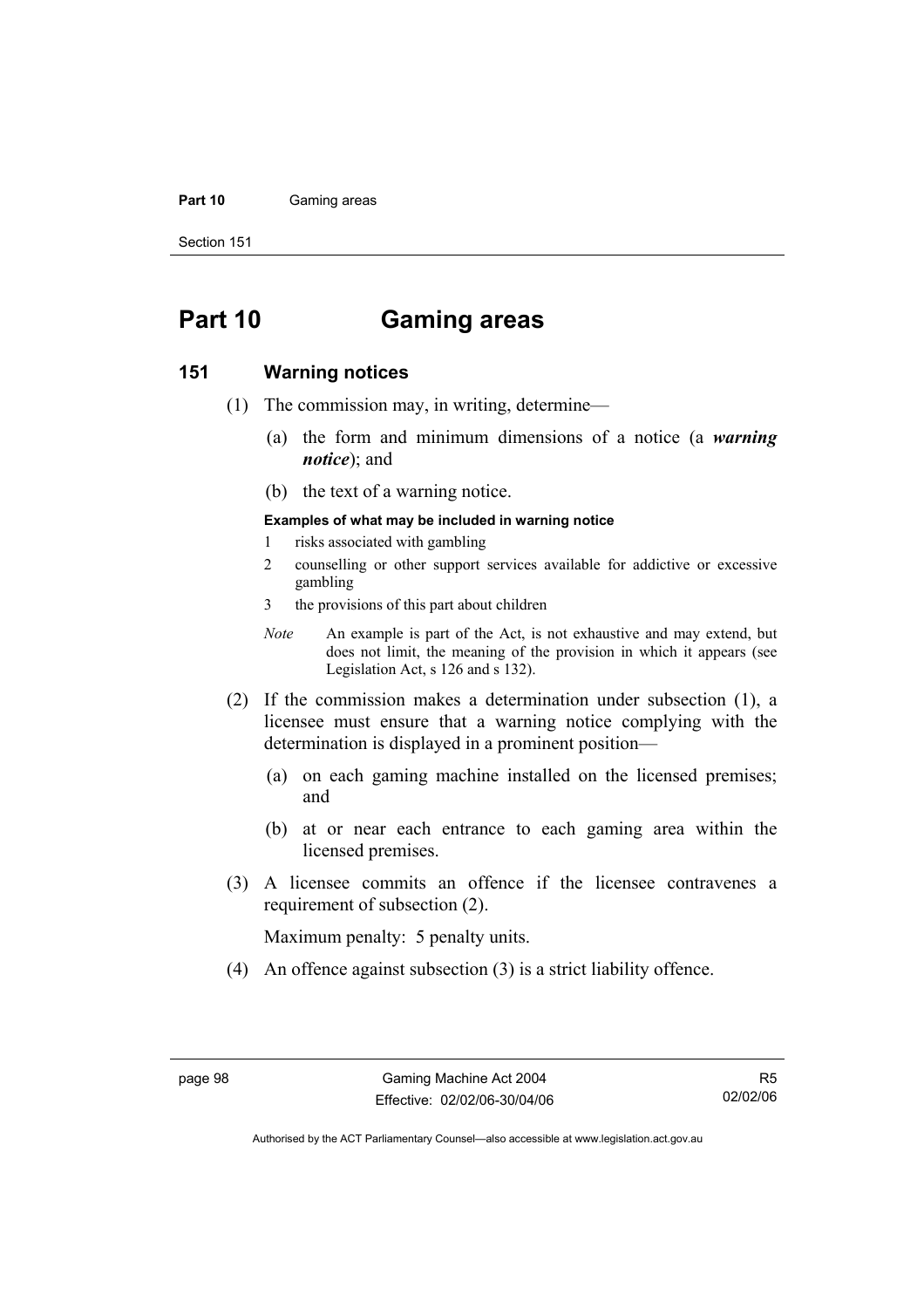# Part 10 Gaming areas

## 151 Warning notices

(1) The commission may, in writing, determine—

(a) the form and minimum dimensions of a notice (a ***warning notice***); and

(b) the text of a warning notice.

**Examples of what may be included in warning notice**

1 risks associated with gambling

2 counselling or other support services available for addictive or excessive gambling

3 the provisions of this part about children

*Note* An example is part of the Act, is not exhaustive and may extend, but does not limit, the meaning of the provision in which it appears (see Legislation Act, s 126 and s 132).

(2) If the commission makes a determination under subsection (1), a licensee must ensure that a warning notice complying with the determination is displayed in a prominent position—

(a) on each gaming machine installed on the licensed premises; and

(b) at or near each entrance to each gaming area within the licensed premises.

(3) A licensee commits an offence if the licensee contravenes a requirement of subsection (2).

Maximum penalty: 5 penalty units.

(4) An offence against subsection (3) is a strict liability offence.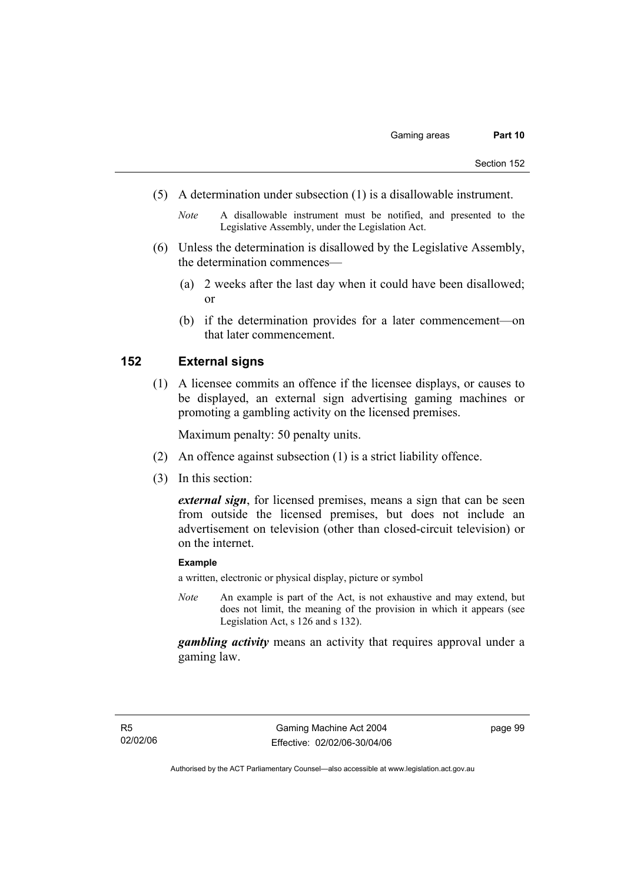(5) A determination under subsection (1) is a disallowable instrument.

*Note* A disallowable instrument must be notified, and presented to the Legislative Assembly, under the Legislation Act.

(6) Unless the determination is disallowed by the Legislative Assembly, the determination commences—

(a) 2 weeks after the last day when it could have been disallowed; or

(b) if the determination provides for a later commencement—on that later commencement.

## 152 External signs

(1) A licensee commits an offence if the licensee displays, or causes to be displayed, an external sign advertising gaming machines or promoting a gambling activity on the licensed premises.

Maximum penalty: 50 penalty units.

(2) An offence against subsection (1) is a strict liability offence.

(3) In this section:

***external sign***, for licensed premises, means a sign that can be seen from outside the licensed premises, but does not include an advertisement on television (other than closed-circuit television) or on the internet.

**Example**

a written, electronic or physical display, picture or symbol

*Note* An example is part of the Act, is not exhaustive and may extend, but does not limit, the meaning of the provision in which it appears (see Legislation Act, s 126 and s 132).

***gambling activity*** means an activity that requires approval under a gaming law.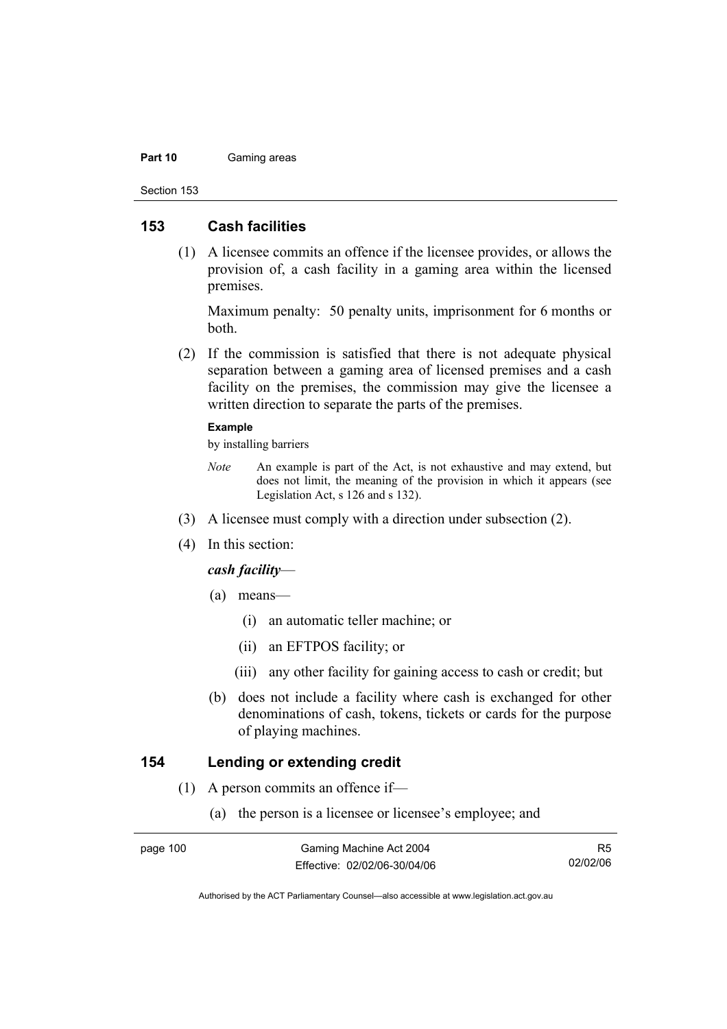## 153 Cash facilities

(1) A licensee commits an offence if the licensee provides, or allows the provision of, a cash facility in a gaming area within the licensed premises.

Maximum penalty: 50 penalty units, imprisonment for 6 months or both.

(2) If the commission is satisfied that there is not adequate physical separation between a gaming area of licensed premises and a cash facility on the premises, the commission may give the licensee a written direction to separate the parts of the premises.

**Example**

by installing barriers

*Note* An example is part of the Act, is not exhaustive and may extend, but does not limit, the meaning of the provision in which it appears (see Legislation Act, s 126 and s 132).

(3) A licensee must comply with a direction under subsection (2).

(4) In this section:

***cash facility***—

(a) means—

(i) an automatic teller machine; or

(ii) an EFTPOS facility; or

(iii) any other facility for gaining access to cash or credit; but

(b) does not include a facility where cash is exchanged for other denominations of cash, tokens, tickets or cards for the purpose of playing machines.

## 154 Lending or extending credit

(1) A person commits an offence if—

(a) the person is a licensee or licensee's employee; and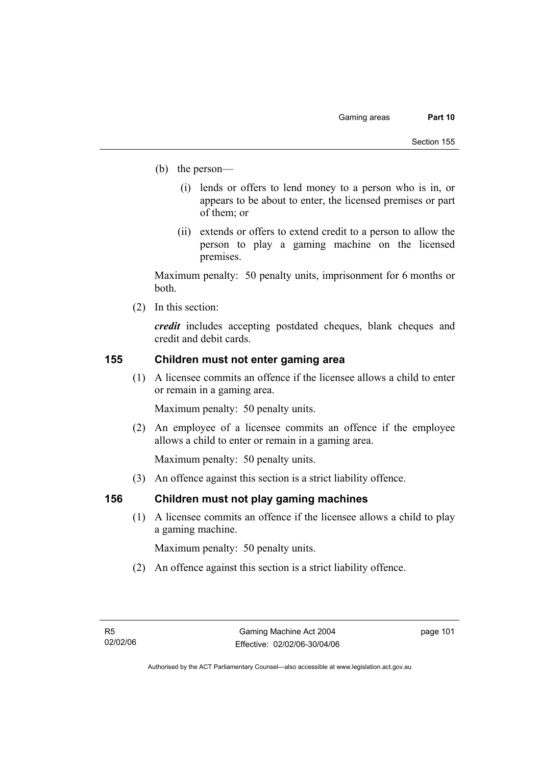(b) the person—

   (i) lends or offers to lend money to a person who is in, or appears to be about to enter, the licensed premises or part of them; or

   (ii) extends or offers to extend credit to a person to allow the person to play a gaming machine on the licensed premises.

Maximum penalty: 50 penalty units, imprisonment for 6 months or both.

(2) In this section:

***credit*** includes accepting postdated cheques, blank cheques and credit and debit cards.

### 155 Children must not enter gaming area

(1) A licensee commits an offence if the licensee allows a child to enter or remain in a gaming area.

Maximum penalty: 50 penalty units.

(2) An employee of a licensee commits an offence if the employee allows a child to enter or remain in a gaming area.

Maximum penalty: 50 penalty units.

(3) An offence against this section is a strict liability offence.

### 156 Children must not play gaming machines

(1) A licensee commits an offence if the licensee allows a child to play a gaming machine.

Maximum penalty: 50 penalty units.

(2) An offence against this section is a strict liability offence.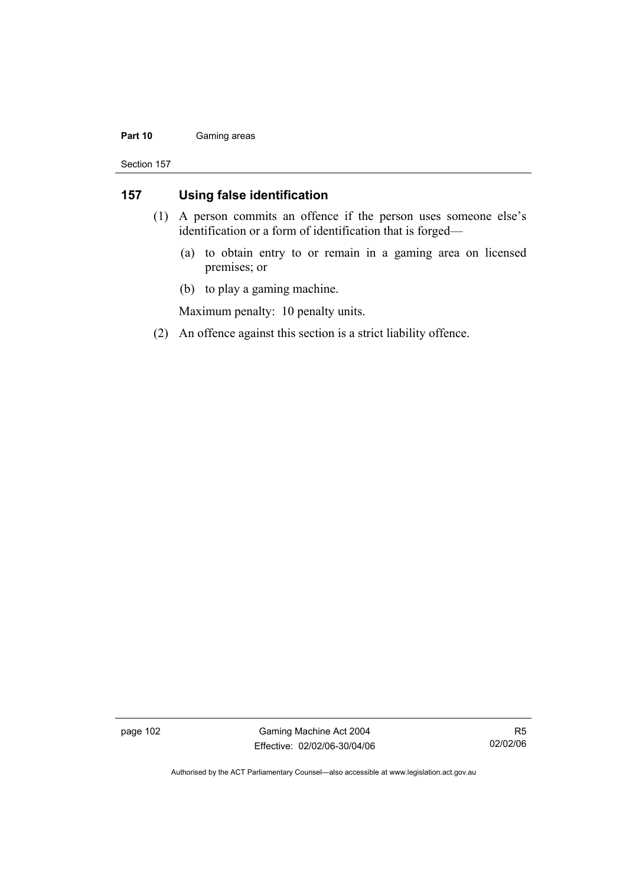## 157 Using false identification

(1) A person commits an offence if the person uses someone else's identification or a form of identification that is forged—

(a) to obtain entry to or remain in a gaming area on licensed premises; or

(b) to play a gaming machine.

Maximum penalty: 10 penalty units.

(2) An offence against this section is a strict liability offence.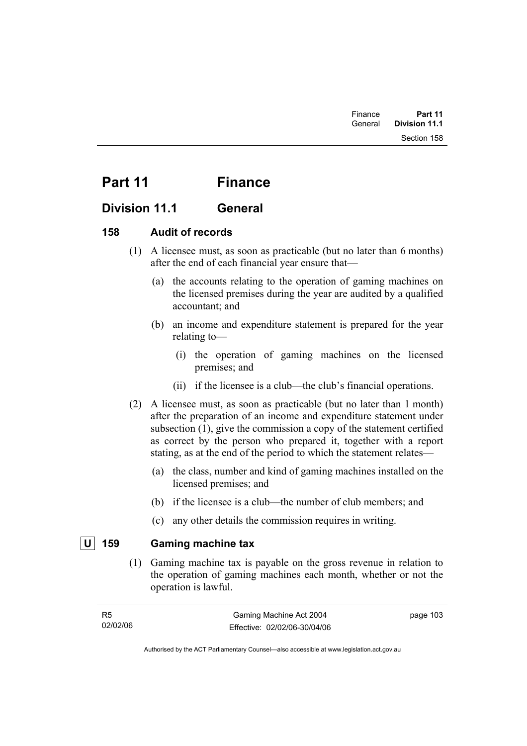# Part 11 Finance

## Division 11.1 General

### 158 Audit of records

(1) A licensee must, as soon as practicable (but no later than 6 months) after the end of each financial year ensure that—

- (a) the accounts relating to the operation of gaming machines on the licensed premises during the year are audited by a qualified accountant; and
- (b) an income and expenditure statement is prepared for the year relating to—
  - (i) the operation of gaming machines on the licensed premises; and
  - (ii) if the licensee is a club—the club's financial operations.

(2) A licensee must, as soon as practicable (but no later than 1 month) after the preparation of an income and expenditure statement under subsection (1), give the commission a copy of the statement certified as correct by the person who prepared it, together with a report stating, as at the end of the period to which the statement relates—

- (a) the class, number and kind of gaming machines installed on the licensed premises; and
- (b) if the licensee is a club—the number of club members; and
- (c) any other details the commission requires in writing.

### U 159 Gaming machine tax

(1) Gaming machine tax is payable on the gross revenue in relation to the operation of gaming machines each month, whether or not the operation is lawful.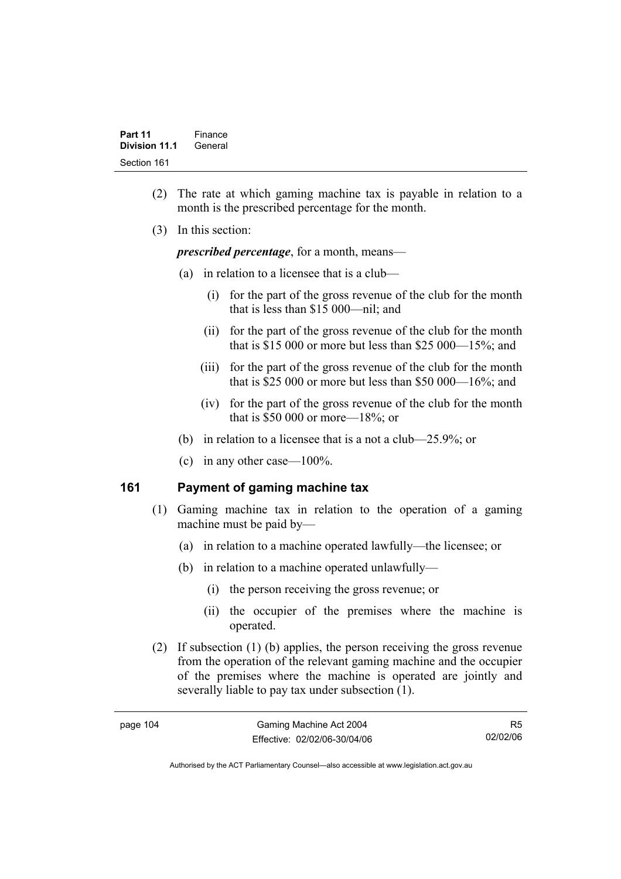(2) The rate at which gaming machine tax is payable in relation to a month is the prescribed percentage for the month.

(3) In this section:

***prescribed percentage***, for a month, means—

(a) in relation to a licensee that is a club—

(i) for the part of the gross revenue of the club for the month that is less than $15 000—nil; and

(ii) for the part of the gross revenue of the club for the month that is $15 000 or more but less than $25 000—15%; and

(iii) for the part of the gross revenue of the club for the month that is $25 000 or more but less than $50 000—16%; and

(iv) for the part of the gross revenue of the club for the month that is $50 000 or more—18%; or

(b) in relation to a licensee that is a not a club—25.9%; or

(c) in any other case—100%.

## 161 Payment of gaming machine tax

(1) Gaming machine tax in relation to the operation of a gaming machine must be paid by—

(a) in relation to a machine operated lawfully—the licensee; or

(b) in relation to a machine operated unlawfully—

(i) the person receiving the gross revenue; or

(ii) the occupier of the premises where the machine is operated.

(2) If subsection (1) (b) applies, the person receiving the gross revenue from the operation of the relevant gaming machine and the occupier of the premises where the machine is operated are jointly and severally liable to pay tax under subsection (1).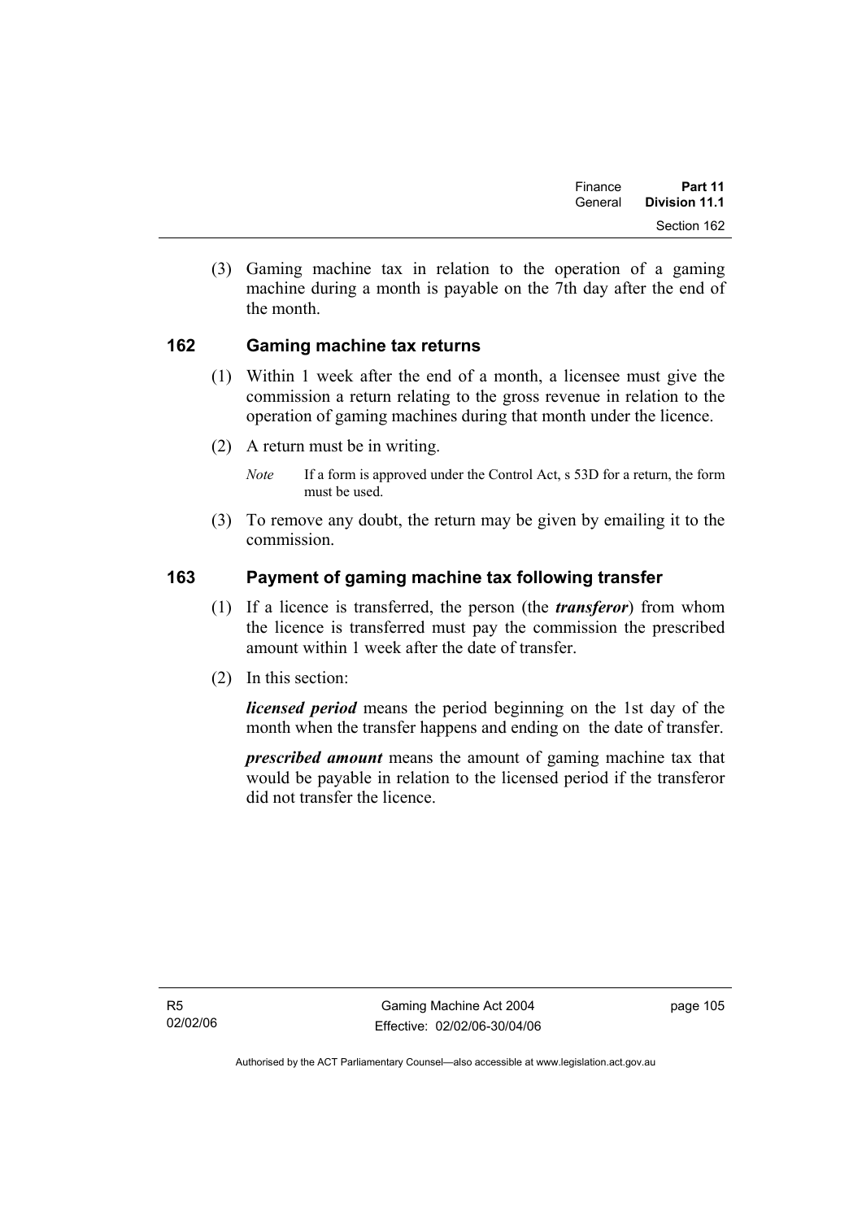(3) Gaming machine tax in relation to the operation of a gaming machine during a month is payable on the 7th day after the end of the month.

## 162 Gaming machine tax returns

(1) Within 1 week after the end of a month, a licensee must give the commission a return relating to the gross revenue in relation to the operation of gaming machines during that month under the licence.

(2) A return must be in writing.

*Note* If a form is approved under the Control Act, s 53D for a return, the form must be used.

(3) To remove any doubt, the return may be given by emailing it to the commission.

## 163 Payment of gaming machine tax following transfer

(1) If a licence is transferred, the person (the ***transferor***) from whom the licence is transferred must pay the commission the prescribed amount within 1 week after the date of transfer.

(2) In this section:

***licensed period*** means the period beginning on the 1st day of the month when the transfer happens and ending on the date of transfer.

***prescribed amount*** means the amount of gaming machine tax that would be payable in relation to the licensed period if the transferor did not transfer the licence.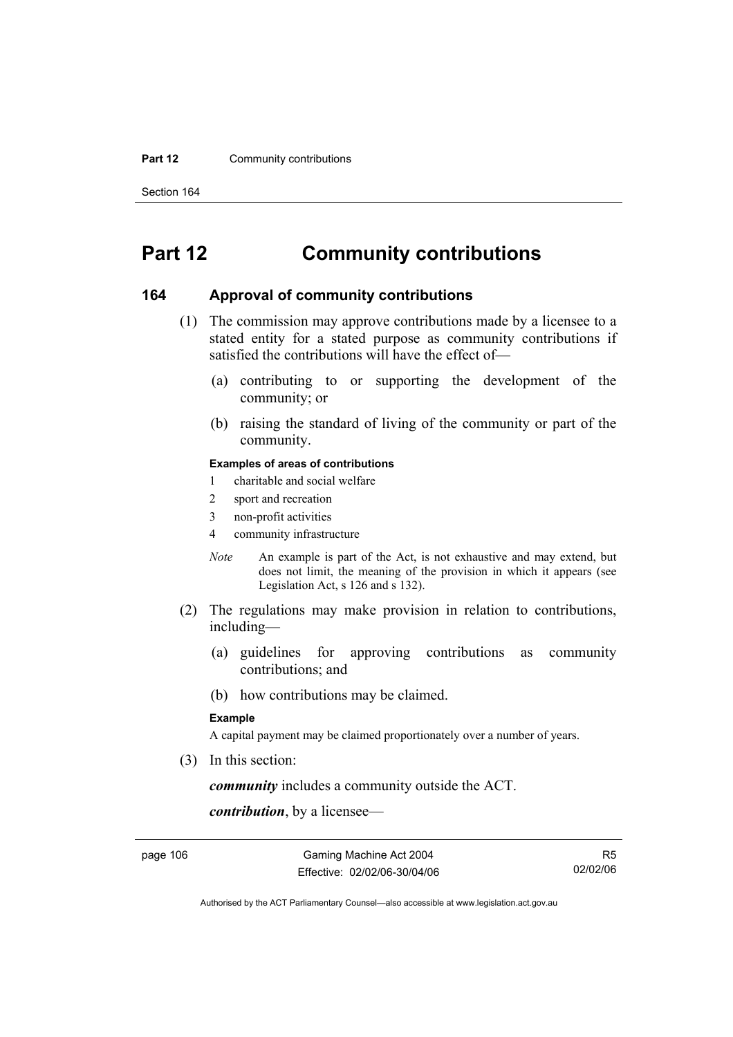# Part 12 Community contributions

## 164 Approval of community contributions

(1) The commission may approve contributions made by a licensee to a stated entity for a stated purpose as community contributions if satisfied the contributions will have the effect of—

(a) contributing to or supporting the development of the community; or

(b) raising the standard of living of the community or part of the community.

**Examples of areas of contributions**

1 charitable and social welfare

2 sport and recreation

3 non-profit activities

4 community infrastructure

*Note* An example is part of the Act, is not exhaustive and may extend, but does not limit, the meaning of the provision in which it appears (see Legislation Act, s 126 and s 132).

(2) The regulations may make provision in relation to contributions, including—

(a) guidelines for approving contributions as community contributions; and

(b) how contributions may be claimed.

**Example**

A capital payment may be claimed proportionately over a number of years.

(3) In this section:

***community*** includes a community outside the ACT.

***contribution***, by a licensee—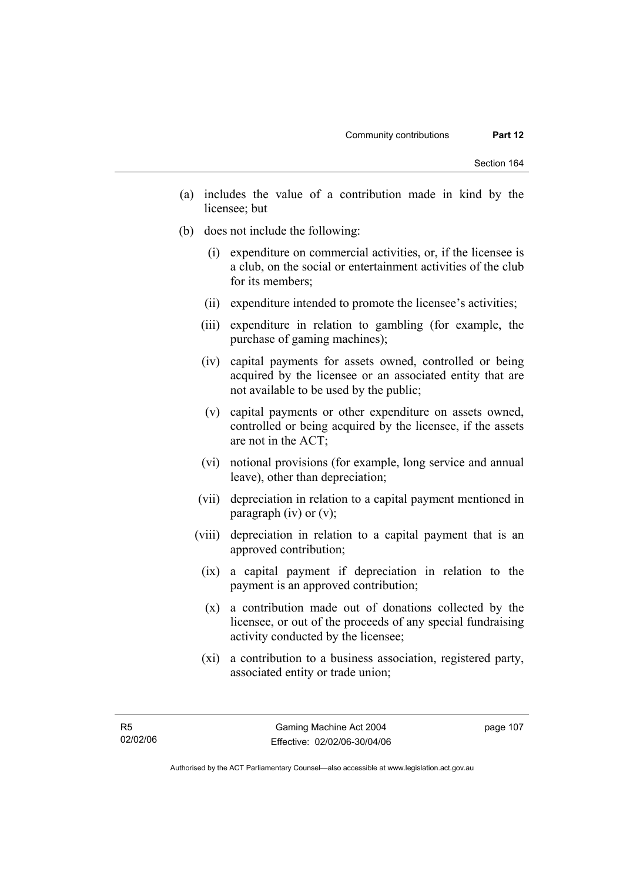(a) includes the value of a contribution made in kind by the licensee; but

(b) does not include the following:

 (i) expenditure on commercial activities, or, if the licensee is a club, on the social or entertainment activities of the club for its members;

 (ii) expenditure intended to promote the licensee's activities;

 (iii) expenditure in relation to gambling (for example, the purchase of gaming machines);

 (iv) capital payments for assets owned, controlled or being acquired by the licensee or an associated entity that are not available to be used by the public;

 (v) capital payments or other expenditure on assets owned, controlled or being acquired by the licensee, if the assets are not in the ACT;

 (vi) notional provisions (for example, long service and annual leave), other than depreciation;

 (vii) depreciation in relation to a capital payment mentioned in paragraph (iv) or (v);

 (viii) depreciation in relation to a capital payment that is an approved contribution;

 (ix) a capital payment if depreciation in relation to the payment is an approved contribution;

 (x) a contribution made out of donations collected by the licensee, or out of the proceeds of any special fundraising activity conducted by the licensee;

 (xi) a contribution to a business association, registered party, associated entity or trade union;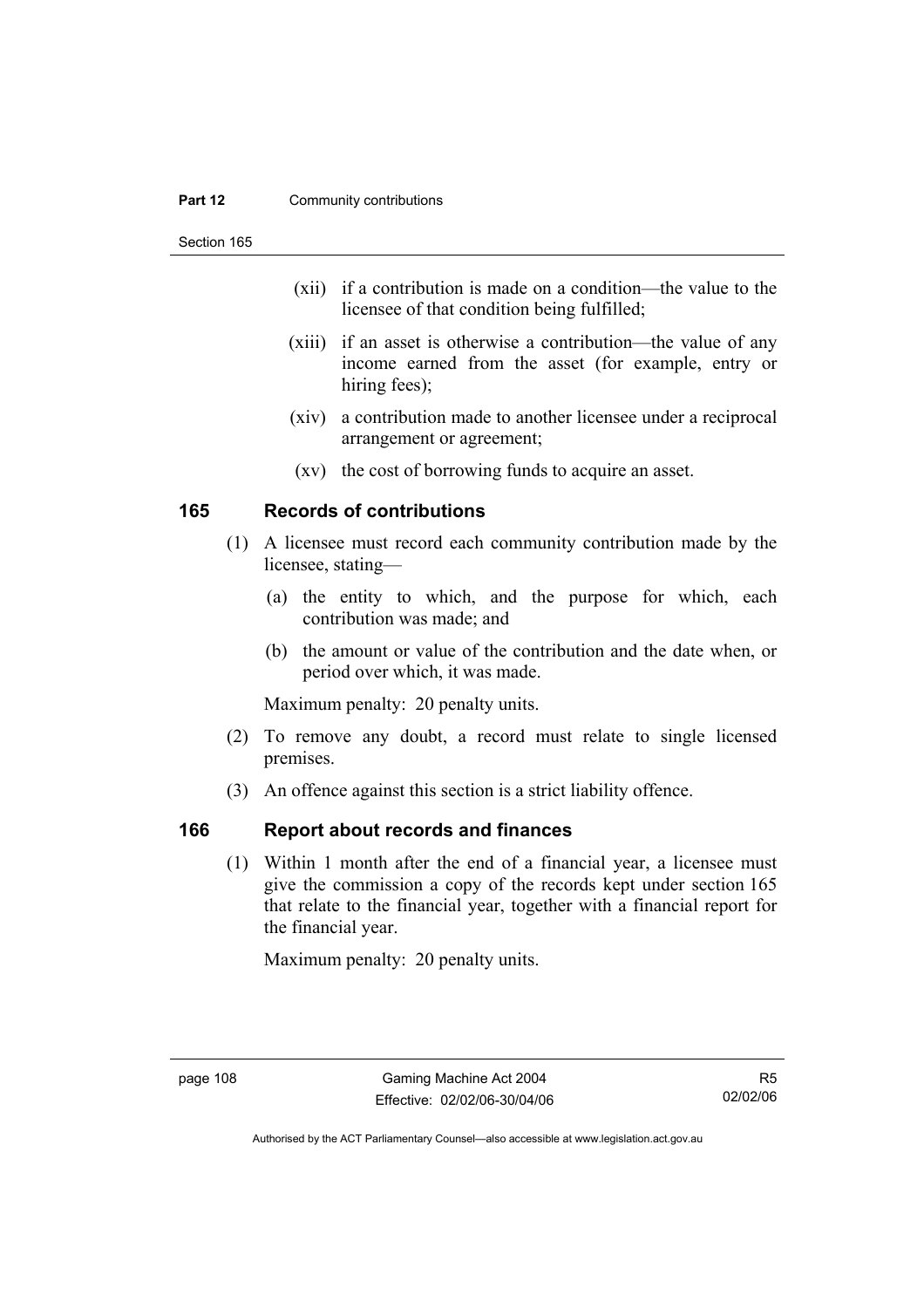(xii) if a contribution is made on a condition—the value to the licensee of that condition being fulfilled;

(xiii) if an asset is otherwise a contribution—the value of any income earned from the asset (for example, entry or hiring fees);

(xiv) a contribution made to another licensee under a reciprocal arrangement or agreement;

(xv) the cost of borrowing funds to acquire an asset.

## 165 Records of contributions

(1) A licensee must record each community contribution made by the licensee, stating—

(a) the entity to which, and the purpose for which, each contribution was made; and

(b) the amount or value of the contribution and the date when, or period over which, it was made.

Maximum penalty: 20 penalty units.

(2) To remove any doubt, a record must relate to single licensed premises.

(3) An offence against this section is a strict liability offence.

## 166 Report about records and finances

(1) Within 1 month after the end of a financial year, a licensee must give the commission a copy of the records kept under section 165 that relate to the financial year, together with a financial report for the financial year.

Maximum penalty: 20 penalty units.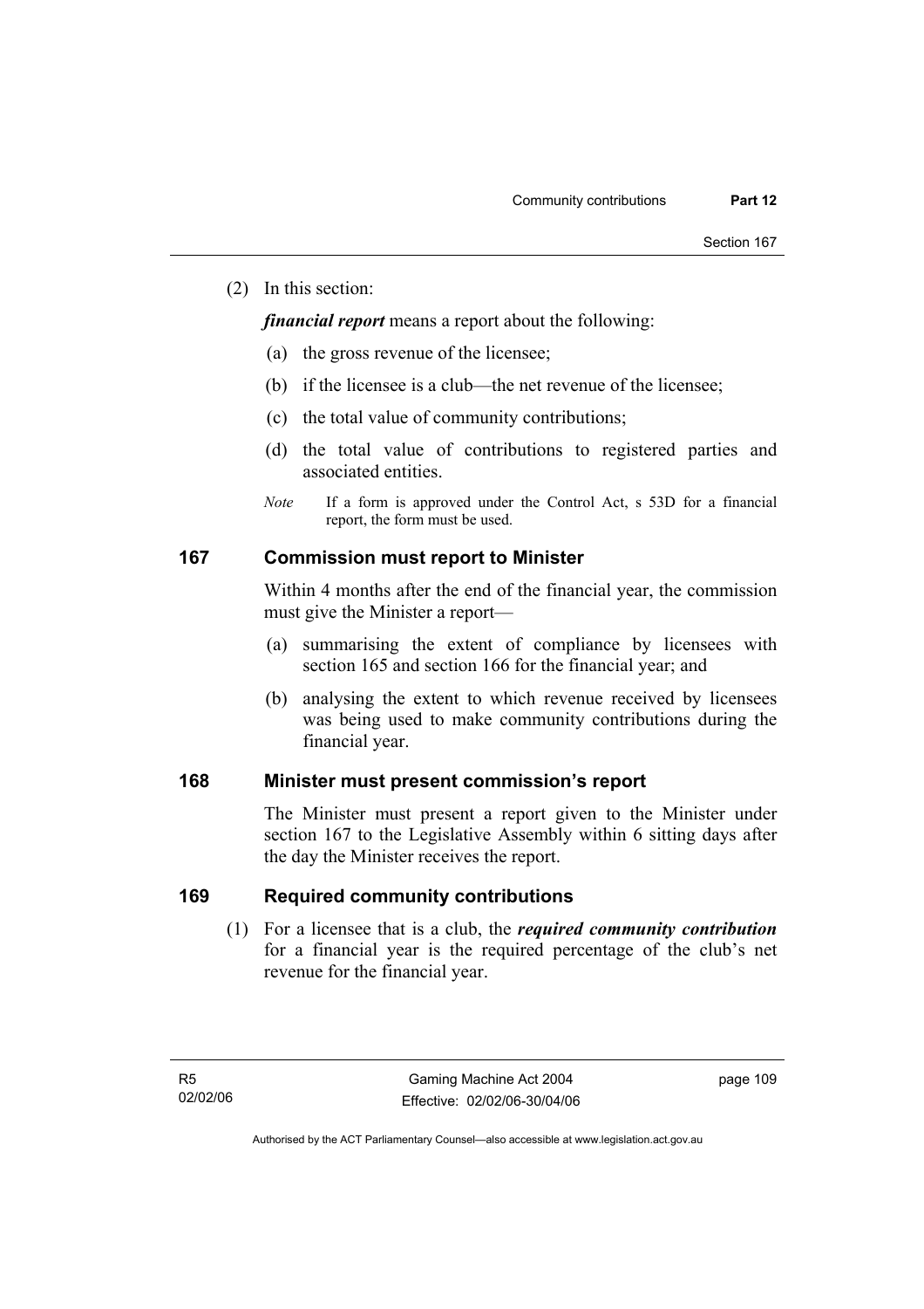(2) In this section:

***financial report*** means a report about the following:

(a) the gross revenue of the licensee;

(b) if the licensee is a club—the net revenue of the licensee;

(c) the total value of community contributions;

(d) the total value of contributions to registered parties and associated entities.

*Note* If a form is approved under the Control Act, s 53D for a financial report, the form must be used.

## 167 Commission must report to Minister

Within 4 months after the end of the financial year, the commission must give the Minister a report—

(a) summarising the extent of compliance by licensees with section 165 and section 166 for the financial year; and

(b) analysing the extent to which revenue received by licensees was being used to make community contributions during the financial year.

## 168 Minister must present commission's report

The Minister must present a report given to the Minister under section 167 to the Legislative Assembly within 6 sitting days after the day the Minister receives the report.

## 169 Required community contributions

(1) For a licensee that is a club, the ***required community contribution*** for a financial year is the required percentage of the club's net revenue for the financial year.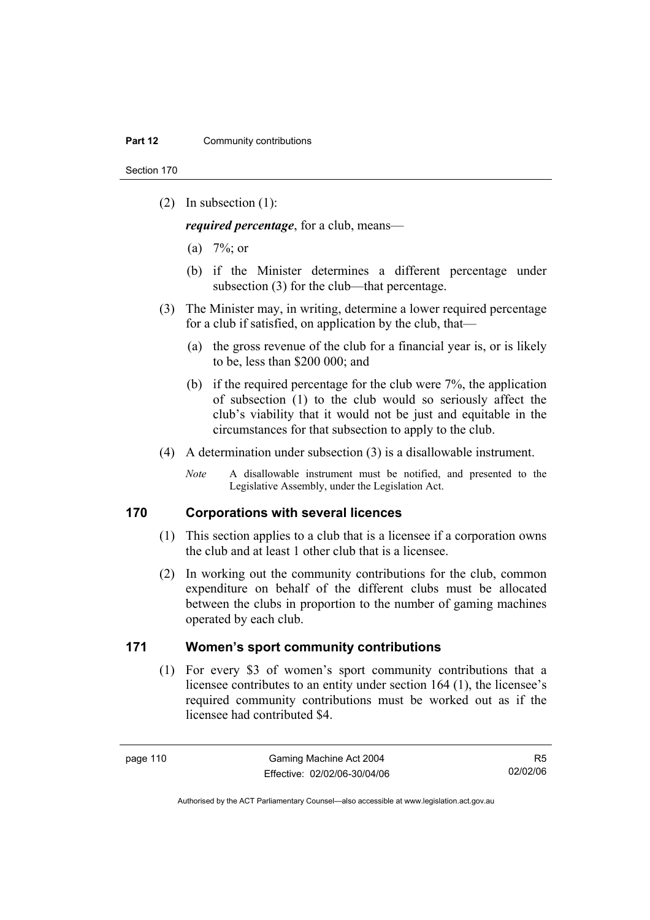(2) In subsection (1):

***required percentage***, for a club, means—

(a) 7%; or

(b) if the Minister determines a different percentage under subsection (3) for the club—that percentage.

(3) The Minister may, in writing, determine a lower required percentage for a club if satisfied, on application by the club, that—

(a) the gross revenue of the club for a financial year is, or is likely to be, less than $200 000; and

(b) if the required percentage for the club were 7%, the application of subsection (1) to the club would so seriously affect the club's viability that it would not be just and equitable in the circumstances for that subsection to apply to the club.

(4) A determination under subsection (3) is a disallowable instrument.

*Note* A disallowable instrument must be notified, and presented to the Legislative Assembly, under the Legislation Act.

## 170 Corporations with several licences

(1) This section applies to a club that is a licensee if a corporation owns the club and at least 1 other club that is a licensee.

(2) In working out the community contributions for the club, common expenditure on behalf of the different clubs must be allocated between the clubs in proportion to the number of gaming machines operated by each club.

## 171 Women's sport community contributions

(1) For every $3 of women's sport community contributions that a licensee contributes to an entity under section 164 (1), the licensee's required community contributions must be worked out as if the licensee had contributed $4.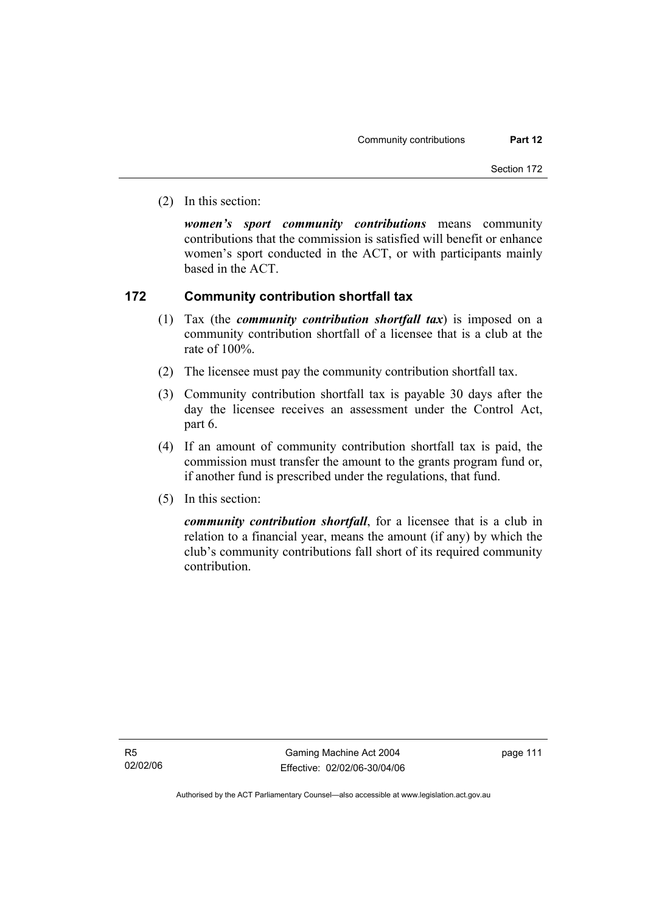(2) In this section:

***women's sport community contributions*** means community contributions that the commission is satisfied will benefit or enhance women's sport conducted in the ACT, or with participants mainly based in the ACT.

## 172 Community contribution shortfall tax

(1) Tax (the ***community contribution shortfall tax***) is imposed on a community contribution shortfall of a licensee that is a club at the rate of 100%.

(2) The licensee must pay the community contribution shortfall tax.

(3) Community contribution shortfall tax is payable 30 days after the day the licensee receives an assessment under the Control Act, part 6.

(4) If an amount of community contribution shortfall tax is paid, the commission must transfer the amount to the grants program fund or, if another fund is prescribed under the regulations, that fund.

(5) In this section:

***community contribution shortfall***, for a licensee that is a club in relation to a financial year, means the amount (if any) by which the club's community contributions fall short of its required community contribution.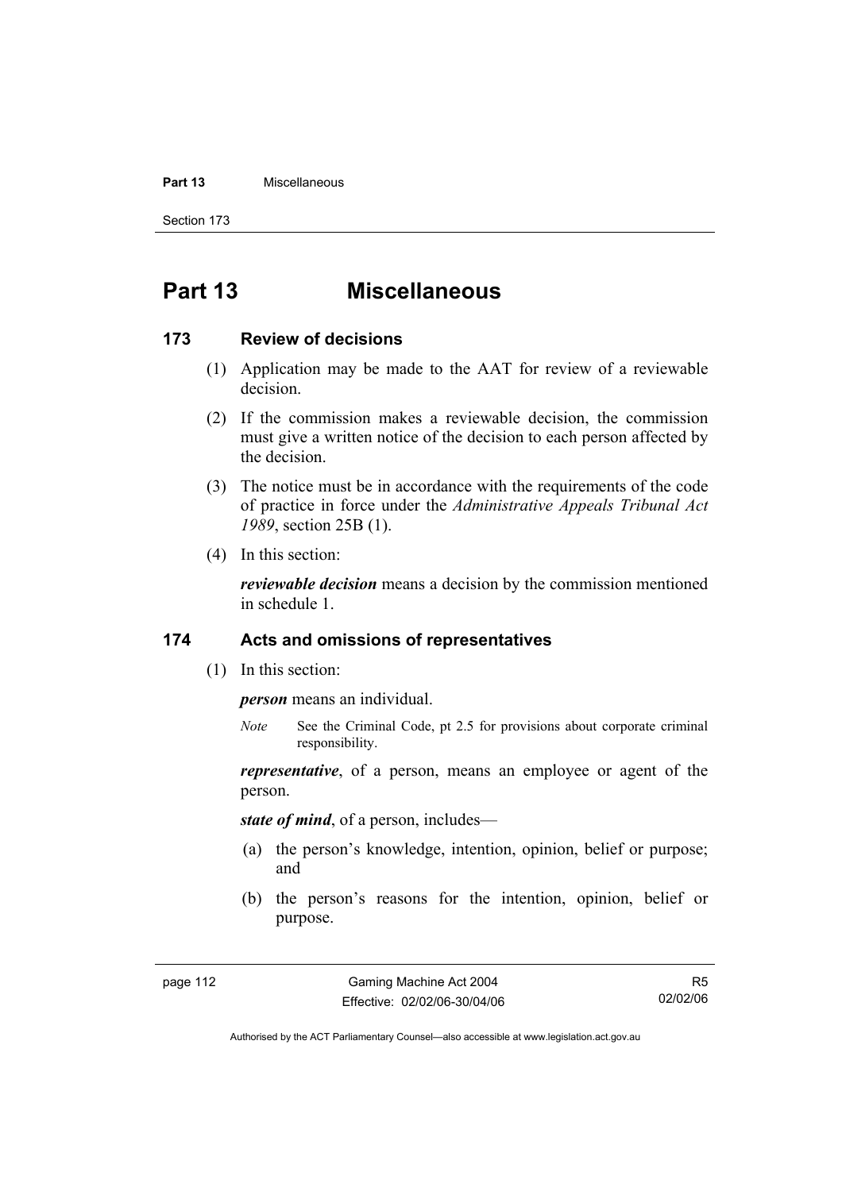# Part 13 Miscellaneous

## 173 Review of decisions

(1) Application may be made to the AAT for review of a reviewable decision.

(2) If the commission makes a reviewable decision, the commission must give a written notice of the decision to each person affected by the decision.

(3) The notice must be in accordance with the requirements of the code of practice in force under the *Administrative Appeals Tribunal Act 1989*, section 25B (1).

(4) In this section:

***reviewable decision*** means a decision by the commission mentioned in schedule 1.

## 174 Acts and omissions of representatives

(1) In this section:

***person*** means an individual.

*Note* See the Criminal Code, pt 2.5 for provisions about corporate criminal responsibility.

***representative***, of a person, means an employee or agent of the person.

***state of mind***, of a person, includes—

(a) the person's knowledge, intention, opinion, belief or purpose; and

(b) the person's reasons for the intention, opinion, belief or purpose.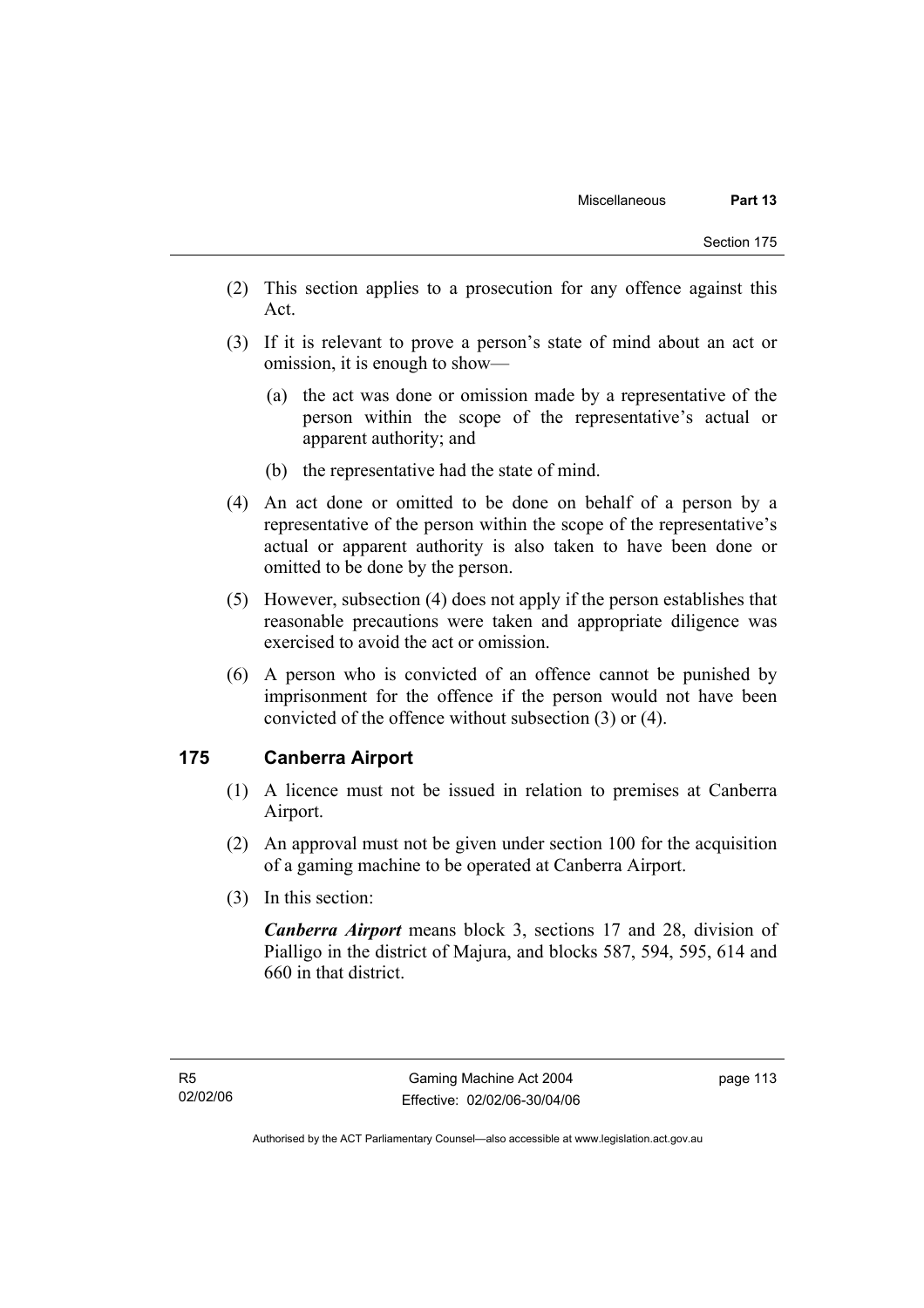(2) This section applies to a prosecution for any offence against this Act.

(3) If it is relevant to prove a person's state of mind about an act or omission, it is enough to show—

  (a) the act was done or omission made by a representative of the person within the scope of the representative's actual or apparent authority; and

  (b) the representative had the state of mind.

(4) An act done or omitted to be done on behalf of a person by a representative of the person within the scope of the representative's actual or apparent authority is also taken to have been done or omitted to be done by the person.

(5) However, subsection (4) does not apply if the person establishes that reasonable precautions were taken and appropriate diligence was exercised to avoid the act or omission.

(6) A person who is convicted of an offence cannot be punished by imprisonment for the offence if the person would not have been convicted of the offence without subsection (3) or (4).

## 175 Canberra Airport

(1) A licence must not be issued in relation to premises at Canberra Airport.

(2) An approval must not be given under section 100 for the acquisition of a gaming machine to be operated at Canberra Airport.

(3) In this section:

***Canberra Airport*** means block 3, sections 17 and 28, division of Pialligo in the district of Majura, and blocks 587, 594, 595, 614 and 660 in that district.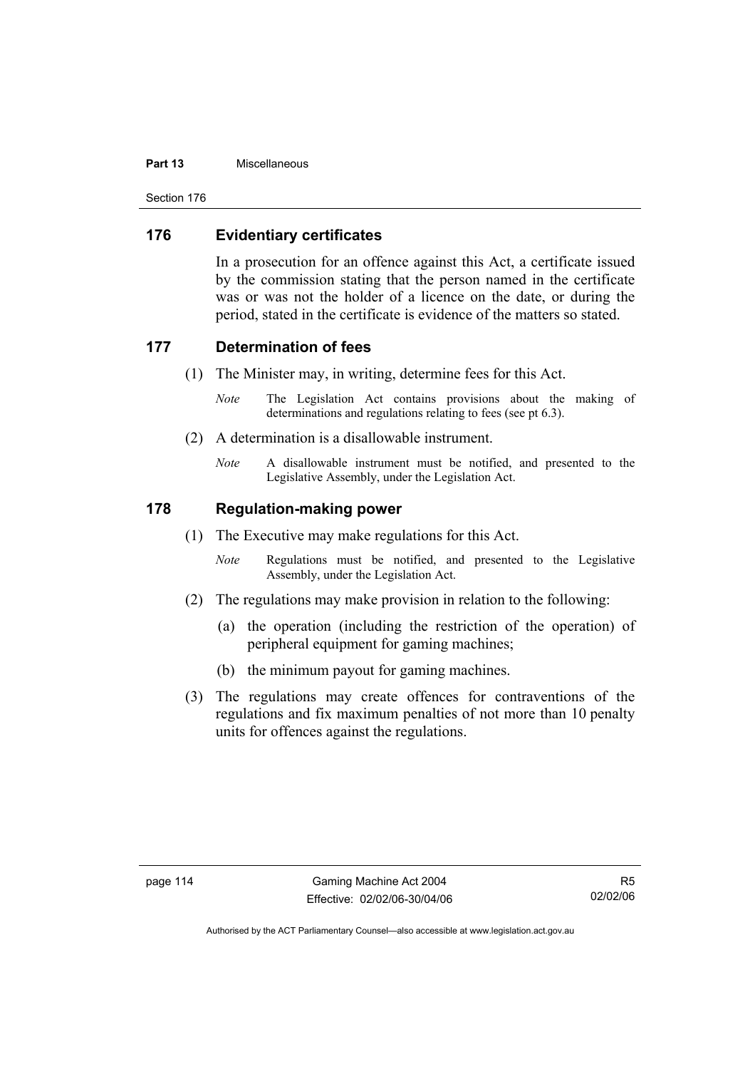## 176 Evidentiary certificates

In a prosecution for an offence against this Act, a certificate issued by the commission stating that the person named in the certificate was or was not the holder of a licence on the date, or during the period, stated in the certificate is evidence of the matters so stated.

## 177 Determination of fees

(1) The Minister may, in writing, determine fees for this Act.

*Note* The Legislation Act contains provisions about the making of determinations and regulations relating to fees (see pt 6.3).

(2) A determination is a disallowable instrument.

*Note* A disallowable instrument must be notified, and presented to the Legislative Assembly, under the Legislation Act.

## 178 Regulation-making power

(1) The Executive may make regulations for this Act.

*Note* Regulations must be notified, and presented to the Legislative Assembly, under the Legislation Act.

(2) The regulations may make provision in relation to the following:

(a) the operation (including the restriction of the operation) of peripheral equipment for gaming machines;

(b) the minimum payout for gaming machines.

(3) The regulations may create offences for contraventions of the regulations and fix maximum penalties of not more than 10 penalty units for offences against the regulations.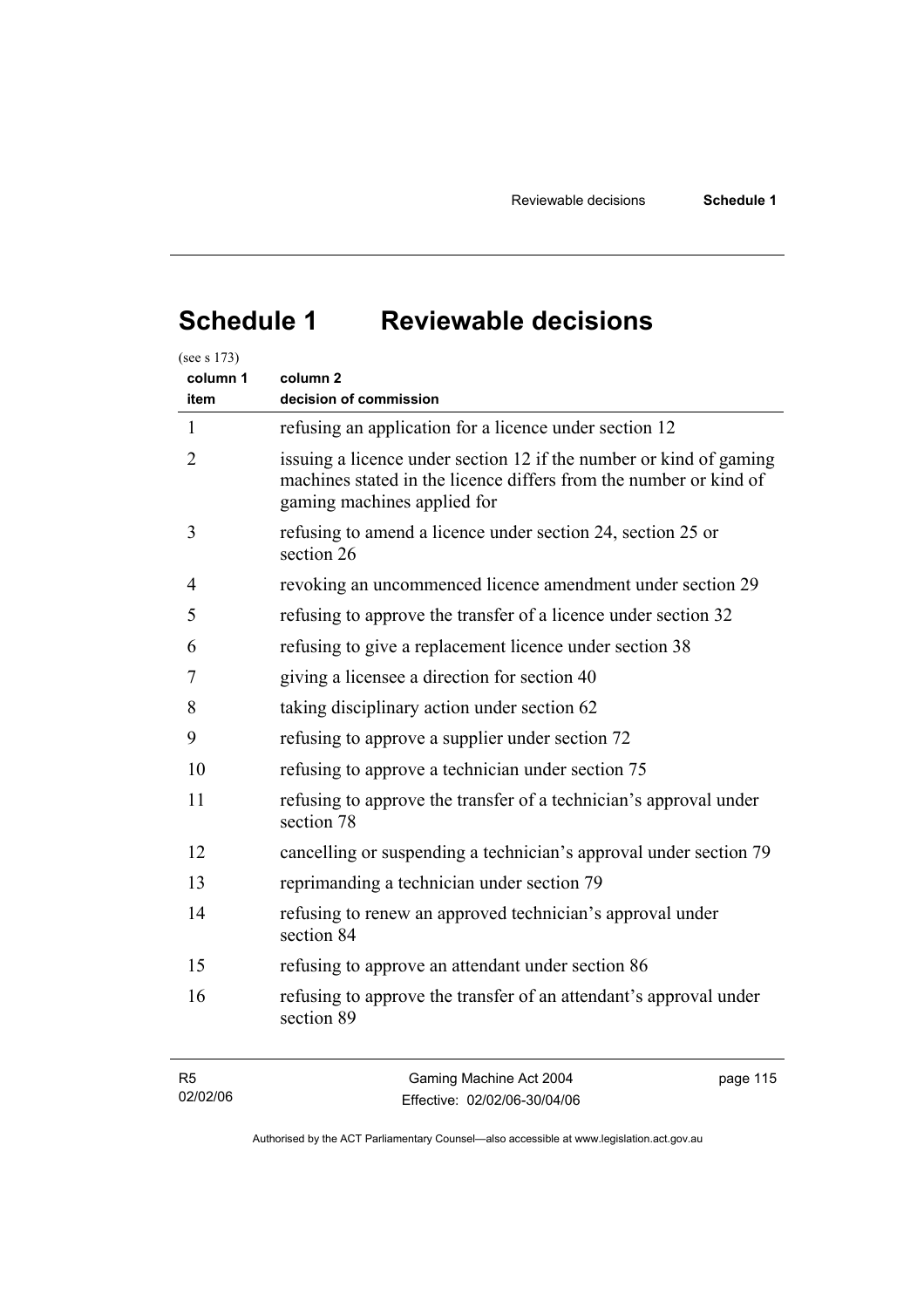# Schedule 1 Reviewable decisions

(see s 173)

| column 1 item | column 2 decision of commission |
|---|---|
| 1 | refusing an application for a licence under section 12 |
| 2 | issuing a licence under section 12 if the number or kind of gaming machines stated in the licence differs from the number or kind of gaming machines applied for |
| 3 | refusing to amend a licence under section 24, section 25 or section 26 |
| 4 | revoking an uncommenced licence amendment under section 29 |
| 5 | refusing to approve the transfer of a licence under section 32 |
| 6 | refusing to give a replacement licence under section 38 |
| 7 | giving a licensee a direction for section 40 |
| 8 | taking disciplinary action under section 62 |
| 9 | refusing to approve a supplier under section 72 |
| 10 | refusing to approve a technician under section 75 |
| 11 | refusing to approve the transfer of a technician's approval under section 78 |
| 12 | cancelling or suspending a technician's approval under section 79 |
| 13 | reprimanding a technician under section 79 |
| 14 | refusing to renew an approved technician's approval under section 84 |
| 15 | refusing to approve an attendant under section 86 |
| 16 | refusing to approve the transfer of an attendant's approval under section 89 |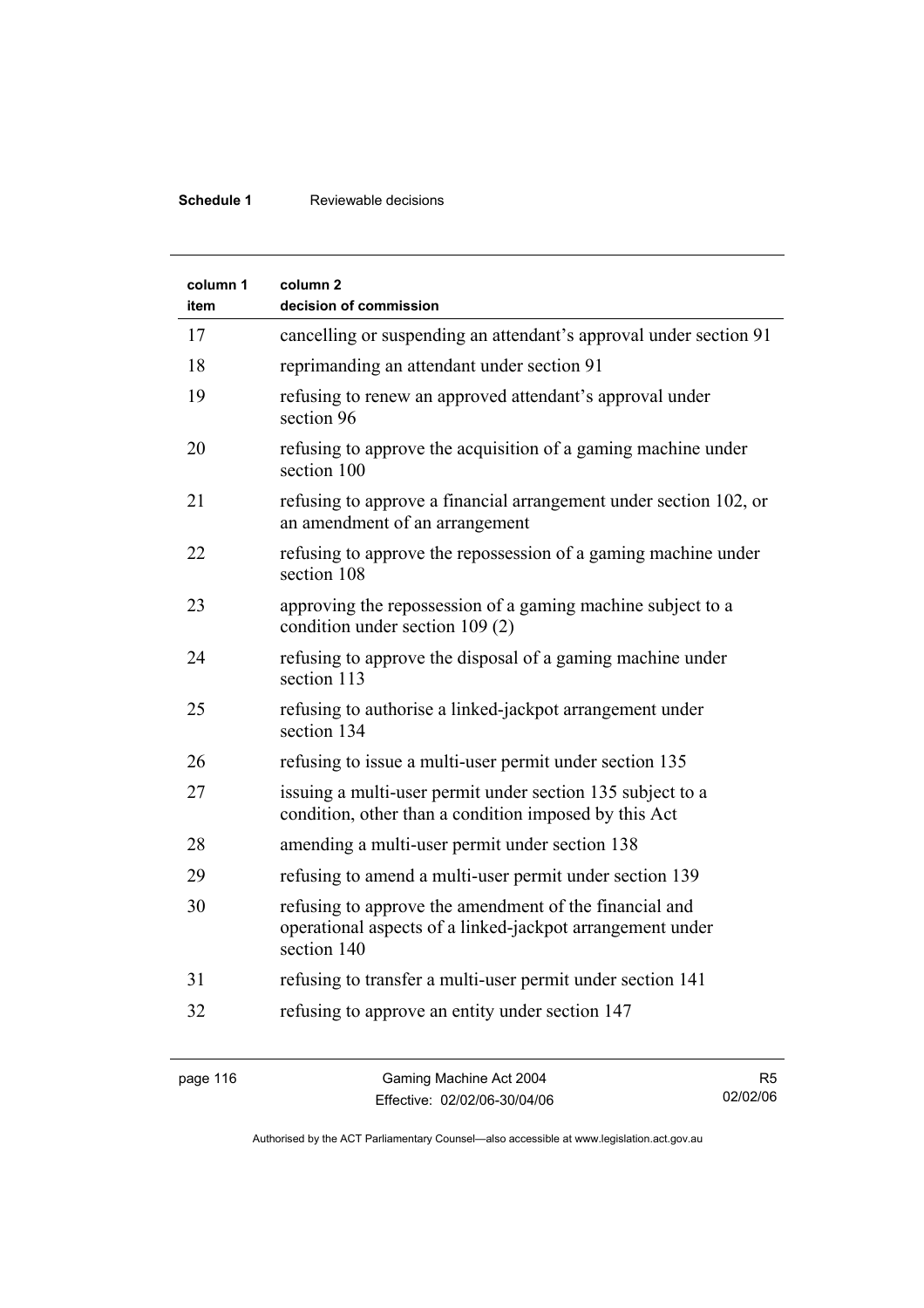| column 1 item | column 2 decision of commission |
|---|---|
| 17 | cancelling or suspending an attendant's approval under section 91 |
| 18 | reprimanding an attendant under section 91 |
| 19 | refusing to renew an approved attendant's approval under section 96 |
| 20 | refusing to approve the acquisition of a gaming machine under section 100 |
| 21 | refusing to approve a financial arrangement under section 102, or an amendment of an arrangement |
| 22 | refusing to approve the repossession of a gaming machine under section 108 |
| 23 | approving the repossession of a gaming machine subject to a condition under section 109 (2) |
| 24 | refusing to approve the disposal of a gaming machine under section 113 |
| 25 | refusing to authorise a linked-jackpot arrangement under section 134 |
| 26 | refusing to issue a multi-user permit under section 135 |
| 27 | issuing a multi-user permit under section 135 subject to a condition, other than a condition imposed by this Act |
| 28 | amending a multi-user permit under section 138 |
| 29 | refusing to amend a multi-user permit under section 139 |
| 30 | refusing to approve the amendment of the financial and operational aspects of a linked-jackpot arrangement under section 140 |
| 31 | refusing to transfer a multi-user permit under section 141 |
| 32 | refusing to approve an entity under section 147 |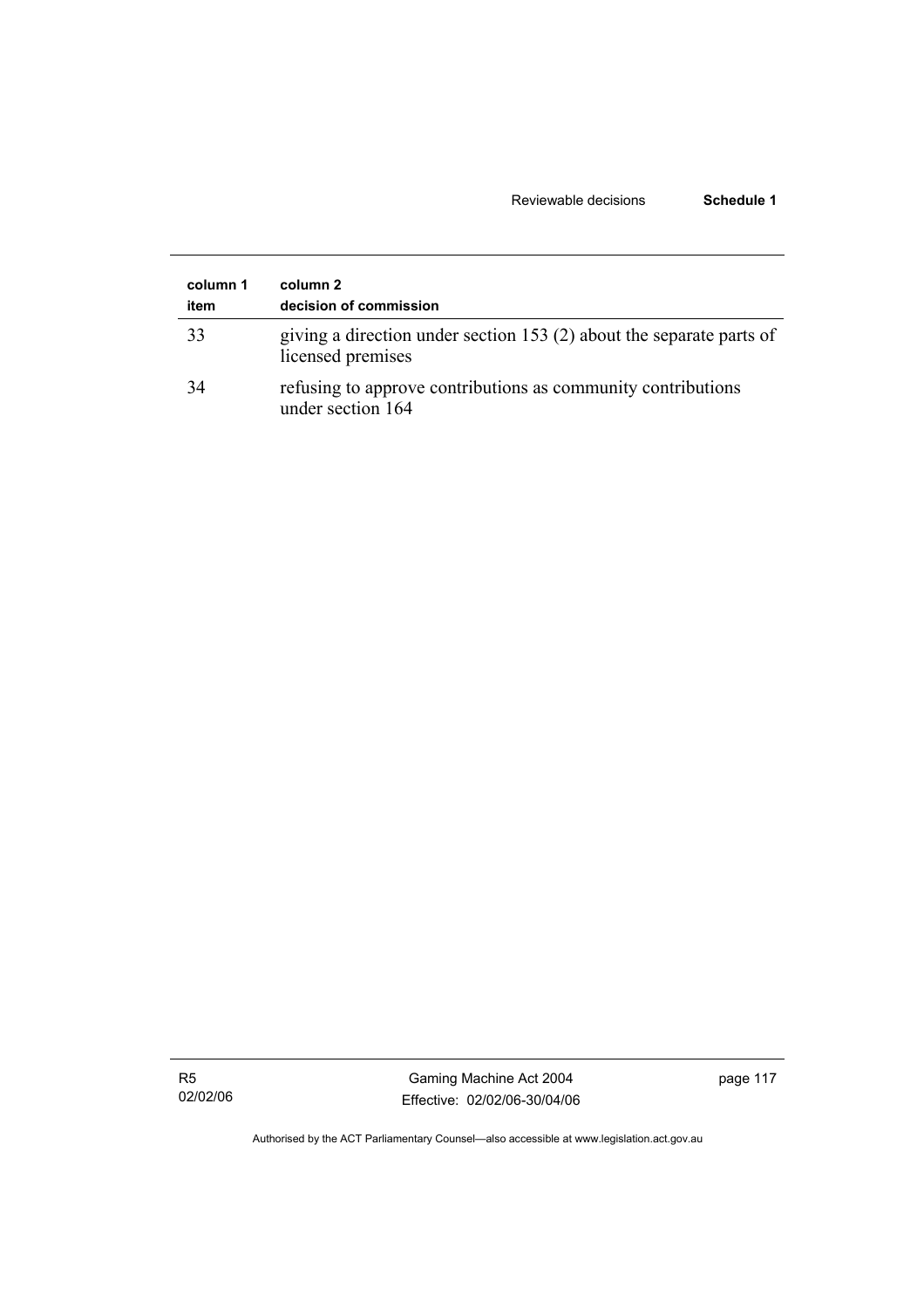| column 1<br>item | column 2<br>decision of commission |
|---|---|
| 33 | giving a direction under section 153 (2) about the separate parts of licensed premises |
| 34 | refusing to approve contributions as community contributions under section 164 |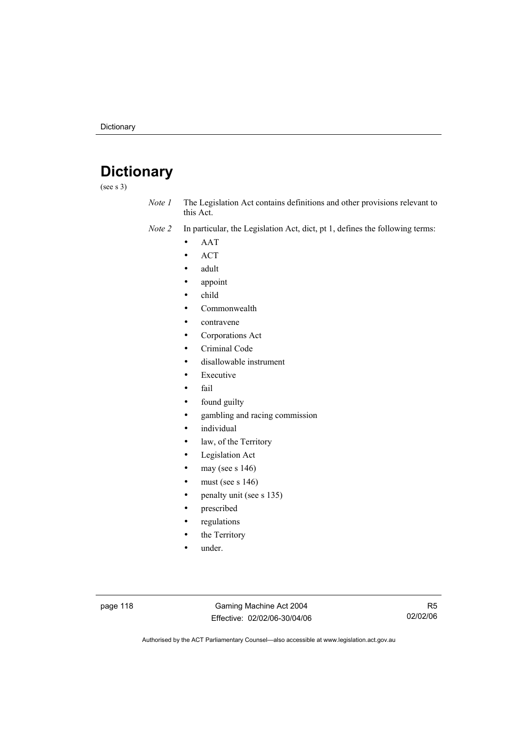# Dictionary

(see s 3)

*Note 1* The Legislation Act contains definitions and other provisions relevant to this Act.

*Note 2* In particular, the Legislation Act, dict, pt 1, defines the following terms:

- AAT
- ACT
- adult
- appoint
- child
- Commonwealth
- contravene
- Corporations Act
- Criminal Code
- disallowable instrument
- Executive
- fail
- found guilty
- gambling and racing commission
- individual
- law, of the Territory
- Legislation Act
- may (see s 146)
- must (see s 146)
- penalty unit (see s 135)
- prescribed
- regulations
- the Territory
- under.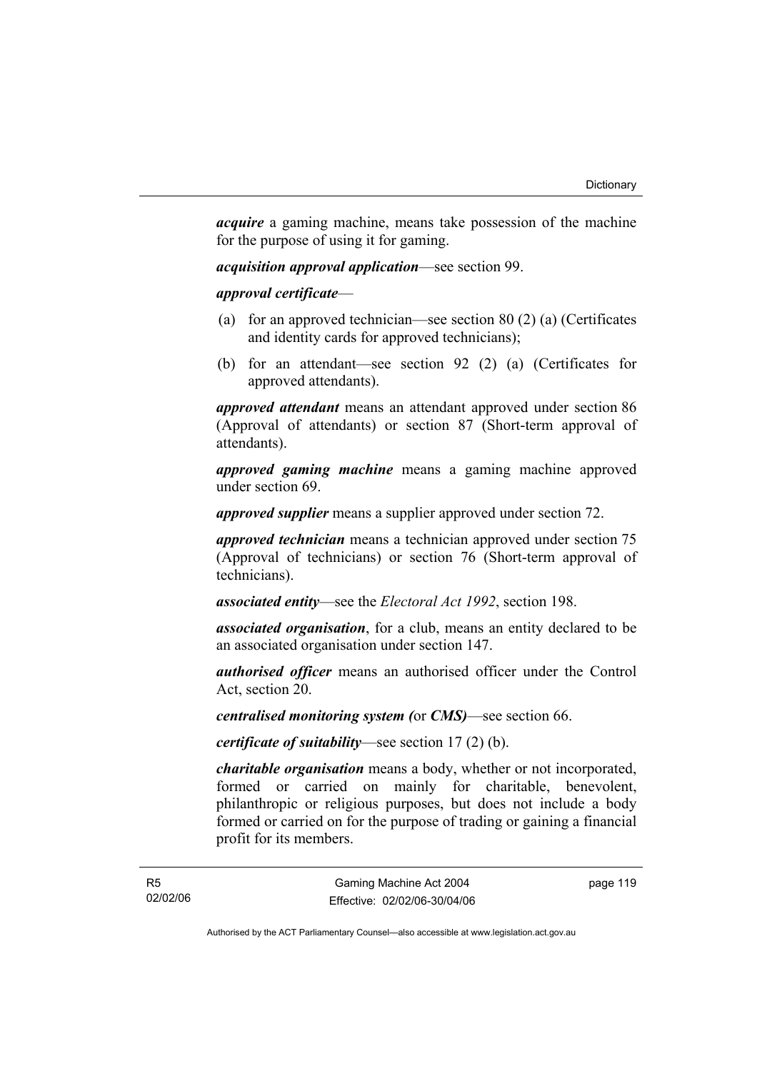***acquire*** a gaming machine, means take possession of the machine for the purpose of using it for gaming.

***acquisition approval application***—see section 99.

***approval certificate***—

(a) for an approved technician—see section 80 (2) (a) (Certificates and identity cards for approved technicians);

(b) for an attendant—see section 92 (2) (a) (Certificates for approved attendants).

***approved attendant*** means an attendant approved under section 86 (Approval of attendants) or section 87 (Short-term approval of attendants).

***approved gaming machine*** means a gaming machine approved under section 69.

***approved supplier*** means a supplier approved under section 72.

***approved technician*** means a technician approved under section 75 (Approval of technicians) or section 76 (Short-term approval of technicians).

***associated entity***—see the *Electoral Act 1992*, section 198.

***associated organisation***, for a club, means an entity declared to be an associated organisation under section 147.

***authorised officer*** means an authorised officer under the Control Act, section 20.

***centralised monitoring system (*or *CMS)***—see section 66.

***certificate of suitability***—see section 17 (2) (b).

***charitable organisation*** means a body, whether or not incorporated, formed or carried on mainly for charitable, benevolent, philanthropic or religious purposes, but does not include a body formed or carried on for the purpose of trading or gaining a financial profit for its members.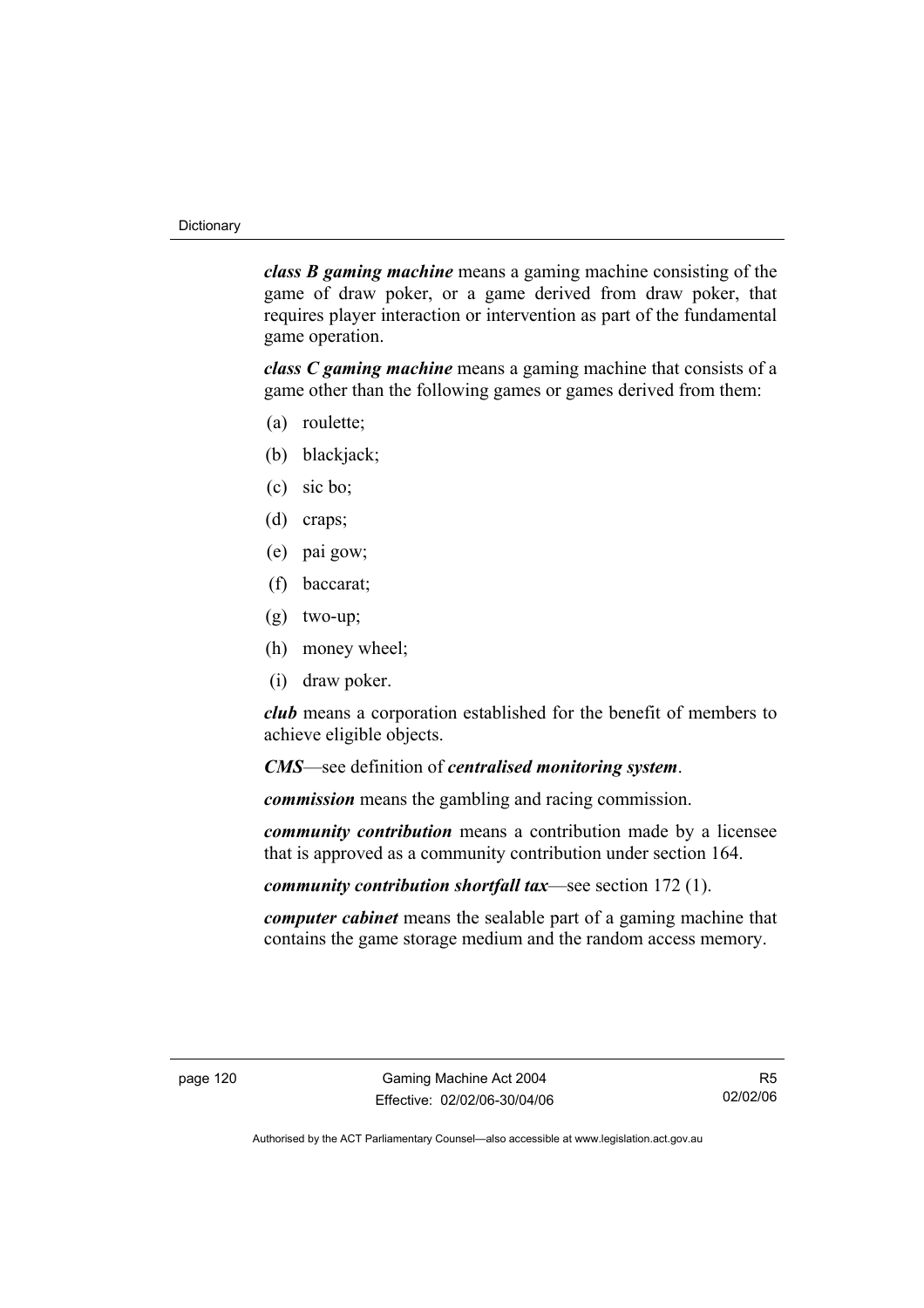***class B gaming machine*** means a gaming machine consisting of the game of draw poker, or a game derived from draw poker, that requires player interaction or intervention as part of the fundamental game operation.

***class C gaming machine*** means a gaming machine that consists of a game other than the following games or games derived from them:

(a) roulette;

(b) blackjack;

(c) sic bo;

(d) craps;

(e) pai gow;

(f) baccarat;

(g) two-up;

(h) money wheel;

(i) draw poker.

***club*** means a corporation established for the benefit of members to achieve eligible objects.

***CMS***—see definition of ***centralised monitoring system***.

***commission*** means the gambling and racing commission.

***community contribution*** means a contribution made by a licensee that is approved as a community contribution under section 164.

***community contribution shortfall tax***—see section 172 (1).

***computer cabinet*** means the sealable part of a gaming machine that contains the game storage medium and the random access memory.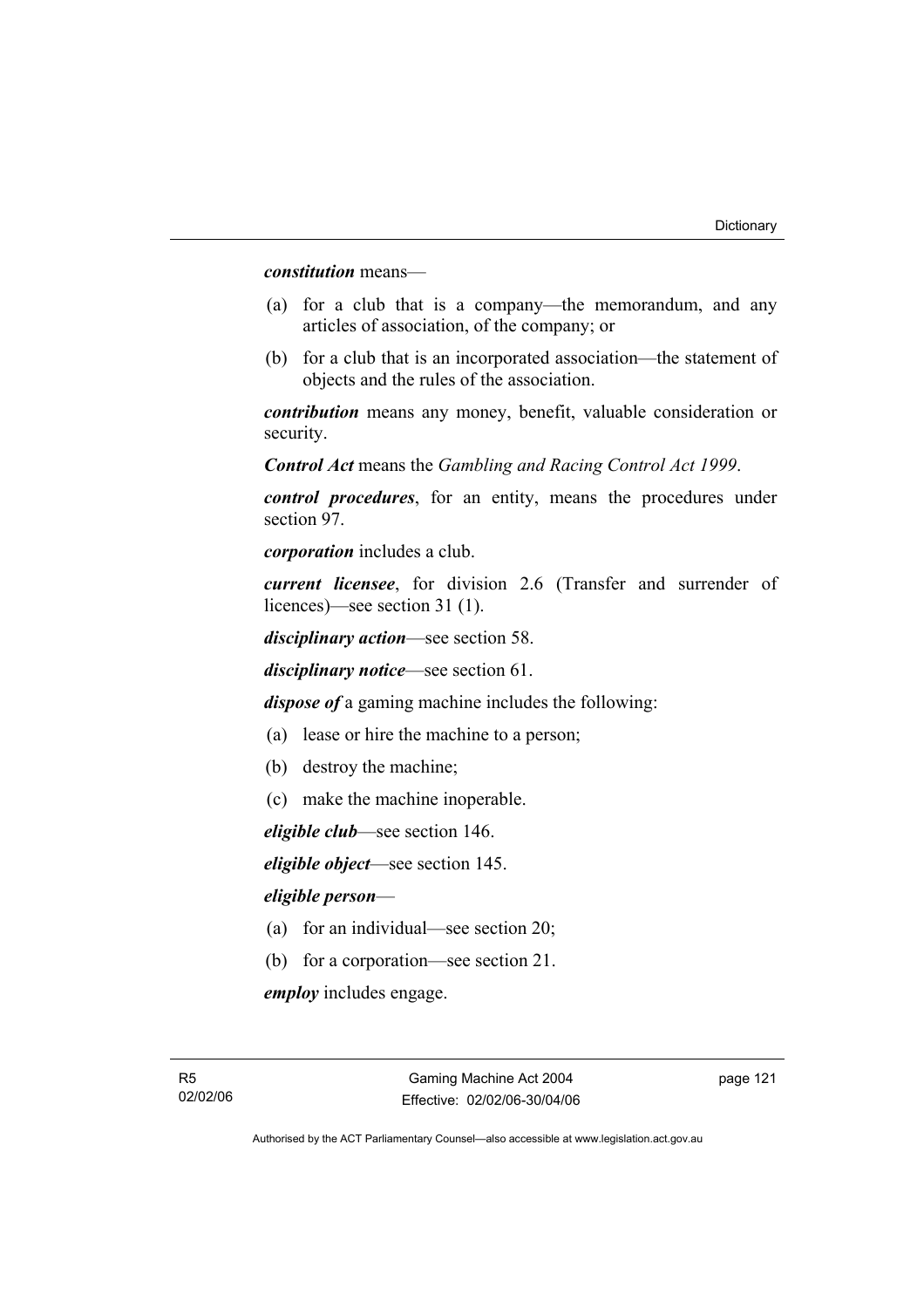***constitution*** means—

(a) for a club that is a company—the memorandum, and any articles of association, of the company; or

(b) for a club that is an incorporated association—the statement of objects and the rules of the association.

***contribution*** means any money, benefit, valuable consideration or security.

***Control Act*** means the *Gambling and Racing Control Act 1999*.

***control procedures***, for an entity, means the procedures under section 97.

***corporation*** includes a club.

***current licensee***, for division 2.6 (Transfer and surrender of licences)—see section 31 (1).

***disciplinary action***—see section 58.

***disciplinary notice***—see section 61.

***dispose of*** a gaming machine includes the following:

(a) lease or hire the machine to a person;

(b) destroy the machine;

(c) make the machine inoperable.

***eligible club***—see section 146.

***eligible object***—see section 145.

***eligible person***—

(a) for an individual—see section 20;

(b) for a corporation—see section 21.

***employ*** includes engage.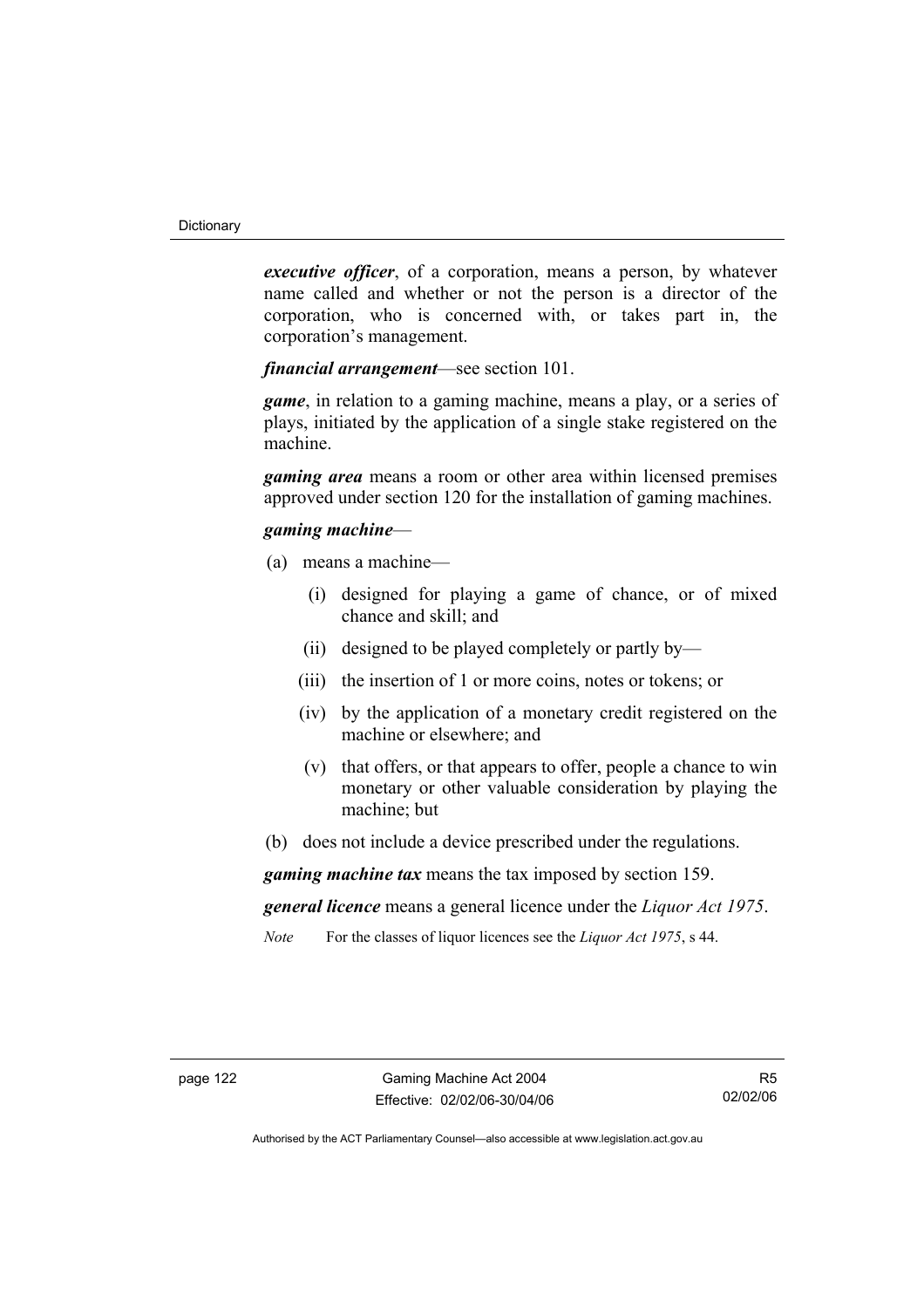***executive officer***, of a corporation, means a person, by whatever name called and whether or not the person is a director of the corporation, who is concerned with, or takes part in, the corporation's management.

***financial arrangement***—see section 101.

***game***, in relation to a gaming machine, means a play, or a series of plays, initiated by the application of a single stake registered on the machine.

***gaming area*** means a room or other area within licensed premises approved under section 120 for the installation of gaming machines.

***gaming machine***—

(a) means a machine—

 (i) designed for playing a game of chance, or of mixed chance and skill; and

 (ii) designed to be played completely or partly by—

 (iii) the insertion of 1 or more coins, notes or tokens; or

 (iv) by the application of a monetary credit registered on the machine or elsewhere; and

 (v) that offers, or that appears to offer, people a chance to win monetary or other valuable consideration by playing the machine; but

(b) does not include a device prescribed under the regulations.

***gaming machine tax*** means the tax imposed by section 159.

***general licence*** means a general licence under the *Liquor Act 1975*.

*Note* For the classes of liquor licences see the *Liquor Act 1975*, s 44.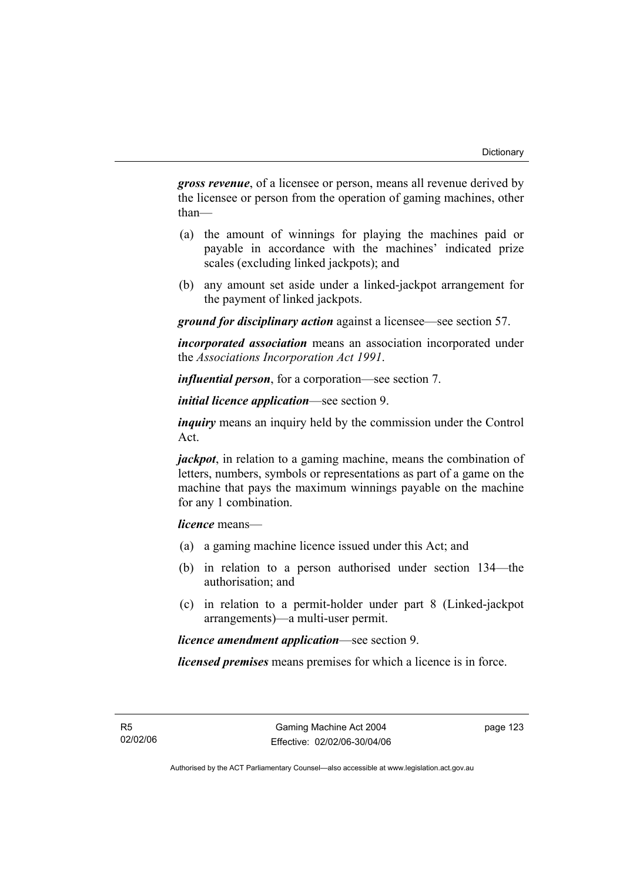***gross revenue***, of a licensee or person, means all revenue derived by the licensee or person from the operation of gaming machines, other than—

(a) the amount of winnings for playing the machines paid or payable in accordance with the machines' indicated prize scales (excluding linked jackpots); and

(b) any amount set aside under a linked-jackpot arrangement for the payment of linked jackpots.

***ground for disciplinary action*** against a licensee—see section 57.

***incorporated association*** means an association incorporated under the *Associations Incorporation Act 1991*.

***influential person***, for a corporation—see section 7.

***initial licence application***—see section 9.

***inquiry*** means an inquiry held by the commission under the Control Act.

***jackpot***, in relation to a gaming machine, means the combination of letters, numbers, symbols or representations as part of a game on the machine that pays the maximum winnings payable on the machine for any 1 combination.

***licence*** means—

(a) a gaming machine licence issued under this Act; and

(b) in relation to a person authorised under section 134—the authorisation; and

(c) in relation to a permit-holder under part 8 (Linked-jackpot arrangements)—a multi-user permit.

***licence amendment application***—see section 9.

***licensed premises*** means premises for which a licence is in force.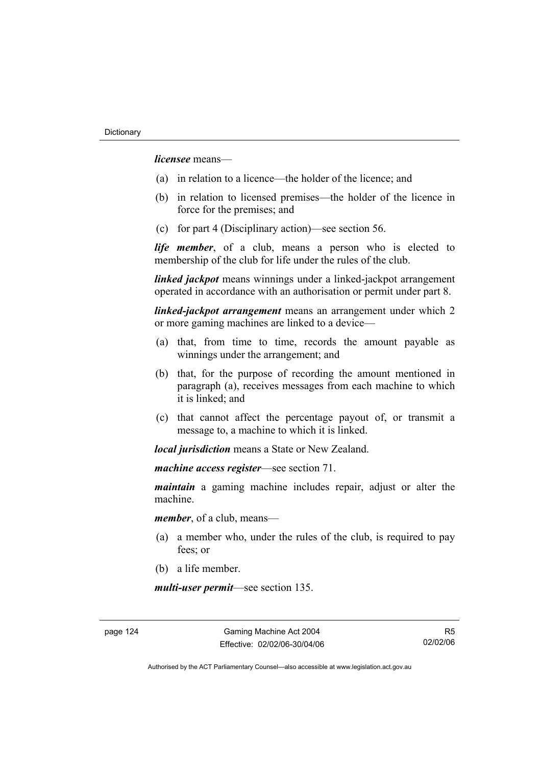***licensee*** means—

(a) in relation to a licence—the holder of the licence; and

(b) in relation to licensed premises—the holder of the licence in force for the premises; and

(c) for part 4 (Disciplinary action)—see section 56.

***life member***, of a club, means a person who is elected to membership of the club for life under the rules of the club.

***linked jackpot*** means winnings under a linked-jackpot arrangement operated in accordance with an authorisation or permit under part 8.

***linked-jackpot arrangement*** means an arrangement under which 2 or more gaming machines are linked to a device—

(a) that, from time to time, records the amount payable as winnings under the arrangement; and

(b) that, for the purpose of recording the amount mentioned in paragraph (a), receives messages from each machine to which it is linked; and

(c) that cannot affect the percentage payout of, or transmit a message to, a machine to which it is linked.

***local jurisdiction*** means a State or New Zealand.

***machine access register***—see section 71.

***maintain*** a gaming machine includes repair, adjust or alter the machine.

***member***, of a club, means—

(a) a member who, under the rules of the club, is required to pay fees; or

(b) a life member.

***multi-user permit***—see section 135.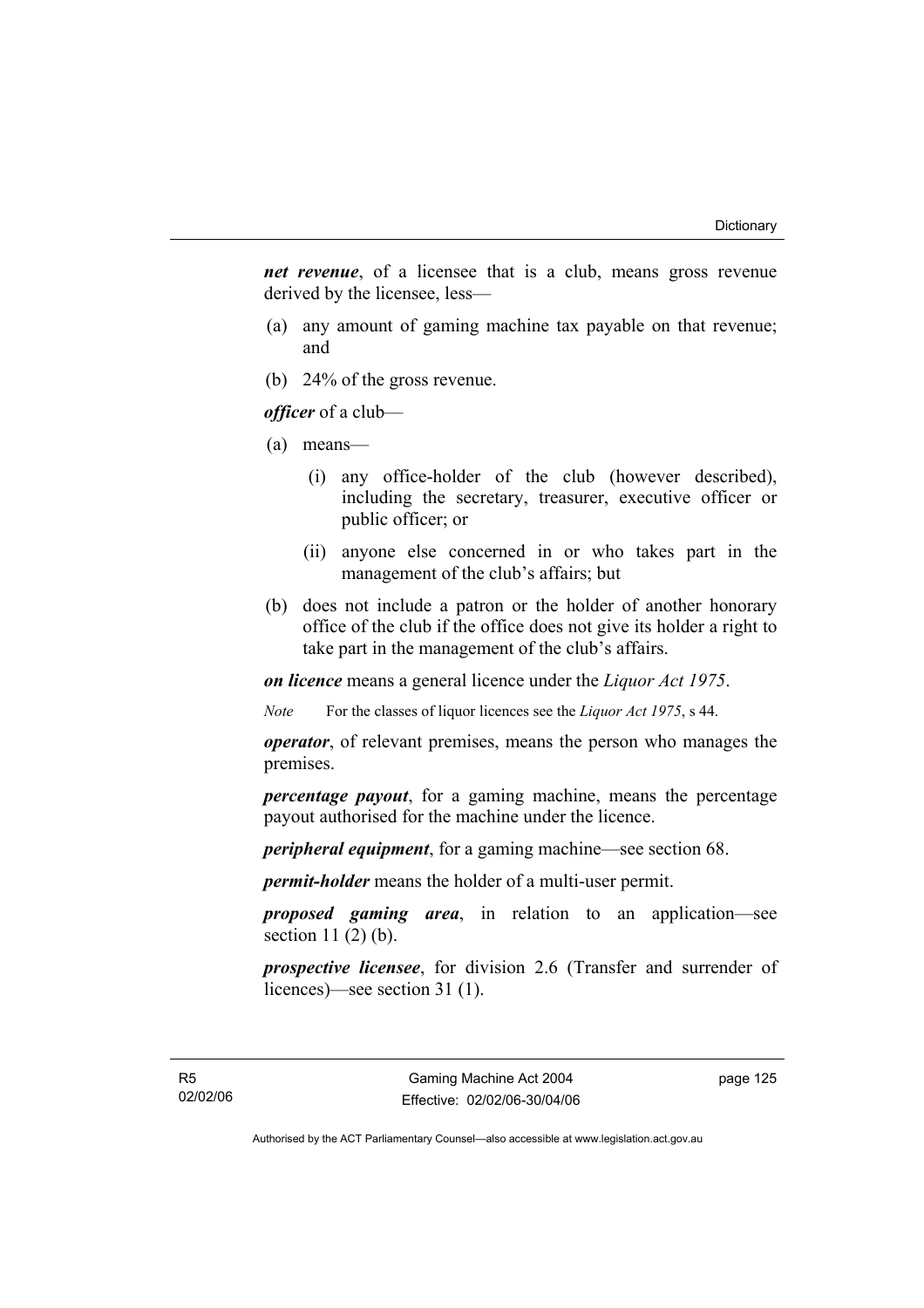***net revenue***, of a licensee that is a club, means gross revenue derived by the licensee, less—

(a) any amount of gaming machine tax payable on that revenue; and

(b) 24% of the gross revenue.

***officer*** of a club—

(a) means—

  (i) any office-holder of the club (however described), including the secretary, treasurer, executive officer or public officer; or

  (ii) anyone else concerned in or who takes part in the management of the club's affairs; but

(b) does not include a patron or the holder of another honorary office of the club if the office does not give its holder a right to take part in the management of the club's affairs.

***on licence*** means a general licence under the *Liquor Act 1975*.

*Note* For the classes of liquor licences see the *Liquor Act 1975*, s 44.

***operator***, of relevant premises, means the person who manages the premises.

***percentage payout***, for a gaming machine, means the percentage payout authorised for the machine under the licence.

***peripheral equipment***, for a gaming machine—see section 68.

***permit-holder*** means the holder of a multi-user permit.

***proposed gaming area***, in relation to an application—see section 11 (2) (b).

***prospective licensee***, for division 2.6 (Transfer and surrender of licences)—see section 31 (1).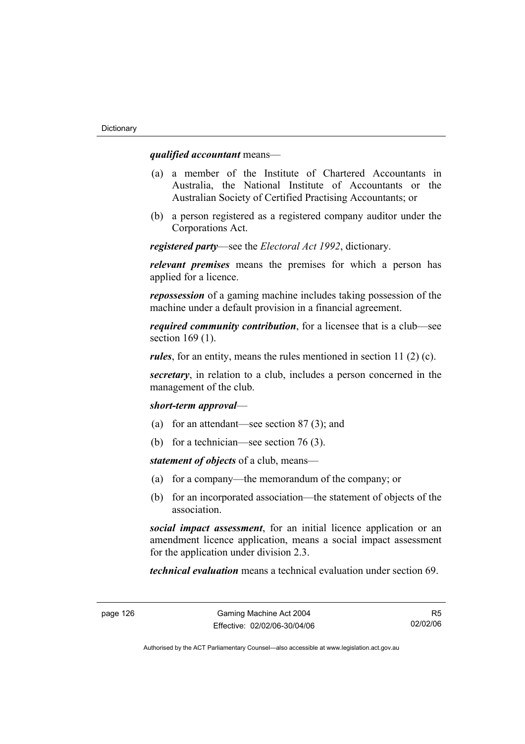***qualified accountant*** means—

(a) a member of the Institute of Chartered Accountants in Australia, the National Institute of Accountants or the Australian Society of Certified Practising Accountants; or

(b) a person registered as a registered company auditor under the Corporations Act.

***registered party***—see the *Electoral Act 1992*, dictionary.

***relevant premises*** means the premises for which a person has applied for a licence.

***repossession*** of a gaming machine includes taking possession of the machine under a default provision in a financial agreement.

***required community contribution***, for a licensee that is a club—see section 169 (1).

***rules***, for an entity, means the rules mentioned in section 11 (2) (c).

***secretary***, in relation to a club, includes a person concerned in the management of the club.

***short-term approval***—

(a) for an attendant—see section 87 (3); and

(b) for a technician—see section 76 (3).

***statement of objects*** of a club, means—

(a) for a company—the memorandum of the company; or

(b) for an incorporated association—the statement of objects of the association.

***social impact assessment***, for an initial licence application or an amendment licence application, means a social impact assessment for the application under division 2.3.

***technical evaluation*** means a technical evaluation under section 69.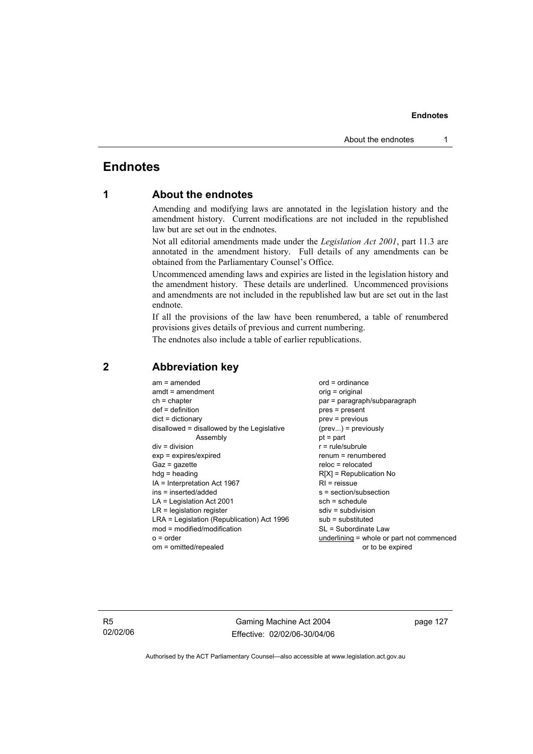# Endnotes

## 1 About the endnotes

Amending and modifying laws are annotated in the legislation history and the amendment history. Current modifications are not included in the republished law but are set out in the endnotes.

Not all editorial amendments made under the *Legislation Act 2001*, part 11.3 are annotated in the amendment history. Full details of any amendments can be obtained from the Parliamentary Counsel's Office.

Uncommenced amending laws and expiries are listed in the legislation history and the amendment history. These details are underlined. Uncommenced provisions and amendments are not included in the republished law but are set out in the last endnote.

If all the provisions of the law have been renumbered, a table of renumbered provisions gives details of previous and current numbering.

The endnotes also include a table of earlier republications.

## 2 Abbreviation key

am = amended
amdt = amendment
ch = chapter
def = definition
dict = dictionary
disallowed = disallowed by the Legislative Assembly
div = division
exp = expires/expired
Gaz = gazette
hdg = heading
IA = Interpretation Act 1967
ins = inserted/added
LA = Legislation Act 2001
LR = legislation register
LRA = Legislation (Republication) Act 1996
mod = modified/modification
o = order
om = omitted/repealed
ord = ordinance
orig = original
par = paragraph/subparagraph
pres = present
prev = previous
(prev...) = previously
pt = part
r = rule/subrule
renum = renumbered
reloc = relocated
R[X] = Republication No
RI = reissue
s = section/subsection
sch = schedule
sdiv = subdivision
sub = substituted
SL = Subordinate Law
underlining = whole or part not commenced or to be expired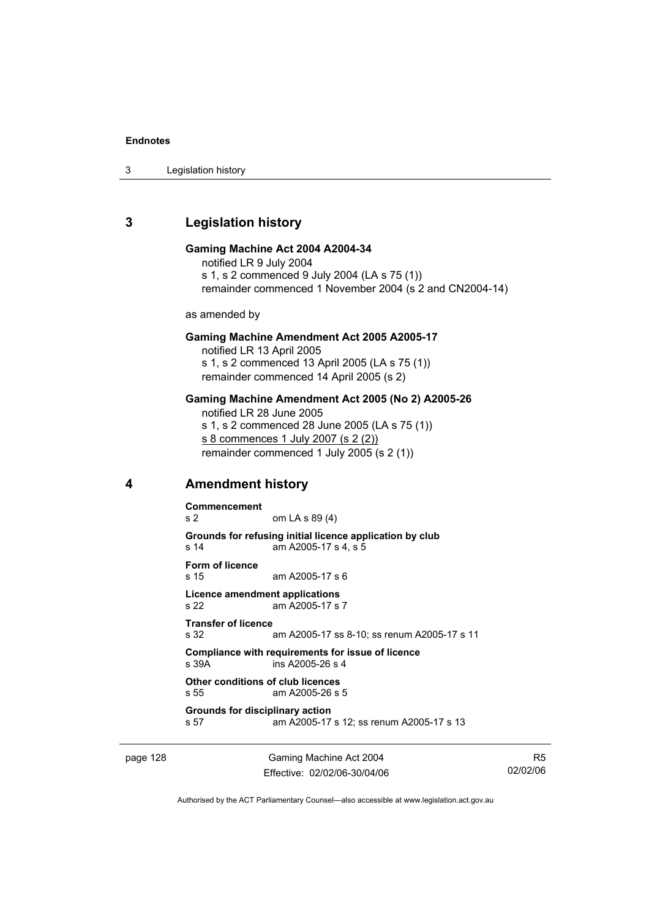## 3 Legislation history

**Gaming Machine Act 2004 A2004-34**
notified LR 9 July 2004
s 1, s 2 commenced 9 July 2004 (LA s 75 (1))
remainder commenced 1 November 2004 (s 2 and CN2004-14)

as amended by

**Gaming Machine Amendment Act 2005 A2005-17**
notified LR 13 April 2005
s 1, s 2 commenced 13 April 2005 (LA s 75 (1))
remainder commenced 14 April 2005 (s 2)

**Gaming Machine Amendment Act 2005 (No 2) A2005-26**
notified LR 28 June 2005
s 1, s 2 commenced 28 June 2005 (LA s 75 (1))
s 8 commences 1 July 2007 (s 2 (2))
remainder commenced 1 July 2005 (s 2 (1))

## 4 Amendment history

**Commencement**
s 2 om LA s 89 (4)

**Grounds for refusing initial licence application by club**
s 14 am A2005-17 s 4, s 5

**Form of licence**
s 15 am A2005-17 s 6

**Licence amendment applications**
s 22 am A2005-17 s 7

**Transfer of licence**
s 32 am A2005-17 ss 8-10; ss renum A2005-17 s 11

**Compliance with requirements for issue of licence**
s 39A ins A2005-26 s 4

**Other conditions of club licences**
s 55 am A2005-26 s 5

**Grounds for disciplinary action**
s 57 am A2005-17 s 12; ss renum A2005-17 s 13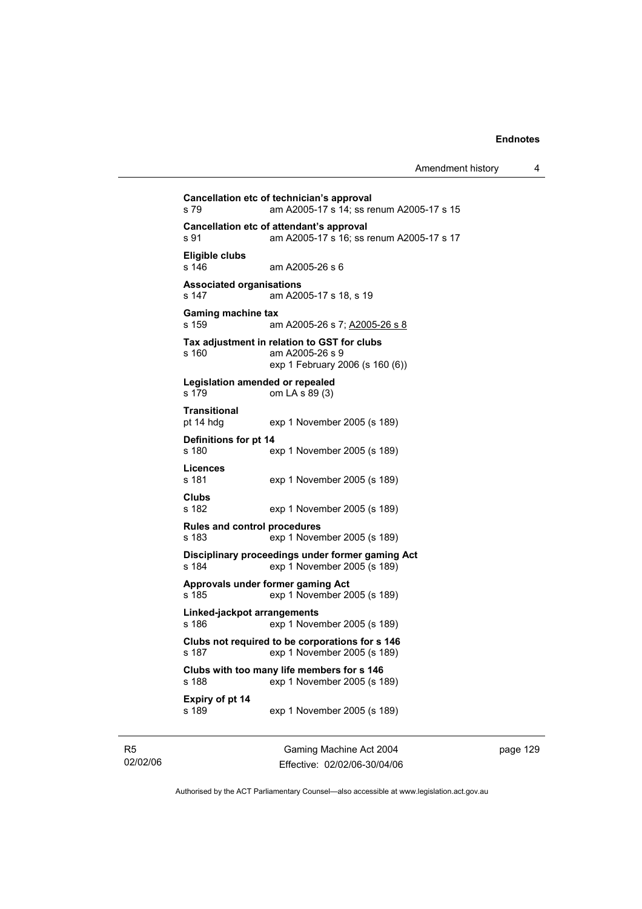**Cancellation etc of technician's approval**
s 79 am A2005-17 s 14; ss renum A2005-17 s 15

**Cancellation etc of attendant's approval**
s 91 am A2005-17 s 16; ss renum A2005-17 s 17

**Eligible clubs**
s 146 am A2005-26 s 6

**Associated organisations**
s 147 am A2005-17 s 18, s 19

**Gaming machine tax**
s 159 am A2005-26 s 7; A2005-26 s 8

**Tax adjustment in relation to GST for clubs**
s 160 am A2005-26 s 9
exp 1 February 2006 (s 160 (6))

**Legislation amended or repealed**
s 179 om LA s 89 (3)

**Transitional**
pt 14 hdg exp 1 November 2005 (s 189)

**Definitions for pt 14**
s 180 exp 1 November 2005 (s 189)

**Licences**
s 181 exp 1 November 2005 (s 189)

**Clubs**
s 182 exp 1 November 2005 (s 189)

**Rules and control procedures**
s 183 exp 1 November 2005 (s 189)

**Disciplinary proceedings under former gaming Act**
s 184 exp 1 November 2005 (s 189)

**Approvals under former gaming Act**
s 185 exp 1 November 2005 (s 189)

**Linked-jackpot arrangements**
s 186 exp 1 November 2005 (s 189)

**Clubs not required to be corporations for s 146**
s 187 exp 1 November 2005 (s 189)

**Clubs with too many life members for s 146**
s 188 exp 1 November 2005 (s 189)

**Expiry of pt 14**
s 189 exp 1 November 2005 (s 189)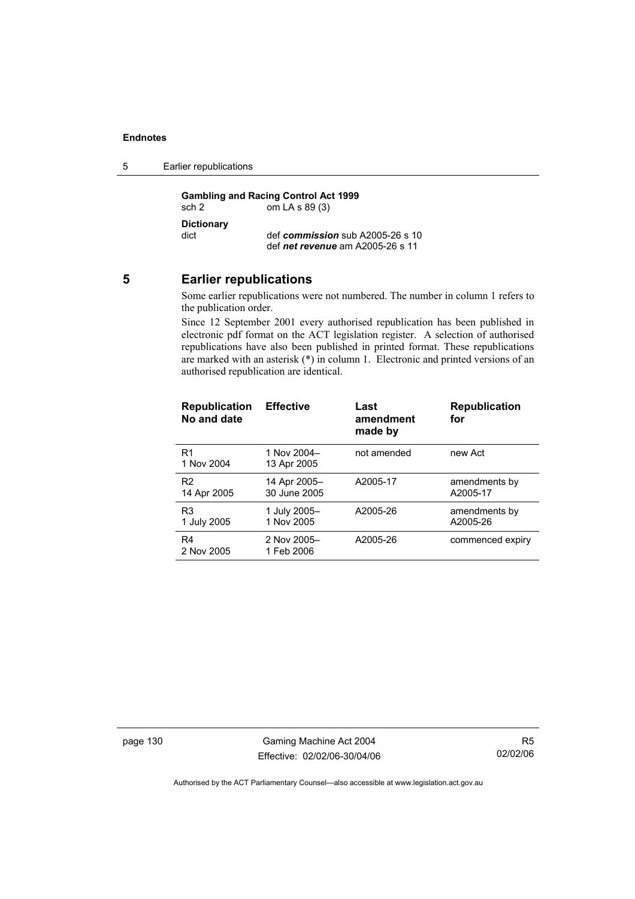**Gambling and Racing Control Act 1999**

sch 2 om LA s 89 (3)

**Dictionary**

dict def ***commission*** sub A2005-26 s 10
def ***net revenue*** am A2005-26 s 11

## 5 Earlier republications

Some earlier republications were not numbered. The number in column 1 refers to the publication order.

Since 12 September 2001 every authorised republication has been published in electronic pdf format on the ACT legislation register. A selection of authorised republications have also been published in printed format. These republications are marked with an asterisk (*) in column 1. Electronic and printed versions of an authorised republication are identical.

| Republication No and date | Effective | Last amendment made by | Republication for |
|---|---|---|---|
| R1 1 Nov 2004 | 1 Nov 2004– 13 Apr 2005 | not amended | new Act |
| R2 14 Apr 2005 | 14 Apr 2005– 30 June 2005 | A2005-17 | amendments by A2005-17 |
| R3 1 July 2005 | 1 July 2005– 1 Nov 2005 | A2005-26 | amendments by A2005-26 |
| R4 2 Nov 2005 | 2 Nov 2005– 1 Feb 2006 | A2005-26 | commenced expiry |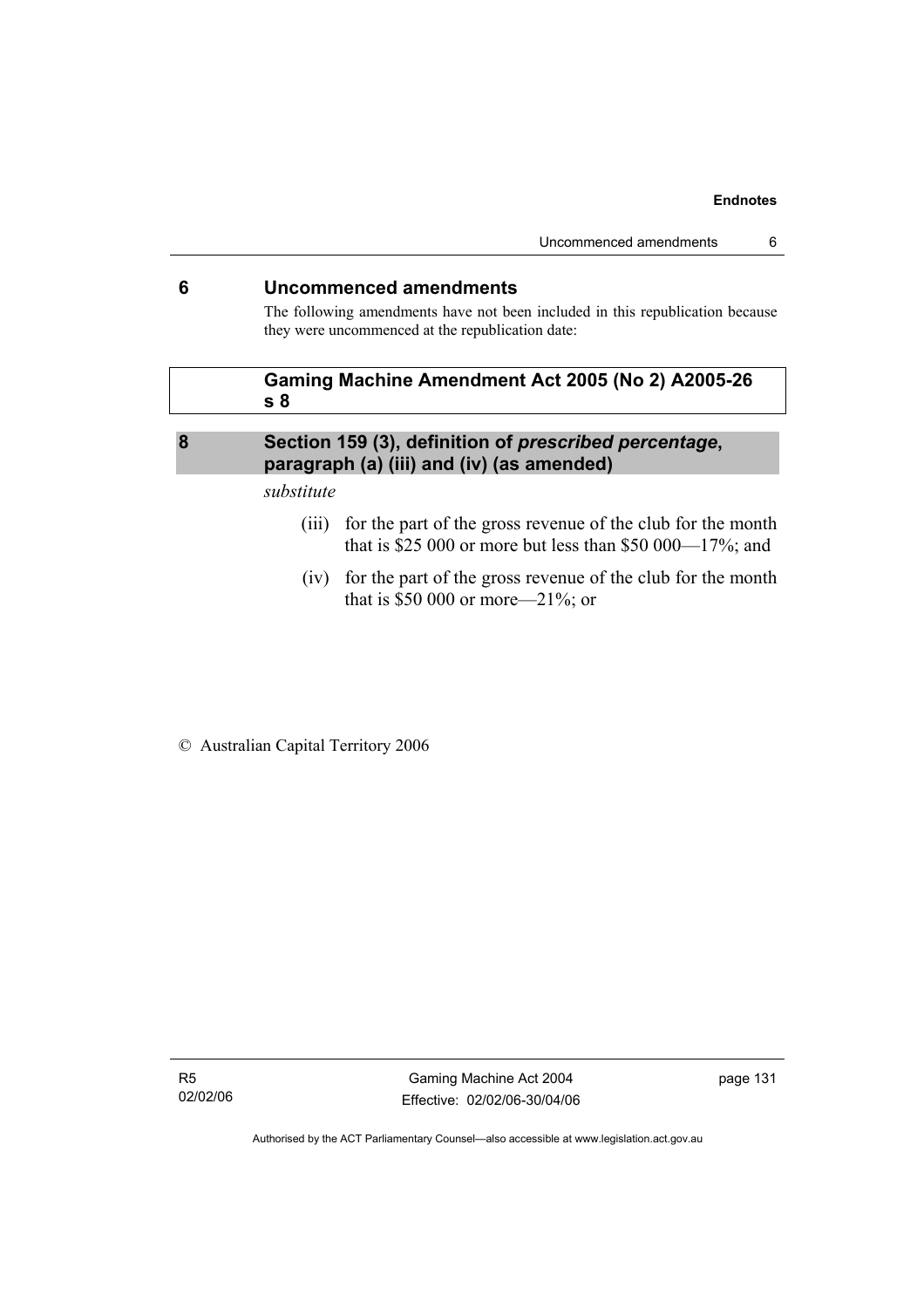## 6 Uncommenced amendments

The following amendments have not been included in this republication because they were uncommenced at the republication date:

**Gaming Machine Amendment Act 2005 (No 2) A2005-26 s 8**

### 8 Section 159 (3), definition of *prescribed percentage*, paragraph (a) (iii) and (iv) (as amended)

*substitute*

(iii) for the part of the gross revenue of the club for the month that is \$25 000 or more but less than \$50 000—17%; and

(iv) for the part of the gross revenue of the club for the month that is \$50 000 or more—21%; or

© Australian Capital Territory 2006